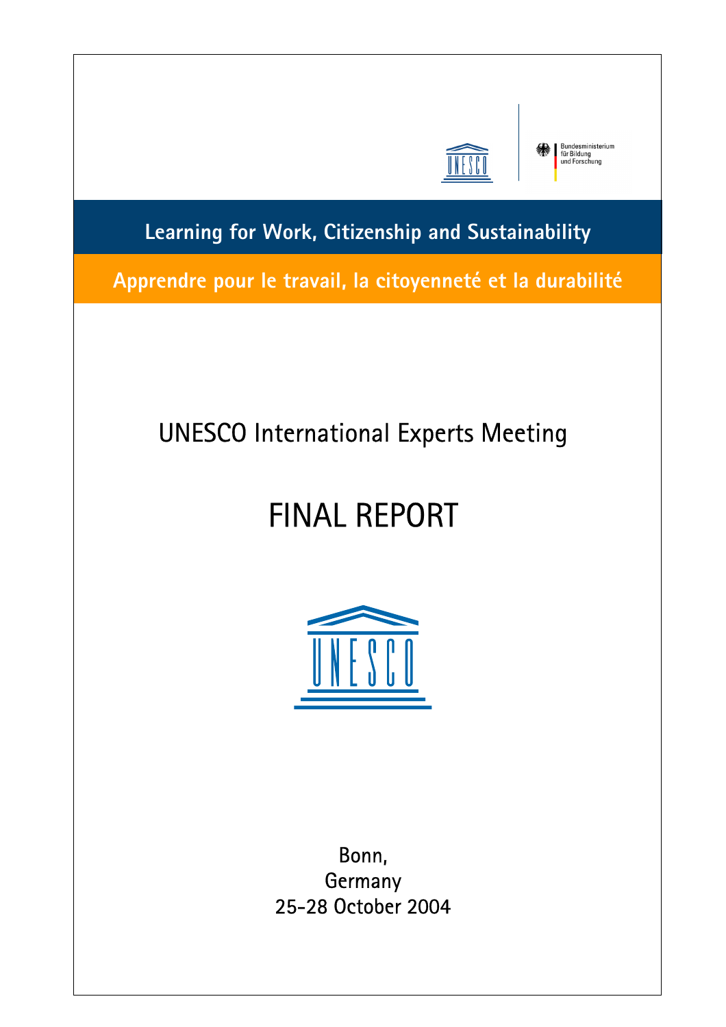Bundesministerium für Bildung und Forschung

**Learning for Work, Citizenship and Sustainability**

**Apprendre pour le travail, la citoyenneté et la durabilité**

## UNESCO International Experts Meeting

# FINAL REPORT

Bonn,
Germany
25-28 October 2004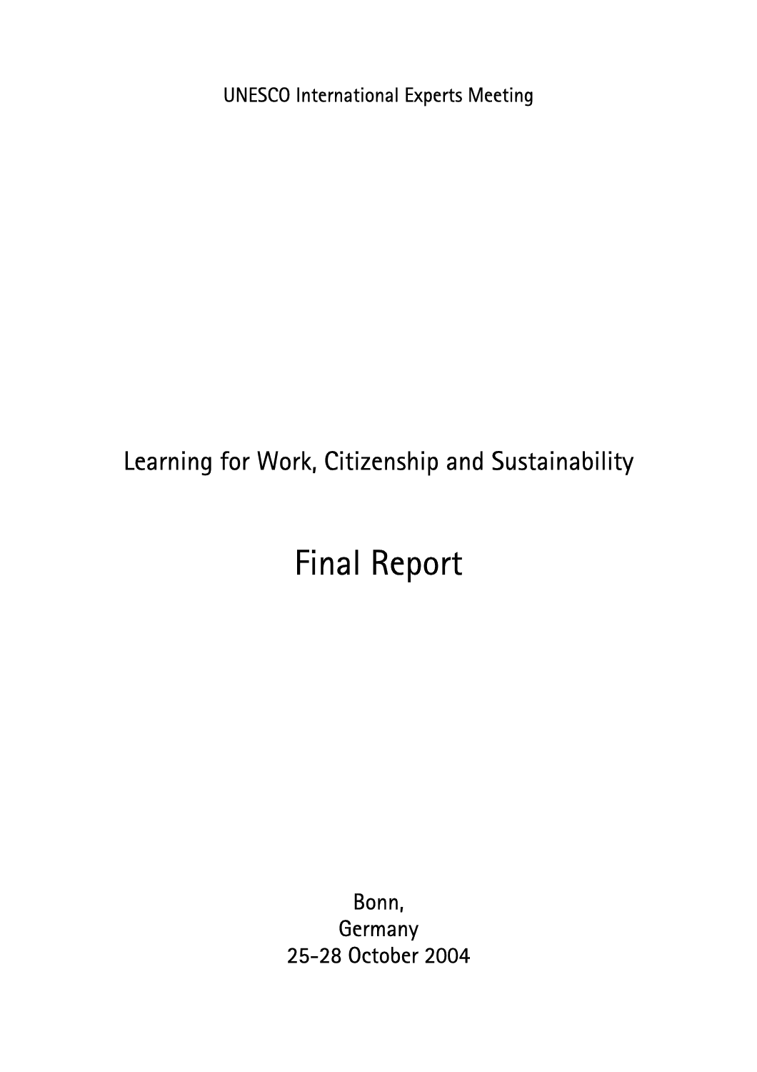UNESCO International Experts Meeting

# Learning for Work, Citizenship and Sustainability

# Final Report

Bonn,
Germany
25-28 October 2004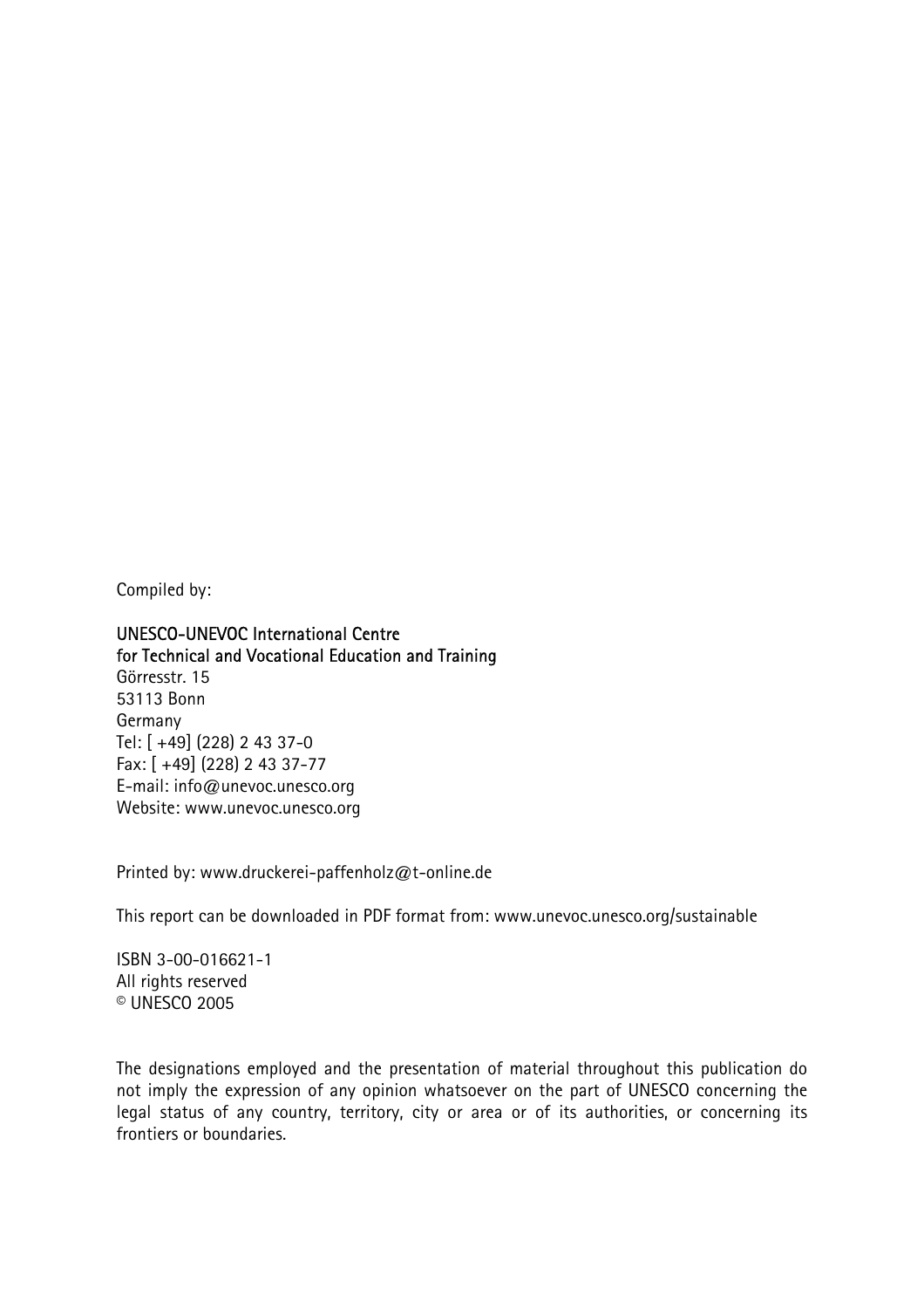Compiled by:

**UNESCO-UNEVOC International Centre**
**for Technical and Vocational Education and Training**
Görresstr. 15
53113 Bonn
Germany
Tel: [ +49] (228) 2 43 37-0
Fax: [ +49] (228) 2 43 37-77
E-mail: info@unevoc.unesco.org
Website: www.unevoc.unesco.org

Printed by: www.druckerei-paffenholz@t-online.de

This report can be downloaded in PDF format from: www.unevoc.unesco.org/sustainable

ISBN 3-00-016621-1
All rights reserved
© UNESCO 2005

The designations employed and the presentation of material throughout this publication do not imply the expression of any opinion whatsoever on the part of UNESCO concerning the legal status of any country, territory, city or area or of its authorities, or concerning its frontiers or boundaries.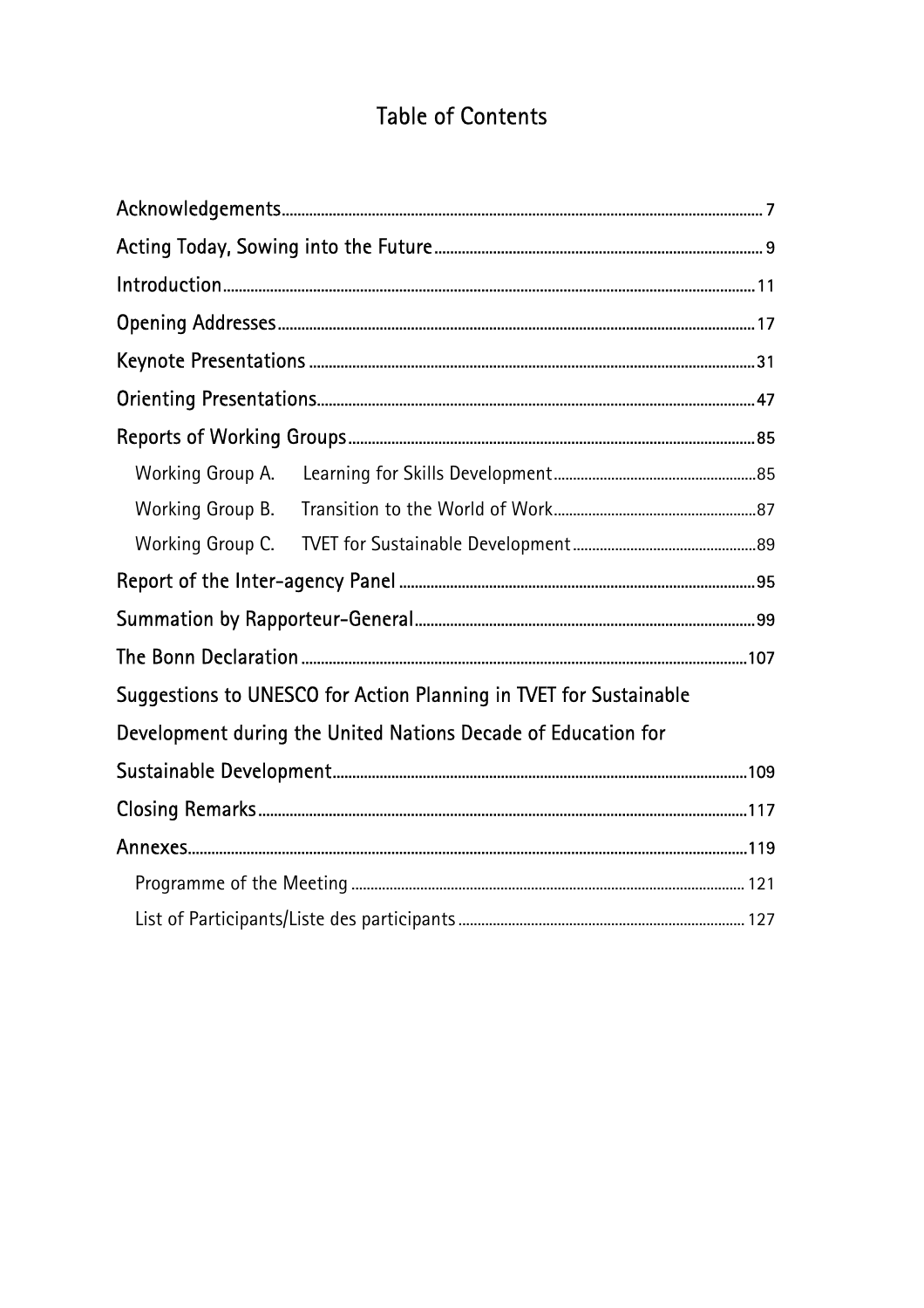# Table of Contents

Acknowledgements .......... 7

Acting Today, Sowing into the Future .......... 9

Introduction .......... 11

Opening Addresses .......... 17

Keynote Presentations .......... 31

Orienting Presentations .......... 47

Reports of Working Groups .......... 85

- Working Group A. Learning for Skills Development .......... 85
- Working Group B. Transition to the World of Work .......... 87
- Working Group C. TVET for Sustainable Development .......... 89

Report of the Inter-agency Panel .......... 95

Summation by Rapporteur-General .......... 99

The Bonn Declaration .......... 107

Suggestions to UNESCO for Action Planning in TVET for Sustainable Development during the United Nations Decade of Education for Sustainable Development .......... 109

Closing Remarks .......... 117

Annexes .......... 119

- Programme of the Meeting .......... 121
- List of Participants/Liste des participants .......... 127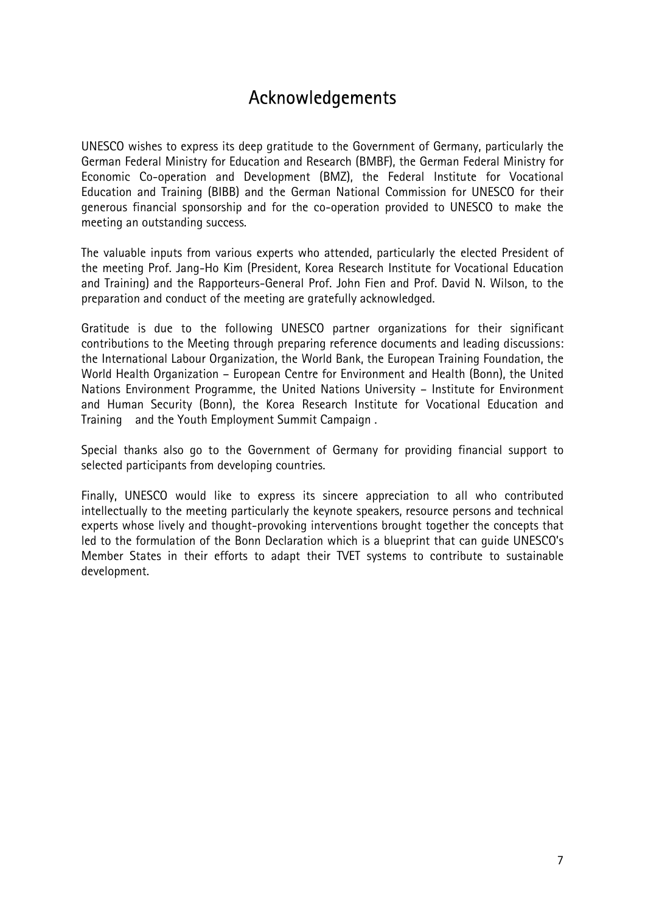# Acknowledgements

UNESCO wishes to express its deep gratitude to the Government of Germany, particularly the German Federal Ministry for Education and Research (BMBF), the German Federal Ministry for Economic Co-operation and Development (BMZ), the Federal Institute for Vocational Education and Training (BIBB) and the German National Commission for UNESCO for their generous financial sponsorship and for the co-operation provided to UNESCO to make the meeting an outstanding success.

The valuable inputs from various experts who attended, particularly the elected President of the meeting Prof. Jang-Ho Kim (President, Korea Research Institute for Vocational Education and Training) and the Rapporteurs-General Prof. John Fien and Prof. David N. Wilson, to the preparation and conduct of the meeting are gratefully acknowledged.

Gratitude is due to the following UNESCO partner organizations for their significant contributions to the Meeting through preparing reference documents and leading discussions: the International Labour Organization, the World Bank, the European Training Foundation, the World Health Organization – European Centre for Environment and Health (Bonn), the United Nations Environment Programme, the United Nations University – Institute for Environment and Human Security (Bonn), the Korea Research Institute for Vocational Education and Training and the Youth Employment Summit Campaign .

Special thanks also go to the Government of Germany for providing financial support to selected participants from developing countries.

Finally, UNESCO would like to express its sincere appreciation to all who contributed intellectually to the meeting particularly the keynote speakers, resource persons and technical experts whose lively and thought-provoking interventions brought together the concepts that led to the formulation of the Bonn Declaration which is a blueprint that can guide UNESCO's Member States in their efforts to adapt their TVET systems to contribute to sustainable development.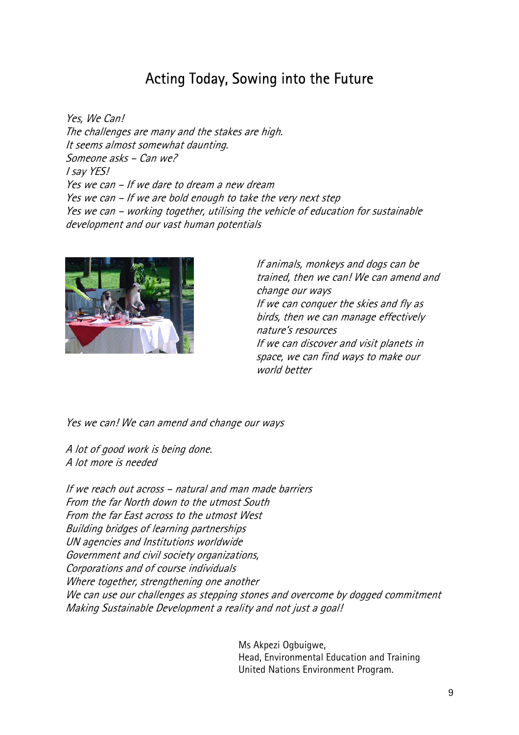## Acting Today, Sowing into the Future

*Yes, We Can!*
*The challenges are many and the stakes are high.*
*It seems almost somewhat daunting.*
*Someone asks – Can we?*
*I say YES!*
*Yes we can – If we dare to dream a new dream*
*Yes we can – If we are bold enough to take the very next step*
*Yes we can – working together, utilising the vehicle of education for sustainable development and our vast human potentials*

*If animals, monkeys and dogs can be trained, then we can! We can amend and change our ways*
*If we can conquer the skies and fly as birds, then we can manage effectively nature's resources*
*If we can discover and visit planets in space, we can find ways to make our world better*

*Yes we can! We can amend and change our ways*

*A lot of good work is being done.*
*A lot more is needed*

*If we reach out across – natural and man made barriers*
*From the far North down to the utmost South*
*From the far East across to the utmost West*
*Building bridges of learning partnerships*
*UN agencies and Institutions worldwide*
*Government and civil society organizations,*
*Corporations and of course individuals*
*Where together, strengthening one another*
*We can use our challenges as stepping stones and overcome by dogged commitment*
*Making Sustainable Development a reality and not just a goal!*

Ms Akpezi Ogbuigwe,
Head, Environmental Education and Training
United Nations Environment Program.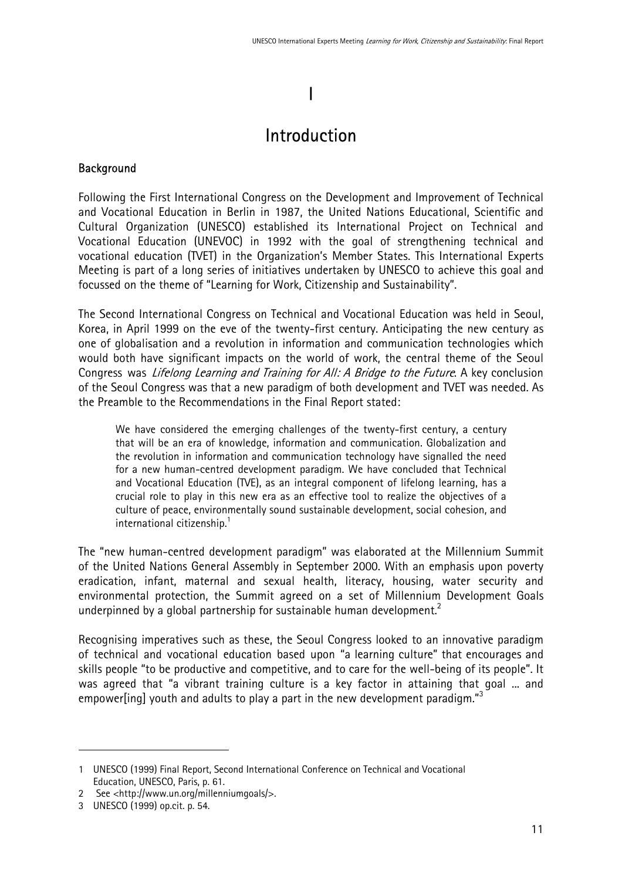# I

# Introduction

## Background

Following the First International Congress on the Development and Improvement of Technical and Vocational Education in Berlin in 1987, the United Nations Educational, Scientific and Cultural Organization (UNESCO) established its International Project on Technical and Vocational Education (UNEVOC) in 1992 with the goal of strengthening technical and vocational education (TVET) in the Organization's Member States. This International Experts Meeting is part of a long series of initiatives undertaken by UNESCO to achieve this goal and focussed on the theme of "Learning for Work, Citizenship and Sustainability".

The Second International Congress on Technical and Vocational Education was held in Seoul, Korea, in April 1999 on the eve of the twenty-first century. Anticipating the new century as one of globalisation and a revolution in information and communication technologies which would both have significant impacts on the world of work, the central theme of the Seoul Congress was *Lifelong Learning and Training for All: A Bridge to the Future*. A key conclusion of the Seoul Congress was that a new paradigm of both development and TVET was needed. As the Preamble to the Recommendations in the Final Report stated:

> We have considered the emerging challenges of the twenty-first century, a century that will be an era of knowledge, information and communication. Globalization and the revolution in information and communication technology have signalled the need for a new human-centred development paradigm. We have concluded that Technical and Vocational Education (TVE), as an integral component of lifelong learning, has a crucial role to play in this new era as an effective tool to realize the objectives of a culture of peace, environmentally sound sustainable development, social cohesion, and international citizenship.[1]

The "new human-centred development paradigm" was elaborated at the Millennium Summit of the United Nations General Assembly in September 2000. With an emphasis upon poverty eradication, infant, maternal and sexual health, literacy, housing, water security and environmental protection, the Summit agreed on a set of Millennium Development Goals underpinned by a global partnership for sustainable human development.[2]

Recognising imperatives such as these, the Seoul Congress looked to an innovative paradigm of technical and vocational education based upon "a learning culture" that encourages and skills people "to be productive and competitive, and to care for the well-being of its people". It was agreed that "a vibrant training culture is a key factor in attaining that goal ... and empower[ing] youth and adults to play a part in the new development paradigm."[3]

---

1 UNESCO (1999) Final Report, Second International Conference on Technical and Vocational Education, UNESCO, Paris, p. 61.

2 See <http://www.un.org/millenniumgoals/>.

3 UNESCO (1999) op.cit. p. 54.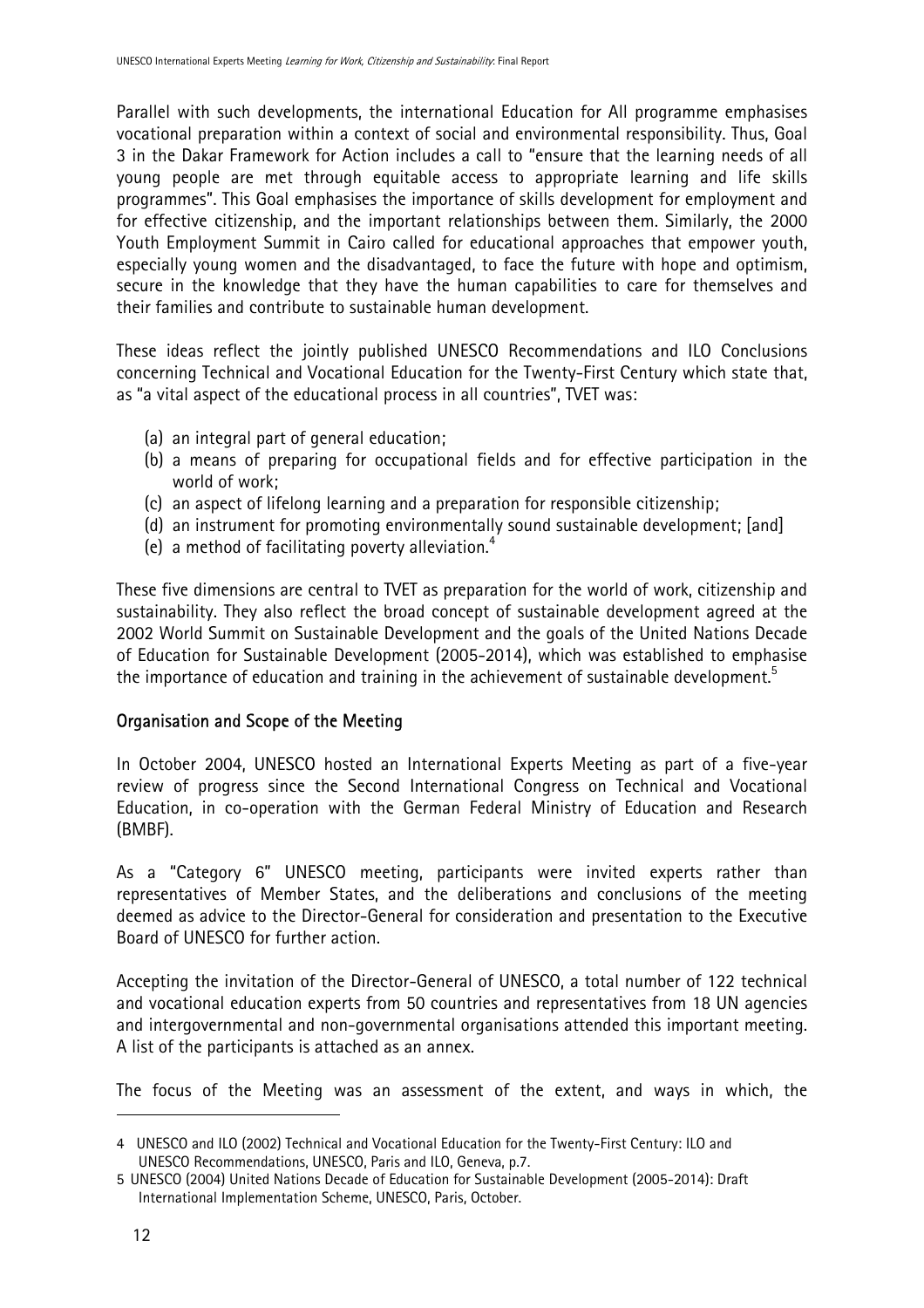Parallel with such developments, the international Education for All programme emphasises vocational preparation within a context of social and environmental responsibility. Thus, Goal 3 in the Dakar Framework for Action includes a call to "ensure that the learning needs of all young people are met through equitable access to appropriate learning and life skills programmes". This Goal emphasises the importance of skills development for employment and for effective citizenship, and the important relationships between them. Similarly, the 2000 Youth Employment Summit in Cairo called for educational approaches that empower youth, especially young women and the disadvantaged, to face the future with hope and optimism, secure in the knowledge that they have the human capabilities to care for themselves and their families and contribute to sustainable human development.

These ideas reflect the jointly published UNESCO Recommendations and ILO Conclusions concerning Technical and Vocational Education for the Twenty-First Century which state that, as "a vital aspect of the educational process in all countries", TVET was:

(a) an integral part of general education;
(b) a means of preparing for occupational fields and for effective participation in the world of work;
(c) an aspect of lifelong learning and a preparation for responsible citizenship;
(d) an instrument for promoting environmentally sound sustainable development; [and]
(e) a method of facilitating poverty alleviation.[4]

These five dimensions are central to TVET as preparation for the world of work, citizenship and sustainability. They also reflect the broad concept of sustainable development agreed at the 2002 World Summit on Sustainable Development and the goals of the United Nations Decade of Education for Sustainable Development (2005-2014), which was established to emphasise the importance of education and training in the achievement of sustainable development.[5]

## Organisation and Scope of the Meeting

In October 2004, UNESCO hosted an International Experts Meeting as part of a five-year review of progress since the Second International Congress on Technical and Vocational Education, in co-operation with the German Federal Ministry of Education and Research (BMBF).

As a "Category 6" UNESCO meeting, participants were invited experts rather than representatives of Member States, and the deliberations and conclusions of the meeting deemed as advice to the Director-General for consideration and presentation to the Executive Board of UNESCO for further action.

Accepting the invitation of the Director-General of UNESCO, a total number of 122 technical and vocational education experts from 50 countries and representatives from 18 UN agencies and intergovernmental and non-governmental organisations attended this important meeting. A list of the participants is attached as an annex.

The focus of the Meeting was an assessment of the extent, and ways in which, the

---

4 UNESCO and ILO (2002) Technical and Vocational Education for the Twenty-First Century: ILO and UNESCO Recommendations, UNESCO, Paris and ILO, Geneva, p.7.

5 UNESCO (2004) United Nations Decade of Education for Sustainable Development (2005-2014): Draft International Implementation Scheme, UNESCO, Paris, October.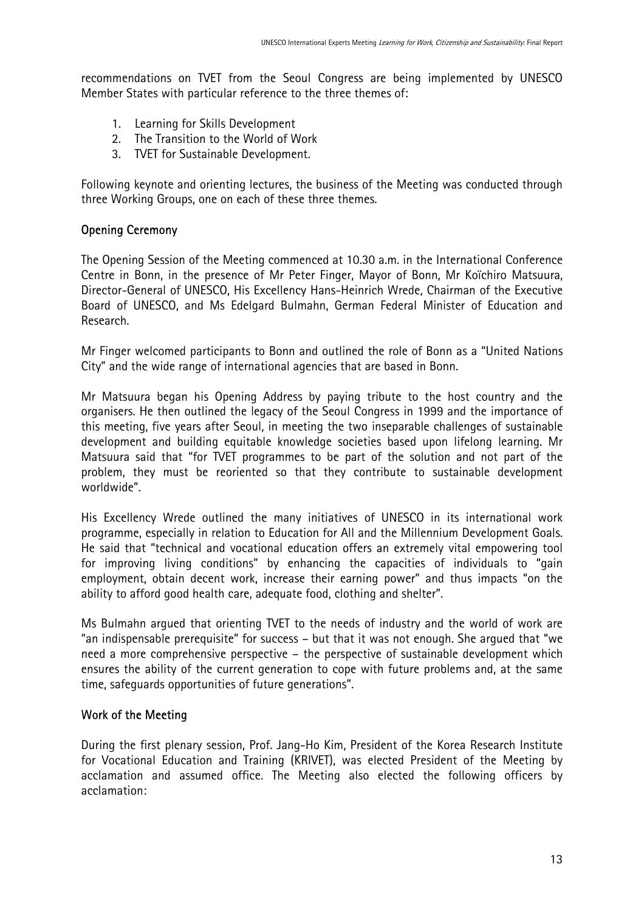recommendations on TVET from the Seoul Congress are being implemented by UNESCO Member States with particular reference to the three themes of:

1. Learning for Skills Development
2. The Transition to the World of Work
3. TVET for Sustainable Development.

Following keynote and orienting lectures, the business of the Meeting was conducted through three Working Groups, one on each of these three themes.

## Opening Ceremony

The Opening Session of the Meeting commenced at 10.30 a.m. in the International Conference Centre in Bonn, in the presence of Mr Peter Finger, Mayor of Bonn, Mr Koïchiro Matsuura, Director-General of UNESCO, His Excellency Hans-Heinrich Wrede, Chairman of the Executive Board of UNESCO, and Ms Edelgard Bulmahn, German Federal Minister of Education and Research.

Mr Finger welcomed participants to Bonn and outlined the role of Bonn as a "United Nations City" and the wide range of international agencies that are based in Bonn.

Mr Matsuura began his Opening Address by paying tribute to the host country and the organisers. He then outlined the legacy of the Seoul Congress in 1999 and the importance of this meeting, five years after Seoul, in meeting the two inseparable challenges of sustainable development and building equitable knowledge societies based upon lifelong learning. Mr Matsuura said that "for TVET programmes to be part of the solution and not part of the problem, they must be reoriented so that they contribute to sustainable development worldwide".

His Excellency Wrede outlined the many initiatives of UNESCO in its international work programme, especially in relation to Education for All and the Millennium Development Goals. He said that "technical and vocational education offers an extremely vital empowering tool for improving living conditions" by enhancing the capacities of individuals to "gain employment, obtain decent work, increase their earning power" and thus impacts "on the ability to afford good health care, adequate food, clothing and shelter".

Ms Bulmahn argued that orienting TVET to the needs of industry and the world of work are "an indispensable prerequisite" for success – but that it was not enough. She argued that "we need a more comprehensive perspective – the perspective of sustainable development which ensures the ability of the current generation to cope with future problems and, at the same time, safeguards opportunities of future generations".

## Work of the Meeting

During the first plenary session, Prof. Jang-Ho Kim, President of the Korea Research Institute for Vocational Education and Training (KRIVET), was elected President of the Meeting by acclamation and assumed office. The Meeting also elected the following officers by acclamation: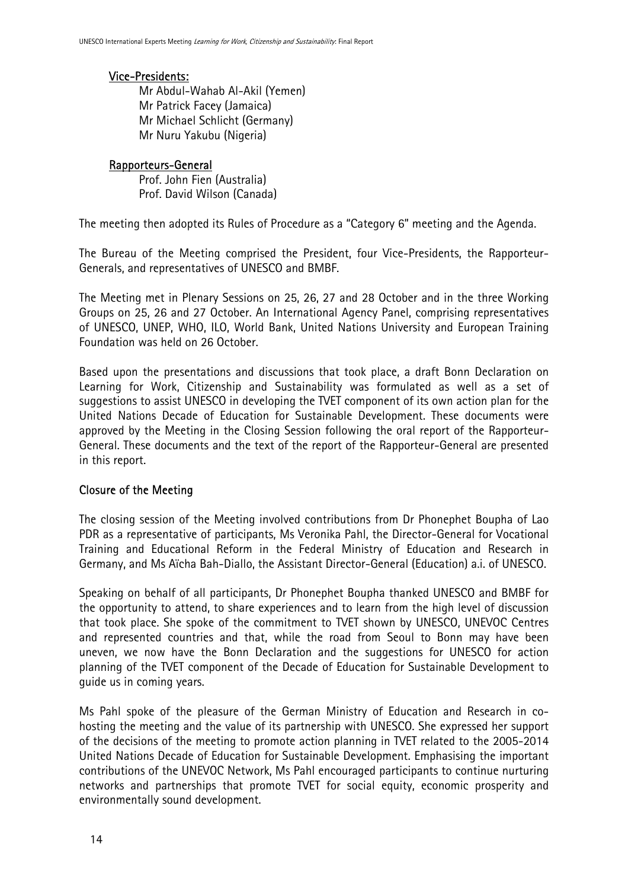**Vice-Presidents:**

Mr Abdul-Wahab Al-Akil (Yemen)
Mr Patrick Facey (Jamaica)
Mr Michael Schlicht (Germany)
Mr Nuru Yakubu (Nigeria)

**Rapporteurs-General**

Prof. John Fien (Australia)
Prof. David Wilson (Canada)

The meeting then adopted its Rules of Procedure as a "Category 6" meeting and the Agenda.

The Bureau of the Meeting comprised the President, four Vice-Presidents, the Rapporteur-Generals, and representatives of UNESCO and BMBF.

The Meeting met in Plenary Sessions on 25, 26, 27 and 28 October and in the three Working Groups on 25, 26 and 27 October. An International Agency Panel, comprising representatives of UNESCO, UNEP, WHO, ILO, World Bank, United Nations University and European Training Foundation was held on 26 October.

Based upon the presentations and discussions that took place, a draft Bonn Declaration on Learning for Work, Citizenship and Sustainability was formulated as well as a set of suggestions to assist UNESCO in developing the TVET component of its own action plan for the United Nations Decade of Education for Sustainable Development. These documents were approved by the Meeting in the Closing Session following the oral report of the Rapporteur-General. These documents and the text of the report of the Rapporteur-General are presented in this report.

## Closure of the Meeting

The closing session of the Meeting involved contributions from Dr Phonephet Boupha of Lao PDR as a representative of participants, Ms Veronika Pahl, the Director-General for Vocational Training and Educational Reform in the Federal Ministry of Education and Research in Germany, and Ms Aïcha Bah-Diallo, the Assistant Director-General (Education) a.i. of UNESCO.

Speaking on behalf of all participants, Dr Phonephet Boupha thanked UNESCO and BMBF for the opportunity to attend, to share experiences and to learn from the high level of discussion that took place. She spoke of the commitment to TVET shown by UNESCO, UNEVOC Centres and represented countries and that, while the road from Seoul to Bonn may have been uneven, we now have the Bonn Declaration and the suggestions for UNESCO for action planning of the TVET component of the Decade of Education for Sustainable Development to guide us in coming years.

Ms Pahl spoke of the pleasure of the German Ministry of Education and Research in co-hosting the meeting and the value of its partnership with UNESCO. She expressed her support of the decisions of the meeting to promote action planning in TVET related to the 2005-2014 United Nations Decade of Education for Sustainable Development. Emphasising the important contributions of the UNEVOC Network, Ms Pahl encouraged participants to continue nurturing networks and partnerships that promote TVET for social equity, economic prosperity and environmentally sound development.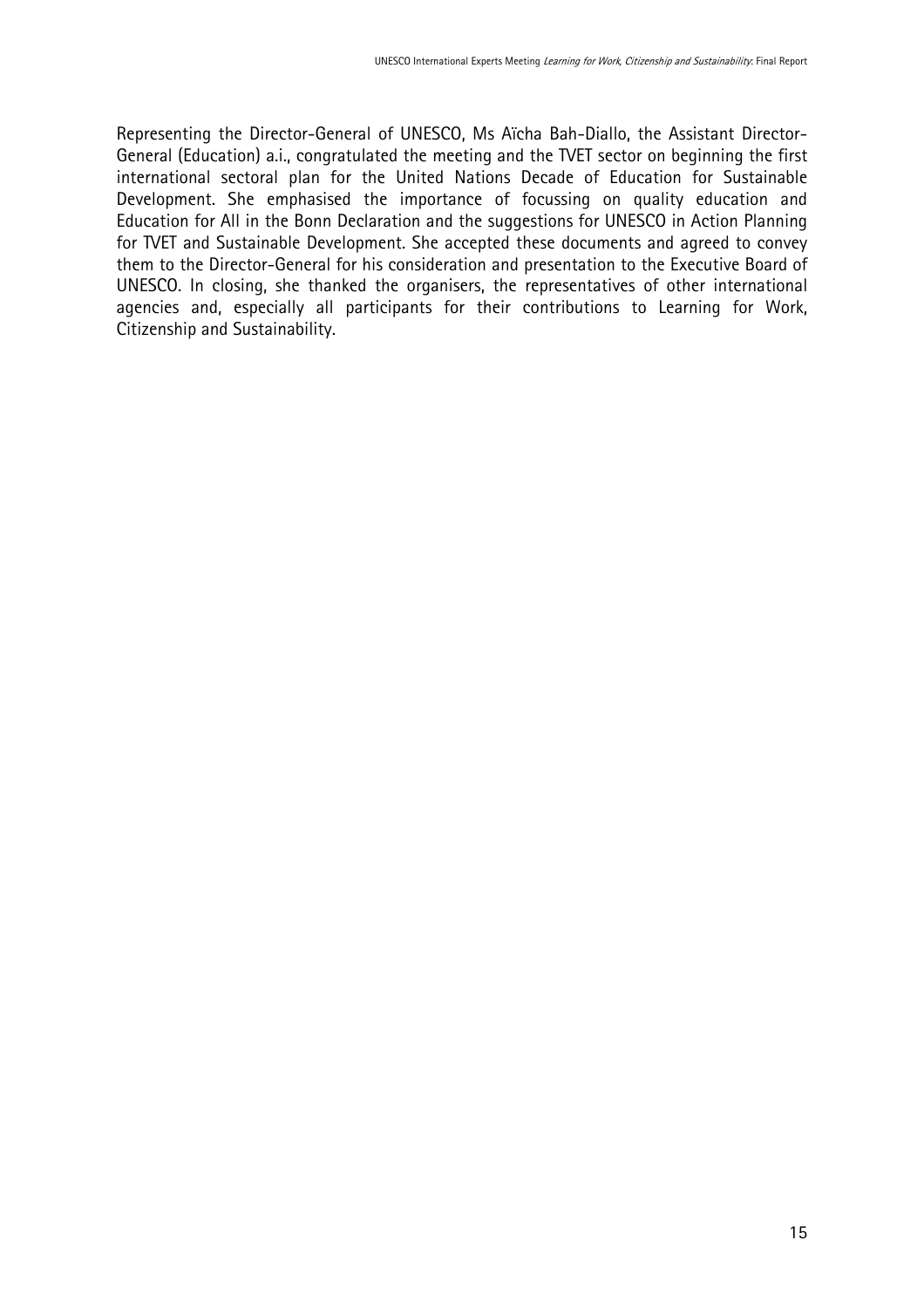Representing the Director-General of UNESCO, Ms Aïcha Bah-Diallo, the Assistant Director-General (Education) a.i., congratulated the meeting and the TVET sector on beginning the first international sectoral plan for the United Nations Decade of Education for Sustainable Development. She emphasised the importance of focussing on quality education and Education for All in the Bonn Declaration and the suggestions for UNESCO in Action Planning for TVET and Sustainable Development. She accepted these documents and agreed to convey them to the Director-General for his consideration and presentation to the Executive Board of UNESCO. In closing, she thanked the organisers, the representatives of other international agencies and, especially all participants for their contributions to Learning for Work, Citizenship and Sustainability.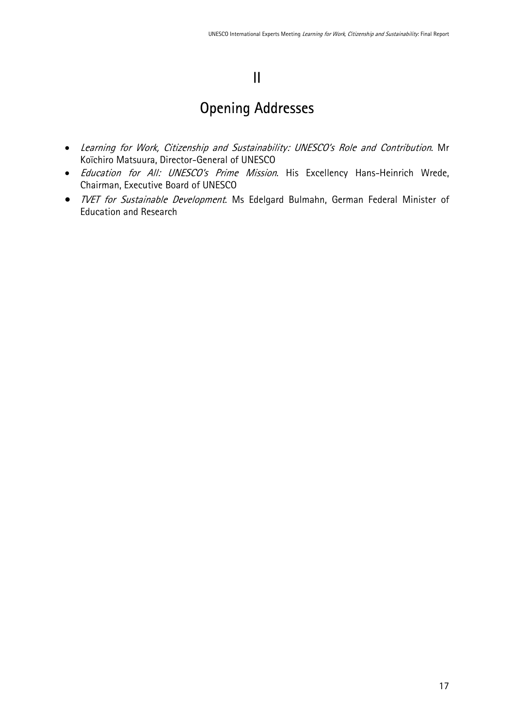# II

# Opening Addresses

- *Learning for Work, Citizenship and Sustainability: UNESCO's Role and Contribution*. Mr Koïchiro Matsuura, Director-General of UNESCO
- *Education for All: UNESCO's Prime Mission*. His Excellency Hans-Heinrich Wrede, Chairman, Executive Board of UNESCO
- *TVET for Sustainable Development*. Ms Edelgard Bulmahn, German Federal Minister of Education and Research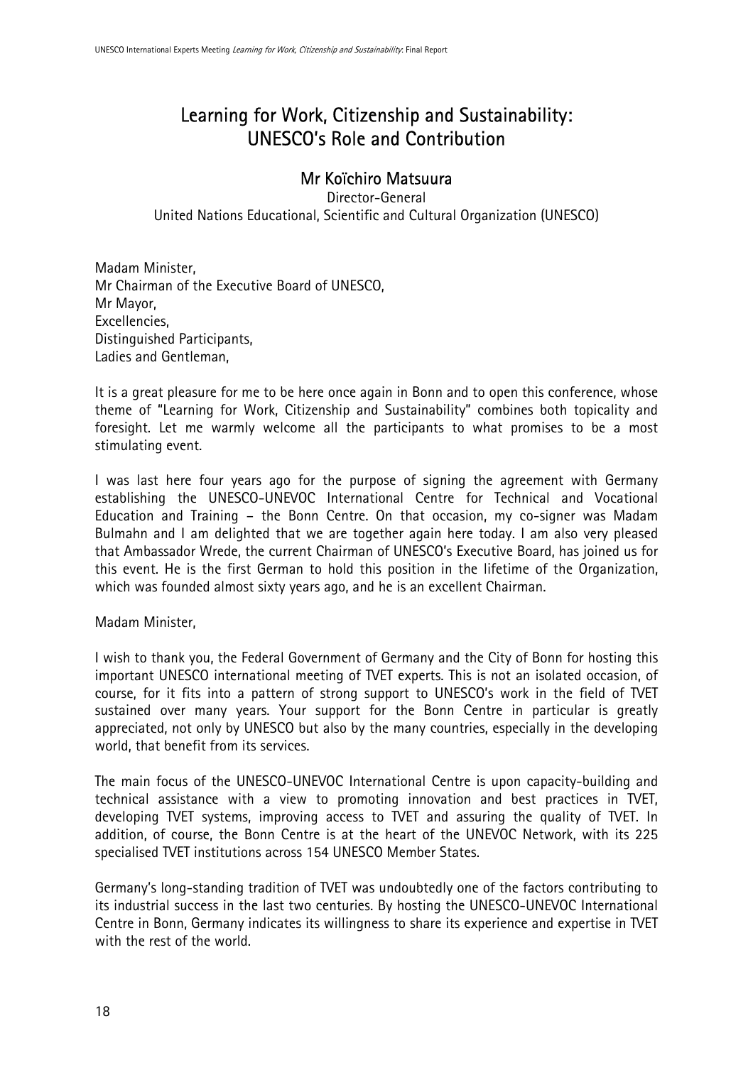# Learning for Work, Citizenship and Sustainability: UNESCO's Role and Contribution

## Mr Koïchiro Matsuura

Director-General
United Nations Educational, Scientific and Cultural Organization (UNESCO)

Madam Minister,
Mr Chairman of the Executive Board of UNESCO,
Mr Mayor,
Excellencies,
Distinguished Participants,
Ladies and Gentleman,

It is a great pleasure for me to be here once again in Bonn and to open this conference, whose theme of "Learning for Work, Citizenship and Sustainability" combines both topicality and foresight. Let me warmly welcome all the participants to what promises to be a most stimulating event.

I was last here four years ago for the purpose of signing the agreement with Germany establishing the UNESCO-UNEVOC International Centre for Technical and Vocational Education and Training – the Bonn Centre. On that occasion, my co-signer was Madam Bulmahn and I am delighted that we are together again here today. I am also very pleased that Ambassador Wrede, the current Chairman of UNESCO's Executive Board, has joined us for this event. He is the first German to hold this position in the lifetime of the Organization, which was founded almost sixty years ago, and he is an excellent Chairman.

Madam Minister,

I wish to thank you, the Federal Government of Germany and the City of Bonn for hosting this important UNESCO international meeting of TVET experts. This is not an isolated occasion, of course, for it fits into a pattern of strong support to UNESCO's work in the field of TVET sustained over many years. Your support for the Bonn Centre in particular is greatly appreciated, not only by UNESCO but also by the many countries, especially in the developing world, that benefit from its services.

The main focus of the UNESCO-UNEVOC International Centre is upon capacity-building and technical assistance with a view to promoting innovation and best practices in TVET, developing TVET systems, improving access to TVET and assuring the quality of TVET. In addition, of course, the Bonn Centre is at the heart of the UNEVOC Network, with its 225 specialised TVET institutions across 154 UNESCO Member States.

Germany's long-standing tradition of TVET was undoubtedly one of the factors contributing to its industrial success in the last two centuries. By hosting the UNESCO-UNEVOC International Centre in Bonn, Germany indicates its willingness to share its experience and expertise in TVET with the rest of the world.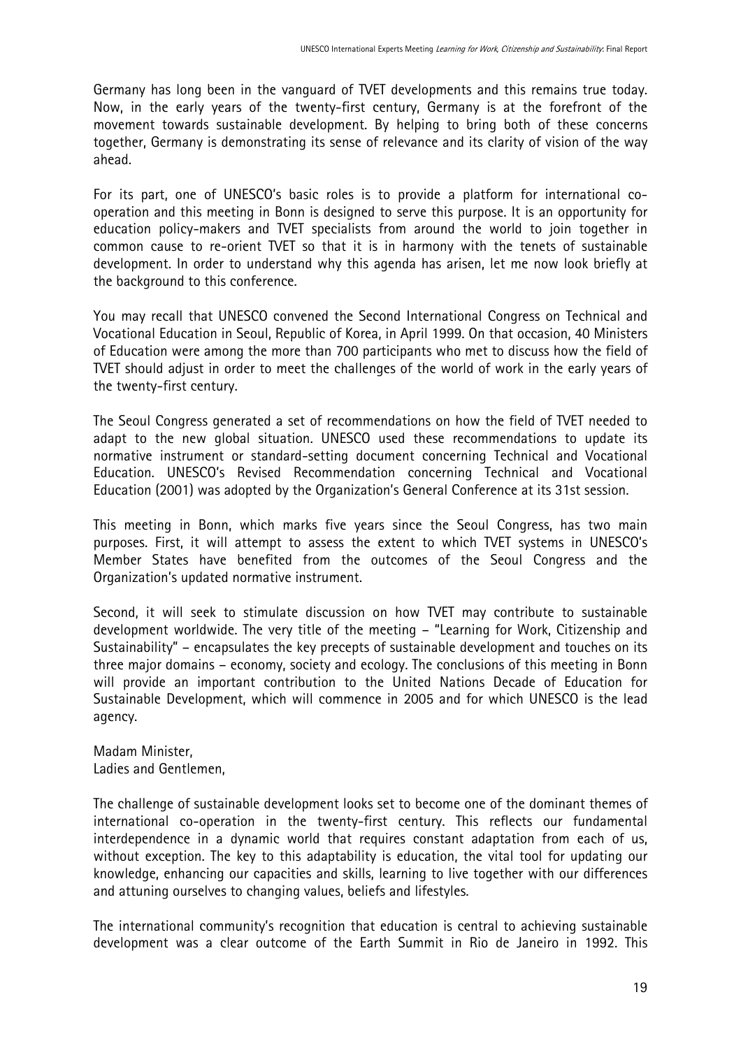Germany has long been in the vanguard of TVET developments and this remains true today. Now, in the early years of the twenty-first century, Germany is at the forefront of the movement towards sustainable development. By helping to bring both of these concerns together, Germany is demonstrating its sense of relevance and its clarity of vision of the way ahead.

For its part, one of UNESCO's basic roles is to provide a platform for international co-operation and this meeting in Bonn is designed to serve this purpose. It is an opportunity for education policy-makers and TVET specialists from around the world to join together in common cause to re-orient TVET so that it is in harmony with the tenets of sustainable development. In order to understand why this agenda has arisen, let me now look briefly at the background to this conference.

You may recall that UNESCO convened the Second International Congress on Technical and Vocational Education in Seoul, Republic of Korea, in April 1999. On that occasion, 40 Ministers of Education were among the more than 700 participants who met to discuss how the field of TVET should adjust in order to meet the challenges of the world of work in the early years of the twenty-first century.

The Seoul Congress generated a set of recommendations on how the field of TVET needed to adapt to the new global situation. UNESCO used these recommendations to update its normative instrument or standard-setting document concerning Technical and Vocational Education. UNESCO's Revised Recommendation concerning Technical and Vocational Education (2001) was adopted by the Organization's General Conference at its 31st session.

This meeting in Bonn, which marks five years since the Seoul Congress, has two main purposes. First, it will attempt to assess the extent to which TVET systems in UNESCO's Member States have benefited from the outcomes of the Seoul Congress and the Organization's updated normative instrument.

Second, it will seek to stimulate discussion on how TVET may contribute to sustainable development worldwide. The very title of the meeting – "Learning for Work, Citizenship and Sustainability" – encapsulates the key precepts of sustainable development and touches on its three major domains – economy, society and ecology. The conclusions of this meeting in Bonn will provide an important contribution to the United Nations Decade of Education for Sustainable Development, which will commence in 2005 and for which UNESCO is the lead agency.

Madam Minister,
Ladies and Gentlemen,

The challenge of sustainable development looks set to become one of the dominant themes of international co-operation in the twenty-first century. This reflects our fundamental interdependence in a dynamic world that requires constant adaptation from each of us, without exception. The key to this adaptability is education, the vital tool for updating our knowledge, enhancing our capacities and skills, learning to live together with our differences and attuning ourselves to changing values, beliefs and lifestyles.

The international community's recognition that education is central to achieving sustainable development was a clear outcome of the Earth Summit in Rio de Janeiro in 1992. This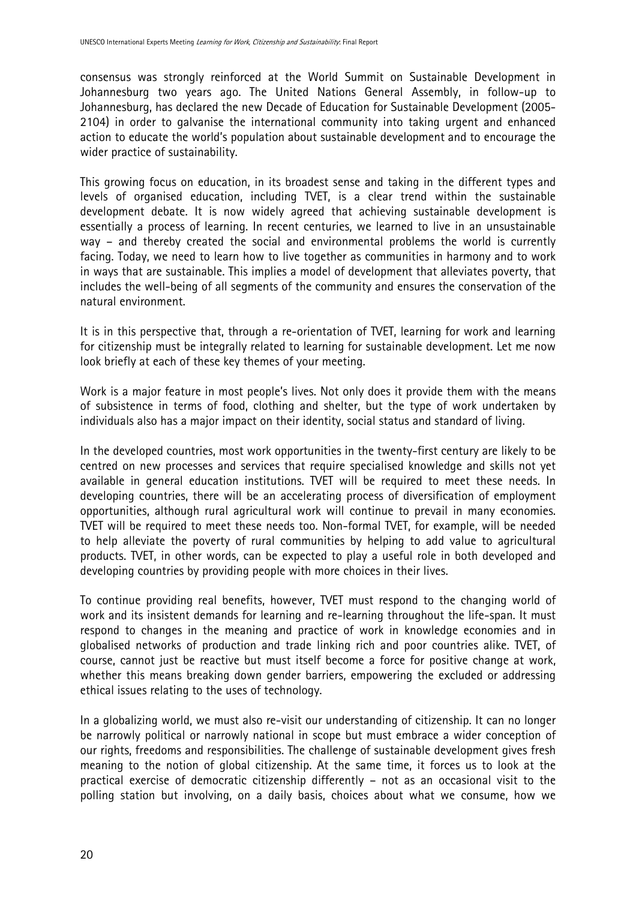consensus was strongly reinforced at the World Summit on Sustainable Development in Johannesburg two years ago. The United Nations General Assembly, in follow-up to Johannesburg, has declared the new Decade of Education for Sustainable Development (2005-2104) in order to galvanise the international community into taking urgent and enhanced action to educate the world's population about sustainable development and to encourage the wider practice of sustainability.

This growing focus on education, in its broadest sense and taking in the different types and levels of organised education, including TVET, is a clear trend within the sustainable development debate. It is now widely agreed that achieving sustainable development is essentially a process of learning. In recent centuries, we learned to live in an unsustainable way – and thereby created the social and environmental problems the world is currently facing. Today, we need to learn how to live together as communities in harmony and to work in ways that are sustainable. This implies a model of development that alleviates poverty, that includes the well-being of all segments of the community and ensures the conservation of the natural environment.

It is in this perspective that, through a re-orientation of TVET, learning for work and learning for citizenship must be integrally related to learning for sustainable development. Let me now look briefly at each of these key themes of your meeting.

Work is a major feature in most people's lives. Not only does it provide them with the means of subsistence in terms of food, clothing and shelter, but the type of work undertaken by individuals also has a major impact on their identity, social status and standard of living.

In the developed countries, most work opportunities in the twenty-first century are likely to be centred on new processes and services that require specialised knowledge and skills not yet available in general education institutions. TVET will be required to meet these needs. In developing countries, there will be an accelerating process of diversification of employment opportunities, although rural agricultural work will continue to prevail in many economies. TVET will be required to meet these needs too. Non-formal TVET, for example, will be needed to help alleviate the poverty of rural communities by helping to add value to agricultural products. TVET, in other words, can be expected to play a useful role in both developed and developing countries by providing people with more choices in their lives.

To continue providing real benefits, however, TVET must respond to the changing world of work and its insistent demands for learning and re-learning throughout the life-span. It must respond to changes in the meaning and practice of work in knowledge economies and in globalised networks of production and trade linking rich and poor countries alike. TVET, of course, cannot just be reactive but must itself become a force for positive change at work, whether this means breaking down gender barriers, empowering the excluded or addressing ethical issues relating to the uses of technology.

In a globalizing world, we must also re-visit our understanding of citizenship. It can no longer be narrowly political or narrowly national in scope but must embrace a wider conception of our rights, freedoms and responsibilities. The challenge of sustainable development gives fresh meaning to the notion of global citizenship. At the same time, it forces us to look at the practical exercise of democratic citizenship differently – not as an occasional visit to the polling station but involving, on a daily basis, choices about what we consume, how we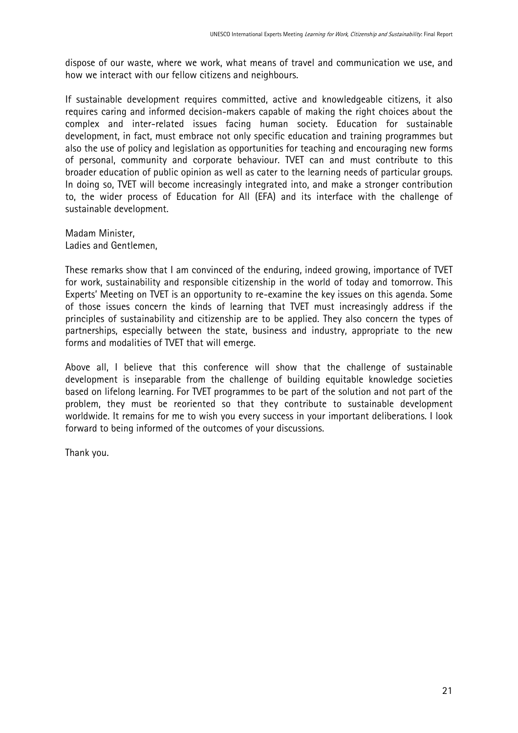dispose of our waste, where we work, what means of travel and communication we use, and how we interact with our fellow citizens and neighbours.

If sustainable development requires committed, active and knowledgeable citizens, it also requires caring and informed decision-makers capable of making the right choices about the complex and inter-related issues facing human society. Education for sustainable development, in fact, must embrace not only specific education and training programmes but also the use of policy and legislation as opportunities for teaching and encouraging new forms of personal, community and corporate behaviour. TVET can and must contribute to this broader education of public opinion as well as cater to the learning needs of particular groups. In doing so, TVET will become increasingly integrated into, and make a stronger contribution to, the wider process of Education for All (EFA) and its interface with the challenge of sustainable development.

Madam Minister,
Ladies and Gentlemen,

These remarks show that I am convinced of the enduring, indeed growing, importance of TVET for work, sustainability and responsible citizenship in the world of today and tomorrow. This Experts' Meeting on TVET is an opportunity to re-examine the key issues on this agenda. Some of those issues concern the kinds of learning that TVET must increasingly address if the principles of sustainability and citizenship are to be applied. They also concern the types of partnerships, especially between the state, business and industry, appropriate to the new forms and modalities of TVET that will emerge.

Above all, I believe that this conference will show that the challenge of sustainable development is inseparable from the challenge of building equitable knowledge societies based on lifelong learning. For TVET programmes to be part of the solution and not part of the problem, they must be reoriented so that they contribute to sustainable development worldwide. It remains for me to wish you every success in your important deliberations. I look forward to being informed of the outcomes of your discussions.

Thank you.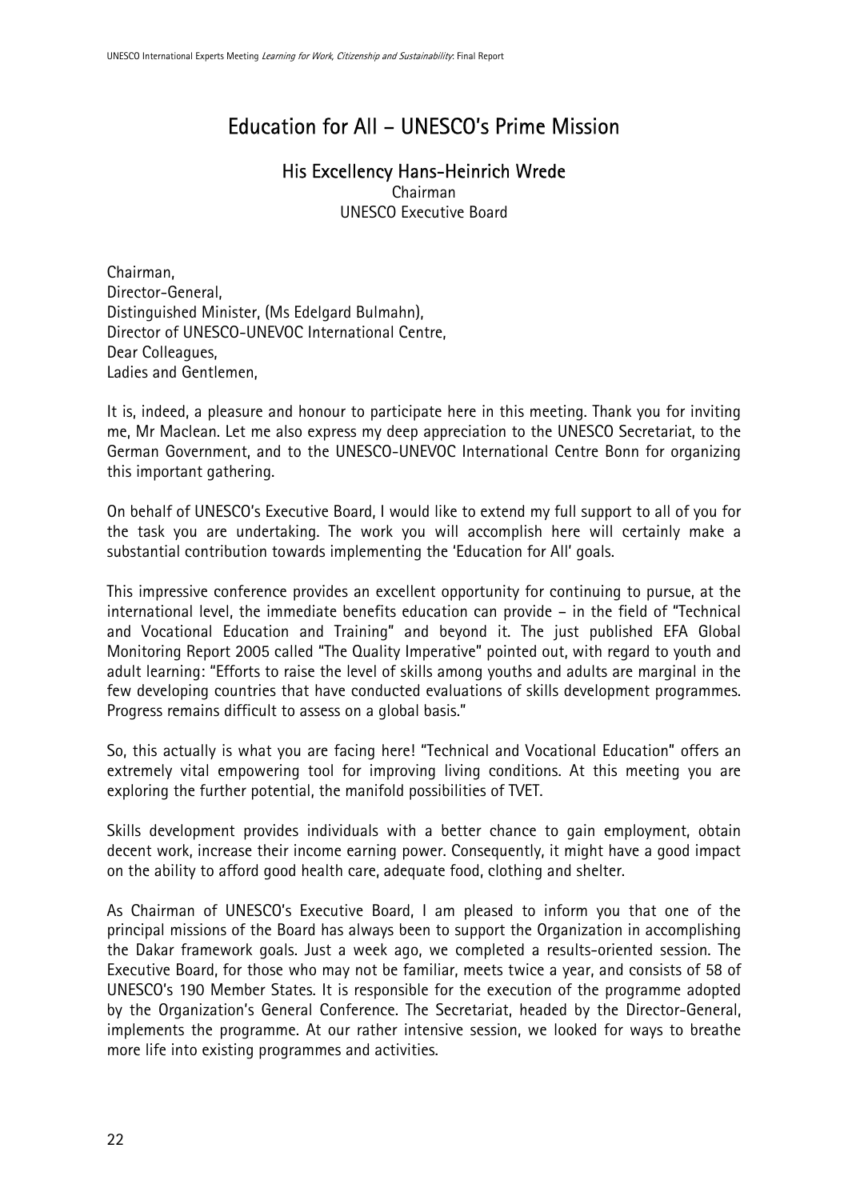# Education for All – UNESCO's Prime Mission

## His Excellency Hans-Heinrich Wrede

Chairman
UNESCO Executive Board

Chairman,
Director-General,
Distinguished Minister, (Ms Edelgard Bulmahn),
Director of UNESCO-UNEVOC International Centre,
Dear Colleagues,
Ladies and Gentlemen,

It is, indeed, a pleasure and honour to participate here in this meeting. Thank you for inviting me, Mr Maclean. Let me also express my deep appreciation to the UNESCO Secretariat, to the German Government, and to the UNESCO-UNEVOC International Centre Bonn for organizing this important gathering.

On behalf of UNESCO's Executive Board, I would like to extend my full support to all of you for the task you are undertaking. The work you will accomplish here will certainly make a substantial contribution towards implementing the 'Education for All' goals.

This impressive conference provides an excellent opportunity for continuing to pursue, at the international level, the immediate benefits education can provide – in the field of "Technical and Vocational Education and Training" and beyond it. The just published EFA Global Monitoring Report 2005 called "The Quality Imperative" pointed out, with regard to youth and adult learning: "Efforts to raise the level of skills among youths and adults are marginal in the few developing countries that have conducted evaluations of skills development programmes. Progress remains difficult to assess on a global basis."

So, this actually is what you are facing here! "Technical and Vocational Education" offers an extremely vital empowering tool for improving living conditions. At this meeting you are exploring the further potential, the manifold possibilities of TVET.

Skills development provides individuals with a better chance to gain employment, obtain decent work, increase their income earning power. Consequently, it might have a good impact on the ability to afford good health care, adequate food, clothing and shelter.

As Chairman of UNESCO's Executive Board, I am pleased to inform you that one of the principal missions of the Board has always been to support the Organization in accomplishing the Dakar framework goals. Just a week ago, we completed a results-oriented session. The Executive Board, for those who may not be familiar, meets twice a year, and consists of 58 of UNESCO's 190 Member States. It is responsible for the execution of the programme adopted by the Organization's General Conference. The Secretariat, headed by the Director-General, implements the programme. At our rather intensive session, we looked for ways to breathe more life into existing programmes and activities.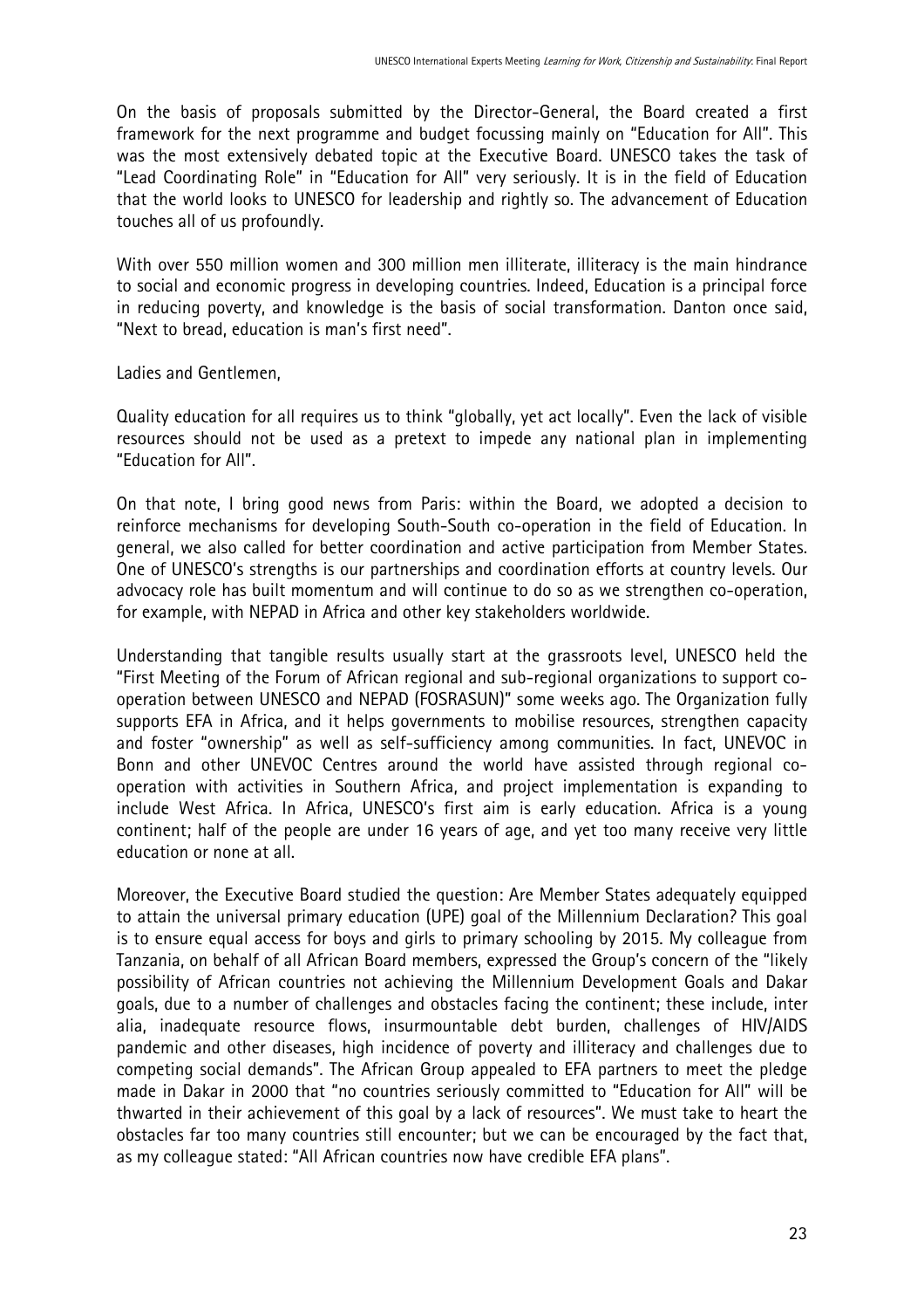On the basis of proposals submitted by the Director-General, the Board created a first framework for the next programme and budget focussing mainly on "Education for All". This was the most extensively debated topic at the Executive Board. UNESCO takes the task of "Lead Coordinating Role" in "Education for All" very seriously. It is in the field of Education that the world looks to UNESCO for leadership and rightly so. The advancement of Education touches all of us profoundly.

With over 550 million women and 300 million men illiterate, illiteracy is the main hindrance to social and economic progress in developing countries. Indeed, Education is a principal force in reducing poverty, and knowledge is the basis of social transformation. Danton once said, "Next to bread, education is man's first need".

Ladies and Gentlemen,

Quality education for all requires us to think "globally, yet act locally". Even the lack of visible resources should not be used as a pretext to impede any national plan in implementing "Education for All".

On that note, I bring good news from Paris: within the Board, we adopted a decision to reinforce mechanisms for developing South-South co-operation in the field of Education. In general, we also called for better coordination and active participation from Member States. One of UNESCO's strengths is our partnerships and coordination efforts at country levels. Our advocacy role has built momentum and will continue to do so as we strengthen co-operation, for example, with NEPAD in Africa and other key stakeholders worldwide.

Understanding that tangible results usually start at the grassroots level, UNESCO held the "First Meeting of the Forum of African regional and sub-regional organizations to support co-operation between UNESCO and NEPAD (FOSRASUN)" some weeks ago. The Organization fully supports EFA in Africa, and it helps governments to mobilise resources, strengthen capacity and foster "ownership" as well as self-sufficiency among communities. In fact, UNEVOC in Bonn and other UNEVOC Centres around the world have assisted through regional co-operation with activities in Southern Africa, and project implementation is expanding to include West Africa. In Africa, UNESCO's first aim is early education. Africa is a young continent; half of the people are under 16 years of age, and yet too many receive very little education or none at all.

Moreover, the Executive Board studied the question: Are Member States adequately equipped to attain the universal primary education (UPE) goal of the Millennium Declaration? This goal is to ensure equal access for boys and girls to primary schooling by 2015. My colleague from Tanzania, on behalf of all African Board members, expressed the Group's concern of the "likely possibility of African countries not achieving the Millennium Development Goals and Dakar goals, due to a number of challenges and obstacles facing the continent; these include, inter alia, inadequate resource flows, insurmountable debt burden, challenges of HIV/AIDS pandemic and other diseases, high incidence of poverty and illiteracy and challenges due to competing social demands". The African Group appealed to EFA partners to meet the pledge made in Dakar in 2000 that "no countries seriously committed to "Education for All" will be thwarted in their achievement of this goal by a lack of resources". We must take to heart the obstacles far too many countries still encounter; but we can be encouraged by the fact that, as my colleague stated: "All African countries now have credible EFA plans".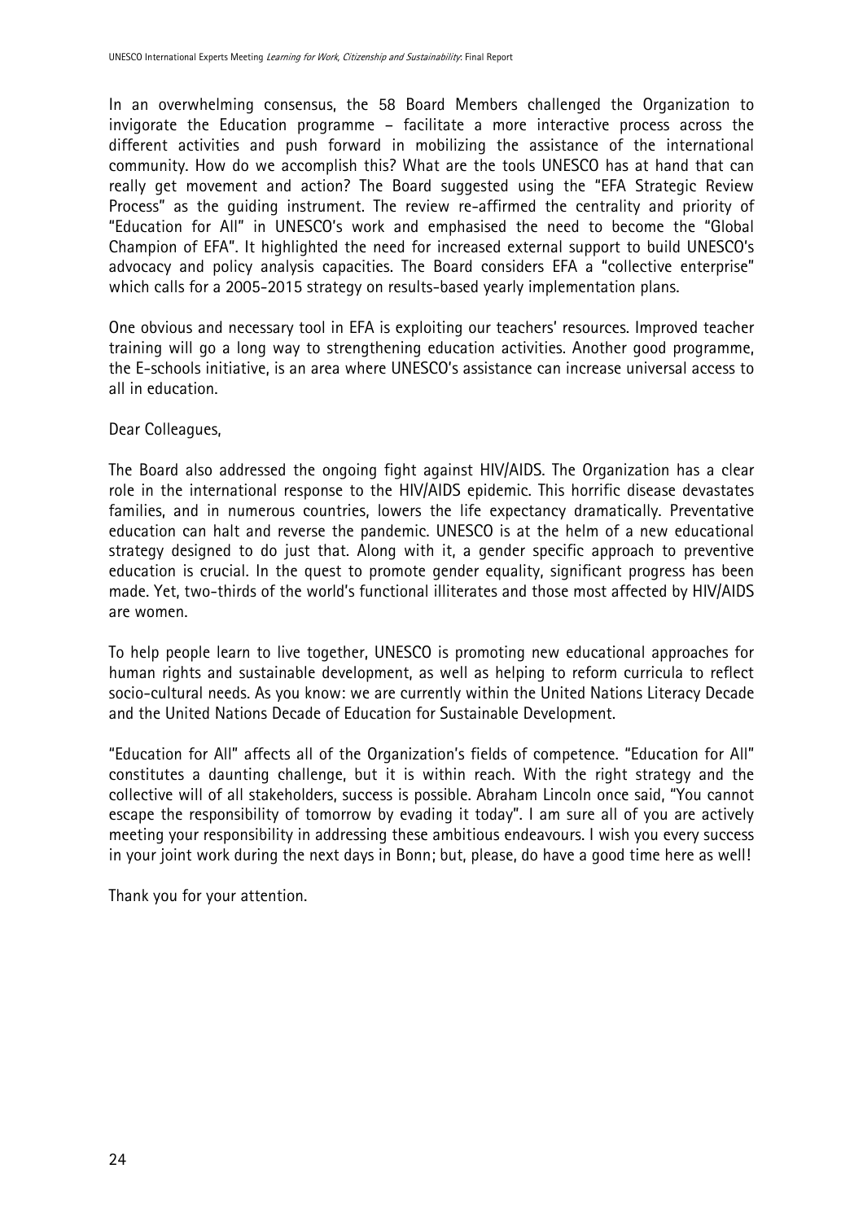In an overwhelming consensus, the 58 Board Members challenged the Organization to invigorate the Education programme – facilitate a more interactive process across the different activities and push forward in mobilizing the assistance of the international community. How do we accomplish this? What are the tools UNESCO has at hand that can really get movement and action? The Board suggested using the "EFA Strategic Review Process" as the guiding instrument. The review re-affirmed the centrality and priority of "Education for All" in UNESCO's work and emphasised the need to become the "Global Champion of EFA". It highlighted the need for increased external support to build UNESCO's advocacy and policy analysis capacities. The Board considers EFA a "collective enterprise" which calls for a 2005-2015 strategy on results-based yearly implementation plans.

One obvious and necessary tool in EFA is exploiting our teachers' resources. Improved teacher training will go a long way to strengthening education activities. Another good programme, the E-schools initiative, is an area where UNESCO's assistance can increase universal access to all in education.

Dear Colleagues,

The Board also addressed the ongoing fight against HIV/AIDS. The Organization has a clear role in the international response to the HIV/AIDS epidemic. This horrific disease devastates families, and in numerous countries, lowers the life expectancy dramatically. Preventative education can halt and reverse the pandemic. UNESCO is at the helm of a new educational strategy designed to do just that. Along with it, a gender specific approach to preventive education is crucial. In the quest to promote gender equality, significant progress has been made. Yet, two-thirds of the world's functional illiterates and those most affected by HIV/AIDS are women.

To help people learn to live together, UNESCO is promoting new educational approaches for human rights and sustainable development, as well as helping to reform curricula to reflect socio-cultural needs. As you know: we are currently within the United Nations Literacy Decade and the United Nations Decade of Education for Sustainable Development.

"Education for All" affects all of the Organization's fields of competence. "Education for All" constitutes a daunting challenge, but it is within reach. With the right strategy and the collective will of all stakeholders, success is possible. Abraham Lincoln once said, "You cannot escape the responsibility of tomorrow by evading it today". I am sure all of you are actively meeting your responsibility in addressing these ambitious endeavours. I wish you every success in your joint work during the next days in Bonn; but, please, do have a good time here as well!

Thank you for your attention.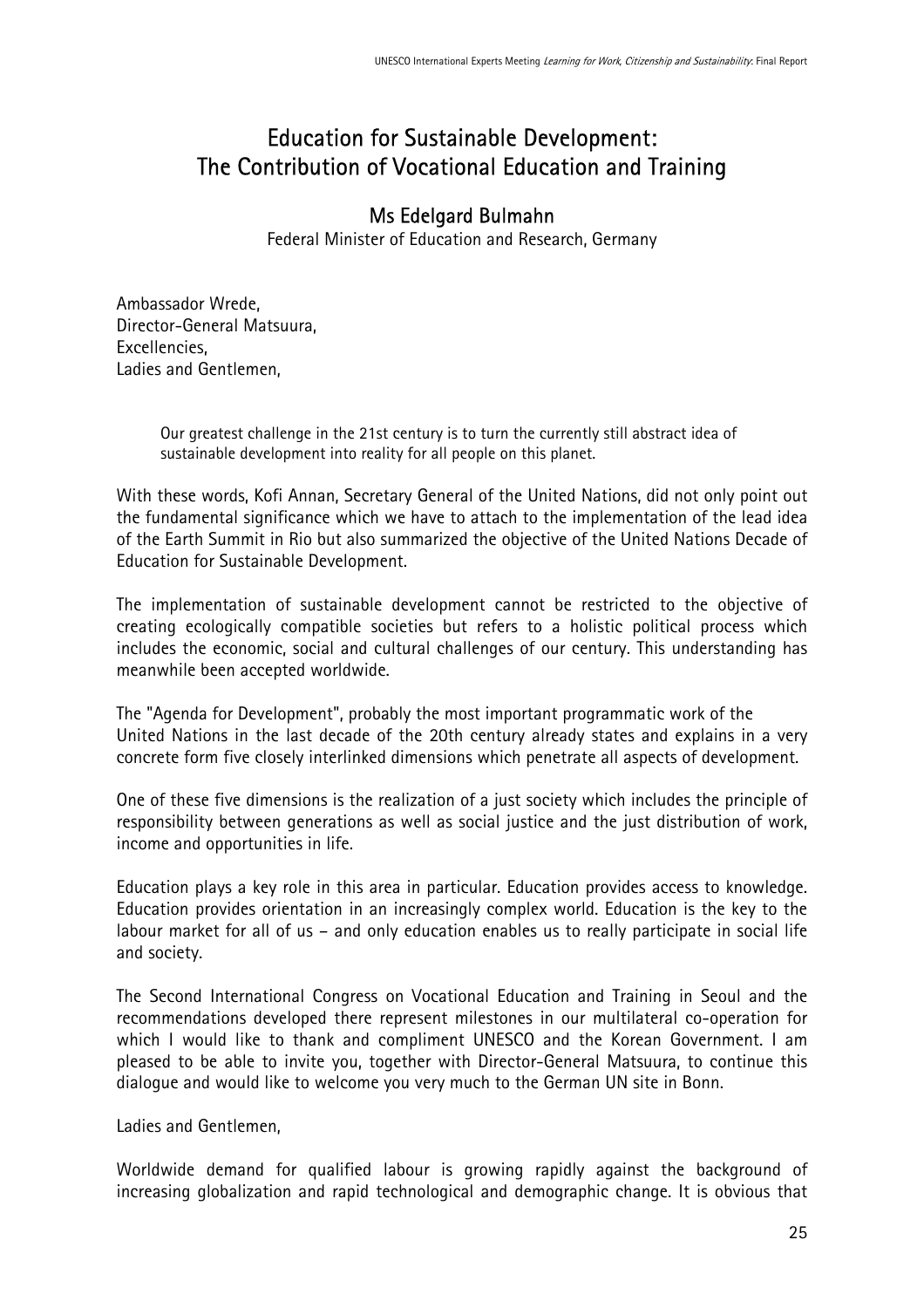# Education for Sustainable Development: The Contribution of Vocational Education and Training

## Ms Edelgard Bulmahn

Federal Minister of Education and Research, Germany

Ambassador Wrede,
Director-General Matsuura,
Excellencies,
Ladies and Gentlemen,

> Our greatest challenge in the 21st century is to turn the currently still abstract idea of sustainable development into reality for all people on this planet.

With these words, Kofi Annan, Secretary General of the United Nations, did not only point out the fundamental significance which we have to attach to the implementation of the lead idea of the Earth Summit in Rio but also summarized the objective of the United Nations Decade of Education for Sustainable Development.

The implementation of sustainable development cannot be restricted to the objective of creating ecologically compatible societies but refers to a holistic political process which includes the economic, social and cultural challenges of our century. This understanding has meanwhile been accepted worldwide.

The "Agenda for Development", probably the most important programmatic work of the United Nations in the last decade of the 20th century already states and explains in a very concrete form five closely interlinked dimensions which penetrate all aspects of development.

One of these five dimensions is the realization of a just society which includes the principle of responsibility between generations as well as social justice and the just distribution of work, income and opportunities in life.

Education plays a key role in this area in particular. Education provides access to knowledge. Education provides orientation in an increasingly complex world. Education is the key to the labour market for all of us – and only education enables us to really participate in social life and society.

The Second International Congress on Vocational Education and Training in Seoul and the recommendations developed there represent milestones in our multilateral co-operation for which I would like to thank and compliment UNESCO and the Korean Government. I am pleased to be able to invite you, together with Director-General Matsuura, to continue this dialogue and would like to welcome you very much to the German UN site in Bonn.

Ladies and Gentlemen,

Worldwide demand for qualified labour is growing rapidly against the background of increasing globalization and rapid technological and demographic change. It is obvious that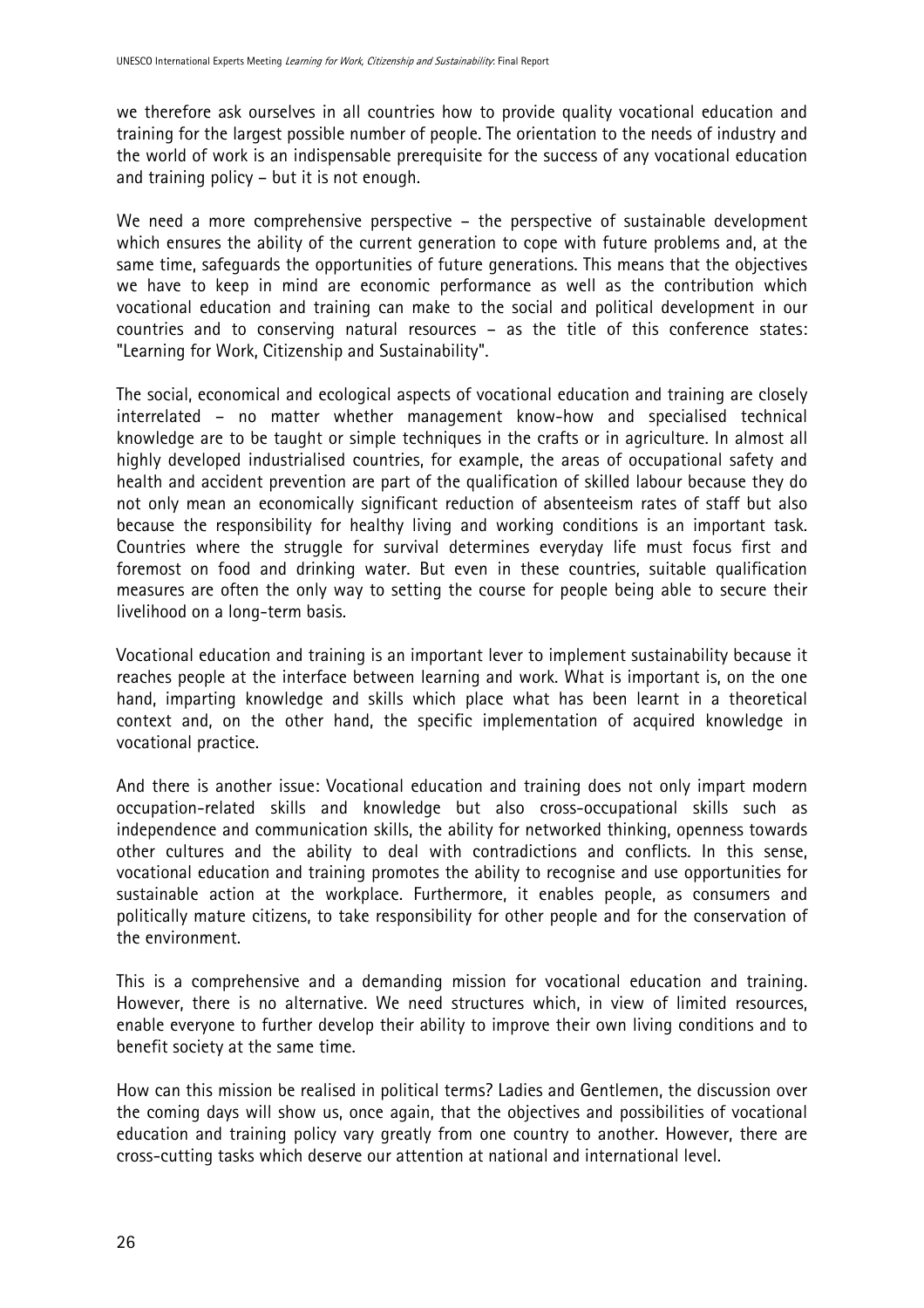we therefore ask ourselves in all countries how to provide quality vocational education and training for the largest possible number of people. The orientation to the needs of industry and the world of work is an indispensable prerequisite for the success of any vocational education and training policy – but it is not enough.

We need a more comprehensive perspective – the perspective of sustainable development which ensures the ability of the current generation to cope with future problems and, at the same time, safeguards the opportunities of future generations. This means that the objectives we have to keep in mind are economic performance as well as the contribution which vocational education and training can make to the social and political development in our countries and to conserving natural resources – as the title of this conference states: "Learning for Work, Citizenship and Sustainability".

The social, economical and ecological aspects of vocational education and training are closely interrelated – no matter whether management know-how and specialised technical knowledge are to be taught or simple techniques in the crafts or in agriculture. In almost all highly developed industrialised countries, for example, the areas of occupational safety and health and accident prevention are part of the qualification of skilled labour because they do not only mean an economically significant reduction of absenteeism rates of staff but also because the responsibility for healthy living and working conditions is an important task. Countries where the struggle for survival determines everyday life must focus first and foremost on food and drinking water. But even in these countries, suitable qualification measures are often the only way to setting the course for people being able to secure their livelihood on a long-term basis.

Vocational education and training is an important lever to implement sustainability because it reaches people at the interface between learning and work. What is important is, on the one hand, imparting knowledge and skills which place what has been learnt in a theoretical context and, on the other hand, the specific implementation of acquired knowledge in vocational practice.

And there is another issue: Vocational education and training does not only impart modern occupation-related skills and knowledge but also cross-occupational skills such as independence and communication skills, the ability for networked thinking, openness towards other cultures and the ability to deal with contradictions and conflicts. In this sense, vocational education and training promotes the ability to recognise and use opportunities for sustainable action at the workplace. Furthermore, it enables people, as consumers and politically mature citizens, to take responsibility for other people and for the conservation of the environment.

This is a comprehensive and a demanding mission for vocational education and training. However, there is no alternative. We need structures which, in view of limited resources, enable everyone to further develop their ability to improve their own living conditions and to benefit society at the same time.

How can this mission be realised in political terms? Ladies and Gentlemen, the discussion over the coming days will show us, once again, that the objectives and possibilities of vocational education and training policy vary greatly from one country to another. However, there are cross-cutting tasks which deserve our attention at national and international level.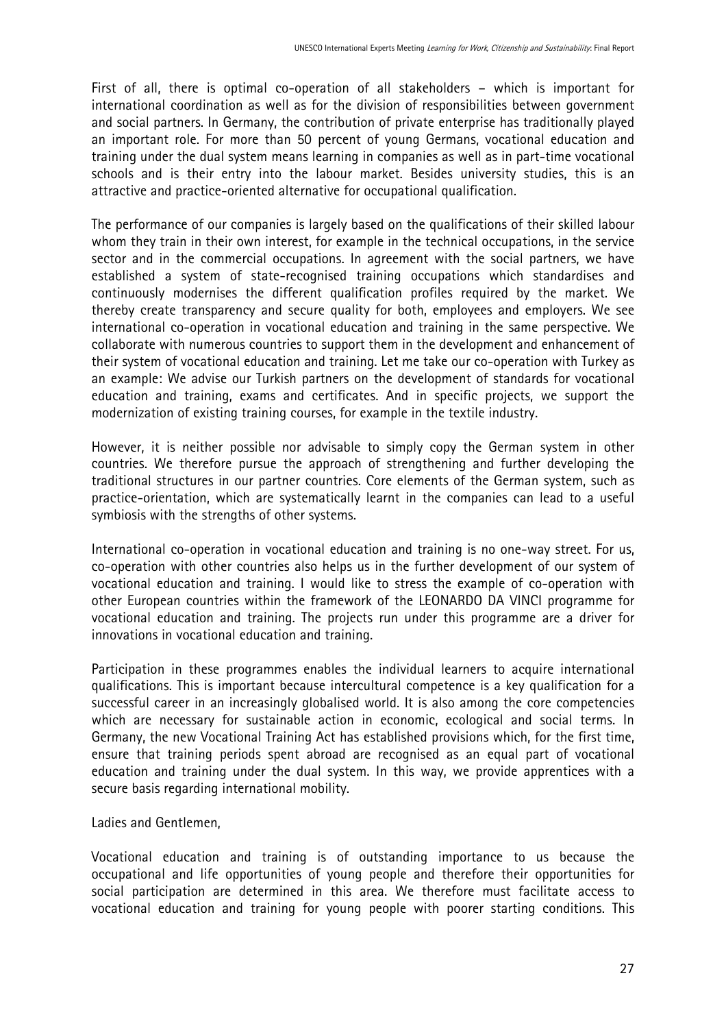First of all, there is optimal co-operation of all stakeholders – which is important for international coordination as well as for the division of responsibilities between government and social partners. In Germany, the contribution of private enterprise has traditionally played an important role. For more than 50 percent of young Germans, vocational education and training under the dual system means learning in companies as well as in part-time vocational schools and is their entry into the labour market. Besides university studies, this is an attractive and practice-oriented alternative for occupational qualification.

The performance of our companies is largely based on the qualifications of their skilled labour whom they train in their own interest, for example in the technical occupations, in the service sector and in the commercial occupations. In agreement with the social partners, we have established a system of state-recognised training occupations which standardises and continuously modernises the different qualification profiles required by the market. We thereby create transparency and secure quality for both, employees and employers. We see international co-operation in vocational education and training in the same perspective. We collaborate with numerous countries to support them in the development and enhancement of their system of vocational education and training. Let me take our co-operation with Turkey as an example: We advise our Turkish partners on the development of standards for vocational education and training, exams and certificates. And in specific projects, we support the modernization of existing training courses, for example in the textile industry.

However, it is neither possible nor advisable to simply copy the German system in other countries. We therefore pursue the approach of strengthening and further developing the traditional structures in our partner countries. Core elements of the German system, such as practice-orientation, which are systematically learnt in the companies can lead to a useful symbiosis with the strengths of other systems.

International co-operation in vocational education and training is no one-way street. For us, co-operation with other countries also helps us in the further development of our system of vocational education and training. I would like to stress the example of co-operation with other European countries within the framework of the LEONARDO DA VINCI programme for vocational education and training. The projects run under this programme are a driver for innovations in vocational education and training.

Participation in these programmes enables the individual learners to acquire international qualifications. This is important because intercultural competence is a key qualification for a successful career in an increasingly globalised world. It is also among the core competencies which are necessary for sustainable action in economic, ecological and social terms. In Germany, the new Vocational Training Act has established provisions which, for the first time, ensure that training periods spent abroad are recognised as an equal part of vocational education and training under the dual system. In this way, we provide apprentices with a secure basis regarding international mobility.

Ladies and Gentlemen,

Vocational education and training is of outstanding importance to us because the occupational and life opportunities of young people and therefore their opportunities for social participation are determined in this area. We therefore must facilitate access to vocational education and training for young people with poorer starting conditions. This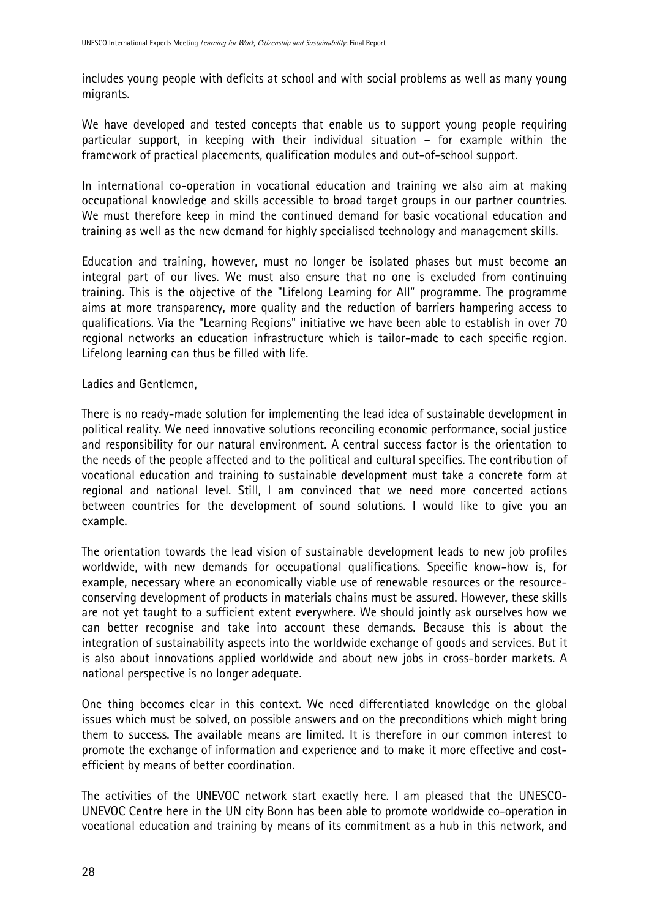includes young people with deficits at school and with social problems as well as many young migrants.

We have developed and tested concepts that enable us to support young people requiring particular support, in keeping with their individual situation – for example within the framework of practical placements, qualification modules and out-of-school support.

In international co-operation in vocational education and training we also aim at making occupational knowledge and skills accessible to broad target groups in our partner countries. We must therefore keep in mind the continued demand for basic vocational education and training as well as the new demand for highly specialised technology and management skills.

Education and training, however, must no longer be isolated phases but must become an integral part of our lives. We must also ensure that no one is excluded from continuing training. This is the objective of the "Lifelong Learning for All" programme. The programme aims at more transparency, more quality and the reduction of barriers hampering access to qualifications. Via the "Learning Regions" initiative we have been able to establish in over 70 regional networks an education infrastructure which is tailor-made to each specific region. Lifelong learning can thus be filled with life.

Ladies and Gentlemen,

There is no ready-made solution for implementing the lead idea of sustainable development in political reality. We need innovative solutions reconciling economic performance, social justice and responsibility for our natural environment. A central success factor is the orientation to the needs of the people affected and to the political and cultural specifics. The contribution of vocational education and training to sustainable development must take a concrete form at regional and national level. Still, I am convinced that we need more concerted actions between countries for the development of sound solutions. I would like to give you an example.

The orientation towards the lead vision of sustainable development leads to new job profiles worldwide, with new demands for occupational qualifications. Specific know-how is, for example, necessary where an economically viable use of renewable resources or the resource-conserving development of products in materials chains must be assured. However, these skills are not yet taught to a sufficient extent everywhere. We should jointly ask ourselves how we can better recognise and take into account these demands. Because this is about the integration of sustainability aspects into the worldwide exchange of goods and services. But it is also about innovations applied worldwide and about new jobs in cross-border markets. A national perspective is no longer adequate.

One thing becomes clear in this context. We need differentiated knowledge on the global issues which must be solved, on possible answers and on the preconditions which might bring them to success. The available means are limited. It is therefore in our common interest to promote the exchange of information and experience and to make it more effective and cost-efficient by means of better coordination.

The activities of the UNEVOC network start exactly here. I am pleased that the UNESCO-UNEVOC Centre here in the UN city Bonn has been able to promote worldwide co-operation in vocational education and training by means of its commitment as a hub in this network, and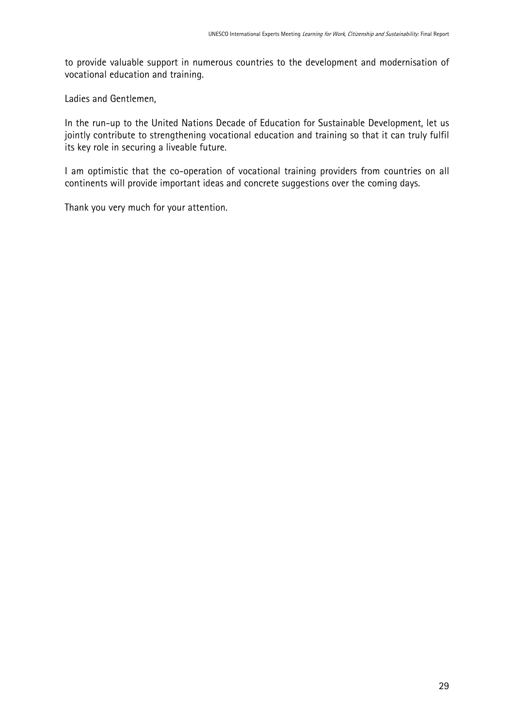to provide valuable support in numerous countries to the development and modernisation of vocational education and training.

Ladies and Gentlemen,

In the run-up to the United Nations Decade of Education for Sustainable Development, let us jointly contribute to strengthening vocational education and training so that it can truly fulfil its key role in securing a liveable future.

I am optimistic that the co-operation of vocational training providers from countries on all continents will provide important ideas and concrete suggestions over the coming days.

Thank you very much for your attention.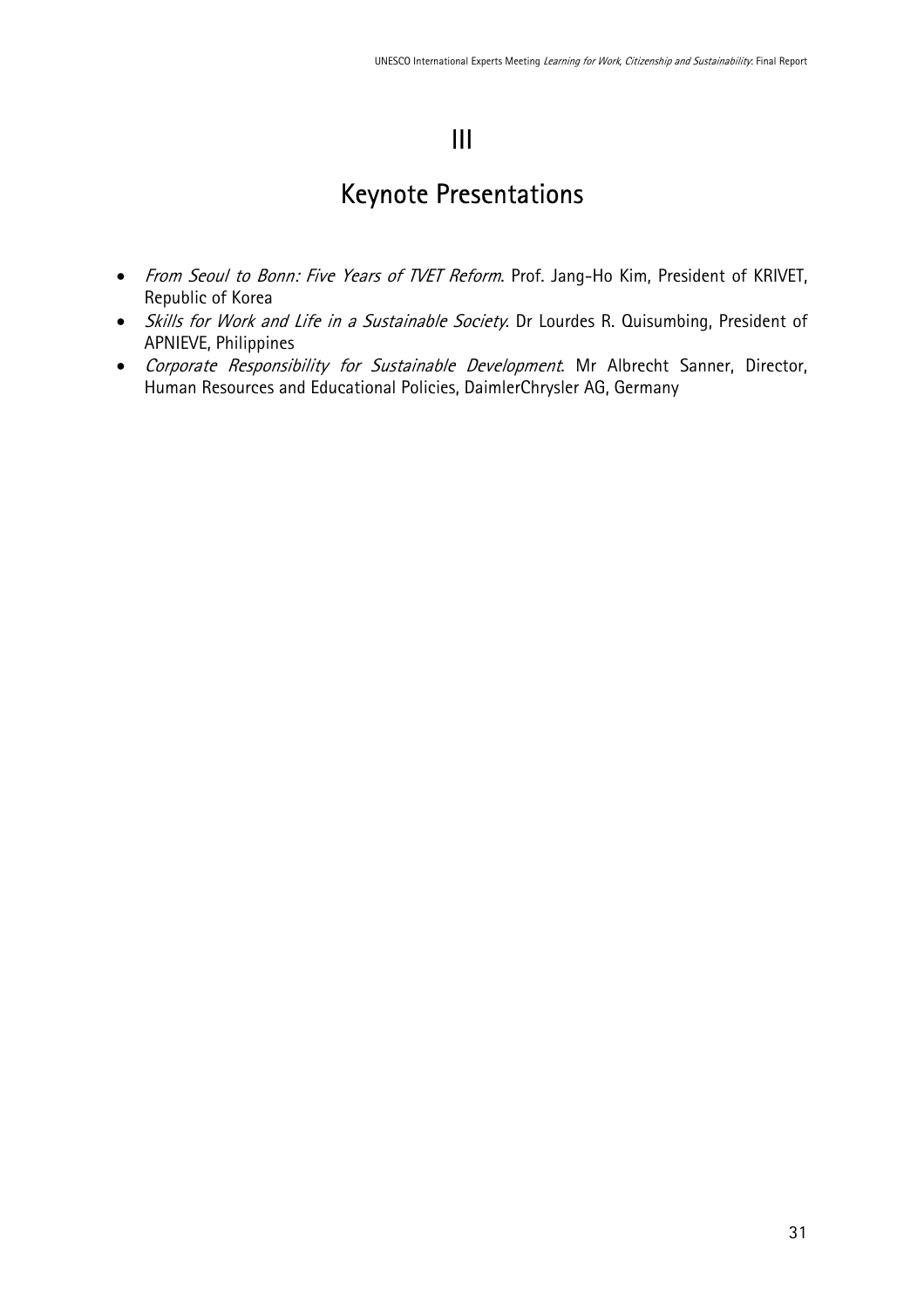# III

# Keynote Presentations

- *From Seoul to Bonn: Five Years of TVET Reform*. Prof. Jang-Ho Kim, President of KRIVET, Republic of Korea
- *Skills for Work and Life in a Sustainable Society*. Dr Lourdes R. Quisumbing, President of APNIEVE, Philippines
- *Corporate Responsibility for Sustainable Development*. Mr Albrecht Sanner, Director, Human Resources and Educational Policies, DaimlerChrysler AG, Germany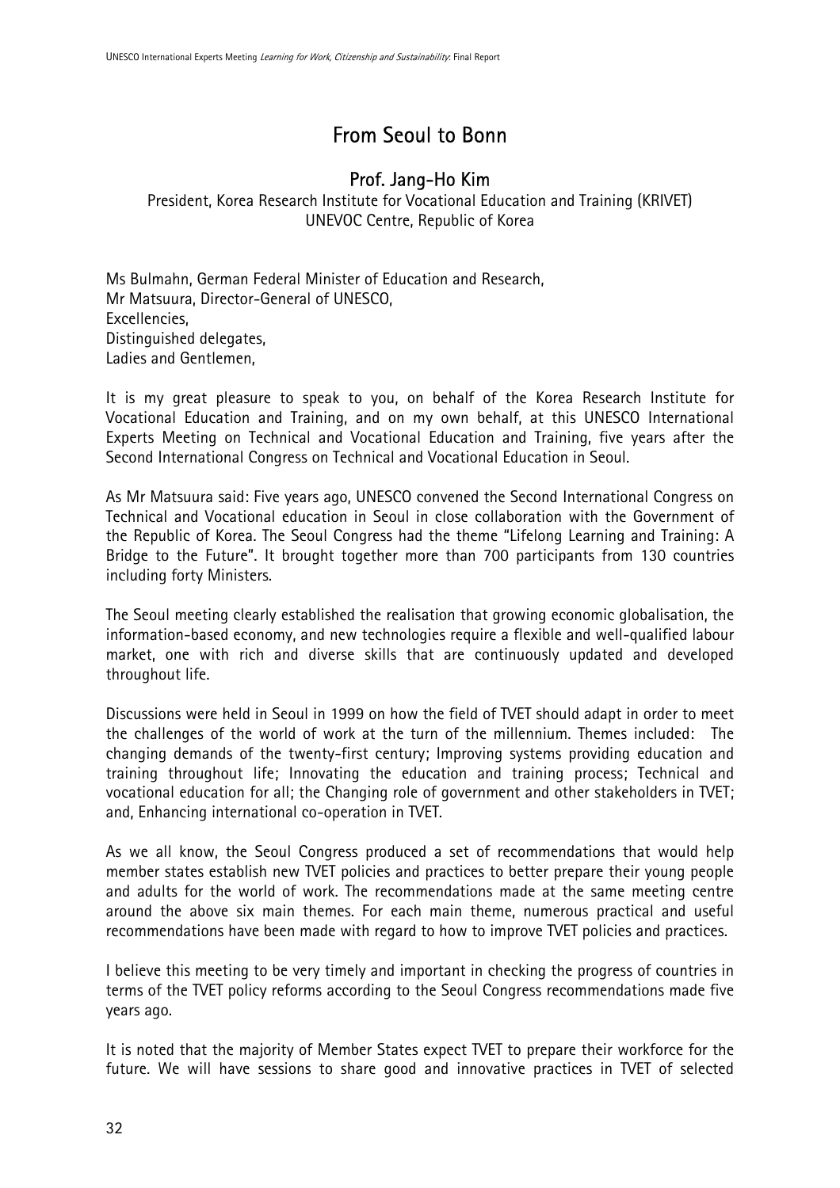# From Seoul to Bonn

## Prof. Jang-Ho Kim

President, Korea Research Institute for Vocational Education and Training (KRIVET)
UNEVOC Centre, Republic of Korea

Ms Bulmahn, German Federal Minister of Education and Research,
Mr Matsuura, Director-General of UNESCO,
Excellencies,
Distinguished delegates,
Ladies and Gentlemen,

It is my great pleasure to speak to you, on behalf of the Korea Research Institute for Vocational Education and Training, and on my own behalf, at this UNESCO International Experts Meeting on Technical and Vocational Education and Training, five years after the Second International Congress on Technical and Vocational Education in Seoul.

As Mr Matsuura said: Five years ago, UNESCO convened the Second International Congress on Technical and Vocational education in Seoul in close collaboration with the Government of the Republic of Korea. The Seoul Congress had the theme "Lifelong Learning and Training: A Bridge to the Future". It brought together more than 700 participants from 130 countries including forty Ministers.

The Seoul meeting clearly established the realisation that growing economic globalisation, the information-based economy, and new technologies require a flexible and well-qualified labour market, one with rich and diverse skills that are continuously updated and developed throughout life.

Discussions were held in Seoul in 1999 on how the field of TVET should adapt in order to meet the challenges of the world of work at the turn of the millennium. Themes included: The changing demands of the twenty-first century; Improving systems providing education and training throughout life; Innovating the education and training process; Technical and vocational education for all; the Changing role of government and other stakeholders in TVET; and, Enhancing international co-operation in TVET.

As we all know, the Seoul Congress produced a set of recommendations that would help member states establish new TVET policies and practices to better prepare their young people and adults for the world of work. The recommendations made at the same meeting centre around the above six main themes. For each main theme, numerous practical and useful recommendations have been made with regard to how to improve TVET policies and practices.

I believe this meeting to be very timely and important in checking the progress of countries in terms of the TVET policy reforms according to the Seoul Congress recommendations made five years ago.

It is noted that the majority of Member States expect TVET to prepare their workforce for the future. We will have sessions to share good and innovative practices in TVET of selected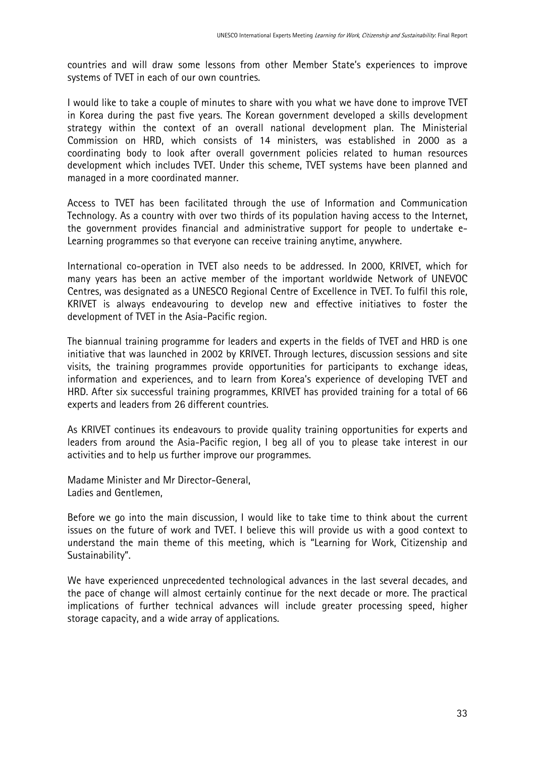countries and will draw some lessons from other Member State's experiences to improve systems of TVET in each of our own countries.

I would like to take a couple of minutes to share with you what we have done to improve TVET in Korea during the past five years. The Korean government developed a skills development strategy within the context of an overall national development plan. The Ministerial Commission on HRD, which consists of 14 ministers, was established in 2000 as a coordinating body to look after overall government policies related to human resources development which includes TVET. Under this scheme, TVET systems have been planned and managed in a more coordinated manner.

Access to TVET has been facilitated through the use of Information and Communication Technology. As a country with over two thirds of its population having access to the Internet, the government provides financial and administrative support for people to undertake e-Learning programmes so that everyone can receive training anytime, anywhere.

International co-operation in TVET also needs to be addressed. In 2000, KRIVET, which for many years has been an active member of the important worldwide Network of UNEVOC Centres, was designated as a UNESCO Regional Centre of Excellence in TVET. To fulfil this role, KRIVET is always endeavouring to develop new and effective initiatives to foster the development of TVET in the Asia-Pacific region.

The biannual training programme for leaders and experts in the fields of TVET and HRD is one initiative that was launched in 2002 by KRIVET. Through lectures, discussion sessions and site visits, the training programmes provide opportunities for participants to exchange ideas, information and experiences, and to learn from Korea's experience of developing TVET and HRD. After six successful training programmes, KRIVET has provided training for a total of 66 experts and leaders from 26 different countries.

As KRIVET continues its endeavours to provide quality training opportunities for experts and leaders from around the Asia-Pacific region, I beg all of you to please take interest in our activities and to help us further improve our programmes.

Madame Minister and Mr Director-General,
Ladies and Gentlemen,

Before we go into the main discussion, I would like to take time to think about the current issues on the future of work and TVET. I believe this will provide us with a good context to understand the main theme of this meeting, which is "Learning for Work, Citizenship and Sustainability".

We have experienced unprecedented technological advances in the last several decades, and the pace of change will almost certainly continue for the next decade or more. The practical implications of further technical advances will include greater processing speed, higher storage capacity, and a wide array of applications.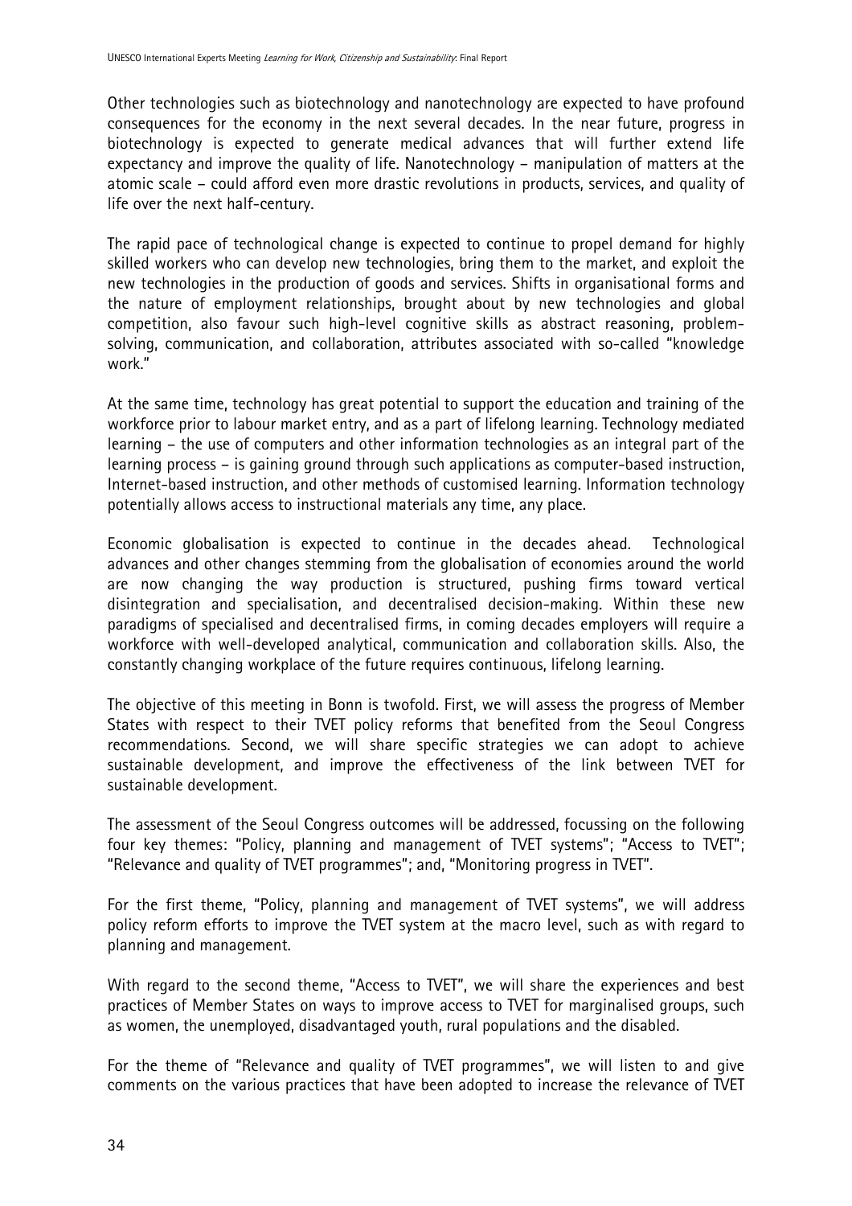Other technologies such as biotechnology and nanotechnology are expected to have profound consequences for the economy in the next several decades. In the near future, progress in biotechnology is expected to generate medical advances that will further extend life expectancy and improve the quality of life. Nanotechnology – manipulation of matters at the atomic scale – could afford even more drastic revolutions in products, services, and quality of life over the next half-century.

The rapid pace of technological change is expected to continue to propel demand for highly skilled workers who can develop new technologies, bring them to the market, and exploit the new technologies in the production of goods and services. Shifts in organisational forms and the nature of employment relationships, brought about by new technologies and global competition, also favour such high-level cognitive skills as abstract reasoning, problem-solving, communication, and collaboration, attributes associated with so-called "knowledge work."

At the same time, technology has great potential to support the education and training of the workforce prior to labour market entry, and as a part of lifelong learning. Technology mediated learning – the use of computers and other information technologies as an integral part of the learning process – is gaining ground through such applications as computer-based instruction, Internet-based instruction, and other methods of customised learning. Information technology potentially allows access to instructional materials any time, any place.

Economic globalisation is expected to continue in the decades ahead. Technological advances and other changes stemming from the globalisation of economies around the world are now changing the way production is structured, pushing firms toward vertical disintegration and specialisation, and decentralised decision-making. Within these new paradigms of specialised and decentralised firms, in coming decades employers will require a workforce with well-developed analytical, communication and collaboration skills. Also, the constantly changing workplace of the future requires continuous, lifelong learning.

The objective of this meeting in Bonn is twofold. First, we will assess the progress of Member States with respect to their TVET policy reforms that benefited from the Seoul Congress recommendations. Second, we will share specific strategies we can adopt to achieve sustainable development, and improve the effectiveness of the link between TVET for sustainable development.

The assessment of the Seoul Congress outcomes will be addressed, focussing on the following four key themes: "Policy, planning and management of TVET systems"; "Access to TVET"; "Relevance and quality of TVET programmes"; and, "Monitoring progress in TVET".

For the first theme, "Policy, planning and management of TVET systems", we will address policy reform efforts to improve the TVET system at the macro level, such as with regard to planning and management.

With regard to the second theme, "Access to TVET", we will share the experiences and best practices of Member States on ways to improve access to TVET for marginalised groups, such as women, the unemployed, disadvantaged youth, rural populations and the disabled.

For the theme of "Relevance and quality of TVET programmes", we will listen to and give comments on the various practices that have been adopted to increase the relevance of TVET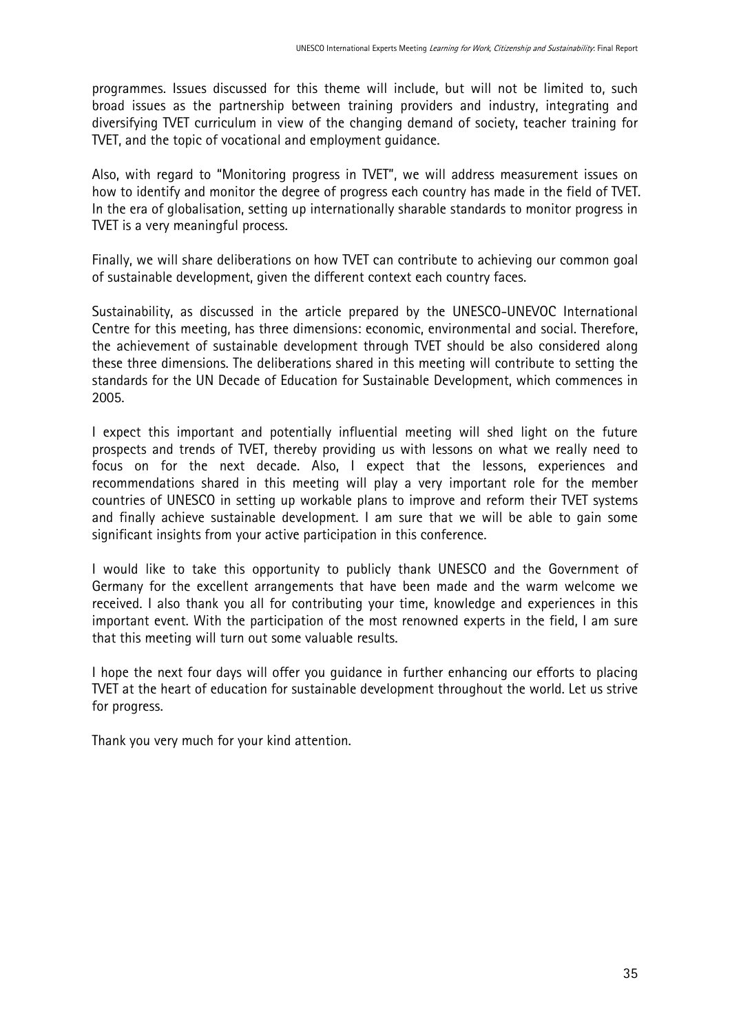programmes. Issues discussed for this theme will include, but will not be limited to, such broad issues as the partnership between training providers and industry, integrating and diversifying TVET curriculum in view of the changing demand of society, teacher training for TVET, and the topic of vocational and employment guidance.

Also, with regard to "Monitoring progress in TVET", we will address measurement issues on how to identify and monitor the degree of progress each country has made in the field of TVET. In the era of globalisation, setting up internationally sharable standards to monitor progress in TVET is a very meaningful process.

Finally, we will share deliberations on how TVET can contribute to achieving our common goal of sustainable development, given the different context each country faces.

Sustainability, as discussed in the article prepared by the UNESCO-UNEVOC International Centre for this meeting, has three dimensions: economic, environmental and social. Therefore, the achievement of sustainable development through TVET should be also considered along these three dimensions. The deliberations shared in this meeting will contribute to setting the standards for the UN Decade of Education for Sustainable Development, which commences in 2005.

I expect this important and potentially influential meeting will shed light on the future prospects and trends of TVET, thereby providing us with lessons on what we really need to focus on for the next decade. Also, I expect that the lessons, experiences and recommendations shared in this meeting will play a very important role for the member countries of UNESCO in setting up workable plans to improve and reform their TVET systems and finally achieve sustainable development. I am sure that we will be able to gain some significant insights from your active participation in this conference.

I would like to take this opportunity to publicly thank UNESCO and the Government of Germany for the excellent arrangements that have been made and the warm welcome we received. I also thank you all for contributing your time, knowledge and experiences in this important event. With the participation of the most renowned experts in the field, I am sure that this meeting will turn out some valuable results.

I hope the next four days will offer you guidance in further enhancing our efforts to placing TVET at the heart of education for sustainable development throughout the world. Let us strive for progress.

Thank you very much for your kind attention.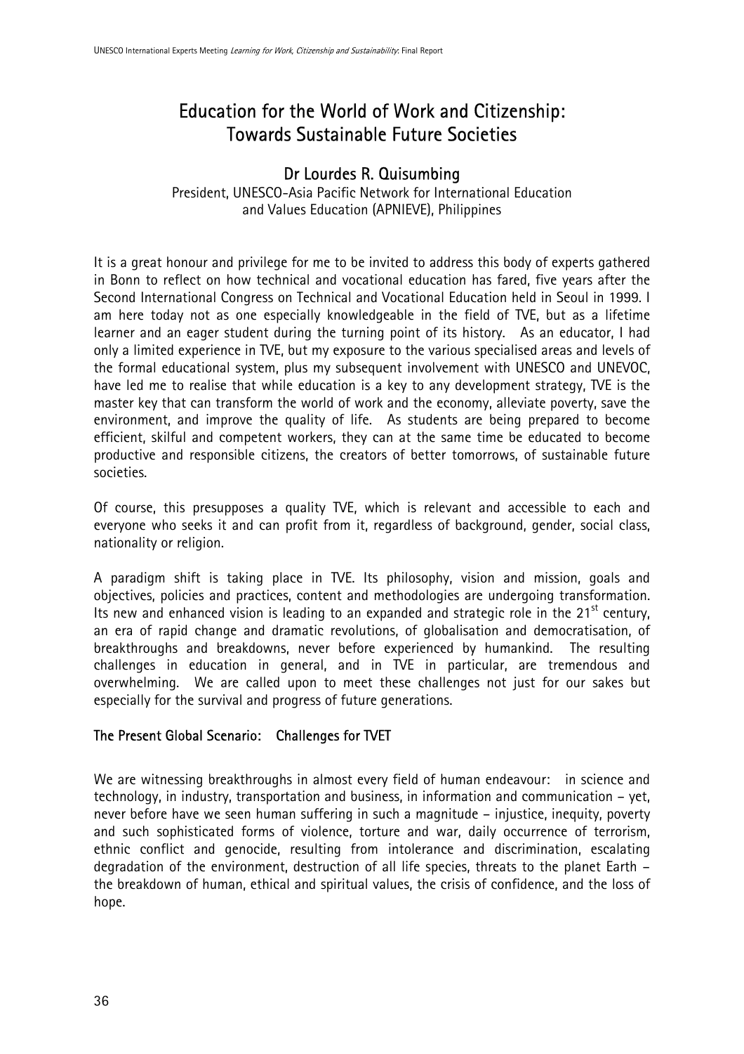# Education for the World of Work and Citizenship: Towards Sustainable Future Societies

## Dr Lourdes R. Quisumbing

President, UNESCO-Asia Pacific Network for International Education and Values Education (APNIEVE), Philippines

It is a great honour and privilege for me to be invited to address this body of experts gathered in Bonn to reflect on how technical and vocational education has fared, five years after the Second International Congress on Technical and Vocational Education held in Seoul in 1999. I am here today not as one especially knowledgeable in the field of TVE, but as a lifetime learner and an eager student during the turning point of its history. As an educator, I had only a limited experience in TVE, but my exposure to the various specialised areas and levels of the formal educational system, plus my subsequent involvement with UNESCO and UNEVOC, have led me to realise that while education is a key to any development strategy, TVE is the master key that can transform the world of work and the economy, alleviate poverty, save the environment, and improve the quality of life. As students are being prepared to become efficient, skilful and competent workers, they can at the same time be educated to become productive and responsible citizens, the creators of better tomorrows, of sustainable future societies.

Of course, this presupposes a quality TVE, which is relevant and accessible to each and everyone who seeks it and can profit from it, regardless of background, gender, social class, nationality or religion.

A paradigm shift is taking place in TVE. Its philosophy, vision and mission, goals and objectives, policies and practices, content and methodologies are undergoing transformation. Its new and enhanced vision is leading to an expanded and strategic role in the 21st century, an era of rapid change and dramatic revolutions, of globalisation and democratisation, of breakthroughs and breakdowns, never before experienced by humankind. The resulting challenges in education in general, and in TVE in particular, are tremendous and overwhelming. We are called upon to meet these challenges not just for our sakes but especially for the survival and progress of future generations.

### The Present Global Scenario: Challenges for TVET

We are witnessing breakthroughs in almost every field of human endeavour: in science and technology, in industry, transportation and business, in information and communication – yet, never before have we seen human suffering in such a magnitude – injustice, inequity, poverty and such sophisticated forms of violence, torture and war, daily occurrence of terrorism, ethnic conflict and genocide, resulting from intolerance and discrimination, escalating degradation of the environment, destruction of all life species, threats to the planet Earth – the breakdown of human, ethical and spiritual values, the crisis of confidence, and the loss of hope.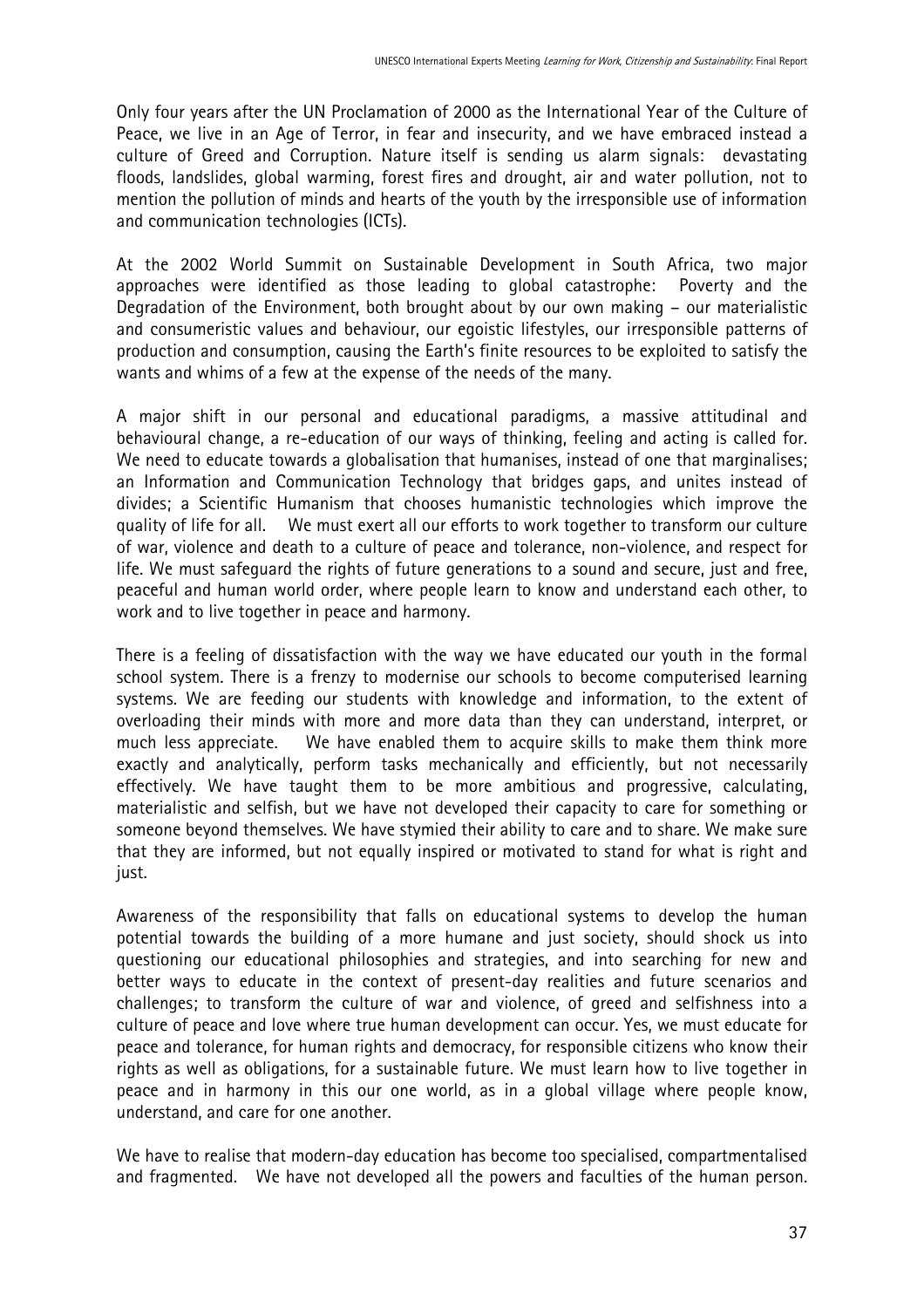Only four years after the UN Proclamation of 2000 as the International Year of the Culture of Peace, we live in an Age of Terror, in fear and insecurity, and we have embraced instead a culture of Greed and Corruption. Nature itself is sending us alarm signals: devastating floods, landslides, global warming, forest fires and drought, air and water pollution, not to mention the pollution of minds and hearts of the youth by the irresponsible use of information and communication technologies (ICTs).

At the 2002 World Summit on Sustainable Development in South Africa, two major approaches were identified as those leading to global catastrophe: Poverty and the Degradation of the Environment, both brought about by our own making – our materialistic and consumeristic values and behaviour, our egoistic lifestyles, our irresponsible patterns of production and consumption, causing the Earth's finite resources to be exploited to satisfy the wants and whims of a few at the expense of the needs of the many.

A major shift in our personal and educational paradigms, a massive attitudinal and behavioural change, a re-education of our ways of thinking, feeling and acting is called for. We need to educate towards a globalisation that humanises, instead of one that marginalises; an Information and Communication Technology that bridges gaps, and unites instead of divides; a Scientific Humanism that chooses humanistic technologies which improve the quality of life for all. We must exert all our efforts to work together to transform our culture of war, violence and death to a culture of peace and tolerance, non-violence, and respect for life. We must safeguard the rights of future generations to a sound and secure, just and free, peaceful and human world order, where people learn to know and understand each other, to work and to live together in peace and harmony.

There is a feeling of dissatisfaction with the way we have educated our youth in the formal school system. There is a frenzy to modernise our schools to become computerised learning systems. We are feeding our students with knowledge and information, to the extent of overloading their minds with more and more data than they can understand, interpret, or much less appreciate. We have enabled them to acquire skills to make them think more exactly and analytically, perform tasks mechanically and efficiently, but not necessarily effectively. We have taught them to be more ambitious and progressive, calculating, materialistic and selfish, but we have not developed their capacity to care for something or someone beyond themselves. We have stymied their ability to care and to share. We make sure that they are informed, but not equally inspired or motivated to stand for what is right and just.

Awareness of the responsibility that falls on educational systems to develop the human potential towards the building of a more humane and just society, should shock us into questioning our educational philosophies and strategies, and into searching for new and better ways to educate in the context of present-day realities and future scenarios and challenges; to transform the culture of war and violence, of greed and selfishness into a culture of peace and love where true human development can occur. Yes, we must educate for peace and tolerance, for human rights and democracy, for responsible citizens who know their rights as well as obligations, for a sustainable future. We must learn how to live together in peace and in harmony in this our one world, as in a global village where people know, understand, and care for one another.

We have to realise that modern-day education has become too specialised, compartmentalised and fragmented. We have not developed all the powers and faculties of the human person.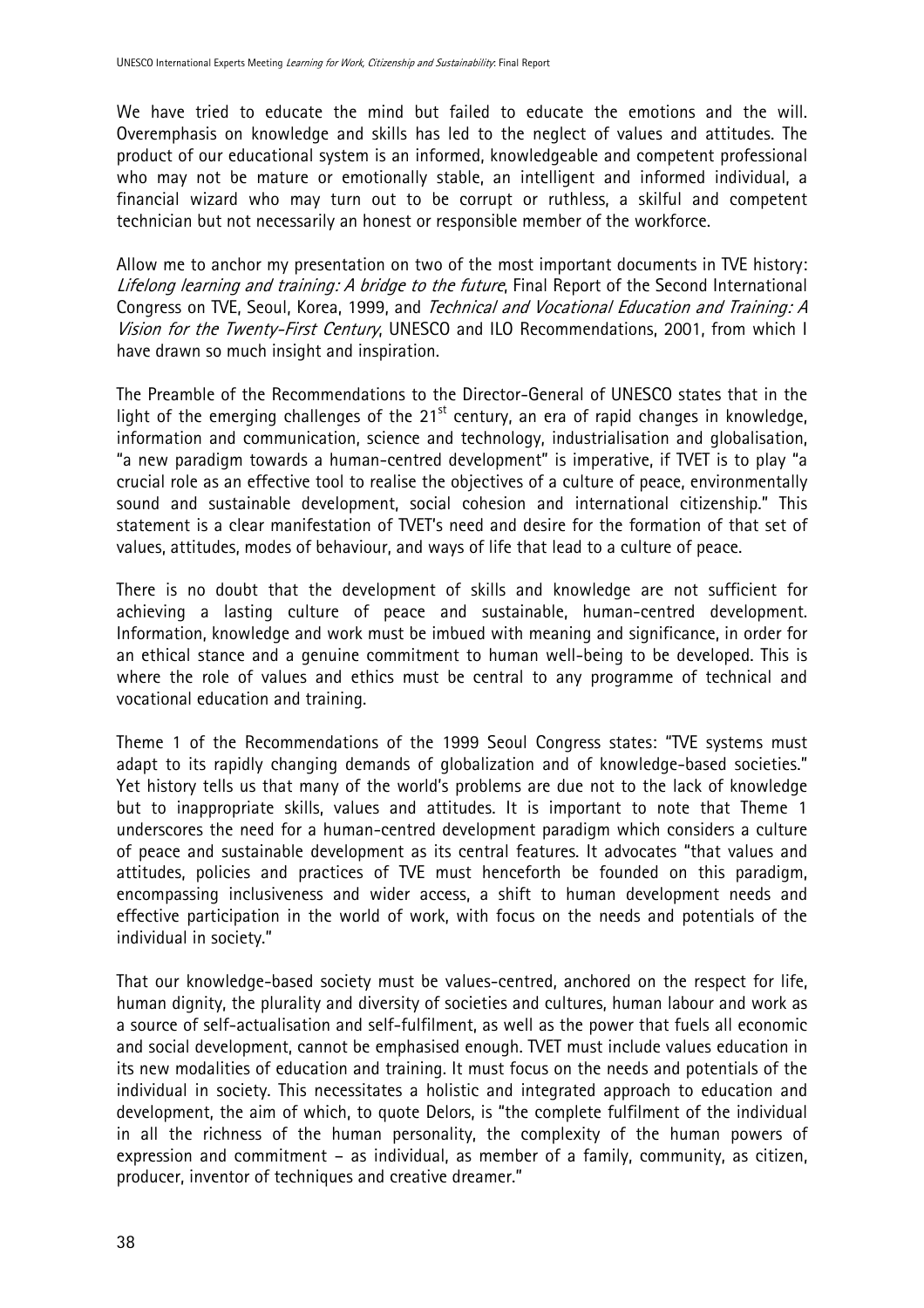We have tried to educate the mind but failed to educate the emotions and the will. Overemphasis on knowledge and skills has led to the neglect of values and attitudes. The product of our educational system is an informed, knowledgeable and competent professional who may not be mature or emotionally stable, an intelligent and informed individual, a financial wizard who may turn out to be corrupt or ruthless, a skilful and competent technician but not necessarily an honest or responsible member of the workforce.

Allow me to anchor my presentation on two of the most important documents in TVE history: *Lifelong learning and training: A bridge to the future*, Final Report of the Second International Congress on TVE, Seoul, Korea, 1999, and *Technical and Vocational Education and Training: A Vision for the Twenty-First Century*, UNESCO and ILO Recommendations, 2001, from which I have drawn so much insight and inspiration.

The Preamble of the Recommendations to the Director-General of UNESCO states that in the light of the emerging challenges of the 21st century, an era of rapid changes in knowledge, information and communication, science and technology, industrialisation and globalisation, "a new paradigm towards a human-centred development" is imperative, if TVET is to play "a crucial role as an effective tool to realise the objectives of a culture of peace, environmentally sound and sustainable development, social cohesion and international citizenship." This statement is a clear manifestation of TVET's need and desire for the formation of that set of values, attitudes, modes of behaviour, and ways of life that lead to a culture of peace.

There is no doubt that the development of skills and knowledge are not sufficient for achieving a lasting culture of peace and sustainable, human-centred development. Information, knowledge and work must be imbued with meaning and significance, in order for an ethical stance and a genuine commitment to human well-being to be developed. This is where the role of values and ethics must be central to any programme of technical and vocational education and training.

Theme 1 of the Recommendations of the 1999 Seoul Congress states: "TVE systems must adapt to its rapidly changing demands of globalization and of knowledge-based societies." Yet history tells us that many of the world's problems are due not to the lack of knowledge but to inappropriate skills, values and attitudes. It is important to note that Theme 1 underscores the need for a human-centred development paradigm which considers a culture of peace and sustainable development as its central features. It advocates "that values and attitudes, policies and practices of TVE must henceforth be founded on this paradigm, encompassing inclusiveness and wider access, a shift to human development needs and effective participation in the world of work, with focus on the needs and potentials of the individual in society."

That our knowledge-based society must be values-centred, anchored on the respect for life, human dignity, the plurality and diversity of societies and cultures, human labour and work as a source of self-actualisation and self-fulfilment, as well as the power that fuels all economic and social development, cannot be emphasised enough. TVET must include values education in its new modalities of education and training. It must focus on the needs and potentials of the individual in society. This necessitates a holistic and integrated approach to education and development, the aim of which, to quote Delors, is "the complete fulfilment of the individual in all the richness of the human personality, the complexity of the human powers of expression and commitment – as individual, as member of a family, community, as citizen, producer, inventor of techniques and creative dreamer."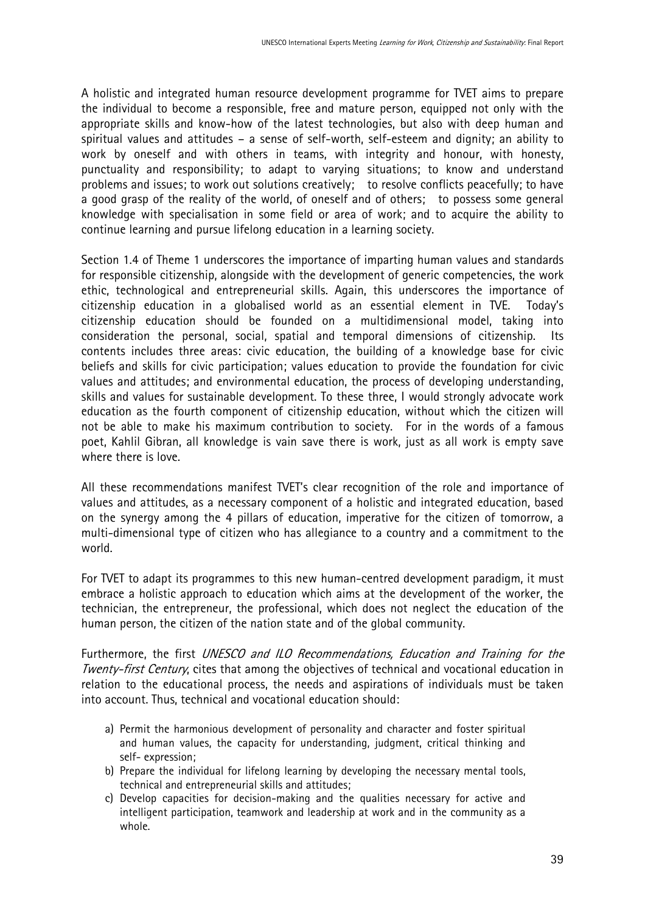A holistic and integrated human resource development programme for TVET aims to prepare the individual to become a responsible, free and mature person, equipped not only with the appropriate skills and know-how of the latest technologies, but also with deep human and spiritual values and attitudes – a sense of self-worth, self-esteem and dignity; an ability to work by oneself and with others in teams, with integrity and honour, with honesty, punctuality and responsibility; to adapt to varying situations; to know and understand problems and issues; to work out solutions creatively; to resolve conflicts peacefully; to have a good grasp of the reality of the world, of oneself and of others; to possess some general knowledge with specialisation in some field or area of work; and to acquire the ability to continue learning and pursue lifelong education in a learning society.

Section 1.4 of Theme 1 underscores the importance of imparting human values and standards for responsible citizenship, alongside with the development of generic competencies, the work ethic, technological and entrepreneurial skills. Again, this underscores the importance of citizenship education in a globalised world as an essential element in TVE. Today's citizenship education should be founded on a multidimensional model, taking into consideration the personal, social, spatial and temporal dimensions of citizenship. Its contents includes three areas: civic education, the building of a knowledge base for civic beliefs and skills for civic participation; values education to provide the foundation for civic values and attitudes; and environmental education, the process of developing understanding, skills and values for sustainable development. To these three, I would strongly advocate work education as the fourth component of citizenship education, without which the citizen will not be able to make his maximum contribution to society. For in the words of a famous poet, Kahlil Gibran, all knowledge is vain save there is work, just as all work is empty save where there is love.

All these recommendations manifest TVET's clear recognition of the role and importance of values and attitudes, as a necessary component of a holistic and integrated education, based on the synergy among the 4 pillars of education, imperative for the citizen of tomorrow, a multi-dimensional type of citizen who has allegiance to a country and a commitment to the world.

For TVET to adapt its programmes to this new human-centred development paradigm, it must embrace a holistic approach to education which aims at the development of the worker, the technician, the entrepreneur, the professional, which does not neglect the education of the human person, the citizen of the nation state and of the global community.

Furthermore, the first *UNESCO and ILO Recommendations, Education and Training for the Twenty-first Century*, cites that among the objectives of technical and vocational education in relation to the educational process, the needs and aspirations of individuals must be taken into account. Thus, technical and vocational education should:

a) Permit the harmonious development of personality and character and foster spiritual and human values, the capacity for understanding, judgment, critical thinking and self- expression;
b) Prepare the individual for lifelong learning by developing the necessary mental tools, technical and entrepreneurial skills and attitudes;
c) Develop capacities for decision-making and the qualities necessary for active and intelligent participation, teamwork and leadership at work and in the community as a whole.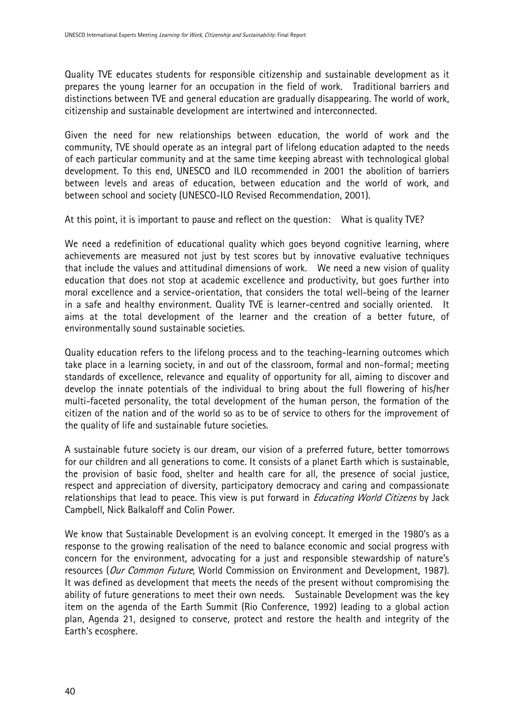Quality TVE educates students for responsible citizenship and sustainable development as it prepares the young learner for an occupation in the field of work. Traditional barriers and distinctions between TVE and general education are gradually disappearing. The world of work, citizenship and sustainable development are intertwined and interconnected.

Given the need for new relationships between education, the world of work and the community, TVE should operate as an integral part of lifelong education adapted to the needs of each particular community and at the same time keeping abreast with technological global development. To this end, UNESCO and ILO recommended in 2001 the abolition of barriers between levels and areas of education, between education and the world of work, and between school and society (UNESCO-ILO Revised Recommendation, 2001).

At this point, it is important to pause and reflect on the question: What is quality TVE?

We need a redefinition of educational quality which goes beyond cognitive learning, where achievements are measured not just by test scores but by innovative evaluative techniques that include the values and attitudinal dimensions of work. We need a new vision of quality education that does not stop at academic excellence and productivity, but goes further into moral excellence and a service-orientation, that considers the total well-being of the learner in a safe and healthy environment. Quality TVE is learner-centred and socially oriented. It aims at the total development of the learner and the creation of a better future, of environmentally sound sustainable societies.

Quality education refers to the lifelong process and to the teaching-learning outcomes which take place in a learning society, in and out of the classroom, formal and non-formal; meeting standards of excellence, relevance and equality of opportunity for all, aiming to discover and develop the innate potentials of the individual to bring about the full flowering of his/her multi-faceted personality, the total development of the human person, the formation of the citizen of the nation and of the world so as to be of service to others for the improvement of the quality of life and sustainable future societies.

A sustainable future society is our dream, our vision of a preferred future, better tomorrows for our children and all generations to come. It consists of a planet Earth which is sustainable, the provision of basic food, shelter and health care for all, the presence of social justice, respect and appreciation of diversity, participatory democracy and caring and compassionate relationships that lead to peace. This view is put forward in *Educating World Citizens* by Jack Campbell, Nick Balkaloff and Colin Power.

We know that Sustainable Development is an evolving concept. It emerged in the 1980's as a response to the growing realisation of the need to balance economic and social progress with concern for the environment, advocating for a just and responsible stewardship of nature's resources (*Our Common Future*, World Commission on Environment and Development, 1987). It was defined as development that meets the needs of the present without compromising the ability of future generations to meet their own needs. Sustainable Development was the key item on the agenda of the Earth Summit (Rio Conference, 1992) leading to a global action plan, Agenda 21, designed to conserve, protect and restore the health and integrity of the Earth's ecosphere.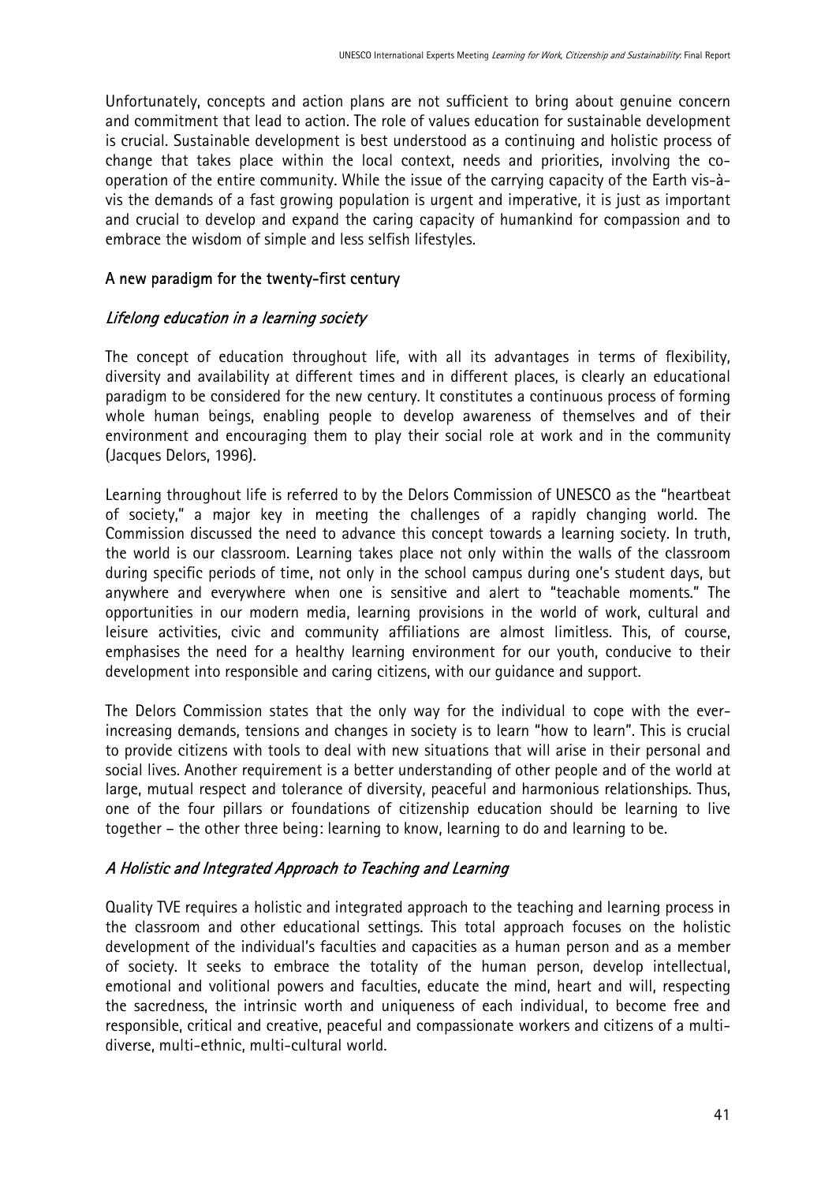Unfortunately, concepts and action plans are not sufficient to bring about genuine concern and commitment that lead to action. The role of values education for sustainable development is crucial. Sustainable development is best understood as a continuing and holistic process of change that takes place within the local context, needs and priorities, involving the co-operation of the entire community. While the issue of the carrying capacity of the Earth vis-à-vis the demands of a fast growing population is urgent and imperative, it is just as important and crucial to develop and expand the caring capacity of humankind for compassion and to embrace the wisdom of simple and less selfish lifestyles.

## A new paradigm for the twenty-first century

### *Lifelong education in a learning society*

The concept of education throughout life, with all its advantages in terms of flexibility, diversity and availability at different times and in different places, is clearly an educational paradigm to be considered for the new century. It constitutes a continuous process of forming whole human beings, enabling people to develop awareness of themselves and of their environment and encouraging them to play their social role at work and in the community (Jacques Delors, 1996).

Learning throughout life is referred to by the Delors Commission of UNESCO as the "heartbeat of society," a major key in meeting the challenges of a rapidly changing world. The Commission discussed the need to advance this concept towards a learning society. In truth, the world is our classroom. Learning takes place not only within the walls of the classroom during specific periods of time, not only in the school campus during one's student days, but anywhere and everywhere when one is sensitive and alert to "teachable moments." The opportunities in our modern media, learning provisions in the world of work, cultural and leisure activities, civic and community affiliations are almost limitless. This, of course, emphasises the need for a healthy learning environment for our youth, conducive to their development into responsible and caring citizens, with our guidance and support.

The Delors Commission states that the only way for the individual to cope with the ever-increasing demands, tensions and changes in society is to learn "how to learn". This is crucial to provide citizens with tools to deal with new situations that will arise in their personal and social lives. Another requirement is a better understanding of other people and of the world at large, mutual respect and tolerance of diversity, peaceful and harmonious relationships. Thus, one of the four pillars or foundations of citizenship education should be learning to live together – the other three being: learning to know, learning to do and learning to be.

### *A Holistic and Integrated Approach to Teaching and Learning*

Quality TVE requires a holistic and integrated approach to the teaching and learning process in the classroom and other educational settings. This total approach focuses on the holistic development of the individual's faculties and capacities as a human person and as a member of society. It seeks to embrace the totality of the human person, develop intellectual, emotional and volitional powers and faculties, educate the mind, heart and will, respecting the sacredness, the intrinsic worth and uniqueness of each individual, to become free and responsible, critical and creative, peaceful and compassionate workers and citizens of a multi-diverse, multi-ethnic, multi-cultural world.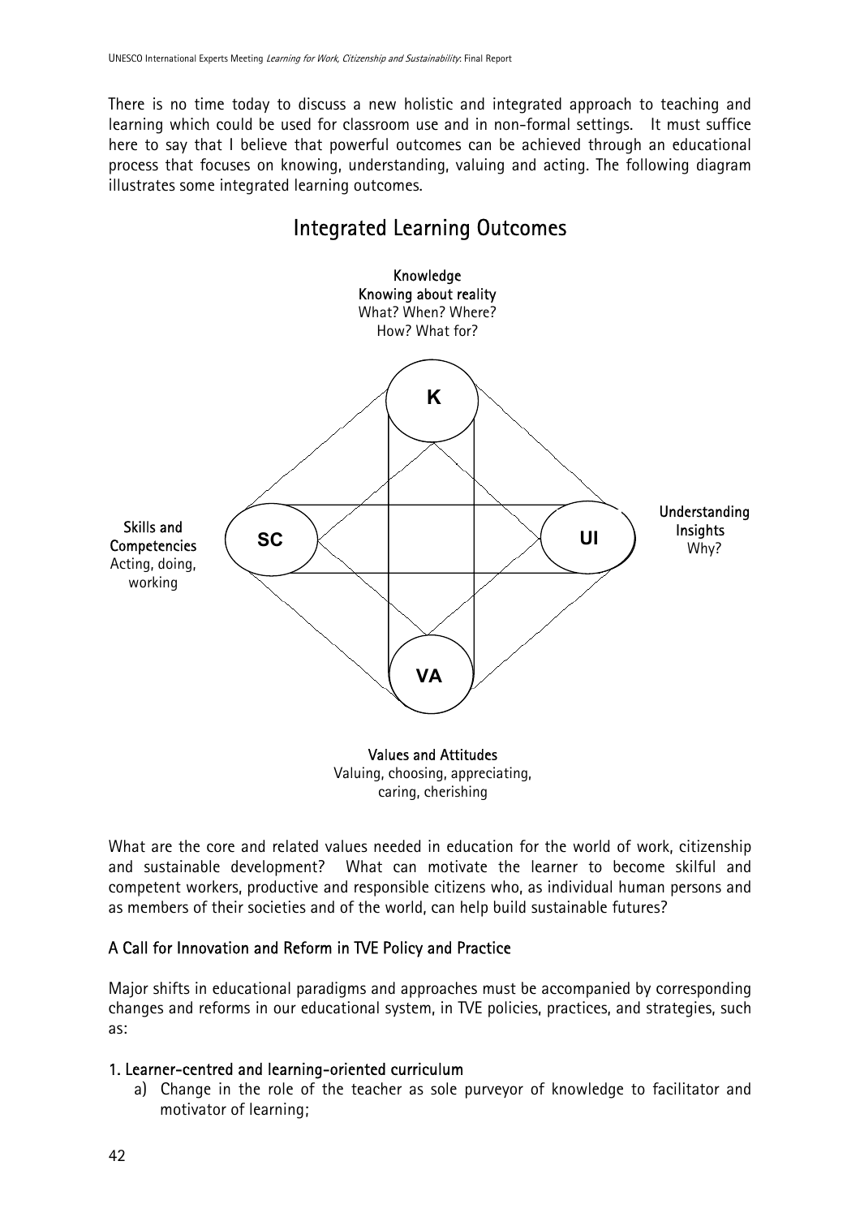There is no time today to discuss a new holistic and integrated approach to teaching and learning which could be used for classroom use and in non-formal settings. It must suffice here to say that I believe that powerful outcomes can be achieved through an educational process that focuses on knowing, understanding, valuing and acting. The following diagram illustrates some integrated learning outcomes.

## Integrated Learning Outcomes

**Knowledge**
**Knowing about reality**
What? When? Where?
How? What for?

K

**Skills and Competencies**
Acting, doing, working

SC

UI

**Understanding Insights**
Why?

VA

**Values and Attitudes**
Valuing, choosing, appreciating, caring, cherishing

What are the core and related values needed in education for the world of work, citizenship and sustainable development? What can motivate the learner to become skilful and competent workers, productive and responsible citizens who, as individual human persons and as members of their societies and of the world, can help build sustainable futures?

### A Call for Innovation and Reform in TVE Policy and Practice

Major shifts in educational paradigms and approaches must be accompanied by corresponding changes and reforms in our educational system, in TVE policies, practices, and strategies, such as:

#### 1. Learner-centred and learning-oriented curriculum

a) Change in the role of the teacher as sole purveyor of knowledge to facilitator and motivator of learning;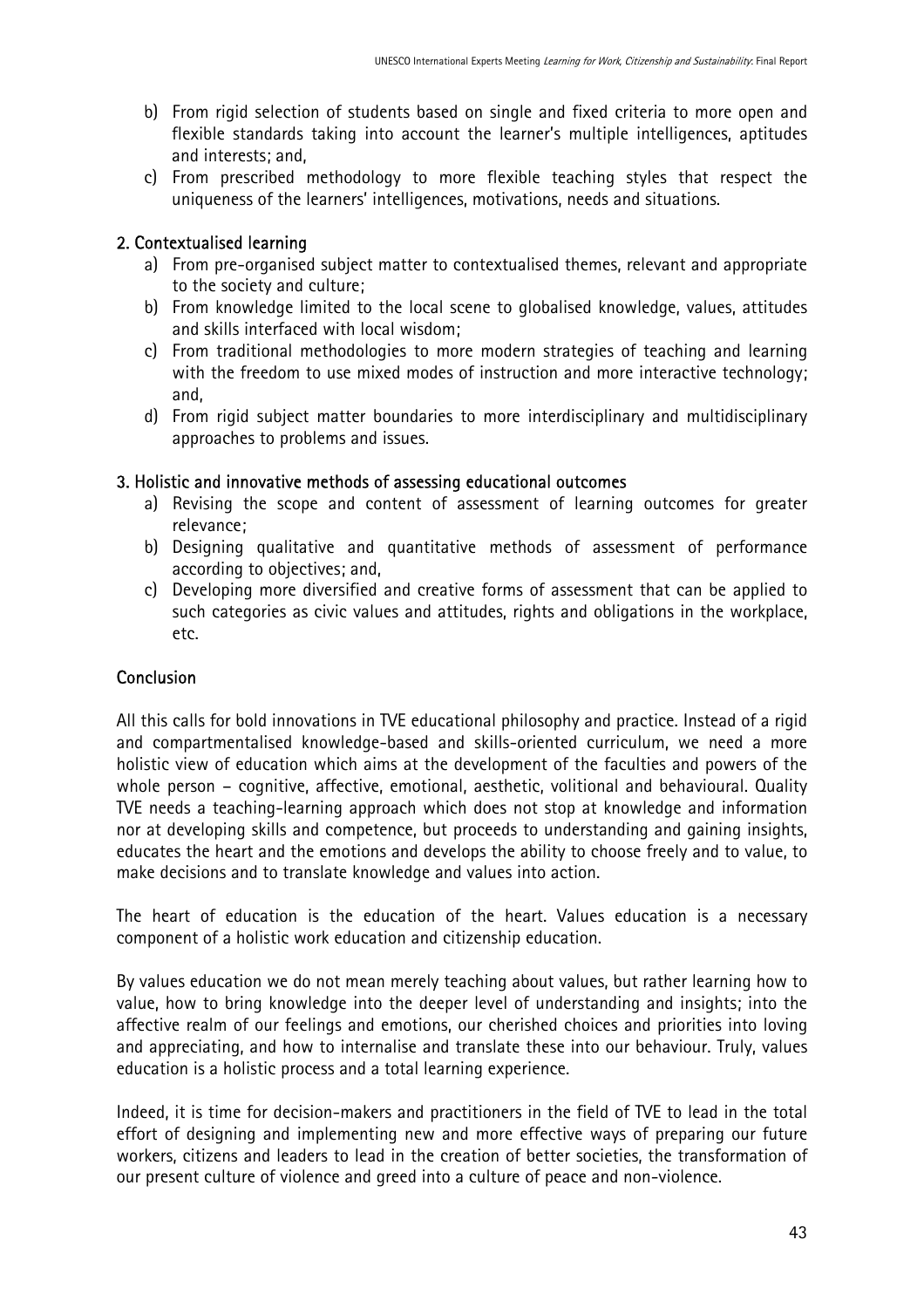b) From rigid selection of students based on single and fixed criteria to more open and flexible standards taking into account the learner's multiple intelligences, aptitudes and interests; and,

c) From prescribed methodology to more flexible teaching styles that respect the uniqueness of the learners' intelligences, motivations, needs and situations.

**2. Contextualised learning**

a) From pre-organised subject matter to contextualised themes, relevant and appropriate to the society and culture;

b) From knowledge limited to the local scene to globalised knowledge, values, attitudes and skills interfaced with local wisdom;

c) From traditional methodologies to more modern strategies of teaching and learning with the freedom to use mixed modes of instruction and more interactive technology; and,

d) From rigid subject matter boundaries to more interdisciplinary and multidisciplinary approaches to problems and issues.

**3. Holistic and innovative methods of assessing educational outcomes**

a) Revising the scope and content of assessment of learning outcomes for greater relevance;

b) Designing qualitative and quantitative methods of assessment of performance according to objectives; and,

c) Developing more diversified and creative forms of assessment that can be applied to such categories as civic values and attitudes, rights and obligations in the workplace, etc.

**Conclusion**

All this calls for bold innovations in TVE educational philosophy and practice. Instead of a rigid and compartmentalised knowledge-based and skills-oriented curriculum, we need a more holistic view of education which aims at the development of the faculties and powers of the whole person – cognitive, affective, emotional, aesthetic, volitional and behavioural. Quality TVE needs a teaching-learning approach which does not stop at knowledge and information nor at developing skills and competence, but proceeds to understanding and gaining insights, educates the heart and the emotions and develops the ability to choose freely and to value, to make decisions and to translate knowledge and values into action.

The heart of education is the education of the heart. Values education is a necessary component of a holistic work education and citizenship education.

By values education we do not mean merely teaching about values, but rather learning how to value, how to bring knowledge into the deeper level of understanding and insights; into the affective realm of our feelings and emotions, our cherished choices and priorities into loving and appreciating, and how to internalise and translate these into our behaviour. Truly, values education is a holistic process and a total learning experience.

Indeed, it is time for decision-makers and practitioners in the field of TVE to lead in the total effort of designing and implementing new and more effective ways of preparing our future workers, citizens and leaders to lead in the creation of better societies, the transformation of our present culture of violence and greed into a culture of peace and non-violence.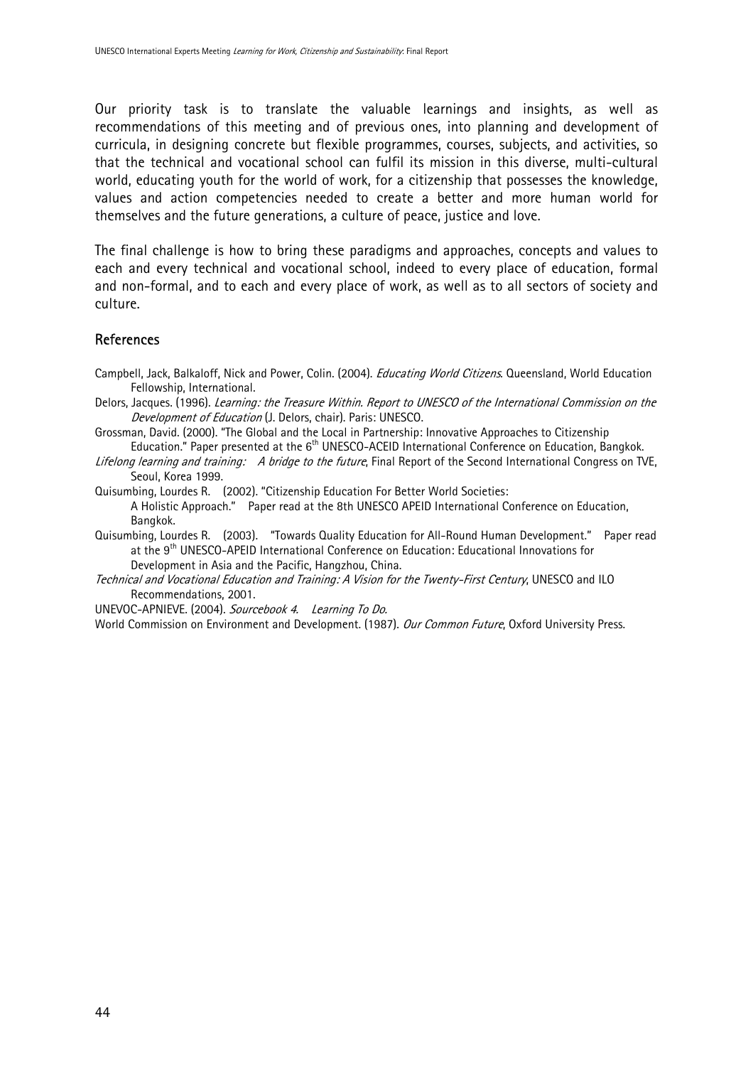Our priority task is to translate the valuable learnings and insights, as well as recommendations of this meeting and of previous ones, into planning and development of curricula, in designing concrete but flexible programmes, courses, subjects, and activities, so that the technical and vocational school can fulfil its mission in this diverse, multi-cultural world, educating youth for the world of work, for a citizenship that possesses the knowledge, values and action competencies needed to create a better and more human world for themselves and the future generations, a culture of peace, justice and love.

The final challenge is how to bring these paradigms and approaches, concepts and values to each and every technical and vocational school, indeed to every place of education, formal and non-formal, and to each and every place of work, as well as to all sectors of society and culture.

## References

Campbell, Jack, Balkaloff, Nick and Power, Colin. (2004). *Educating World Citizens*. Queensland, World Education Fellowship, International.

Delors, Jacques. (1996). *Learning: the Treasure Within. Report to UNESCO of the International Commission on the Development of Education* (J. Delors, chair). Paris: UNESCO.

Grossman, David. (2000). "The Global and the Local in Partnership: Innovative Approaches to Citizenship Education." Paper presented at the 6th UNESCO-ACEID International Conference on Education, Bangkok.

*Lifelong learning and training: A bridge to the future*, Final Report of the Second International Congress on TVE, Seoul, Korea 1999.

Quisumbing, Lourdes R. (2002). "Citizenship Education For Better World Societies: A Holistic Approach." Paper read at the 8th UNESCO APEID International Conference on Education, Bangkok.

Quisumbing, Lourdes R. (2003). "Towards Quality Education for All-Round Human Development." Paper read at the 9th UNESCO-APEID International Conference on Education: Educational Innovations for Development in Asia and the Pacific, Hangzhou, China.

*Technical and Vocational Education and Training: A Vision for the Twenty-First Century*, UNESCO and ILO Recommendations, 2001.

UNEVOC-APNIEVE. (2004). *Sourcebook 4. Learning To Do*.

World Commission on Environment and Development. (1987). *Our Common Future*, Oxford University Press.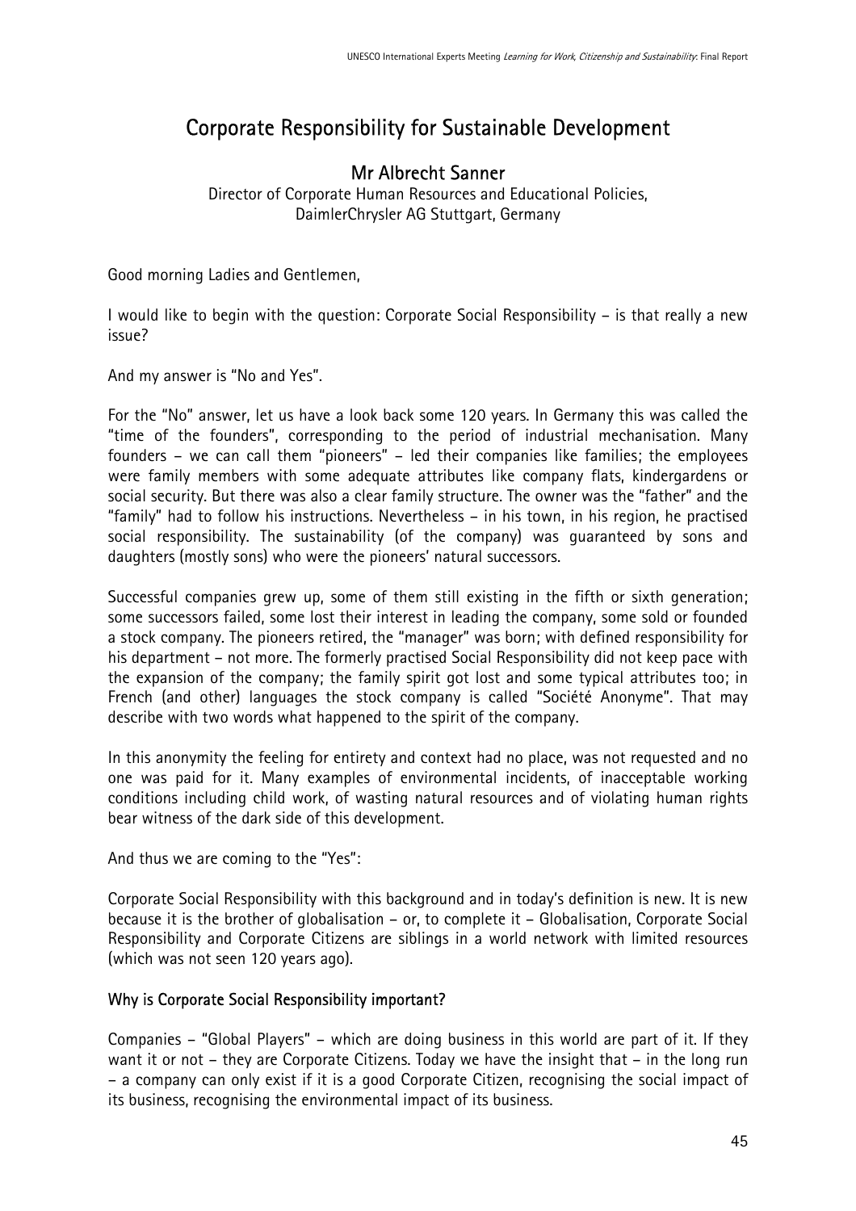# Corporate Responsibility for Sustainable Development

## Mr Albrecht Sanner

Director of Corporate Human Resources and Educational Policies, DaimlerChrysler AG Stuttgart, Germany

Good morning Ladies and Gentlemen,

I would like to begin with the question: Corporate Social Responsibility – is that really a new issue?

And my answer is "No and Yes".

For the "No" answer, let us have a look back some 120 years. In Germany this was called the "time of the founders", corresponding to the period of industrial mechanisation. Many founders – we can call them "pioneers" – led their companies like families; the employees were family members with some adequate attributes like company flats, kindergardens or social security. But there was also a clear family structure. The owner was the "father" and the "family" had to follow his instructions. Nevertheless – in his town, in his region, he practised social responsibility. The sustainability (of the company) was guaranteed by sons and daughters (mostly sons) who were the pioneers' natural successors.

Successful companies grew up, some of them still existing in the fifth or sixth generation; some successors failed, some lost their interest in leading the company, some sold or founded a stock company. The pioneers retired, the "manager" was born; with defined responsibility for his department – not more. The formerly practised Social Responsibility did not keep pace with the expansion of the company; the family spirit got lost and some typical attributes too; in French (and other) languages the stock company is called "Société Anonyme". That may describe with two words what happened to the spirit of the company.

In this anonymity the feeling for entirety and context had no place, was not requested and no one was paid for it. Many examples of environmental incidents, of inacceptable working conditions including child work, of wasting natural resources and of violating human rights bear witness of the dark side of this development.

And thus we are coming to the "Yes":

Corporate Social Responsibility with this background and in today's definition is new. It is new because it is the brother of globalisation – or, to complete it – Globalisation, Corporate Social Responsibility and Corporate Citizens are siblings in a world network with limited resources (which was not seen 120 years ago).

### Why is Corporate Social Responsibility important?

Companies – "Global Players" – which are doing business in this world are part of it. If they want it or not – they are Corporate Citizens. Today we have the insight that – in the long run – a company can only exist if it is a good Corporate Citizen, recognising the social impact of its business, recognising the environmental impact of its business.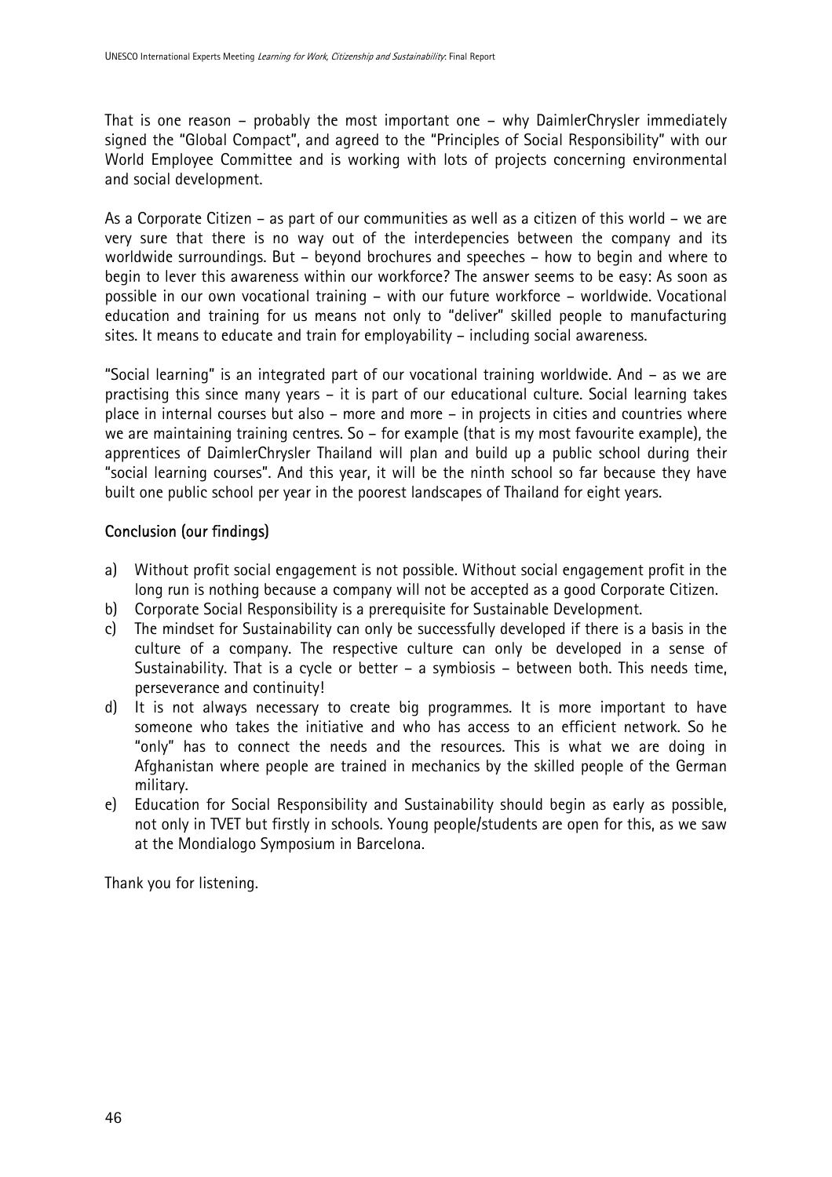That is one reason – probably the most important one – why DaimlerChrysler immediately signed the "Global Compact", and agreed to the "Principles of Social Responsibility" with our World Employee Committee and is working with lots of projects concerning environmental and social development.

As a Corporate Citizen – as part of our communities as well as a citizen of this world – we are very sure that there is no way out of the interdepencies between the company and its worldwide surroundings. But – beyond brochures and speeches – how to begin and where to begin to lever this awareness within our workforce? The answer seems to be easy: As soon as possible in our own vocational training – with our future workforce – worldwide. Vocational education and training for us means not only to "deliver" skilled people to manufacturing sites. It means to educate and train for employability – including social awareness.

"Social learning" is an integrated part of our vocational training worldwide. And – as we are practising this since many years – it is part of our educational culture. Social learning takes place in internal courses but also – more and more – in projects in cities and countries where we are maintaining training centres. So – for example (that is my most favourite example), the apprentices of DaimlerChrysler Thailand will plan and build up a public school during their "social learning courses". And this year, it will be the ninth school so far because they have built one public school per year in the poorest landscapes of Thailand for eight years.

## Conclusion (our findings)

a) Without profit social engagement is not possible. Without social engagement profit in the long run is nothing because a company will not be accepted as a good Corporate Citizen.
b) Corporate Social Responsibility is a prerequisite for Sustainable Development.
c) The mindset for Sustainability can only be successfully developed if there is a basis in the culture of a company. The respective culture can only be developed in a sense of Sustainability. That is a cycle or better – a symbiosis – between both. This needs time, perseverance and continuity!
d) It is not always necessary to create big programmes. It is more important to have someone who takes the initiative and who has access to an efficient network. So he "only" has to connect the needs and the resources. This is what we are doing in Afghanistan where people are trained in mechanics by the skilled people of the German military.
e) Education for Social Responsibility and Sustainability should begin as early as possible, not only in TVET but firstly in schools. Young people/students are open for this, as we saw at the Mondialogo Symposium in Barcelona.

Thank you for listening.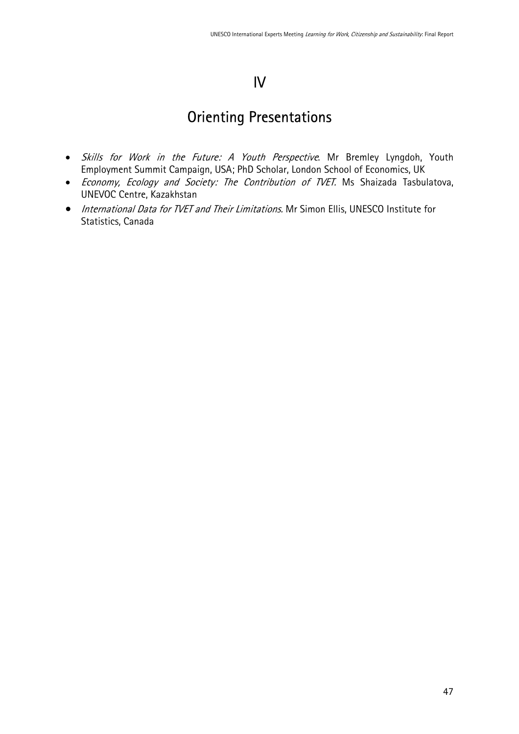# IV

# Orienting Presentations

- *Skills for Work in the Future: A Youth Perspective*. Mr Bremley Lyngdoh, Youth Employment Summit Campaign, USA; PhD Scholar, London School of Economics, UK
- *Economy, Ecology and Society: The Contribution of TVET.* Ms Shaizada Tasbulatova, UNEVOC Centre, Kazakhstan
- *International Data for TVET and Their Limitations*. Mr Simon Ellis, UNESCO Institute for Statistics, Canada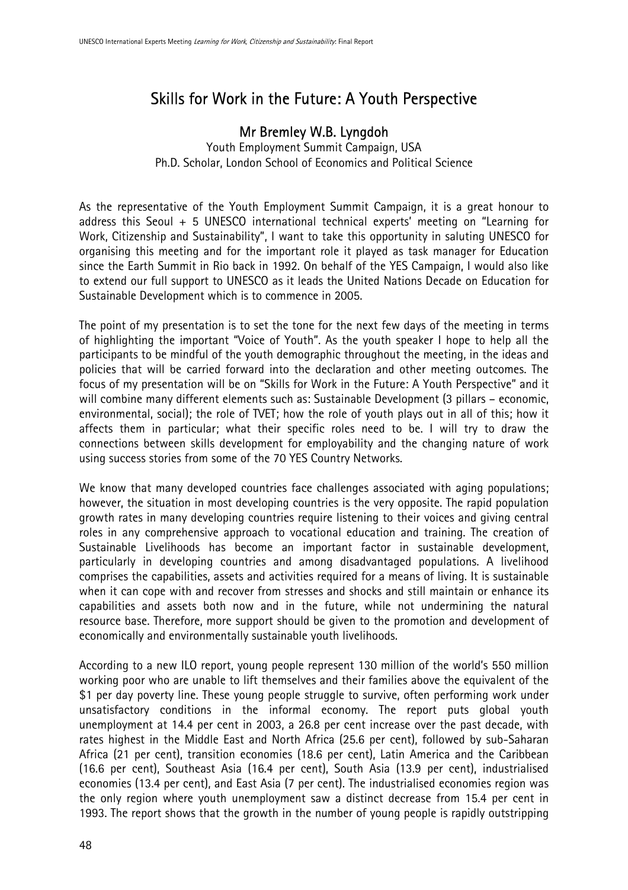## Skills for Work in the Future: A Youth Perspective

### Mr Bremley W.B. Lyngdoh

Youth Employment Summit Campaign, USA
Ph.D. Scholar, London School of Economics and Political Science

As the representative of the Youth Employment Summit Campaign, it is a great honour to address this Seoul + 5 UNESCO international technical experts' meeting on "Learning for Work, Citizenship and Sustainability", I want to take this opportunity in saluting UNESCO for organising this meeting and for the important role it played as task manager for Education since the Earth Summit in Rio back in 1992. On behalf of the YES Campaign, I would also like to extend our full support to UNESCO as it leads the United Nations Decade on Education for Sustainable Development which is to commence in 2005.

The point of my presentation is to set the tone for the next few days of the meeting in terms of highlighting the important "Voice of Youth". As the youth speaker I hope to help all the participants to be mindful of the youth demographic throughout the meeting, in the ideas and policies that will be carried forward into the declaration and other meeting outcomes. The focus of my presentation will be on "Skills for Work in the Future: A Youth Perspective" and it will combine many different elements such as: Sustainable Development (3 pillars – economic, environmental, social); the role of TVET; how the role of youth plays out in all of this; how it affects them in particular; what their specific roles need to be. I will try to draw the connections between skills development for employability and the changing nature of work using success stories from some of the 70 YES Country Networks.

We know that many developed countries face challenges associated with aging populations; however, the situation in most developing countries is the very opposite. The rapid population growth rates in many developing countries require listening to their voices and giving central roles in any comprehensive approach to vocational education and training. The creation of Sustainable Livelihoods has become an important factor in sustainable development, particularly in developing countries and among disadvantaged populations. A livelihood comprises the capabilities, assets and activities required for a means of living. It is sustainable when it can cope with and recover from stresses and shocks and still maintain or enhance its capabilities and assets both now and in the future, while not undermining the natural resource base. Therefore, more support should be given to the promotion and development of economically and environmentally sustainable youth livelihoods.

According to a new ILO report, young people represent 130 million of the world's 550 million working poor who are unable to lift themselves and their families above the equivalent of the $1 per day poverty line. These young people struggle to survive, often performing work under unsatisfactory conditions in the informal economy. The report puts global youth unemployment at 14.4 per cent in 2003, a 26.8 per cent increase over the past decade, with rates highest in the Middle East and North Africa (25.6 per cent), followed by sub-Saharan Africa (21 per cent), transition economies (18.6 per cent), Latin America and the Caribbean (16.6 per cent), Southeast Asia (16.4 per cent), South Asia (13.9 per cent), industrialised economies (13.4 per cent), and East Asia (7 per cent). The industrialised economies region was the only region where youth unemployment saw a distinct decrease from 15.4 per cent in 1993. The report shows that the growth in the number of young people is rapidly outstripping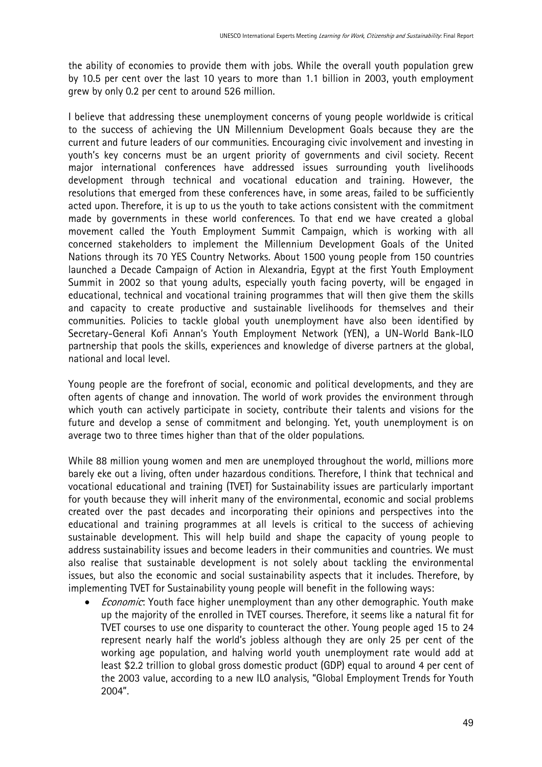the ability of economies to provide them with jobs. While the overall youth population grew by 10.5 per cent over the last 10 years to more than 1.1 billion in 2003, youth employment grew by only 0.2 per cent to around 526 million.

I believe that addressing these unemployment concerns of young people worldwide is critical to the success of achieving the UN Millennium Development Goals because they are the current and future leaders of our communities. Encouraging civic involvement and investing in youth's key concerns must be an urgent priority of governments and civil society. Recent major international conferences have addressed issues surrounding youth livelihoods development through technical and vocational education and training. However, the resolutions that emerged from these conferences have, in some areas, failed to be sufficiently acted upon. Therefore, it is up to us the youth to take actions consistent with the commitment made by governments in these world conferences. To that end we have created a global movement called the Youth Employment Summit Campaign, which is working with all concerned stakeholders to implement the Millennium Development Goals of the United Nations through its 70 YES Country Networks. About 1500 young people from 150 countries launched a Decade Campaign of Action in Alexandria, Egypt at the first Youth Employment Summit in 2002 so that young adults, especially youth facing poverty, will be engaged in educational, technical and vocational training programmes that will then give them the skills and capacity to create productive and sustainable livelihoods for themselves and their communities. Policies to tackle global youth unemployment have also been identified by Secretary-General Kofi Annan's Youth Employment Network (YEN), a UN-World Bank-ILO partnership that pools the skills, experiences and knowledge of diverse partners at the global, national and local level.

Young people are the forefront of social, economic and political developments, and they are often agents of change and innovation. The world of work provides the environment through which youth can actively participate in society, contribute their talents and visions for the future and develop a sense of commitment and belonging. Yet, youth unemployment is on average two to three times higher than that of the older populations.

While 88 million young women and men are unemployed throughout the world, millions more barely eke out a living, often under hazardous conditions. Therefore, I think that technical and vocational educational and training (TVET) for Sustainability issues are particularly important for youth because they will inherit many of the environmental, economic and social problems created over the past decades and incorporating their opinions and perspectives into the educational and training programmes at all levels is critical to the success of achieving sustainable development. This will help build and shape the capacity of young people to address sustainability issues and become leaders in their communities and countries. We must also realise that sustainable development is not solely about tackling the environmental issues, but also the economic and social sustainability aspects that it includes. Therefore, by implementing TVET for Sustainability young people will benefit in the following ways:

- *Economic*: Youth face higher unemployment than any other demographic. Youth make up the majority of the enrolled in TVET courses. Therefore, it seems like a natural fit for TVET courses to use one disparity to counteract the other. Young people aged 15 to 24 represent nearly half the world's jobless although they are only 25 per cent of the working age population, and halving world youth unemployment rate would add at least $2.2 trillion to global gross domestic product (GDP) equal to around 4 per cent of the 2003 value, according to a new ILO analysis, "Global Employment Trends for Youth 2004".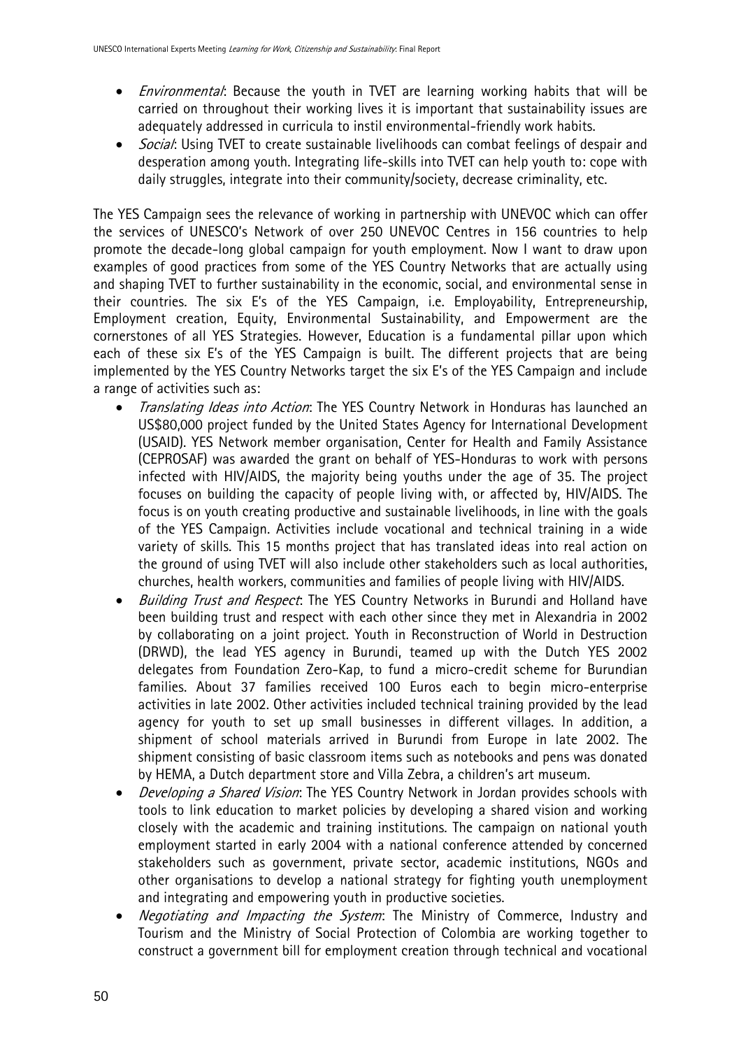- *Environmental*: Because the youth in TVET are learning working habits that will be carried on throughout their working lives it is important that sustainability issues are adequately addressed in curricula to instil environmental-friendly work habits.
- *Social*: Using TVET to create sustainable livelihoods can combat feelings of despair and desperation among youth. Integrating life-skills into TVET can help youth to: cope with daily struggles, integrate into their community/society, decrease criminality, etc.

The YES Campaign sees the relevance of working in partnership with UNEVOC which can offer the services of UNESCO's Network of over 250 UNEVOC Centres in 156 countries to help promote the decade-long global campaign for youth employment. Now I want to draw upon examples of good practices from some of the YES Country Networks that are actually using and shaping TVET to further sustainability in the economic, social, and environmental sense in their countries. The six E's of the YES Campaign, i.e. Employability, Entrepreneurship, Employment creation, Equity, Environmental Sustainability, and Empowerment are the cornerstones of all YES Strategies. However, Education is a fundamental pillar upon which each of these six E's of the YES Campaign is built. The different projects that are being implemented by the YES Country Networks target the six E's of the YES Campaign and include a range of activities such as:

- *Translating Ideas into Action*: The YES Country Network in Honduras has launched an US$80,000 project funded by the United States Agency for International Development (USAID). YES Network member organisation, Center for Health and Family Assistance (CEPROSAF) was awarded the grant on behalf of YES-Honduras to work with persons infected with HIV/AIDS, the majority being youths under the age of 35. The project focuses on building the capacity of people living with, or affected by, HIV/AIDS. The focus is on youth creating productive and sustainable livelihoods, in line with the goals of the YES Campaign. Activities include vocational and technical training in a wide variety of skills. This 15 months project that has translated ideas into real action on the ground of using TVET will also include other stakeholders such as local authorities, churches, health workers, communities and families of people living with HIV/AIDS.
- *Building Trust and Respect*: The YES Country Networks in Burundi and Holland have been building trust and respect with each other since they met in Alexandria in 2002 by collaborating on a joint project. Youth in Reconstruction of World in Destruction (DRWD), the lead YES agency in Burundi, teamed up with the Dutch YES 2002 delegates from Foundation Zero-Kap, to fund a micro-credit scheme for Burundian families. About 37 families received 100 Euros each to begin micro-enterprise activities in late 2002. Other activities included technical training provided by the lead agency for youth to set up small businesses in different villages. In addition, a shipment of school materials arrived in Burundi from Europe in late 2002. The shipment consisting of basic classroom items such as notebooks and pens was donated by HEMA, a Dutch department store and Villa Zebra, a children's art museum.
- *Developing a Shared Vision*: The YES Country Network in Jordan provides schools with tools to link education to market policies by developing a shared vision and working closely with the academic and training institutions. The campaign on national youth employment started in early 2004 with a national conference attended by concerned stakeholders such as government, private sector, academic institutions, NGOs and other organisations to develop a national strategy for fighting youth unemployment and integrating and empowering youth in productive societies.
- *Negotiating and Impacting the System*: The Ministry of Commerce, Industry and Tourism and the Ministry of Social Protection of Colombia are working together to construct a government bill for employment creation through technical and vocational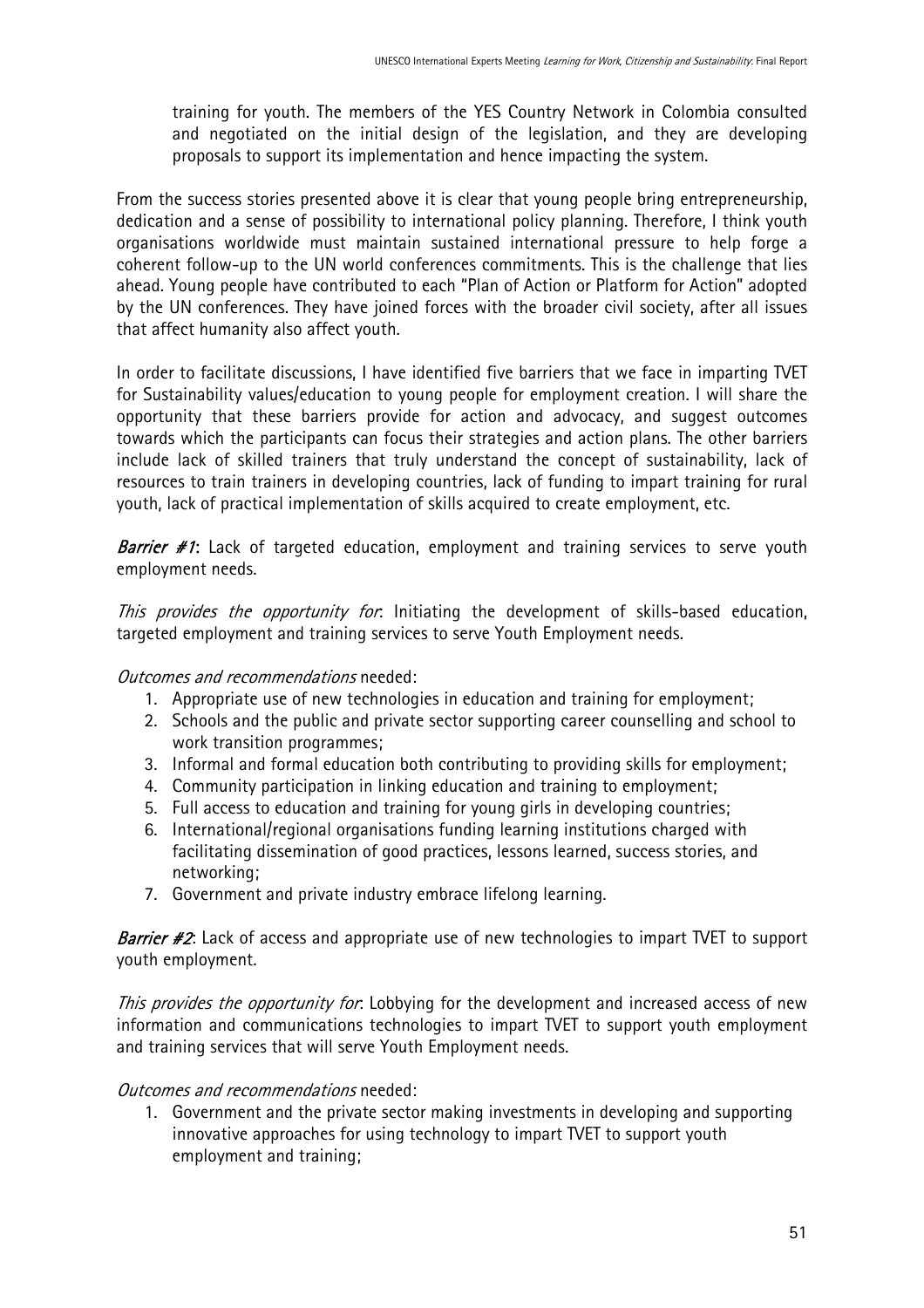training for youth. The members of the YES Country Network in Colombia consulted and negotiated on the initial design of the legislation, and they are developing proposals to support its implementation and hence impacting the system.

From the success stories presented above it is clear that young people bring entrepreneurship, dedication and a sense of possibility to international policy planning. Therefore, I think youth organisations worldwide must maintain sustained international pressure to help forge a coherent follow-up to the UN world conferences commitments. This is the challenge that lies ahead. Young people have contributed to each "Plan of Action or Platform for Action" adopted by the UN conferences. They have joined forces with the broader civil society, after all issues that affect humanity also affect youth.

In order to facilitate discussions, I have identified five barriers that we face in imparting TVET for Sustainability values/education to young people for employment creation. I will share the opportunity that these barriers provide for action and advocacy, and suggest outcomes towards which the participants can focus their strategies and action plans. The other barriers include lack of skilled trainers that truly understand the concept of sustainability, lack of resources to train trainers in developing countries, lack of funding to impart training for rural youth, lack of practical implementation of skills acquired to create employment, etc.

***Barrier #1***: Lack of targeted education, employment and training services to serve youth employment needs.

*This provides the opportunity for*: Initiating the development of skills-based education, targeted employment and training services to serve Youth Employment needs.

*Outcomes and recommendations* needed:

1. Appropriate use of new technologies in education and training for employment;
2. Schools and the public and private sector supporting career counselling and school to work transition programmes;
3. Informal and formal education both contributing to providing skills for employment;
4. Community participation in linking education and training to employment;
5. Full access to education and training for young girls in developing countries;
6. International/regional organisations funding learning institutions charged with facilitating dissemination of good practices, lessons learned, success stories, and networking;
7. Government and private industry embrace lifelong learning.

***Barrier #2***: Lack of access and appropriate use of new technologies to impart TVET to support youth employment.

*This provides the opportunity for*: Lobbying for the development and increased access of new information and communications technologies to impart TVET to support youth employment and training services that will serve Youth Employment needs.

*Outcomes and recommendations* needed:

1. Government and the private sector making investments in developing and supporting innovative approaches for using technology to impart TVET to support youth employment and training;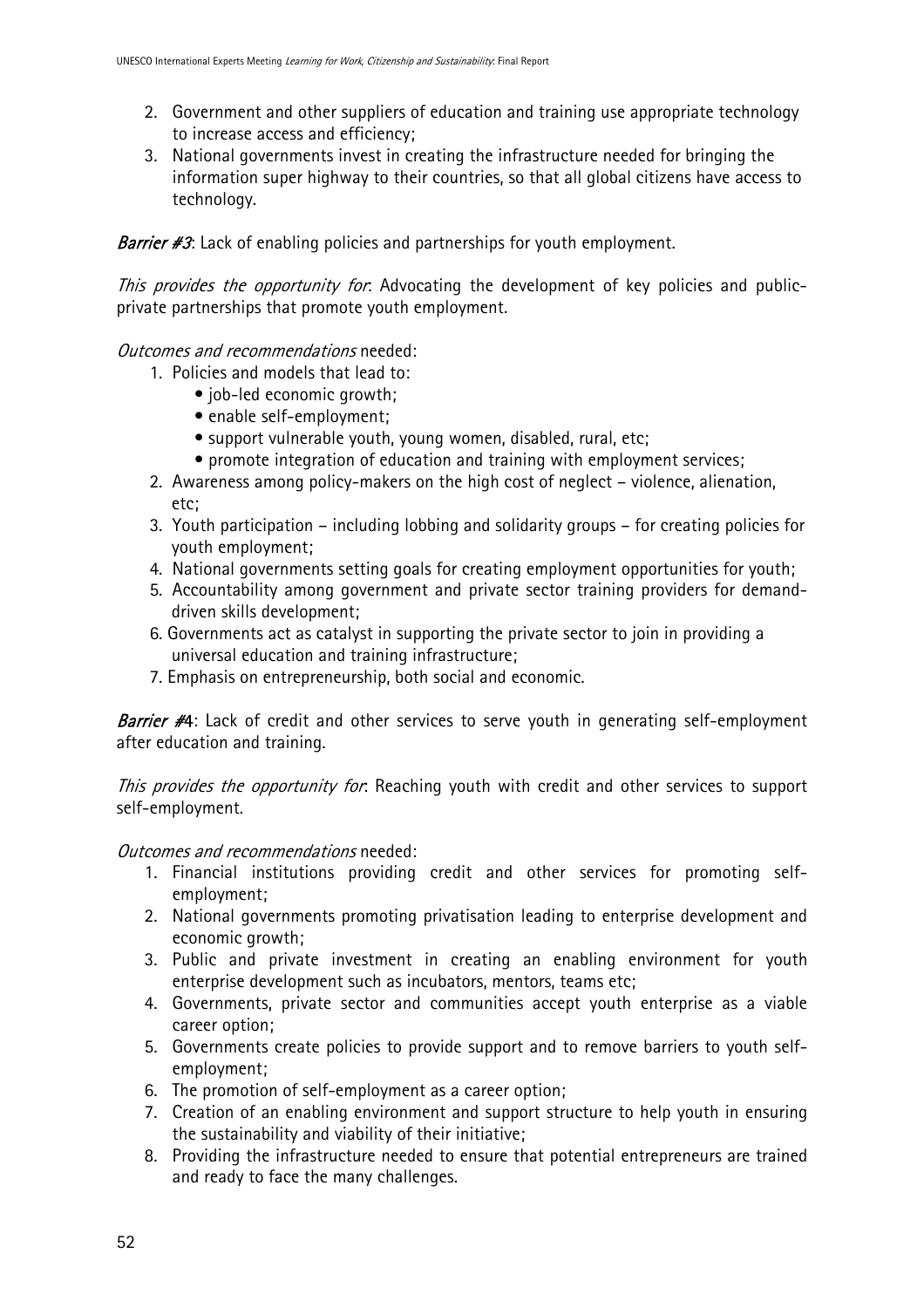2. Government and other suppliers of education and training use appropriate technology to increase access and efficiency;
3. National governments invest in creating the infrastructure needed for bringing the information super highway to their countries, so that all global citizens have access to technology.

***Barrier #3***: Lack of enabling policies and partnerships for youth employment.

*This provides the opportunity for*: Advocating the development of key policies and public-private partnerships that promote youth employment.

*Outcomes and recommendations* needed:

1. Policies and models that lead to:
   - job-led economic growth;
   - enable self-employment;
   - support vulnerable youth, young women, disabled, rural, etc;
   - promote integration of education and training with employment services;
2. Awareness among policy-makers on the high cost of neglect – violence, alienation, etc;
3. Youth participation – including lobbing and solidarity groups – for creating policies for youth employment;
4. National governments setting goals for creating employment opportunities for youth;
5. Accountability among government and private sector training providers for demand-driven skills development;
6. Governments act as catalyst in supporting the private sector to join in providing a universal education and training infrastructure;
7. Emphasis on entrepreneurship, both social and economic.

***Barrier #4***: Lack of credit and other services to serve youth in generating self-employment after education and training.

*This provides the opportunity for*: Reaching youth with credit and other services to support self-employment.

*Outcomes and recommendations* needed:

1. Financial institutions providing credit and other services for promoting self-employment;
2. National governments promoting privatisation leading to enterprise development and economic growth;
3. Public and private investment in creating an enabling environment for youth enterprise development such as incubators, mentors, teams etc;
4. Governments, private sector and communities accept youth enterprise as a viable career option;
5. Governments create policies to provide support and to remove barriers to youth self-employment;
6. The promotion of self-employment as a career option;
7. Creation of an enabling environment and support structure to help youth in ensuring the sustainability and viability of their initiative;
8. Providing the infrastructure needed to ensure that potential entrepreneurs are trained and ready to face the many challenges.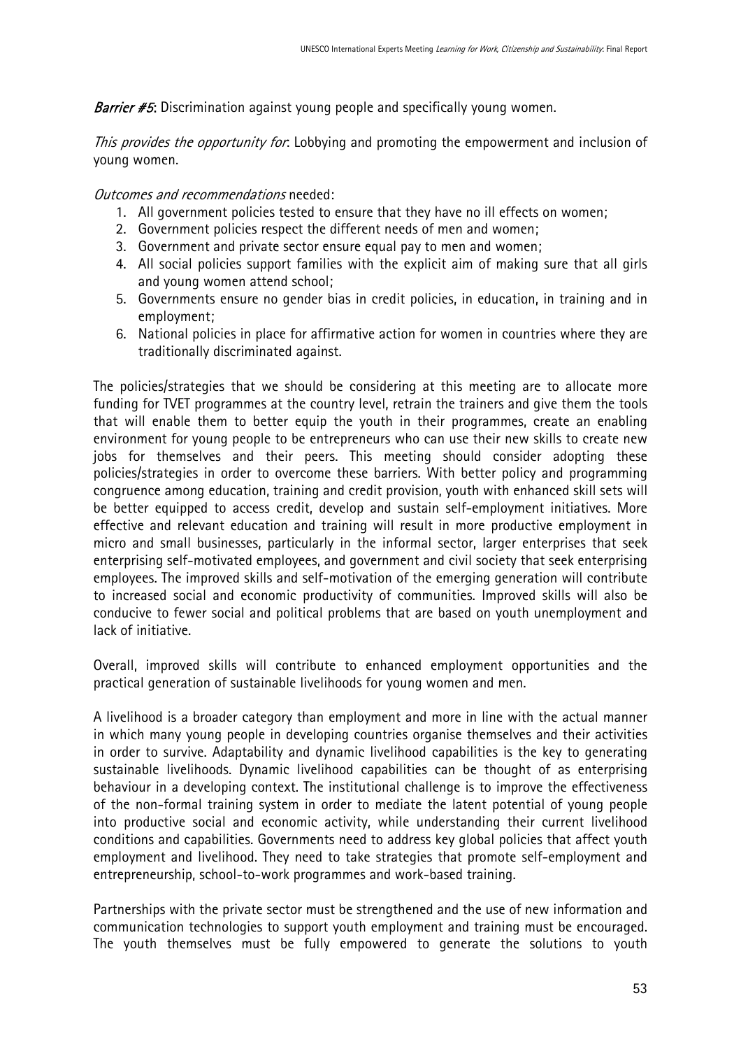*Barrier #5*: Discrimination against young people and specifically young women.

*This provides the opportunity for*: Lobbying and promoting the empowerment and inclusion of young women.

*Outcomes and recommendations* needed:

1. All government policies tested to ensure that they have no ill effects on women;
2. Government policies respect the different needs of men and women;
3. Government and private sector ensure equal pay to men and women;
4. All social policies support families with the explicit aim of making sure that all girls and young women attend school;
5. Governments ensure no gender bias in credit policies, in education, in training and in employment;
6. National policies in place for affirmative action for women in countries where they are traditionally discriminated against.

The policies/strategies that we should be considering at this meeting are to allocate more funding for TVET programmes at the country level, retrain the trainers and give them the tools that will enable them to better equip the youth in their programmes, create an enabling environment for young people to be entrepreneurs who can use their new skills to create new jobs for themselves and their peers. This meeting should consider adopting these policies/strategies in order to overcome these barriers. With better policy and programming congruence among education, training and credit provision, youth with enhanced skill sets will be better equipped to access credit, develop and sustain self-employment initiatives. More effective and relevant education and training will result in more productive employment in micro and small businesses, particularly in the informal sector, larger enterprises that seek enterprising self-motivated employees, and government and civil society that seek enterprising employees. The improved skills and self-motivation of the emerging generation will contribute to increased social and economic productivity of communities. Improved skills will also be conducive to fewer social and political problems that are based on youth unemployment and lack of initiative.

Overall, improved skills will contribute to enhanced employment opportunities and the practical generation of sustainable livelihoods for young women and men.

A livelihood is a broader category than employment and more in line with the actual manner in which many young people in developing countries organise themselves and their activities in order to survive. Adaptability and dynamic livelihood capabilities is the key to generating sustainable livelihoods. Dynamic livelihood capabilities can be thought of as enterprising behaviour in a developing context. The institutional challenge is to improve the effectiveness of the non-formal training system in order to mediate the latent potential of young people into productive social and economic activity, while understanding their current livelihood conditions and capabilities. Governments need to address key global policies that affect youth employment and livelihood. They need to take strategies that promote self-employment and entrepreneurship, school-to-work programmes and work-based training.

Partnerships with the private sector must be strengthened and the use of new information and communication technologies to support youth employment and training must be encouraged. The youth themselves must be fully empowered to generate the solutions to youth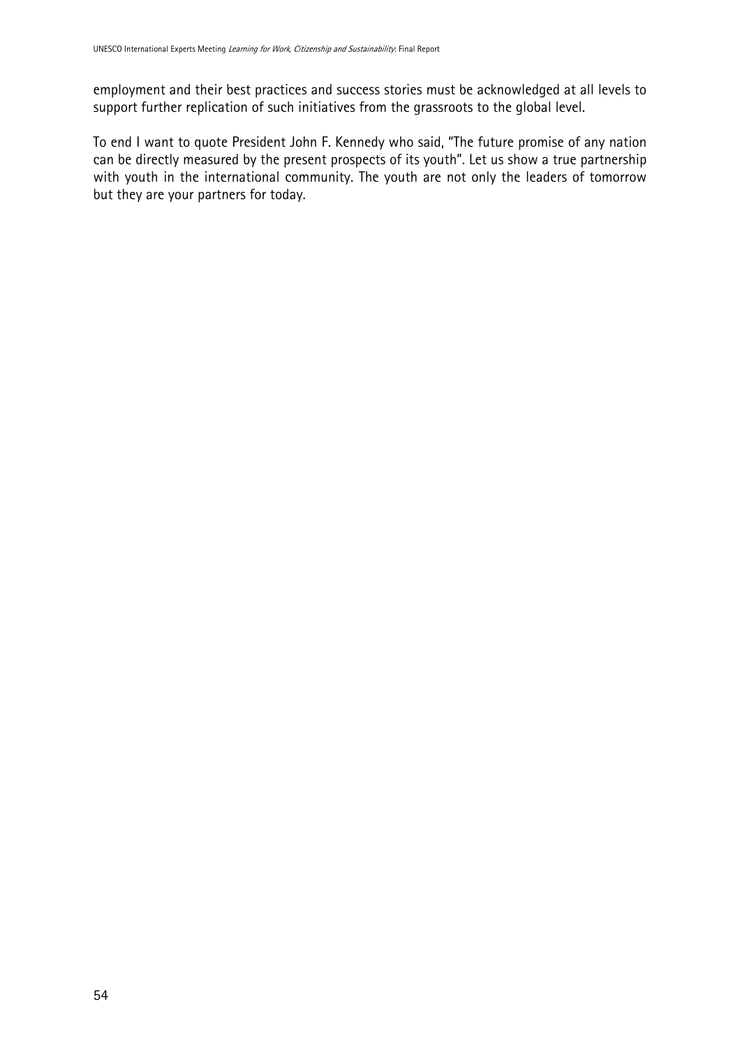employment and their best practices and success stories must be acknowledged at all levels to support further replication of such initiatives from the grassroots to the global level.

To end I want to quote President John F. Kennedy who said, "The future promise of any nation can be directly measured by the present prospects of its youth". Let us show a true partnership with youth in the international community. The youth are not only the leaders of tomorrow but they are your partners for today.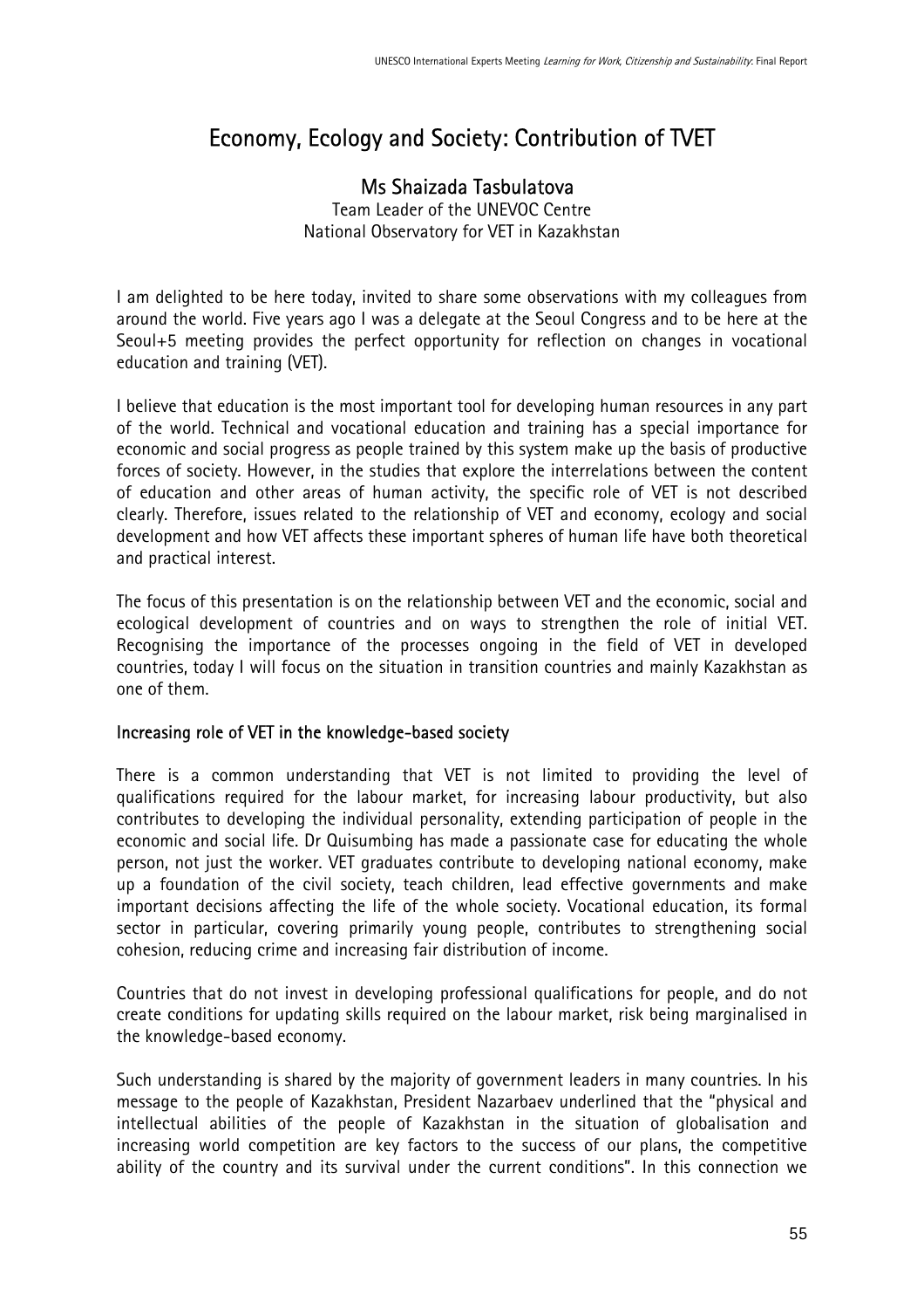# Economy, Ecology and Society: Contribution of TVET

**Ms Shaizada Tasbulatova**
Team Leader of the UNEVOC Centre
National Observatory for VET in Kazakhstan

I am delighted to be here today, invited to share some observations with my colleagues from around the world. Five years ago I was a delegate at the Seoul Congress and to be here at the Seoul+5 meeting provides the perfect opportunity for reflection on changes in vocational education and training (VET).

I believe that education is the most important tool for developing human resources in any part of the world. Technical and vocational education and training has a special importance for economic and social progress as people trained by this system make up the basis of productive forces of society. However, in the studies that explore the interrelations between the content of education and other areas of human activity, the specific role of VET is not described clearly. Therefore, issues related to the relationship of VET and economy, ecology and social development and how VET affects these important spheres of human life have both theoretical and practical interest.

The focus of this presentation is on the relationship between VET and the economic, social and ecological development of countries and on ways to strengthen the role of initial VET. Recognising the importance of the processes ongoing in the field of VET in developed countries, today I will focus on the situation in transition countries and mainly Kazakhstan as one of them.

## Increasing role of VET in the knowledge-based society

There is a common understanding that VET is not limited to providing the level of qualifications required for the labour market, for increasing labour productivity, but also contributes to developing the individual personality, extending participation of people in the economic and social life. Dr Quisumbing has made a passionate case for educating the whole person, not just the worker. VET graduates contribute to developing national economy, make up a foundation of the civil society, teach children, lead effective governments and make important decisions affecting the life of the whole society. Vocational education, its formal sector in particular, covering primarily young people, contributes to strengthening social cohesion, reducing crime and increasing fair distribution of income.

Countries that do not invest in developing professional qualifications for people, and do not create conditions for updating skills required on the labour market, risk being marginalised in the knowledge-based economy.

Such understanding is shared by the majority of government leaders in many countries. In his message to the people of Kazakhstan, President Nazarbaev underlined that the "physical and intellectual abilities of the people of Kazakhstan in the situation of globalisation and increasing world competition are key factors to the success of our plans, the competitive ability of the country and its survival under the current conditions". In this connection we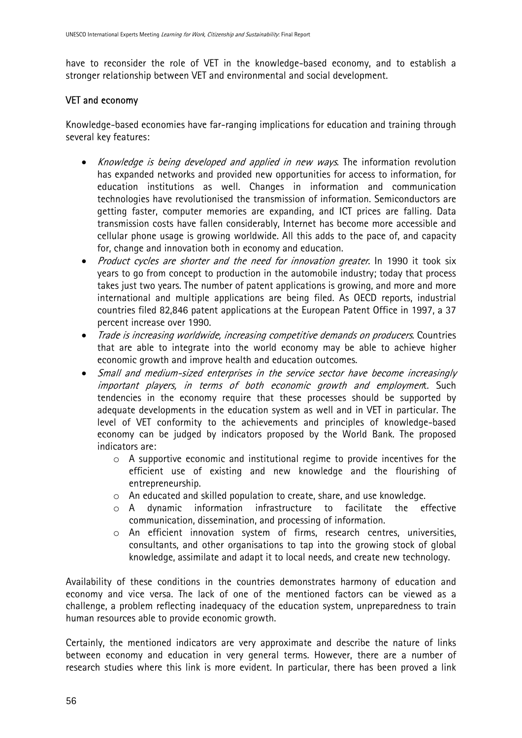have to reconsider the role of VET in the knowledge-based economy, and to establish a stronger relationship between VET and environmental and social development.

**VET and economy**

Knowledge-based economies have far-ranging implications for education and training through several key features:

- *Knowledge is being developed and applied in new ways*. The information revolution has expanded networks and provided new opportunities for access to information, for education institutions as well. Changes in information and communication technologies have revolutionised the transmission of information. Semiconductors are getting faster, computer memories are expanding, and ICT prices are falling. Data transmission costs have fallen considerably, Internet has become more accessible and cellular phone usage is growing worldwide. All this adds to the pace of, and capacity for, change and innovation both in economy and education.
- *Product cycles are shorter and the need for innovation greater*. In 1990 it took six years to go from concept to production in the automobile industry; today that process takes just two years. The number of patent applications is growing, and more and more international and multiple applications are being filed. As OECD reports, industrial countries filed 82,846 patent applications at the European Patent Office in 1997, a 37 percent increase over 1990.
- *Trade is increasing worldwide, increasing competitive demands on producers*. Countries that are able to integrate into the world economy may be able to achieve higher economic growth and improve health and education outcomes.
- *Small and medium-sized enterprises in the service sector have become increasingly important players, in terms of both economic growth and employment*. Such tendencies in the economy require that these processes should be supported by adequate developments in the education system as well and in VET in particular. The level of VET conformity to the achievements and principles of knowledge-based economy can be judged by indicators proposed by the World Bank. The proposed indicators are:
    - A supportive economic and institutional regime to provide incentives for the efficient use of existing and new knowledge and the flourishing of entrepreneurship.
    - An educated and skilled population to create, share, and use knowledge.
    - A dynamic information infrastructure to facilitate the effective communication, dissemination, and processing of information.
    - An efficient innovation system of firms, research centres, universities, consultants, and other organisations to tap into the growing stock of global knowledge, assimilate and adapt it to local needs, and create new technology.

Availability of these conditions in the countries demonstrates harmony of education and economy and vice versa. The lack of one of the mentioned factors can be viewed as a challenge, a problem reflecting inadequacy of the education system, unpreparedness to train human resources able to provide economic growth.

Certainly, the mentioned indicators are very approximate and describe the nature of links between economy and education in very general terms. However, there are a number of research studies where this link is more evident. In particular, there has been proved a link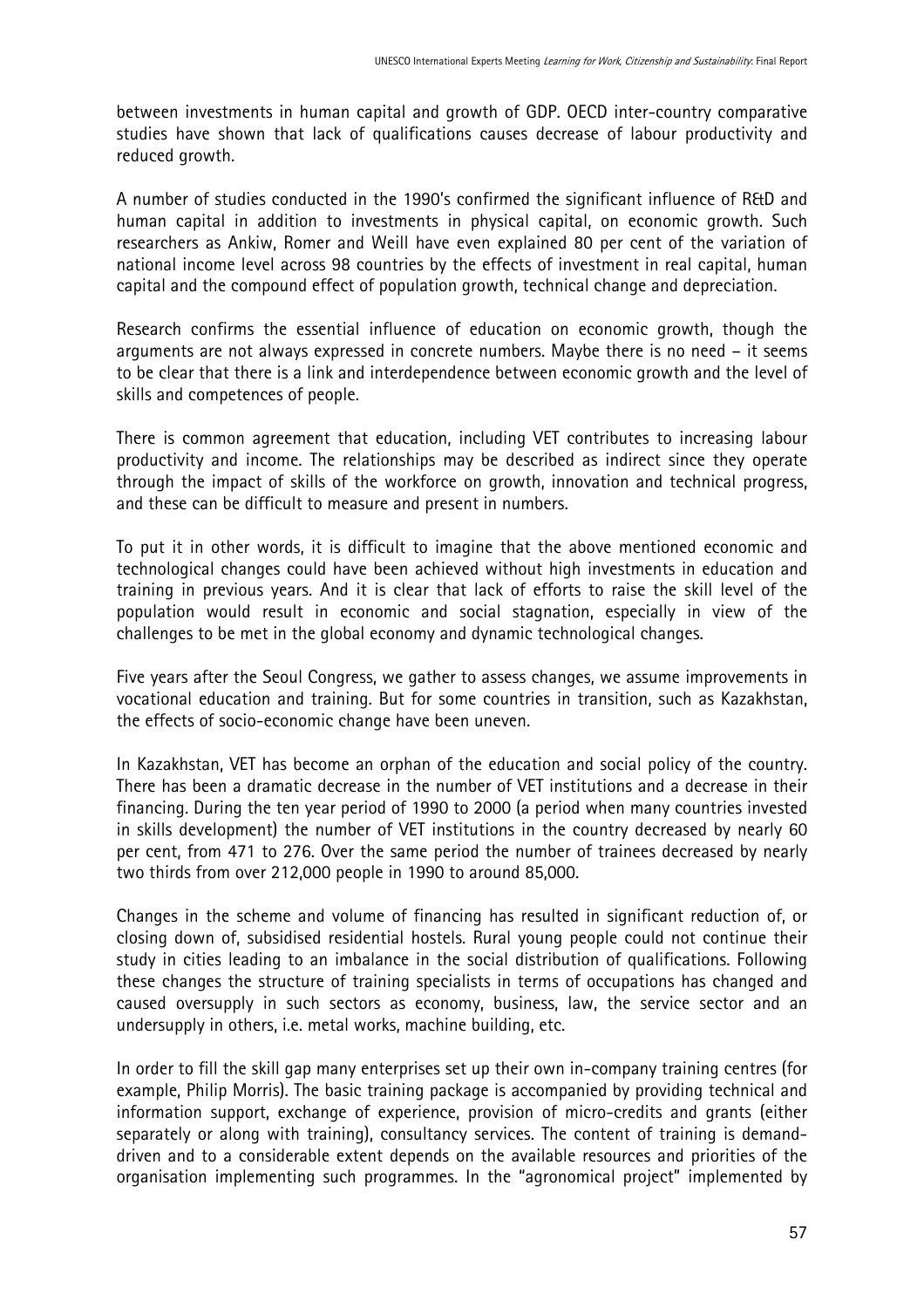between investments in human capital and growth of GDP. OECD inter-country comparative studies have shown that lack of qualifications causes decrease of labour productivity and reduced growth.

A number of studies conducted in the 1990's confirmed the significant influence of R&D and human capital in addition to investments in physical capital, on economic growth. Such researchers as Ankiw, Romer and Weill have even explained 80 per cent of the variation of national income level across 98 countries by the effects of investment in real capital, human capital and the compound effect of population growth, technical change and depreciation.

Research confirms the essential influence of education on economic growth, though the arguments are not always expressed in concrete numbers. Maybe there is no need – it seems to be clear that there is a link and interdependence between economic growth and the level of skills and competences of people.

There is common agreement that education, including VET contributes to increasing labour productivity and income. The relationships may be described as indirect since they operate through the impact of skills of the workforce on growth, innovation and technical progress, and these can be difficult to measure and present in numbers.

To put it in other words, it is difficult to imagine that the above mentioned economic and technological changes could have been achieved without high investments in education and training in previous years. And it is clear that lack of efforts to raise the skill level of the population would result in economic and social stagnation, especially in view of the challenges to be met in the global economy and dynamic technological changes.

Five years after the Seoul Congress, we gather to assess changes, we assume improvements in vocational education and training. But for some countries in transition, such as Kazakhstan, the effects of socio-economic change have been uneven.

In Kazakhstan, VET has become an orphan of the education and social policy of the country. There has been a dramatic decrease in the number of VET institutions and a decrease in their financing. During the ten year period of 1990 to 2000 (a period when many countries invested in skills development) the number of VET institutions in the country decreased by nearly 60 per cent, from 471 to 276. Over the same period the number of trainees decreased by nearly two thirds from over 212,000 people in 1990 to around 85,000.

Changes in the scheme and volume of financing has resulted in significant reduction of, or closing down of, subsidised residential hostels. Rural young people could not continue their study in cities leading to an imbalance in the social distribution of qualifications. Following these changes the structure of training specialists in terms of occupations has changed and caused oversupply in such sectors as economy, business, law, the service sector and an undersupply in others, i.e. metal works, machine building, etc.

In order to fill the skill gap many enterprises set up their own in-company training centres (for example, Philip Morris). The basic training package is accompanied by providing technical and information support, exchange of experience, provision of micro-credits and grants (either separately or along with training), consultancy services. The content of training is demand-driven and to a considerable extent depends on the available resources and priorities of the organisation implementing such programmes. In the "agronomical project" implemented by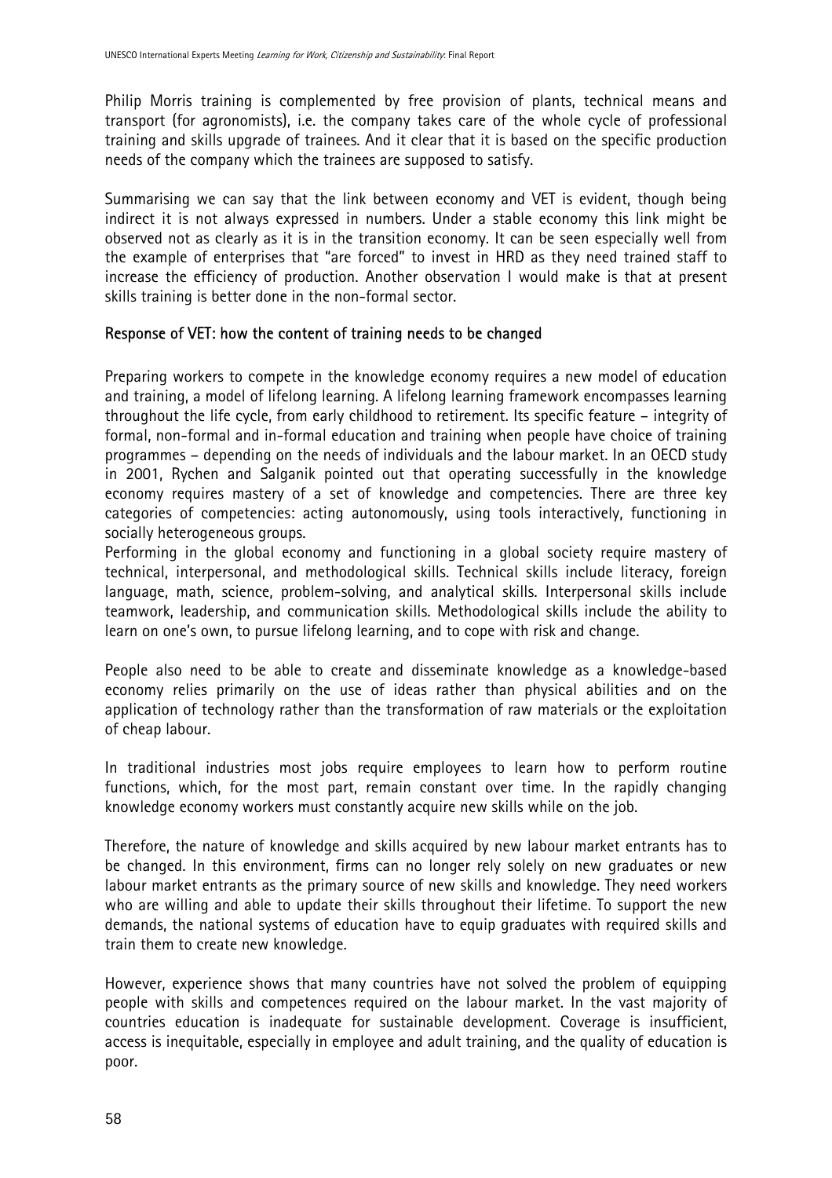Philip Morris training is complemented by free provision of plants, technical means and transport (for agronomists), i.e. the company takes care of the whole cycle of professional training and skills upgrade of trainees. And it clear that it is based on the specific production needs of the company which the trainees are supposed to satisfy.

Summarising we can say that the link between economy and VET is evident, though being indirect it is not always expressed in numbers. Under a stable economy this link might be observed not as clearly as it is in the transition economy. It can be seen especially well from the example of enterprises that "are forced" to invest in HRD as they need trained staff to increase the efficiency of production. Another observation I would make is that at present skills training is better done in the non-formal sector.

## Response of VET: how the content of training needs to be changed

Preparing workers to compete in the knowledge economy requires a new model of education and training, a model of lifelong learning. A lifelong learning framework encompasses learning throughout the life cycle, from early childhood to retirement. Its specific feature – integrity of formal, non-formal and in-formal education and training when people have choice of training programmes – depending on the needs of individuals and the labour market. In an OECD study in 2001, Rychen and Salganik pointed out that operating successfully in the knowledge economy requires mastery of a set of knowledge and competencies. There are three key categories of competencies: acting autonomously, using tools interactively, functioning in socially heterogeneous groups.
Performing in the global economy and functioning in a global society require mastery of technical, interpersonal, and methodological skills. Technical skills include literacy, foreign language, math, science, problem-solving, and analytical skills. Interpersonal skills include teamwork, leadership, and communication skills. Methodological skills include the ability to learn on one's own, to pursue lifelong learning, and to cope with risk and change.

People also need to be able to create and disseminate knowledge as a knowledge-based economy relies primarily on the use of ideas rather than physical abilities and on the application of technology rather than the transformation of raw materials or the exploitation of cheap labour.

In traditional industries most jobs require employees to learn how to perform routine functions, which, for the most part, remain constant over time. In the rapidly changing knowledge economy workers must constantly acquire new skills while on the job.

Therefore, the nature of knowledge and skills acquired by new labour market entrants has to be changed. In this environment, firms can no longer rely solely on new graduates or new labour market entrants as the primary source of new skills and knowledge. They need workers who are willing and able to update their skills throughout their lifetime. To support the new demands, the national systems of education have to equip graduates with required skills and train them to create new knowledge.

However, experience shows that many countries have not solved the problem of equipping people with skills and competences required on the labour market. In the vast majority of countries education is inadequate for sustainable development. Coverage is insufficient, access is inequitable, especially in employee and adult training, and the quality of education is poor.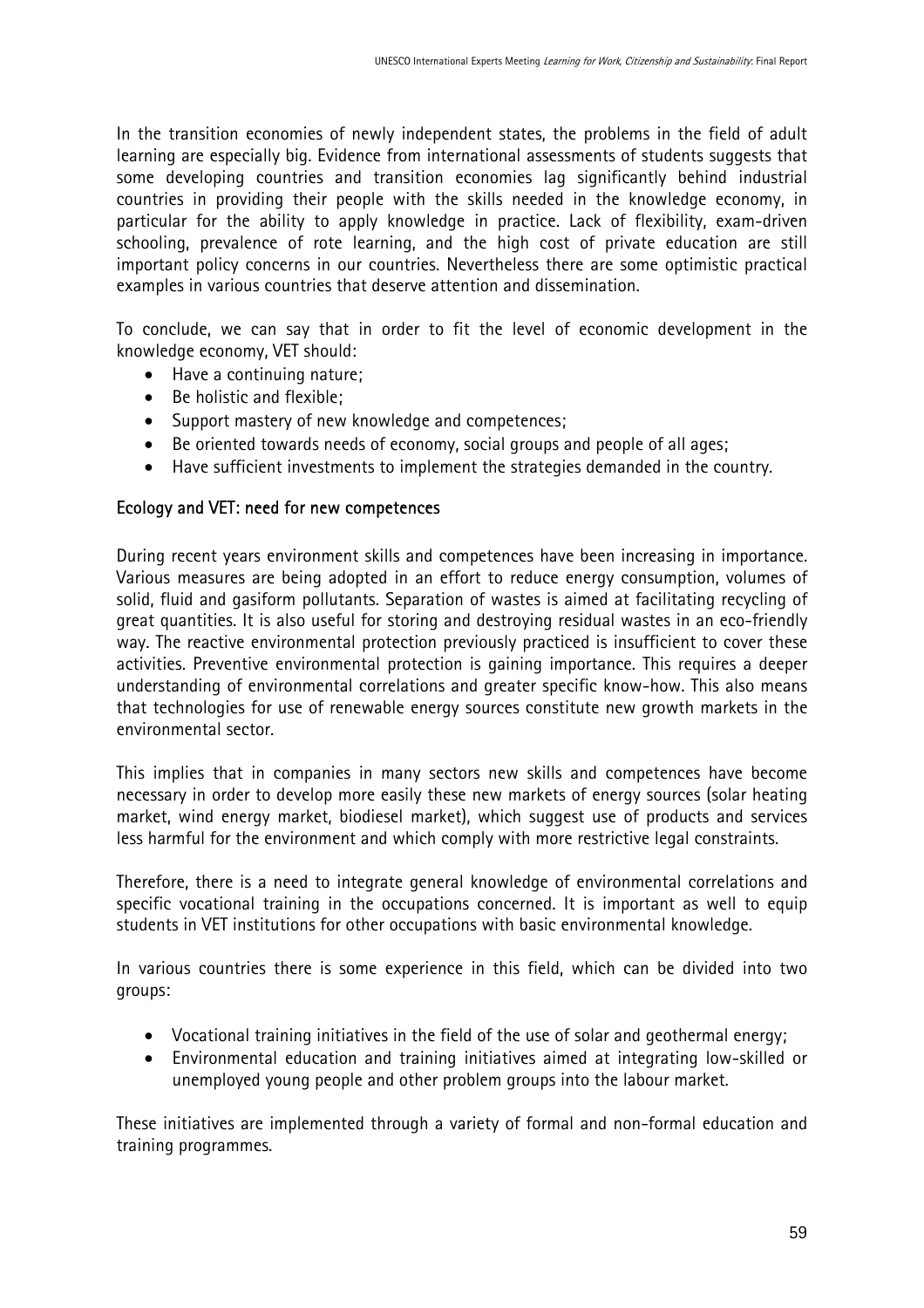In the transition economies of newly independent states, the problems in the field of adult learning are especially big. Evidence from international assessments of students suggests that some developing countries and transition economies lag significantly behind industrial countries in providing their people with the skills needed in the knowledge economy, in particular for the ability to apply knowledge in practice. Lack of flexibility, exam-driven schooling, prevalence of rote learning, and the high cost of private education are still important policy concerns in our countries. Nevertheless there are some optimistic practical examples in various countries that deserve attention and dissemination.

To conclude, we can say that in order to fit the level of economic development in the knowledge economy, VET should:

- Have a continuing nature;
- Be holistic and flexible;
- Support mastery of new knowledge and competences;
- Be oriented towards needs of economy, social groups and people of all ages;
- Have sufficient investments to implement the strategies demanded in the country.

### Ecology and VET: need for new competences

During recent years environment skills and competences have been increasing in importance. Various measures are being adopted in an effort to reduce energy consumption, volumes of solid, fluid and gasiform pollutants. Separation of wastes is aimed at facilitating recycling of great quantities. It is also useful for storing and destroying residual wastes in an eco-friendly way. The reactive environmental protection previously practiced is insufficient to cover these activities. Preventive environmental protection is gaining importance. This requires a deeper understanding of environmental correlations and greater specific know-how. This also means that technologies for use of renewable energy sources constitute new growth markets in the environmental sector.

This implies that in companies in many sectors new skills and competences have become necessary in order to develop more easily these new markets of energy sources (solar heating market, wind energy market, biodiesel market), which suggest use of products and services less harmful for the environment and which comply with more restrictive legal constraints.

Therefore, there is a need to integrate general knowledge of environmental correlations and specific vocational training in the occupations concerned. It is important as well to equip students in VET institutions for other occupations with basic environmental knowledge.

In various countries there is some experience in this field, which can be divided into two groups:

- Vocational training initiatives in the field of the use of solar and geothermal energy;
- Environmental education and training initiatives aimed at integrating low-skilled or unemployed young people and other problem groups into the labour market.

These initiatives are implemented through a variety of formal and non-formal education and training programmes.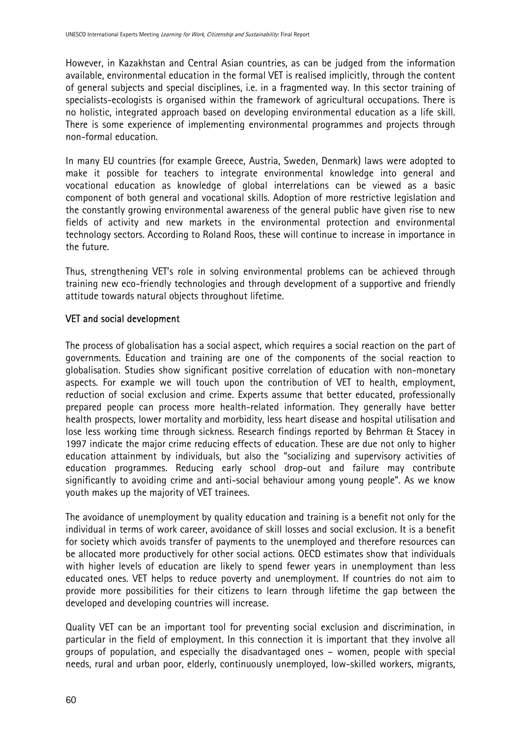However, in Kazakhstan and Central Asian countries, as can be judged from the information available, environmental education in the formal VET is realised implicitly, through the content of general subjects and special disciplines, i.e. in a fragmented way. In this sector training of specialists-ecologists is organised within the framework of agricultural occupations. There is no holistic, integrated approach based on developing environmental education as a life skill. There is some experience of implementing environmental programmes and projects through non-formal education.

In many EU countries (for example Greece, Austria, Sweden, Denmark) laws were adopted to make it possible for teachers to integrate environmental knowledge into general and vocational education as knowledge of global interrelations can be viewed as a basic component of both general and vocational skills. Adoption of more restrictive legislation and the constantly growing environmental awareness of the general public have given rise to new fields of activity and new markets in the environmental protection and environmental technology sectors. According to Roland Roos, these will continue to increase in importance in the future.

Thus, strengthening VET's role in solving environmental problems can be achieved through training new eco-friendly technologies and through development of a supportive and friendly attitude towards natural objects throughout lifetime.

## VET and social development

The process of globalisation has a social aspect, which requires a social reaction on the part of governments. Education and training are one of the components of the social reaction to globalisation. Studies show significant positive correlation of education with non-monetary aspects. For example we will touch upon the contribution of VET to health, employment, reduction of social exclusion and crime. Experts assume that better educated, professionally prepared people can process more health-related information. They generally have better health prospects, lower mortality and morbidity, less heart disease and hospital utilisation and lose less working time through sickness. Research findings reported by Behrman & Stacey in 1997 indicate the major crime reducing effects of education. These are due not only to higher education attainment by individuals, but also the "socializing and supervisory activities of education programmes. Reducing early school drop-out and failure may contribute significantly to avoiding crime and anti-social behaviour among young people". As we know youth makes up the majority of VET trainees.

The avoidance of unemployment by quality education and training is a benefit not only for the individual in terms of work career, avoidance of skill losses and social exclusion. It is a benefit for society which avoids transfer of payments to the unemployed and therefore resources can be allocated more productively for other social actions. OECD estimates show that individuals with higher levels of education are likely to spend fewer years in unemployment than less educated ones. VET helps to reduce poverty and unemployment. If countries do not aim to provide more possibilities for their citizens to learn through lifetime the gap between the developed and developing countries will increase.

Quality VET can be an important tool for preventing social exclusion and discrimination, in particular in the field of employment. In this connection it is important that they involve all groups of population, and especially the disadvantaged ones – women, people with special needs, rural and urban poor, elderly, continuously unemployed, low-skilled workers, migrants,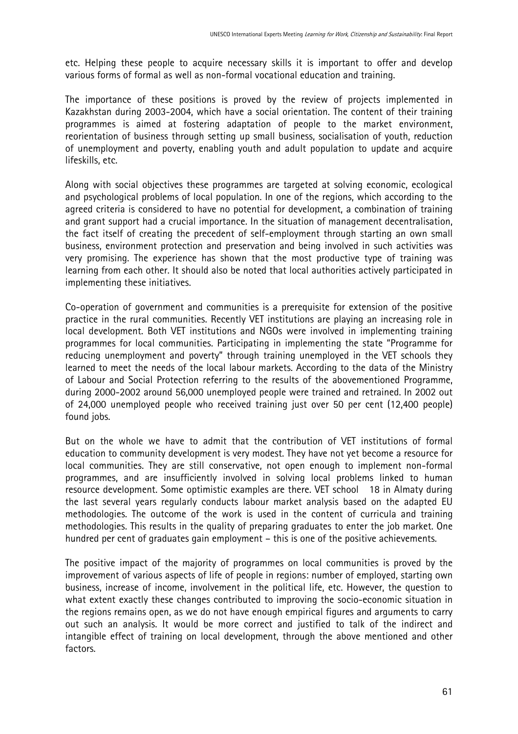etc. Helping these people to acquire necessary skills it is important to offer and develop various forms of formal as well as non-formal vocational education and training.

The importance of these positions is proved by the review of projects implemented in Kazakhstan during 2003-2004, which have a social orientation. The content of their training programmes is aimed at fostering adaptation of people to the market environment, reorientation of business through setting up small business, socialisation of youth, reduction of unemployment and poverty, enabling youth and adult population to update and acquire lifeskills, etc.

Along with social objectives these programmes are targeted at solving economic, ecological and psychological problems of local population. In one of the regions, which according to the agreed criteria is considered to have no potential for development, a combination of training and grant support had a crucial importance. In the situation of management decentralisation, the fact itself of creating the precedent of self-employment through starting an own small business, environment protection and preservation and being involved in such activities was very promising. The experience has shown that the most productive type of training was learning from each other. It should also be noted that local authorities actively participated in implementing these initiatives.

Co-operation of government and communities is a prerequisite for extension of the positive practice in the rural communities. Recently VET institutions are playing an increasing role in local development. Both VET institutions and NGOs were involved in implementing training programmes for local communities. Participating in implementing the state "Programme for reducing unemployment and poverty" through training unemployed in the VET schools they learned to meet the needs of the local labour markets. According to the data of the Ministry of Labour and Social Protection referring to the results of the abovementioned Programme, during 2000-2002 around 56,000 unemployed people were trained and retrained. In 2002 out of 24,000 unemployed people who received training just over 50 per cent (12,400 people) found jobs.

But on the whole we have to admit that the contribution of VET institutions of formal education to community development is very modest. They have not yet become a resource for local communities. They are still conservative, not open enough to implement non-formal programmes, and are insufficiently involved in solving local problems linked to human resource development. Some optimistic examples are there. VET school 18 in Almaty during the last several years regularly conducts labour market analysis based on the adapted EU methodologies. The outcome of the work is used in the content of curricula and training methodologies. This results in the quality of preparing graduates to enter the job market. One hundred per cent of graduates gain employment – this is one of the positive achievements.

The positive impact of the majority of programmes on local communities is proved by the improvement of various aspects of life of people in regions: number of employed, starting own business, increase of income, involvement in the political life, etc. However, the question to what extent exactly these changes contributed to improving the socio-economic situation in the regions remains open, as we do not have enough empirical figures and arguments to carry out such an analysis. It would be more correct and justified to talk of the indirect and intangible effect of training on local development, through the above mentioned and other factors.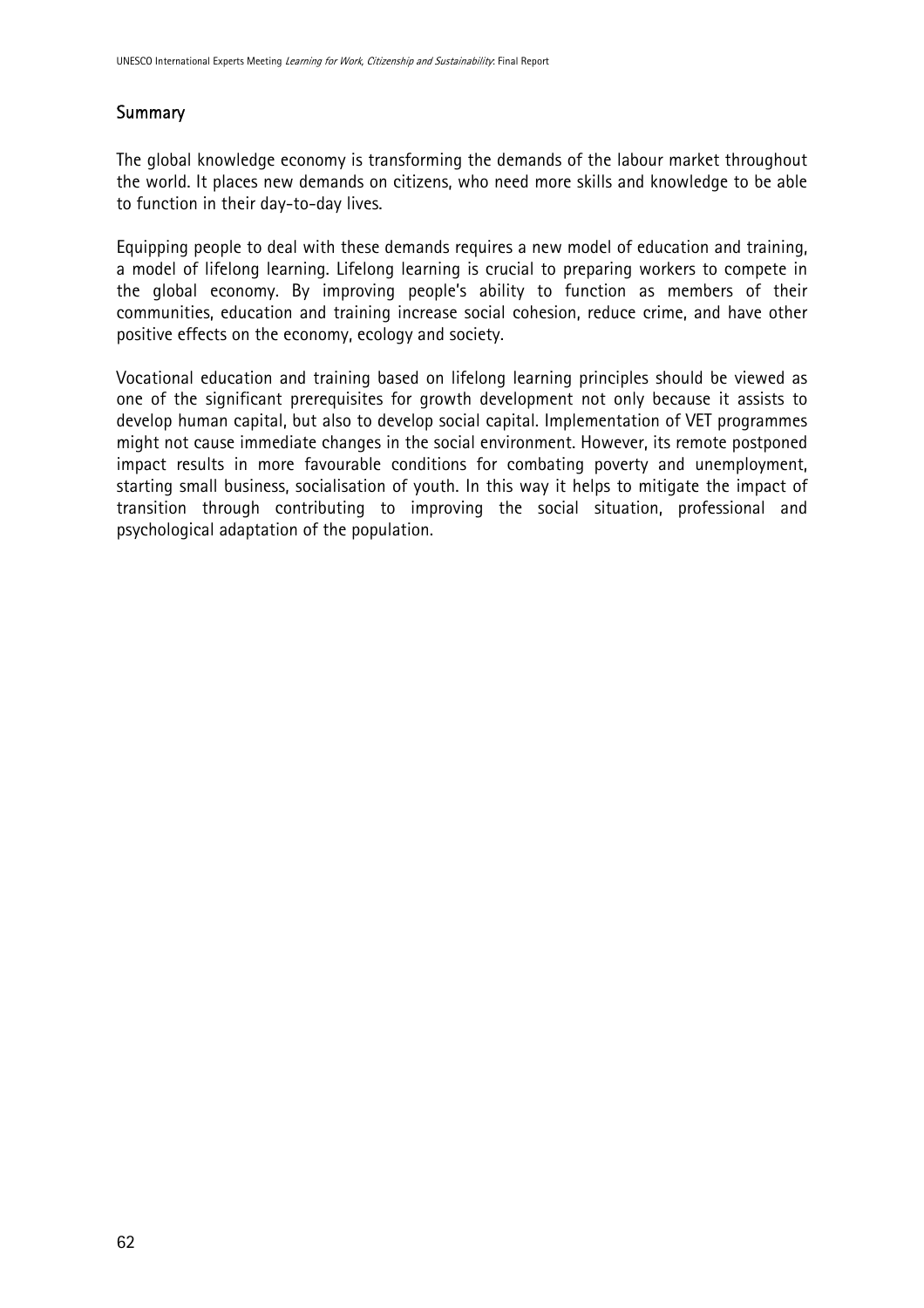## Summary

The global knowledge economy is transforming the demands of the labour market throughout the world. It places new demands on citizens, who need more skills and knowledge to be able to function in their day-to-day lives.

Equipping people to deal with these demands requires a new model of education and training, a model of lifelong learning. Lifelong learning is crucial to preparing workers to compete in the global economy. By improving people's ability to function as members of their communities, education and training increase social cohesion, reduce crime, and have other positive effects on the economy, ecology and society.

Vocational education and training based on lifelong learning principles should be viewed as one of the significant prerequisites for growth development not only because it assists to develop human capital, but also to develop social capital. Implementation of VET programmes might not cause immediate changes in the social environment. However, its remote postponed impact results in more favourable conditions for combating poverty and unemployment, starting small business, socialisation of youth. In this way it helps to mitigate the impact of transition through contributing to improving the social situation, professional and psychological adaptation of the population.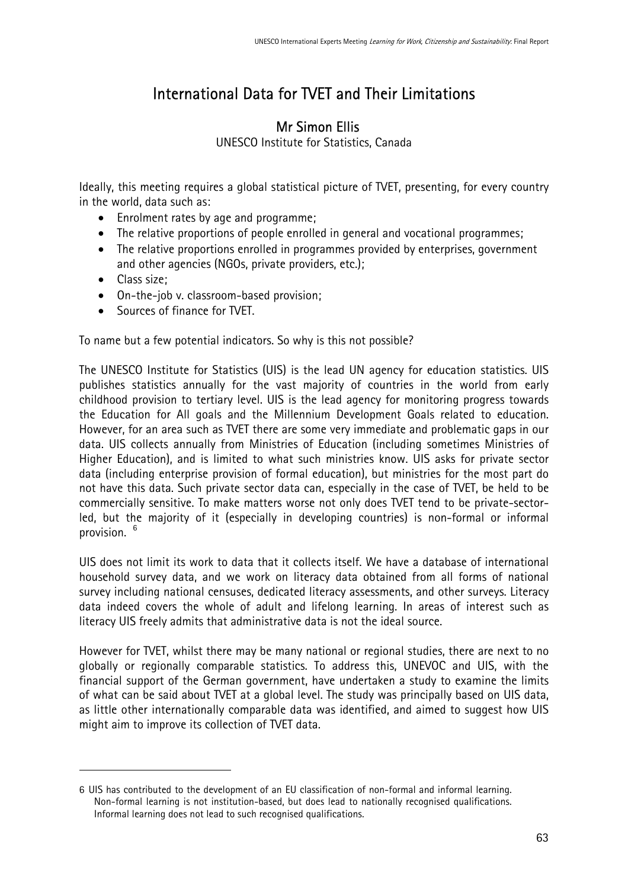# International Data for TVET and Their Limitations

## Mr Simon Ellis

UNESCO Institute for Statistics, Canada

Ideally, this meeting requires a global statistical picture of TVET, presenting, for every country in the world, data such as:

- Enrolment rates by age and programme;
- The relative proportions of people enrolled in general and vocational programmes;
- The relative proportions enrolled in programmes provided by enterprises, government and other agencies (NGOs, private providers, etc.);
- Class size;
- On-the-job v. classroom-based provision;
- Sources of finance for TVET.

To name but a few potential indicators. So why is this not possible?

The UNESCO Institute for Statistics (UIS) is the lead UN agency for education statistics. UIS publishes statistics annually for the vast majority of countries in the world from early childhood provision to tertiary level. UIS is the lead agency for monitoring progress towards the Education for All goals and the Millennium Development Goals related to education. However, for an area such as TVET there are some very immediate and problematic gaps in our data. UIS collects annually from Ministries of Education (including sometimes Ministries of Higher Education), and is limited to what such ministries know. UIS asks for private sector data (including enterprise provision of formal education), but ministries for the most part do not have this data. Such private sector data can, especially in the case of TVET, be held to be commercially sensitive. To make matters worse not only does TVET tend to be private-sector-led, but the majority of it (especially in developing countries) is non-formal or informal provision. [6]

UIS does not limit its work to data that it collects itself. We have a database of international household survey data, and we work on literacy data obtained from all forms of national survey including national censuses, dedicated literacy assessments, and other surveys. Literacy data indeed covers the whole of adult and lifelong learning. In areas of interest such as literacy UIS freely admits that administrative data is not the ideal source.

However for TVET, whilst there may be many national or regional studies, there are next to no globally or regionally comparable statistics. To address this, UNEVOC and UIS, with the financial support of the German government, have undertaken a study to examine the limits of what can be said about TVET at a global level. The study was principally based on UIS data, as little other internationally comparable data was identified, and aimed to suggest how UIS might aim to improve its collection of TVET data.

---

6 UIS has contributed to the development of an EU classification of non-formal and informal learning. Non-formal learning is not institution-based, but does lead to nationally recognised qualifications. Informal learning does not lead to such recognised qualifications.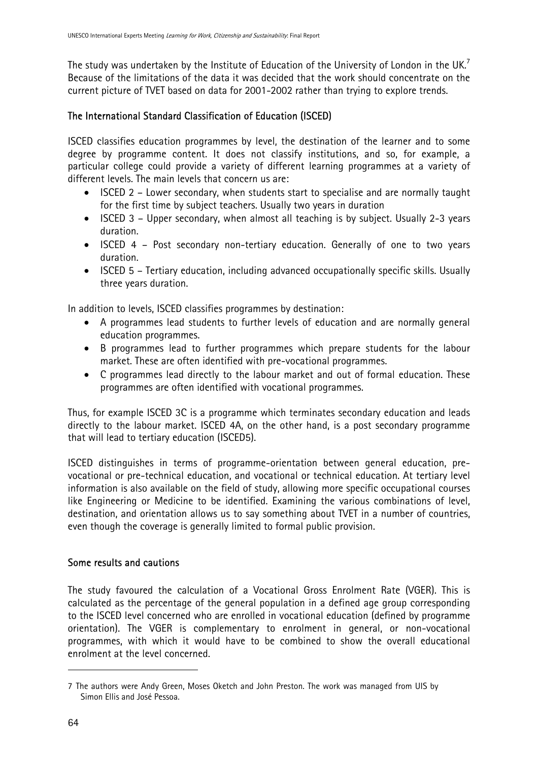The study was undertaken by the Institute of Education of the University of London in the UK.[7] Because of the limitations of the data it was decided that the work should concentrate on the current picture of TVET based on data for 2001-2002 rather than trying to explore trends.

## The International Standard Classification of Education (ISCED)

ISCED classifies education programmes by level, the destination of the learner and to some degree by programme content. It does not classify institutions, and so, for example, a particular college could provide a variety of different learning programmes at a variety of different levels. The main levels that concern us are:

- ISCED 2 – Lower secondary, when students start to specialise and are normally taught for the first time by subject teachers. Usually two years in duration
- ISCED 3 – Upper secondary, when almost all teaching is by subject. Usually 2-3 years duration.
- ISCED 4 – Post secondary non-tertiary education. Generally of one to two years duration.
- ISCED 5 – Tertiary education, including advanced occupationally specific skills. Usually three years duration.

In addition to levels, ISCED classifies programmes by destination:

- A programmes lead students to further levels of education and are normally general education programmes.
- B programmes lead to further programmes which prepare students for the labour market. These are often identified with pre-vocational programmes.
- C programmes lead directly to the labour market and out of formal education. These programmes are often identified with vocational programmes.

Thus, for example ISCED 3C is a programme which terminates secondary education and leads directly to the labour market. ISCED 4A, on the other hand, is a post secondary programme that will lead to tertiary education (ISCED5).

ISCED distinguishes in terms of programme-orientation between general education, pre-vocational or pre-technical education, and vocational or technical education. At tertiary level information is also available on the field of study, allowing more specific occupational courses like Engineering or Medicine to be identified. Examining the various combinations of level, destination, and orientation allows us to say something about TVET in a number of countries, even though the coverage is generally limited to formal public provision.

## Some results and cautions

The study favoured the calculation of a Vocational Gross Enrolment Rate (VGER). This is calculated as the percentage of the general population in a defined age group corresponding to the ISCED level concerned who are enrolled in vocational education (defined by programme orientation). The VGER is complementary to enrolment in general, or non-vocational programmes, with which it would have to be combined to show the overall educational enrolment at the level concerned.

---

7 The authors were Andy Green, Moses Oketch and John Preston. The work was managed from UIS by Simon Ellis and José Pessoa.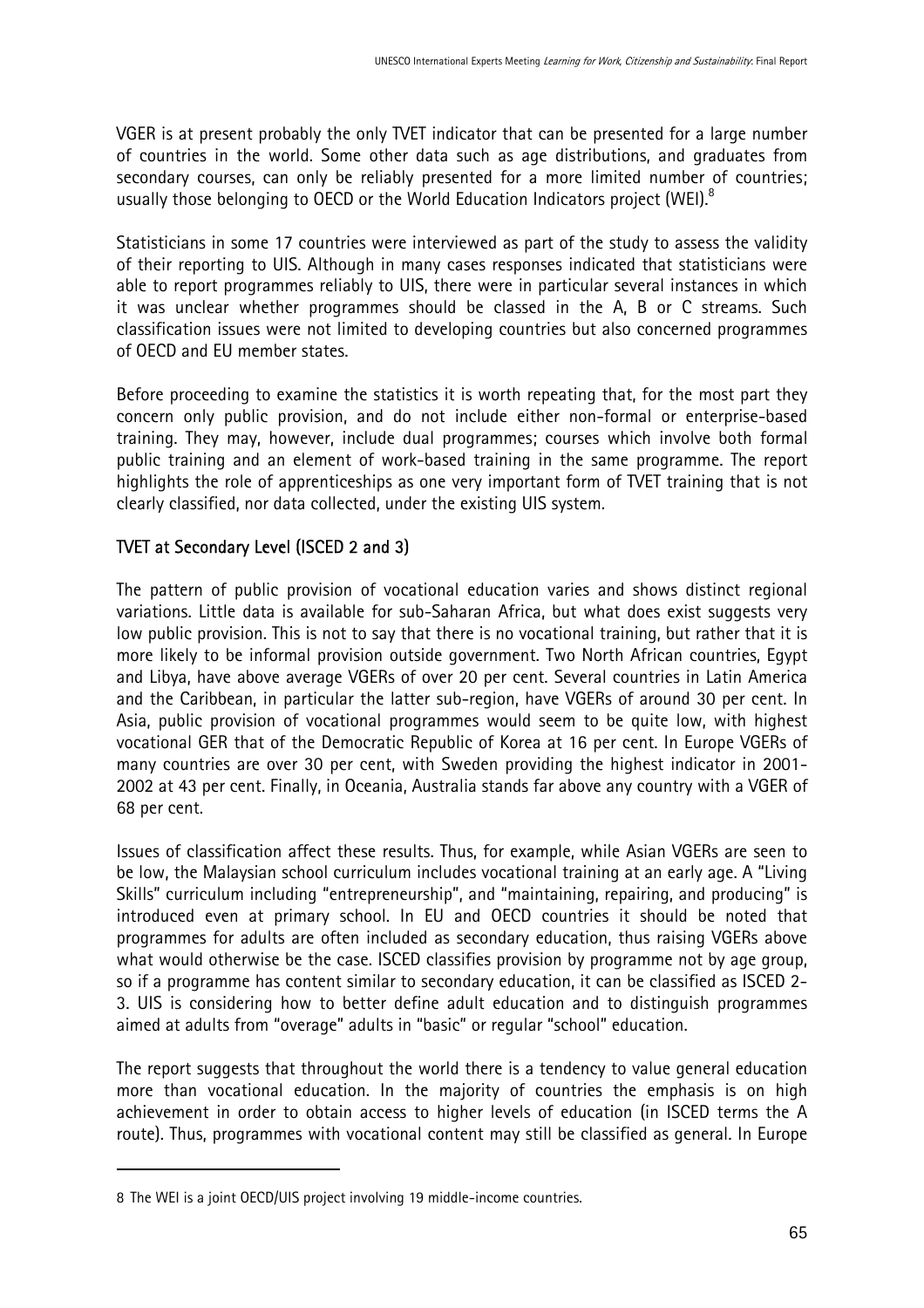VGER is at present probably the only TVET indicator that can be presented for a large number of countries in the world. Some other data such as age distributions, and graduates from secondary courses, can only be reliably presented for a more limited number of countries; usually those belonging to OECD or the World Education Indicators project (WEI).[8]

Statisticians in some 17 countries were interviewed as part of the study to assess the validity of their reporting to UIS. Although in many cases responses indicated that statisticians were able to report programmes reliably to UIS, there were in particular several instances in which it was unclear whether programmes should be classed in the A, B or C streams. Such classification issues were not limited to developing countries but also concerned programmes of OECD and EU member states.

Before proceeding to examine the statistics it is worth repeating that, for the most part they concern only public provision, and do not include either non-formal or enterprise-based training. They may, however, include dual programmes; courses which involve both formal public training and an element of work-based training in the same programme. The report highlights the role of apprenticeships as one very important form of TVET training that is not clearly classified, nor data collected, under the existing UIS system.

### TVET at Secondary Level (ISCED 2 and 3)

The pattern of public provision of vocational education varies and shows distinct regional variations. Little data is available for sub-Saharan Africa, but what does exist suggests very low public provision. This is not to say that there is no vocational training, but rather that it is more likely to be informal provision outside government. Two North African countries, Egypt and Libya, have above average VGERs of over 20 per cent. Several countries in Latin America and the Caribbean, in particular the latter sub-region, have VGERs of around 30 per cent. In Asia, public provision of vocational programmes would seem to be quite low, with highest vocational GER that of the Democratic Republic of Korea at 16 per cent. In Europe VGERs of many countries are over 30 per cent, with Sweden providing the highest indicator in 2001-2002 at 43 per cent. Finally, in Oceania, Australia stands far above any country with a VGER of 68 per cent.

Issues of classification affect these results. Thus, for example, while Asian VGERs are seen to be low, the Malaysian school curriculum includes vocational training at an early age. A "Living Skills" curriculum including "entrepreneurship", and "maintaining, repairing, and producing" is introduced even at primary school. In EU and OECD countries it should be noted that programmes for adults are often included as secondary education, thus raising VGERs above what would otherwise be the case. ISCED classifies provision by programme not by age group, so if a programme has content similar to secondary education, it can be classified as ISCED 2-3. UIS is considering how to better define adult education and to distinguish programmes aimed at adults from "overage" adults in "basic" or regular "school" education.

The report suggests that throughout the world there is a tendency to value general education more than vocational education. In the majority of countries the emphasis is on high achievement in order to obtain access to higher levels of education (in ISCED terms the A route). Thus, programmes with vocational content may still be classified as general. In Europe

---

8 The WEI is a joint OECD/UIS project involving 19 middle-income countries.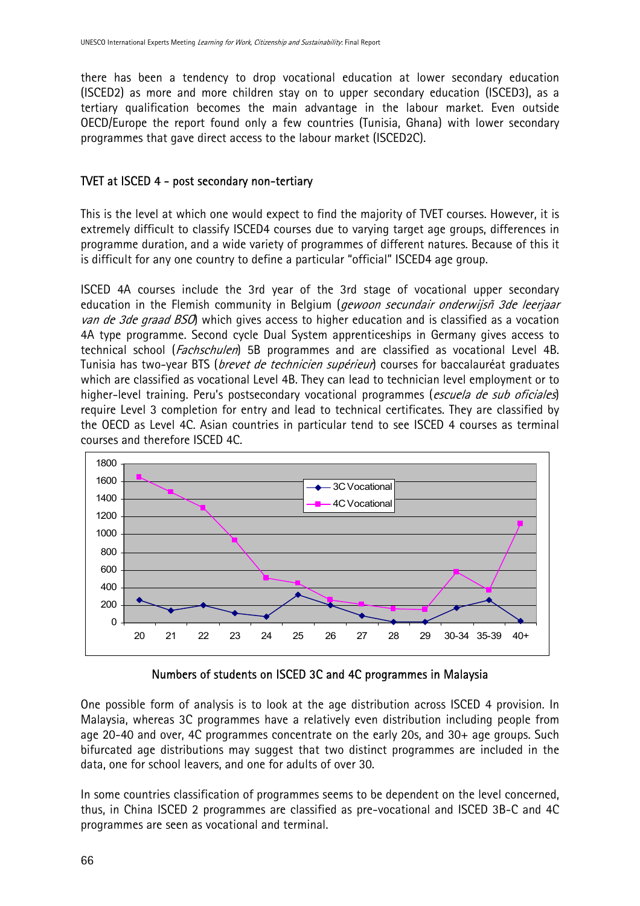there has been a tendency to drop vocational education at lower secondary education (ISCED2) as more and more children stay on to upper secondary education (ISCED3), as a tertiary qualification becomes the main advantage in the labour market. Even outside OECD/Europe the report found only a few countries (Tunisia, Ghana) with lower secondary programmes that gave direct access to the labour market (ISCED2C).

### TVET at ISCED 4 - post secondary non-tertiary

This is the level at which one would expect to find the majority of TVET courses. However, it is extremely difficult to classify ISCED4 courses due to varying target age groups, differences in programme duration, and a wide variety of programmes of different natures. Because of this it is difficult for any one country to define a particular "official" ISCED4 age group.

ISCED 4A courses include the 3rd year of the 3rd stage of vocational upper secondary education in the Flemish community in Belgium (*gewoon secundair onderwijsñ 3de leerjaar van de 3de graad BSO*) which gives access to higher education and is classified as a vocation 4A type programme. Second cycle Dual System apprenticeships in Germany gives access to technical school (*Fachschulen*) 5B programmes and are classified as vocational Level 4B. Tunisia has two-year BTS (*brevet de technicien supérieur*) courses for baccalauréat graduates which are classified as vocational Level 4B. They can lead to technician level employment or to higher-level training. Peru's postsecondary vocational programmes (*escuela de sub oficiales*) require Level 3 completion for entry and lead to technical certificates. They are classified by the OECD as Level 4C. Asian countries in particular tend to see ISCED 4 courses as terminal courses and therefore ISCED 4C.

Numbers of students on ISCED 3C and 4C programmes in Malaysia

One possible form of analysis is to look at the age distribution across ISCED 4 provision. In Malaysia, whereas 3C programmes have a relatively even distribution including people from age 20-40 and over, 4C programmes concentrate on the early 20s, and 30+ age groups. Such bifurcated age distributions may suggest that two distinct programmes are included in the data, one for school leavers, and one for adults of over 30.

In some countries classification of programmes seems to be dependent on the level concerned, thus, in China ISCED 2 programmes are classified as pre-vocational and ISCED 3B-C and 4C programmes are seen as vocational and terminal.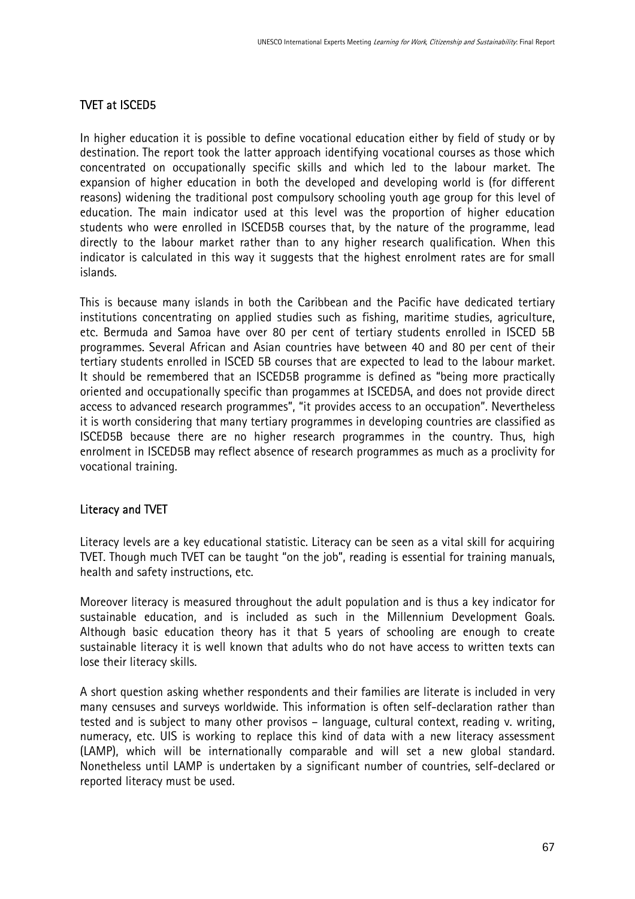## TVET at ISCED5

In higher education it is possible to define vocational education either by field of study or by destination. The report took the latter approach identifying vocational courses as those which concentrated on occupationally specific skills and which led to the labour market. The expansion of higher education in both the developed and developing world is (for different reasons) widening the traditional post compulsory schooling youth age group for this level of education. The main indicator used at this level was the proportion of higher education students who were enrolled in ISCED5B courses that, by the nature of the programme, lead directly to the labour market rather than to any higher research qualification. When this indicator is calculated in this way it suggests that the highest enrolment rates are for small islands.

This is because many islands in both the Caribbean and the Pacific have dedicated tertiary institutions concentrating on applied studies such as fishing, maritime studies, agriculture, etc. Bermuda and Samoa have over 80 per cent of tertiary students enrolled in ISCED 5B programmes. Several African and Asian countries have between 40 and 80 per cent of their tertiary students enrolled in ISCED 5B courses that are expected to lead to the labour market. It should be remembered that an ISCED5B programme is defined as "being more practically oriented and occupationally specific than progammes at ISCED5A, and does not provide direct access to advanced research programmes", "it provides access to an occupation". Nevertheless it is worth considering that many tertiary programmes in developing countries are classified as ISCED5B because there are no higher research programmes in the country. Thus, high enrolment in ISCED5B may reflect absence of research programmes as much as a proclivity for vocational training.

## Literacy and TVET

Literacy levels are a key educational statistic. Literacy can be seen as a vital skill for acquiring TVET. Though much TVET can be taught "on the job", reading is essential for training manuals, health and safety instructions, etc.

Moreover literacy is measured throughout the adult population and is thus a key indicator for sustainable education, and is included as such in the Millennium Development Goals. Although basic education theory has it that 5 years of schooling are enough to create sustainable literacy it is well known that adults who do not have access to written texts can lose their literacy skills.

A short question asking whether respondents and their families are literate is included in very many censuses and surveys worldwide. This information is often self-declaration rather than tested and is subject to many other provisos – language, cultural context, reading v. writing, numeracy, etc. UIS is working to replace this kind of data with a new literacy assessment (LAMP), which will be internationally comparable and will set a new global standard. Nonetheless until LAMP is undertaken by a significant number of countries, self-declared or reported literacy must be used.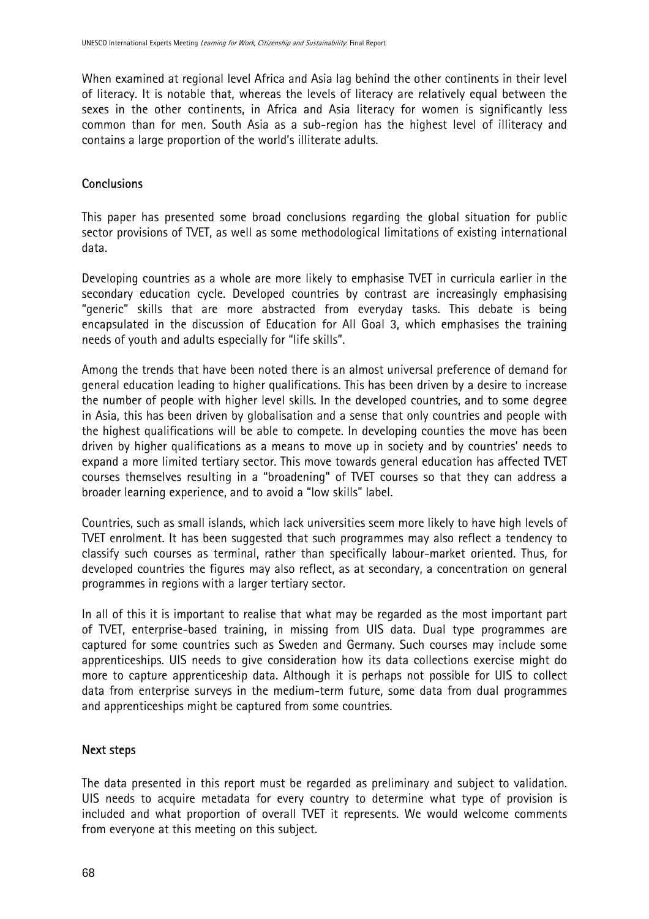When examined at regional level Africa and Asia lag behind the other continents in their level of literacy. It is notable that, whereas the levels of literacy are relatively equal between the sexes in the other continents, in Africa and Asia literacy for women is significantly less common than for men. South Asia as a sub-region has the highest level of illiteracy and contains a large proportion of the world's illiterate adults.

## Conclusions

This paper has presented some broad conclusions regarding the global situation for public sector provisions of TVET, as well as some methodological limitations of existing international data.

Developing countries as a whole are more likely to emphasise TVET in curricula earlier in the secondary education cycle. Developed countries by contrast are increasingly emphasising "generic" skills that are more abstracted from everyday tasks. This debate is being encapsulated in the discussion of Education for All Goal 3, which emphasises the training needs of youth and adults especially for "life skills".

Among the trends that have been noted there is an almost universal preference of demand for general education leading to higher qualifications. This has been driven by a desire to increase the number of people with higher level skills. In the developed countries, and to some degree in Asia, this has been driven by globalisation and a sense that only countries and people with the highest qualifications will be able to compete. In developing counties the move has been driven by higher qualifications as a means to move up in society and by countries' needs to expand a more limited tertiary sector. This move towards general education has affected TVET courses themselves resulting in a "broadening" of TVET courses so that they can address a broader learning experience, and to avoid a "low skills" label.

Countries, such as small islands, which lack universities seem more likely to have high levels of TVET enrolment. It has been suggested that such programmes may also reflect a tendency to classify such courses as terminal, rather than specifically labour-market oriented. Thus, for developed countries the figures may also reflect, as at secondary, a concentration on general programmes in regions with a larger tertiary sector.

In all of this it is important to realise that what may be regarded as the most important part of TVET, enterprise-based training, in missing from UIS data. Dual type programmes are captured for some countries such as Sweden and Germany. Such courses may include some apprenticeships. UIS needs to give consideration how its data collections exercise might do more to capture apprenticeship data. Although it is perhaps not possible for UIS to collect data from enterprise surveys in the medium-term future, some data from dual programmes and apprenticeships might be captured from some countries.

## Next steps

The data presented in this report must be regarded as preliminary and subject to validation. UIS needs to acquire metadata for every country to determine what type of provision is included and what proportion of overall TVET it represents. We would welcome comments from everyone at this meeting on this subject.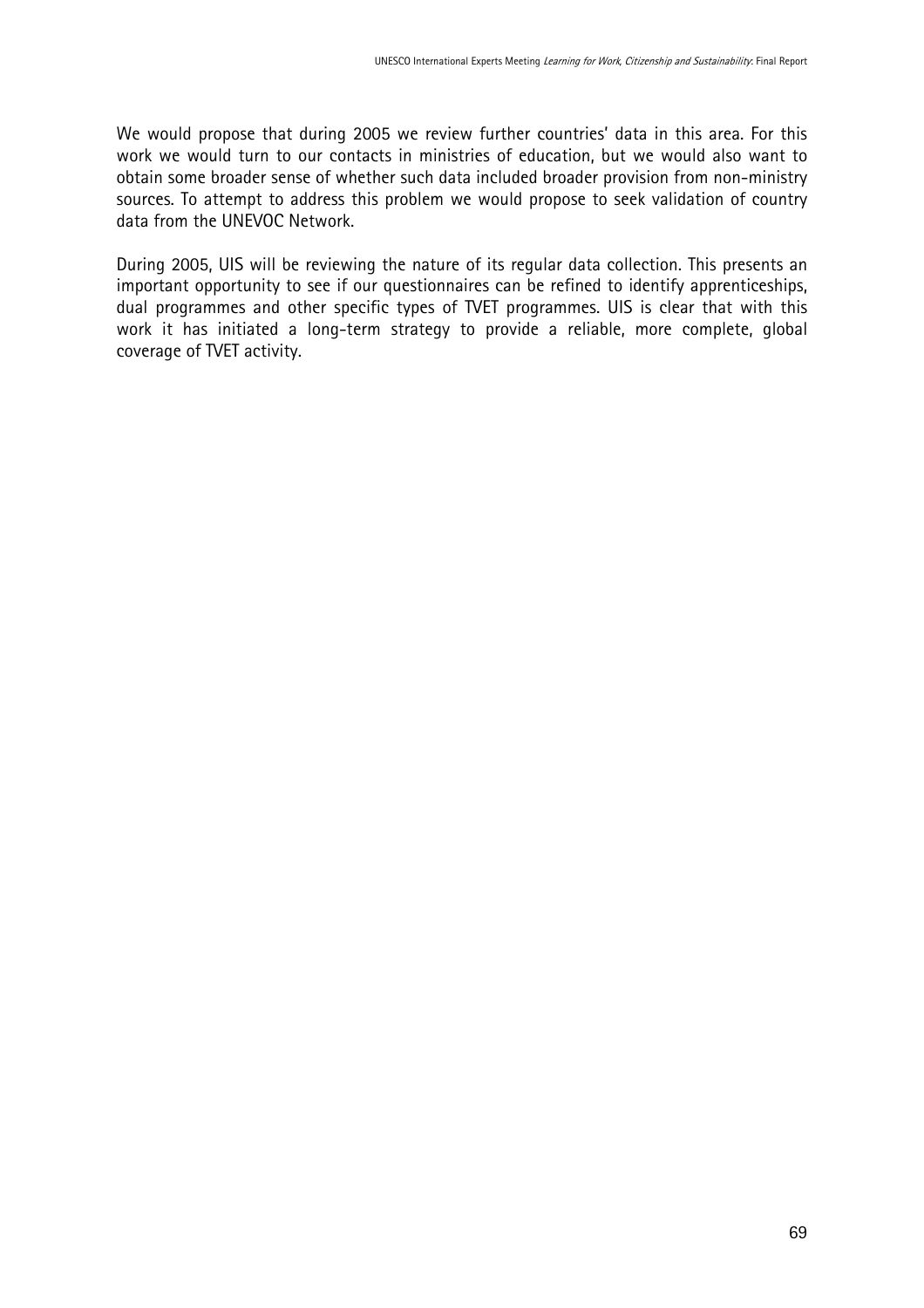We would propose that during 2005 we review further countries' data in this area. For this work we would turn to our contacts in ministries of education, but we would also want to obtain some broader sense of whether such data included broader provision from non-ministry sources. To attempt to address this problem we would propose to seek validation of country data from the UNEVOC Network.

During 2005, UIS will be reviewing the nature of its regular data collection. This presents an important opportunity to see if our questionnaires can be refined to identify apprenticeships, dual programmes and other specific types of TVET programmes. UIS is clear that with this work it has initiated a long-term strategy to provide a reliable, more complete, global coverage of TVET activity.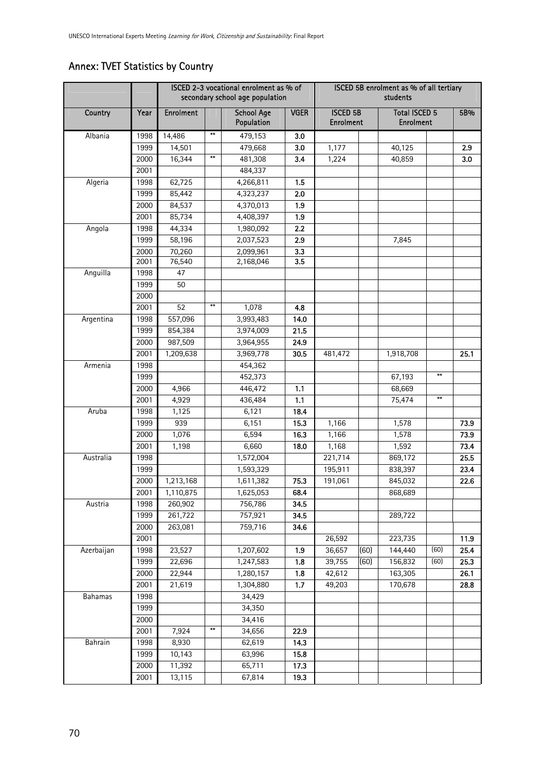## Annex: TVET Statistics by Country

| | | ISCED 2-3 vocational enrolment as % of secondary school age population | | | | ISCED 5B enrolment as % of all tertiary students | | | | |
|---|---|---|---|---|---|---|---|---|---|---|
| Country | Year | Enrolment | | School Age Population | VGER | ISCED 5B Enrolment | | Total ISCED 5 Enrolment | | 5B% |
| Albania | 1998 | 14,486 | ** | 479,153 | 3.0 | | | | | |
| | 1999 | 14,501 | | 479,668 | 3.0 | 1,177 | | 40,125 | | 2.9 |
| | 2000 | 16,344 | ** | 481,308 | 3.4 | 1,224 | | 40,859 | | 3.0 |
| | 2001 | | | 484,337 | | | | | | |
| Algeria | 1998 | 62,725 | | 4,266,811 | 1.5 | | | | | |
| | 1999 | 85,442 | | 4,323,237 | 2.0 | | | | | |
| | 2000 | 84,537 | | 4,370,013 | 1.9 | | | | | |
| | 2001 | 85,734 | | 4,408,397 | 1.9 | | | | | |
| Angola | 1998 | 44,334 | | 1,980,092 | 2.2 | | | | | |
| | 1999 | 58,196 | | 2,037,523 | 2.9 | | | 7,845 | | |
| | 2000 | 70,260 | | 2,099,961 | 3.3 | | | | | |
| | 2001 | 76,540 | | 2,168,046 | 3.5 | | | | | |
| Anguilla | 1998 | 47 | | | | | | | | |
| | 1999 | 50 | | | | | | | | |
| | 2000 | | | | | | | | | |
| | 2001 | 52 | ** | 1,078 | 4.8 | | | | | |
| Argentina | 1998 | 557,096 | | 3,993,483 | 14.0 | | | | | |
| | 1999 | 854,384 | | 3,974,009 | 21.5 | | | | | |
| | 2000 | 987,509 | | 3,964,955 | 24.9 | | | | | |
| | 2001 | 1,209,638 | | 3,969,778 | 30.5 | 481,472 | | 1,918,708 | | 25.1 |
| Armenia | 1998 | | | 454,362 | | | | | | |
| | 1999 | | | 452,373 | | | | 67,193 | ** | |
| | 2000 | 4,966 | | 446,472 | 1.1 | | | 68,669 | | |
| | 2001 | 4,929 | | 436,484 | 1.1 | | | 75,474 | ** | |
| Aruba | 1998 | 1,125 | | 6,121 | 18.4 | | | | | |
| | 1999 | 939 | | 6,151 | 15.3 | 1,166 | | 1,578 | | 73.9 |
| | 2000 | 1,076 | | 6,594 | 16.3 | 1,166 | | 1,578 | | 73.9 |
| | 2001 | 1,198 | | 6,660 | 18.0 | 1,168 | | 1,592 | | 73.4 |
| Australia | 1998 | | | 1,572,004 | | 221,714 | | 869,172 | | 25.5 |
| | 1999 | | | 1,593,329 | | 195,911 | | 838,397 | | 23.4 |
| | 2000 | 1,213,168 | | 1,611,382 | 75.3 | 191,061 | | 845,032 | | 22.6 |
| | 2001 | 1,110,875 | | 1,625,053 | 68.4 | | | 868,689 | | |
| Austria | 1998 | 260,902 | | 756,786 | 34.5 | | | | | |
| | 1999 | 261,722 | | 757,921 | 34.5 | | | 289,722 | | |
| | 2000 | 263,081 | | 759,716 | 34.6 | | | | | |
| | 2001 | | | | | 26,592 | | 223,735 | | 11.9 |
| Azerbaijan | 1998 | 23,527 | | 1,207,602 | 1.9 | 36,657 | (60) | 144,440 | (60) | 25.4 |
| | 1999 | 22,696 | | 1,247,583 | 1.8 | 39,755 | (60) | 156,832 | (60) | 25.3 |
| | 2000 | 22,944 | | 1,280,157 | 1.8 | 42,612 | | 163,305 | | 26.1 |
| | 2001 | 21,619 | | 1,304,880 | 1.7 | 49,203 | | 170,678 | | 28.8 |
| Bahamas | 1998 | | | 34,429 | | | | | | |
| | 1999 | | | 34,350 | | | | | | |
| | 2000 | | | 34,416 | | | | | | |
| | 2001 | 7,924 | ** | 34,656 | 22.9 | | | | | |
| Bahrain | 1998 | 8,930 | | 62,619 | 14.3 | | | | | |
| | 1999 | 10,143 | | 63,996 | 15.8 | | | | | |
| | 2000 | 11,392 | | 65,711 | 17.3 | | | | | |
| | 2001 | 13,115 | | 67,814 | 19.3 | | | | | |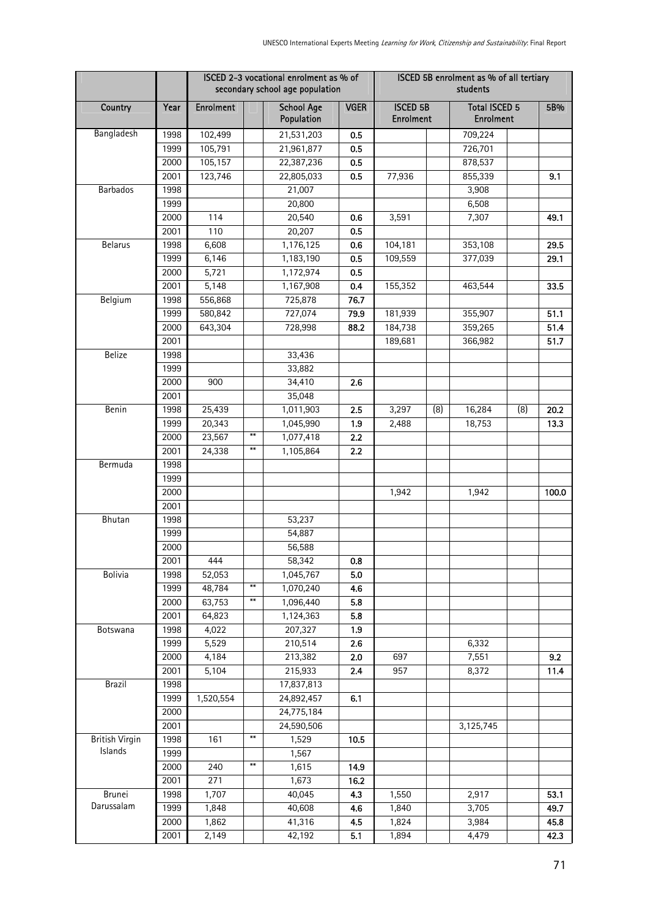| | | ISCED 2-3 vocational enrolment as % of secondary school age population | | | | ISCED 5B enrolment as % of all tertiary students | | | | |
|---|---|---|---|---|---|---|---|---|---|---|
| Country | Year | Enrolment | | School Age Population | VGER | ISCED 5B Enrolment | | Total ISCED 5 Enrolment | | 5B% |
| Bangladesh | 1998 | 102,499 | | 21,531,203 | 0.5 | | | 709,224 | | |
| | 1999 | 105,791 | | 21,961,877 | 0.5 | | | 726,701 | | |
| | 2000 | 105,157 | | 22,387,236 | 0.5 | | | 878,537 | | |
| | 2001 | 123,746 | | 22,805,033 | 0.5 | 77,936 | | 855,339 | | 9.1 |
| Barbados | 1998 | | | 21,007 | | | | 3,908 | | |
| | 1999 | | | 20,800 | | | | 6,508 | | |
| | 2000 | 114 | | 20,540 | 0.6 | 3,591 | | 7,307 | | 49.1 |
| | 2001 | 110 | | 20,207 | 0.5 | | | | | |
| Belarus | 1998 | 6,608 | | 1,176,125 | 0.6 | 104,181 | | 353,108 | | 29.5 |
| | 1999 | 6,146 | | 1,183,190 | 0.5 | 109,559 | | 377,039 | | 29.1 |
| | 2000 | 5,721 | | 1,172,974 | 0.5 | | | | | |
| | 2001 | 5,148 | | 1,167,908 | 0.4 | 155,352 | | 463,544 | | 33.5 |
| Belgium | 1998 | 556,868 | | 725,878 | 76.7 | | | | | |
| | 1999 | 580,842 | | 727,074 | 79.9 | 181,939 | | 355,907 | | 51.1 |
| | 2000 | 643,304 | | 728,998 | 88.2 | 184,738 | | 359,265 | | 51.4 |
| | 2001 | | | | | 189,681 | | 366,982 | | 51.7 |
| Belize | 1998 | | | 33,436 | | | | | | |
| | 1999 | | | 33,882 | | | | | | |
| | 2000 | 900 | | 34,410 | 2.6 | | | | | |
| | 2001 | | | 35,048 | | | | | | |
| Benin | 1998 | 25,439 | | 1,011,903 | 2.5 | 3,297 | (8) | 16,284 | (8) | 20.2 |
| | 1999 | 20,343 | | 1,045,990 | 1.9 | 2,488 | | 18,753 | | 13.3 |
| | 2000 | 23,567 | ** | 1,077,418 | 2.2 | | | | | |
| | 2001 | 24,338 | ** | 1,105,864 | 2.2 | | | | | |
| Bermuda | 1998 | | | | | | | | | |
| | 1999 | | | | | | | | | |
| | 2000 | | | | | 1,942 | | 1,942 | | 100.0 |
| | 2001 | | | | | | | | | |
| Bhutan | 1998 | | | 53,237 | | | | | | |
| | 1999 | | | 54,887 | | | | | | |
| | 2000 | | | 56,588 | | | | | | |
| | 2001 | 444 | | 58,342 | 0.8 | | | | | |
| Bolivia | 1998 | 52,053 | | 1,045,767 | 5.0 | | | | | |
| | 1999 | 48,784 | ** | 1,070,240 | 4.6 | | | | | |
| | 2000 | 63,753 | ** | 1,096,440 | 5.8 | | | | | |
| | 2001 | 64,823 | | 1,124,363 | 5.8 | | | | | |
| Botswana | 1998 | 4,022 | | 207,327 | 1.9 | | | | | |
| | 1999 | 5,529 | | 210,514 | 2.6 | | | 6,332 | | |
| | 2000 | 4,184 | | 213,382 | 2.0 | 697 | | 7,551 | | 9.2 |
| | 2001 | 5,104 | | 215,933 | 2.4 | 957 | | 8,372 | | 11.4 |
| Brazil | 1998 | | | 17,837,813 | | | | | | |
| | 1999 | 1,520,554 | | 24,892,457 | 6.1 | | | | | |
| | 2000 | | | 24,775,184 | | | | | | |
| | 2001 | | | 24,590,506 | | | | 3,125,745 | | |
| British Virgin Islands | 1998 | 161 | ** | 1,529 | 10.5 | | | | | |
| | 1999 | | | 1,567 | | | | | | |
| | 2000 | 240 | ** | 1,615 | 14.9 | | | | | |
| | 2001 | 271 | | 1,673 | 16.2 | | | | | |
| Brunei Darussalam | 1998 | 1,707 | | 40,045 | 4.3 | 1,550 | | 2,917 | | 53.1 |
| | 1999 | 1,848 | | 40,608 | 4.6 | 1,840 | | 3,705 | | 49.7 |
| | 2000 | 1,862 | | 41,316 | 4.5 | 1,824 | | 3,984 | | 45.8 |
| | 2001 | 2,149 | | 42,192 | 5.1 | 1,894 | | 4,479 | | 42.3 |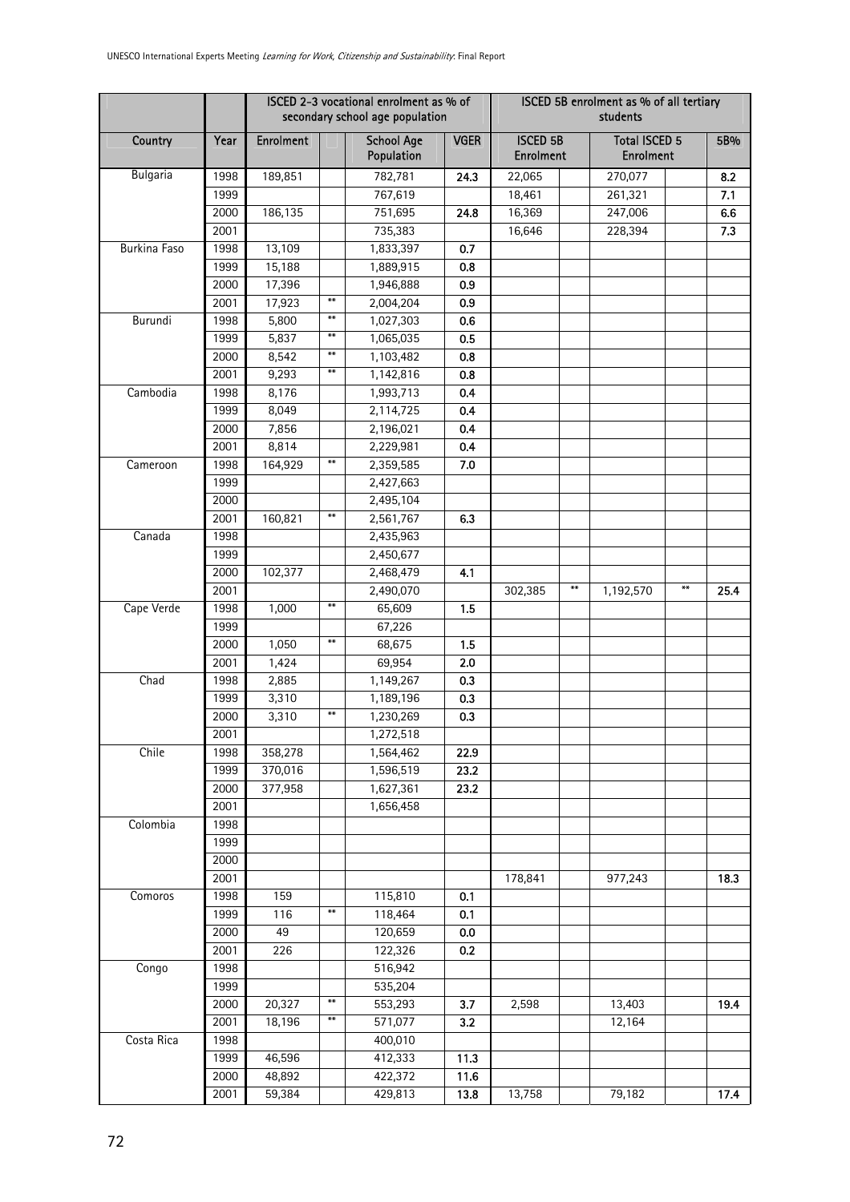| | | ISCED 2-3 vocational enrolment as % of secondary school age population | | | | ISCED 5B enrolment as % of all tertiary students | | | | |
|---|---|---|---|---|---|---|---|---|---|---|
| Country | Year | Enrolment | | School Age Population | VGER | ISCED 5B Enrolment | | Total ISCED 5 Enrolment | | 5B% |
| Bulgaria | 1998 | 189,851 | | 782,781 | **24.3** | 22,065 | | 270,077 | | **8.2** |
| | 1999 | | | 767,619 | | 18,461 | | 261,321 | | **7.1** |
| | 2000 | 186,135 | | 751,695 | **24.8** | 16,369 | | 247,006 | | **6.6** |
| | 2001 | | | 735,383 | | 16,646 | | 228,394 | | **7.3** |
| Burkina Faso | 1998 | 13,109 | | 1,833,397 | **0.7** | | | | | |
| | 1999 | 15,188 | | 1,889,915 | **0.8** | | | | | |
| | 2000 | 17,396 | | 1,946,888 | **0.9** | | | | | |
| | 2001 | 17,923 | ** | 2,004,204 | **0.9** | | | | | |
| Burundi | 1998 | 5,800 | ** | 1,027,303 | **0.6** | | | | | |
| | 1999 | 5,837 | ** | 1,065,035 | **0.5** | | | | | |
| | 2000 | 8,542 | ** | 1,103,482 | **0.8** | | | | | |
| | 2001 | 9,293 | ** | 1,142,816 | **0.8** | | | | | |
| Cambodia | 1998 | 8,176 | | 1,993,713 | **0.4** | | | | | |
| | 1999 | 8,049 | | 2,114,725 | **0.4** | | | | | |
| | 2000 | 7,856 | | 2,196,021 | **0.4** | | | | | |
| | 2001 | 8,814 | | 2,229,981 | **0.4** | | | | | |
| Cameroon | 1998 | 164,929 | ** | 2,359,585 | **7.0** | | | | | |
| | 1999 | | | 2,427,663 | | | | | | |
| | 2000 | | | 2,495,104 | | | | | | |
| | 2001 | 160,821 | ** | 2,561,767 | **6.3** | | | | | |
| Canada | 1998 | | | 2,435,963 | | | | | | |
| | 1999 | | | 2,450,677 | | | | | | |
| | 2000 | 102,377 | | 2,468,479 | **4.1** | | | | | |
| | 2001 | | | 2,490,070 | | 302,385 | ** | 1,192,570 | ** | **25.4** |
| Cape Verde | 1998 | 1,000 | ** | 65,609 | **1.5** | | | | | |
| | 1999 | | | 67,226 | | | | | | |
| | 2000 | 1,050 | ** | 68,675 | **1.5** | | | | | |
| | 2001 | 1,424 | | 69,954 | **2.0** | | | | | |
| Chad | 1998 | 2,885 | | 1,149,267 | **0.3** | | | | | |
| | 1999 | 3,310 | | 1,189,196 | **0.3** | | | | | |
| | 2000 | 3,310 | ** | 1,230,269 | **0.3** | | | | | |
| | 2001 | | | 1,272,518 | | | | | | |
| Chile | 1998 | 358,278 | | 1,564,462 | **22.9** | | | | | |
| | 1999 | 370,016 | | 1,596,519 | **23.2** | | | | | |
| | 2000 | 377,958 | | 1,627,361 | **23.2** | | | | | |
| | 2001 | | | 1,656,458 | | | | | | |
| Colombia | 1998 | | | | | | | | | |
| | 1999 | | | | | | | | | |
| | 2000 | | | | | | | | | |
| | 2001 | | | | | 178,841 | | 977,243 | | **18.3** |
| Comoros | 1998 | 159 | | 115,810 | **0.1** | | | | | |
| | 1999 | 116 | ** | 118,464 | **0.1** | | | | | |
| | 2000 | 49 | | 120,659 | **0.0** | | | | | |
| | 2001 | 226 | | 122,326 | **0.2** | | | | | |
| Congo | 1998 | | | 516,942 | | | | | | |
| | 1999 | | | 535,204 | | | | | | |
| | 2000 | 20,327 | ** | 553,293 | **3.7** | 2,598 | | 13,403 | | **19.4** |
| | 2001 | 18,196 | ** | 571,077 | **3.2** | | | 12,164 | | |
| Costa Rica | 1998 | | | 400,010 | | | | | | |
| | 1999 | 46,596 | | 412,333 | **11.3** | | | | | |
| | 2000 | 48,892 | | 422,372 | **11.6** | | | | | |
| | 2001 | 59,384 | | 429,813 | **13.8** | 13,758 | | 79,182 | | **17.4** |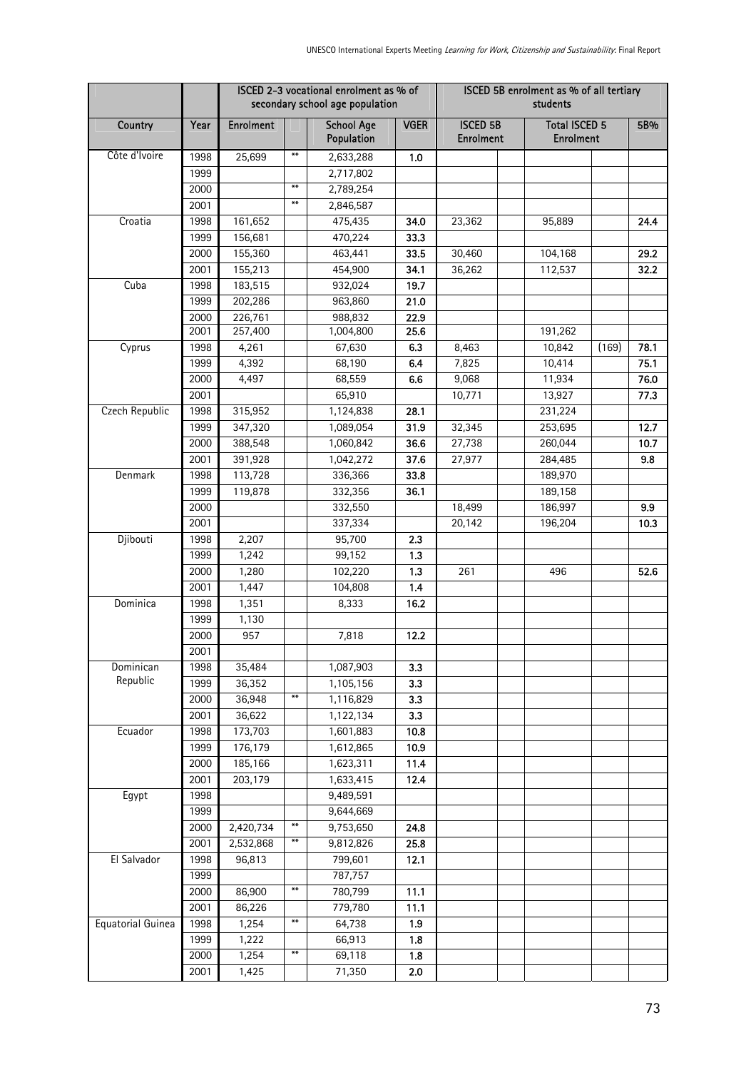| | | ISCED 2-3 vocational enrolment as % of secondary school age population | | | | ISCED 5B enrolment as % of all tertiary students | | | | |
|---|---|---|---|---|---|---|---|---|---|---|
| Country | Year | Enrolment | | School Age Population | VGER | ISCED 5B Enrolment | | Total ISCED 5 Enrolment | | 5B% |
| Côte d'Ivoire | 1998 | 25,699 | ** | 2,633,288 | 1.0 | | | | | |
| | 1999 | | | 2,717,802 | | | | | | |
| | 2000 | | ** | 2,789,254 | | | | | | |
| | 2001 | | ** | 2,846,587 | | | | | | |
| Croatia | 1998 | 161,652 | | 475,435 | 34.0 | 23,362 | | 95,889 | | 24.4 |
| | 1999 | 156,681 | | 470,224 | 33.3 | | | | | |
| | 2000 | 155,360 | | 463,441 | 33.5 | 30,460 | | 104,168 | | 29.2 |
| | 2001 | 155,213 | | 454,900 | 34.1 | 36,262 | | 112,537 | | 32.2 |
| Cuba | 1998 | 183,515 | | 932,024 | 19.7 | | | | | |
| | 1999 | 202,286 | | 963,860 | 21.0 | | | | | |
| | 2000 | 226,761 | | 988,832 | 22.9 | | | | | |
| | 2001 | 257,400 | | 1,004,800 | 25.6 | | | 191,262 | | |
| Cyprus | 1998 | 4,261 | | 67,630 | 6.3 | 8,463 | | 10,842 | (169) | 78.1 |
| | 1999 | 4,392 | | 68,190 | 6.4 | 7,825 | | 10,414 | | 75.1 |
| | 2000 | 4,497 | | 68,559 | 6.6 | 9,068 | | 11,934 | | 76.0 |
| | 2001 | | | 65,910 | | 10,771 | | 13,927 | | 77.3 |
| Czech Republic | 1998 | 315,952 | | 1,124,838 | 28.1 | | | 231,224 | | |
| | 1999 | 347,320 | | 1,089,054 | 31.9 | 32,345 | | 253,695 | | 12.7 |
| | 2000 | 388,548 | | 1,060,842 | 36.6 | 27,738 | | 260,044 | | 10.7 |
| | 2001 | 391,928 | | 1,042,272 | 37.6 | 27,977 | | 284,485 | | 9.8 |
| Denmark | 1998 | 113,728 | | 336,366 | 33.8 | | | 189,970 | | |
| | 1999 | 119,878 | | 332,356 | 36.1 | | | 189,158 | | |
| | 2000 | | | 332,550 | | 18,499 | | 186,997 | | 9.9 |
| | 2001 | | | 337,334 | | 20,142 | | 196,204 | | 10.3 |
| Djibouti | 1998 | 2,207 | | 95,700 | 2.3 | | | | | |
| | 1999 | 1,242 | | 99,152 | 1.3 | | | | | |
| | 2000 | 1,280 | | 102,220 | 1.3 | 261 | | 496 | | 52.6 |
| | 2001 | 1,447 | | 104,808 | 1.4 | | | | | |
| Dominica | 1998 | 1,351 | | 8,333 | 16.2 | | | | | |
| | 1999 | 1,130 | | | | | | | | |
| | 2000 | 957 | | 7,818 | 12.2 | | | | | |
| | 2001 | | | | | | | | | |
| Dominican Republic | 1998 | 35,484 | | 1,087,903 | 3.3 | | | | | |
| | 1999 | 36,352 | | 1,105,156 | 3.3 | | | | | |
| | 2000 | 36,948 | ** | 1,116,829 | 3.3 | | | | | |
| | 2001 | 36,622 | | 1,122,134 | 3.3 | | | | | |
| Ecuador | 1998 | 173,703 | | 1,601,883 | 10.8 | | | | | |
| | 1999 | 176,179 | | 1,612,865 | 10.9 | | | | | |
| | 2000 | 185,166 | | 1,623,311 | 11.4 | | | | | |
| | 2001 | 203,179 | | 1,633,415 | 12.4 | | | | | |
| Egypt | 1998 | | | 9,489,591 | | | | | | |
| | 1999 | | | 9,644,669 | | | | | | |
| | 2000 | 2,420,734 | ** | 9,753,650 | 24.8 | | | | | |
| | 2001 | 2,532,868 | ** | 9,812,826 | 25.8 | | | | | |
| El Salvador | 1998 | 96,813 | | 799,601 | 12.1 | | | | | |
| | 1999 | | | 787,757 | | | | | | |
| | 2000 | 86,900 | ** | 780,799 | 11.1 | | | | | |
| | 2001 | 86,226 | | 779,780 | 11.1 | | | | | |
| Equatorial Guinea | 1998 | 1,254 | ** | 64,738 | 1.9 | | | | | |
| | 1999 | 1,222 | | 66,913 | 1.8 | | | | | |
| | 2000 | 1,254 | ** | 69,118 | 1.8 | | | | | |
| | 2001 | 1,425 | | 71,350 | 2.0 | | | | | |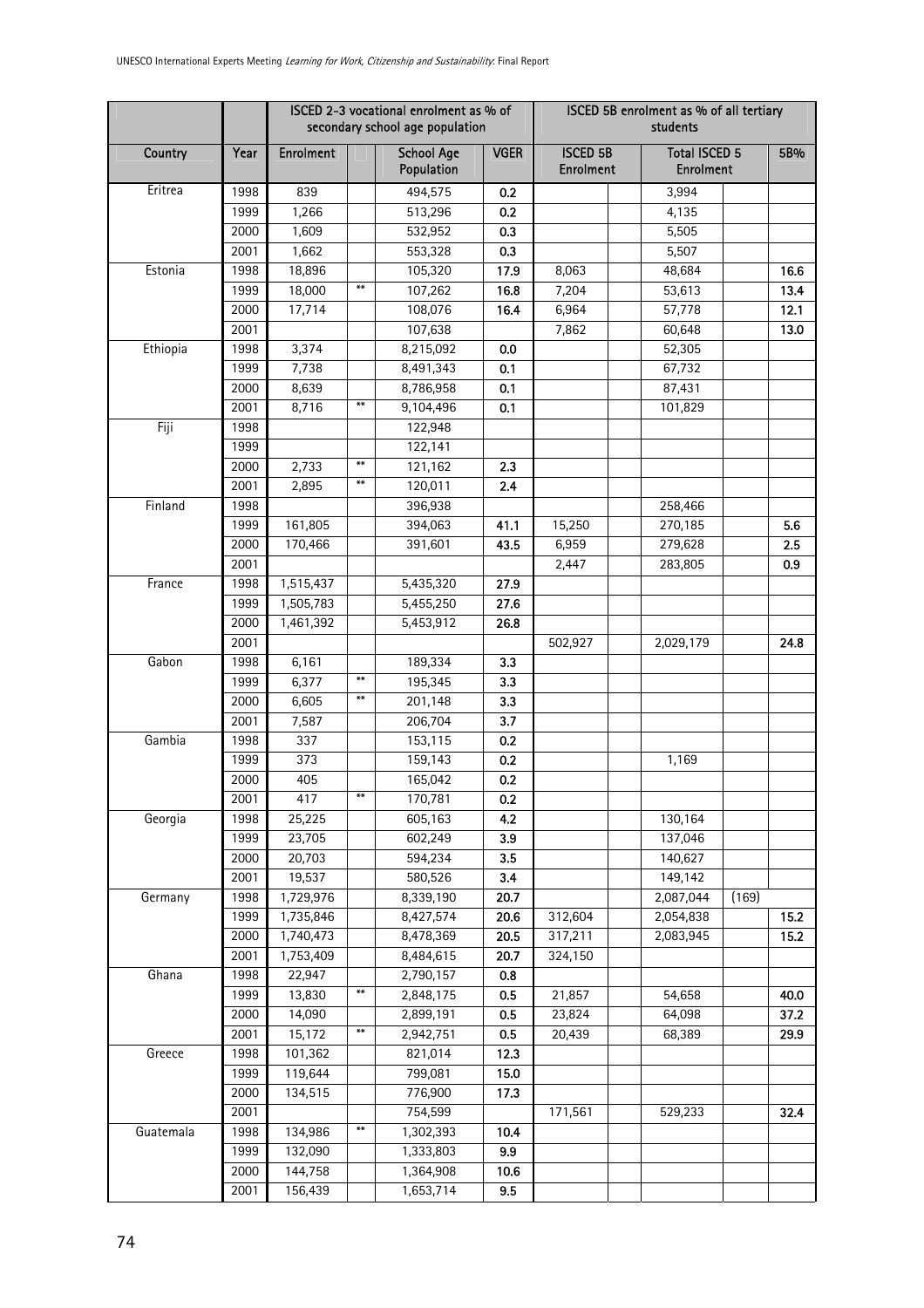| | | ISCED 2-3 vocational enrolment as % of secondary school age population | | | | ISCED 5B enrolment as % of all tertiary students | | | | |
|---|---|---|---|---|---|---|---|---|---|---|
| Country | Year | Enrolment | | School Age Population | VGER | ISCED 5B Enrolment | | Total ISCED 5 Enrolment | | 5B% |
| Eritrea | 1998 | 839 | | 494,575 | 0.2 | | | 3,994 | | |
| | 1999 | 1,266 | | 513,296 | 0.2 | | | 4,135 | | |
| | 2000 | 1,609 | | 532,952 | 0.3 | | | 5,505 | | |
| | 2001 | 1,662 | | 553,328 | 0.3 | | | 5,507 | | |
| Estonia | 1998 | 18,896 | | 105,320 | 17.9 | 8,063 | | 48,684 | | 16.6 |
| | 1999 | 18,000 | ** | 107,262 | 16.8 | 7,204 | | 53,613 | | 13.4 |
| | 2000 | 17,714 | | 108,076 | 16.4 | 6,964 | | 57,778 | | 12.1 |
| | 2001 | | | 107,638 | | 7,862 | | 60,648 | | 13.0 |
| Ethiopia | 1998 | 3,374 | | 8,215,092 | 0.0 | | | 52,305 | | |
| | 1999 | 7,738 | | 8,491,343 | 0.1 | | | 67,732 | | |
| | 2000 | 8,639 | | 8,786,958 | 0.1 | | | 87,431 | | |
| | 2001 | 8,716 | ** | 9,104,496 | 0.1 | | | 101,829 | | |
| Fiji | 1998 | | | 122,948 | | | | | | |
| | 1999 | | | 122,141 | | | | | | |
| | 2000 | 2,733 | ** | 121,162 | 2.3 | | | | | |
| | 2001 | 2,895 | ** | 120,011 | 2.4 | | | | | |
| Finland | 1998 | | | 396,938 | | | | 258,466 | | |
| | 1999 | 161,805 | | 394,063 | 41.1 | 15,250 | | 270,185 | | 5.6 |
| | 2000 | 170,466 | | 391,601 | 43.5 | 6,959 | | 279,628 | | 2.5 |
| | 2001 | | | | | 2,447 | | 283,805 | | 0.9 |
| France | 1998 | 1,515,437 | | 5,435,320 | 27.9 | | | | | |
| | 1999 | 1,505,783 | | 5,455,250 | 27.6 | | | | | |
| | 2000 | 1,461,392 | | 5,453,912 | 26.8 | | | | | |
| | 2001 | | | | | 502,927 | | 2,029,179 | | 24.8 |
| Gabon | 1998 | 6,161 | | 189,334 | 3.3 | | | | | |
| | 1999 | 6,377 | ** | 195,345 | 3.3 | | | | | |
| | 2000 | 6,605 | ** | 201,148 | 3.3 | | | | | |
| | 2001 | 7,587 | | 206,704 | 3.7 | | | | | |
| Gambia | 1998 | 337 | | 153,115 | 0.2 | | | | | |
| | 1999 | 373 | | 159,143 | 0.2 | | | 1,169 | | |
| | 2000 | 405 | | 165,042 | 0.2 | | | | | |
| | 2001 | 417 | ** | 170,781 | 0.2 | | | | | |
| Georgia | 1998 | 25,225 | | 605,163 | 4.2 | | | 130,164 | | |
| | 1999 | 23,705 | | 602,249 | 3.9 | | | 137,046 | | |
| | 2000 | 20,703 | | 594,234 | 3.5 | | | 140,627 | | |
| | 2001 | 19,537 | | 580,526 | 3.4 | | | 149,142 | | |
| Germany | 1998 | 1,729,976 | | 8,339,190 | 20.7 | | | 2,087,044 | (169) | |
| | 1999 | 1,735,846 | | 8,427,574 | 20.6 | 312,604 | | 2,054,838 | | 15.2 |
| | 2000 | 1,740,473 | | 8,478,369 | 20.5 | 317,211 | | 2,083,945 | | 15.2 |
| | 2001 | 1,753,409 | | 8,484,615 | 20.7 | 324,150 | | | | |
| Ghana | 1998 | 22,947 | | 2,790,157 | 0.8 | | | | | |
| | 1999 | 13,830 | ** | 2,848,175 | 0.5 | 21,857 | | 54,658 | | 40.0 |
| | 2000 | 14,090 | | 2,899,191 | 0.5 | 23,824 | | 64,098 | | 37.2 |
| | 2001 | 15,172 | ** | 2,942,751 | 0.5 | 20,439 | | 68,389 | | 29.9 |
| Greece | 1998 | 101,362 | | 821,014 | 12.3 | | | | | |
| | 1999 | 119,644 | | 799,081 | 15.0 | | | | | |
| | 2000 | 134,515 | | 776,900 | 17.3 | | | | | |
| | 2001 | | | 754,599 | | 171,561 | | 529,233 | | 32.4 |
| Guatemala | 1998 | 134,986 | ** | 1,302,393 | 10.4 | | | | | |
| | 1999 | 132,090 | | 1,333,803 | 9.9 | | | | | |
| | 2000 | 144,758 | | 1,364,908 | 10.6 | | | | | |
| | 2001 | 156,439 | | 1,653,714 | 9.5 | | | | | |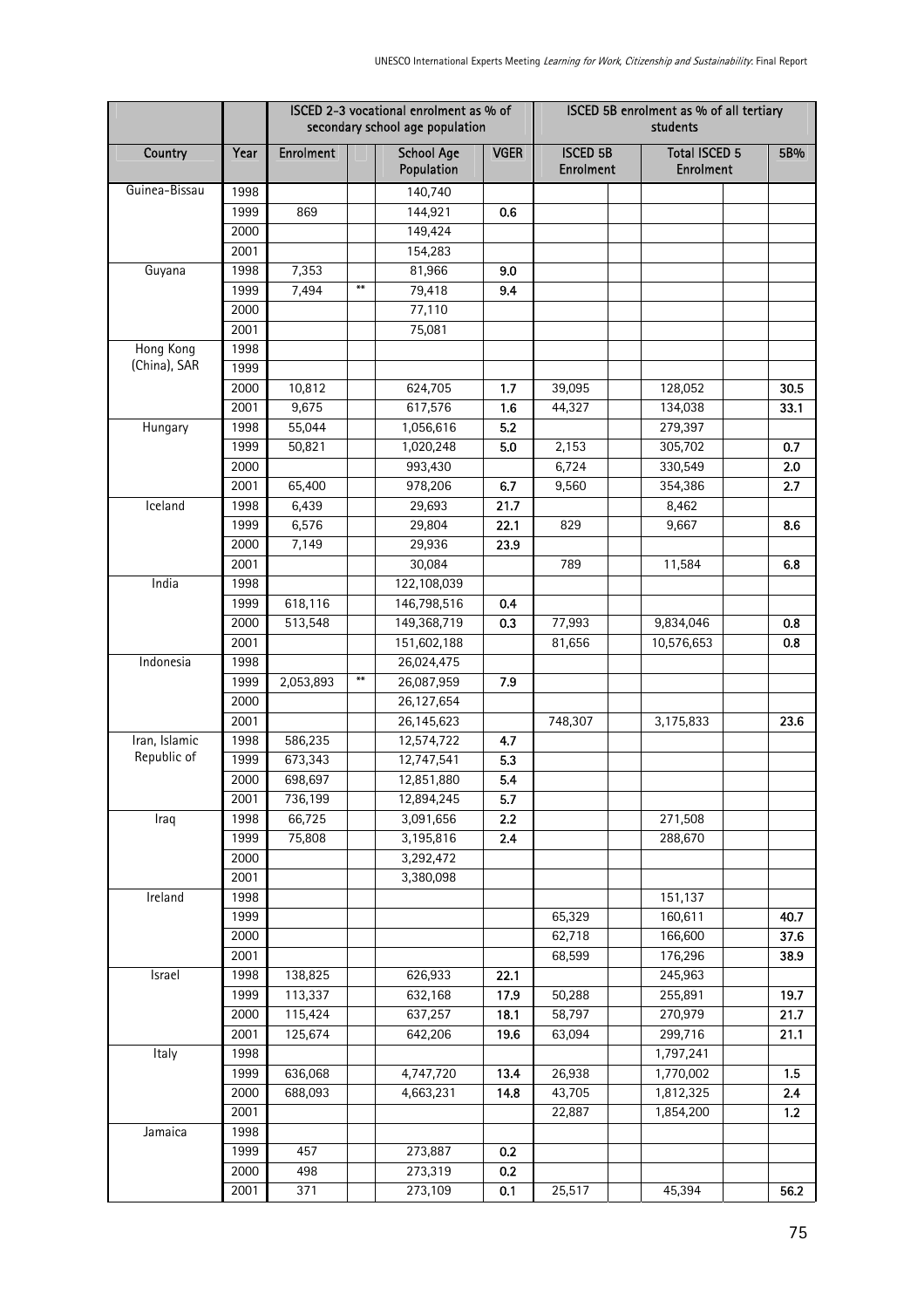| | | ISCED 2-3 vocational enrolment as % of secondary school age population | | | | ISCED 5B enrolment as % of all tertiary students | | | | |
|---|---|---|---|---|---|---|---|---|---|---|
| Country | Year | Enrolment | | School Age Population | VGER | ISCED 5B Enrolment | | Total ISCED 5 Enrolment | | 5B% |
| Guinea-Bissau | 1998 | | | 140,740 | | | | | | |
| | 1999 | 869 | | 144,921 | 0.6 | | | | | |
| | 2000 | | | 149,424 | | | | | | |
| | 2001 | | | 154,283 | | | | | | |
| Guyana | 1998 | 7,353 | | 81,966 | 9.0 | | | | | |
| | 1999 | 7,494 | ** | 79,418 | 9.4 | | | | | |
| | 2000 | | | 77,110 | | | | | | |
| | 2001 | | | 75,081 | | | | | | |
| Hong Kong (China), SAR | 1998 | | | | | | | | | |
| | 1999 | | | | | | | | | |
| | 2000 | 10,812 | | 624,705 | 1.7 | 39,095 | | 128,052 | | 30.5 |
| | 2001 | 9,675 | | 617,576 | 1.6 | 44,327 | | 134,038 | | 33.1 |
| Hungary | 1998 | 55,044 | | 1,056,616 | 5.2 | | | 279,397 | | |
| | 1999 | 50,821 | | 1,020,248 | 5.0 | 2,153 | | 305,702 | | 0.7 |
| | 2000 | | | 993,430 | | 6,724 | | 330,549 | | 2.0 |
| | 2001 | 65,400 | | 978,206 | 6.7 | 9,560 | | 354,386 | | 2.7 |
| Iceland | 1998 | 6,439 | | 29,693 | 21.7 | | | 8,462 | | |
| | 1999 | 6,576 | | 29,804 | 22.1 | 829 | | 9,667 | | 8.6 |
| | 2000 | 7,149 | | 29,936 | 23.9 | | | | | |
| | 2001 | | | 30,084 | | 789 | | 11,584 | | 6.8 |
| India | 1998 | | | 122,108,039 | | | | | | |
| | 1999 | 618,116 | | 146,798,516 | 0.4 | | | | | |
| | 2000 | 513,548 | | 149,368,719 | 0.3 | 77,993 | | 9,834,046 | | 0.8 |
| | 2001 | | | 151,602,188 | | 81,656 | | 10,576,653 | | 0.8 |
| Indonesia | 1998 | | | 26,024,475 | | | | | | |
| | 1999 | 2,053,893 | ** | 26,087,959 | 7.9 | | | | | |
| | 2000 | | | 26,127,654 | | | | | | |
| | 2001 | | | 26,145,623 | | 748,307 | | 3,175,833 | | 23.6 |
| Iran, Islamic Republic of | 1998 | 586,235 | | 12,574,722 | 4.7 | | | | | |
| | 1999 | 673,343 | | 12,747,541 | 5.3 | | | | | |
| | 2000 | 698,697 | | 12,851,880 | 5.4 | | | | | |
| | 2001 | 736,199 | | 12,894,245 | 5.7 | | | | | |
| Iraq | 1998 | 66,725 | | 3,091,656 | 2.2 | | | 271,508 | | |
| | 1999 | 75,808 | | 3,195,816 | 2.4 | | | 288,670 | | |
| | 2000 | | | 3,292,472 | | | | | | |
| | 2001 | | | 3,380,098 | | | | | | |
| Ireland | 1998 | | | | | | | 151,137 | | |
| | 1999 | | | | | 65,329 | | 160,611 | | 40.7 |
| | 2000 | | | | | 62,718 | | 166,600 | | 37.6 |
| | 2001 | | | | | 68,599 | | 176,296 | | 38.9 |
| Israel | 1998 | 138,825 | | 626,933 | 22.1 | | | 245,963 | | |
| | 1999 | 113,337 | | 632,168 | 17.9 | 50,288 | | 255,891 | | 19.7 |
| | 2000 | 115,424 | | 637,257 | 18.1 | 58,797 | | 270,979 | | 21.7 |
| | 2001 | 125,674 | | 642,206 | 19.6 | 63,094 | | 299,716 | | 21.1 |
| Italy | 1998 | | | | | | | 1,797,241 | | |
| | 1999 | 636,068 | | 4,747,720 | 13.4 | 26,938 | | 1,770,002 | | 1.5 |
| | 2000 | 688,093 | | 4,663,231 | 14.8 | 43,705 | | 1,812,325 | | 2.4 |
| | 2001 | | | | | 22,887 | | 1,854,200 | | 1.2 |
| Jamaica | 1998 | | | | | | | | | |
| | 1999 | 457 | | 273,887 | 0.2 | | | | | |
| | 2000 | 498 | | 273,319 | 0.2 | | | | | |
| | 2001 | 371 | | 273,109 | 0.1 | 25,517 | | 45,394 | | 56.2 |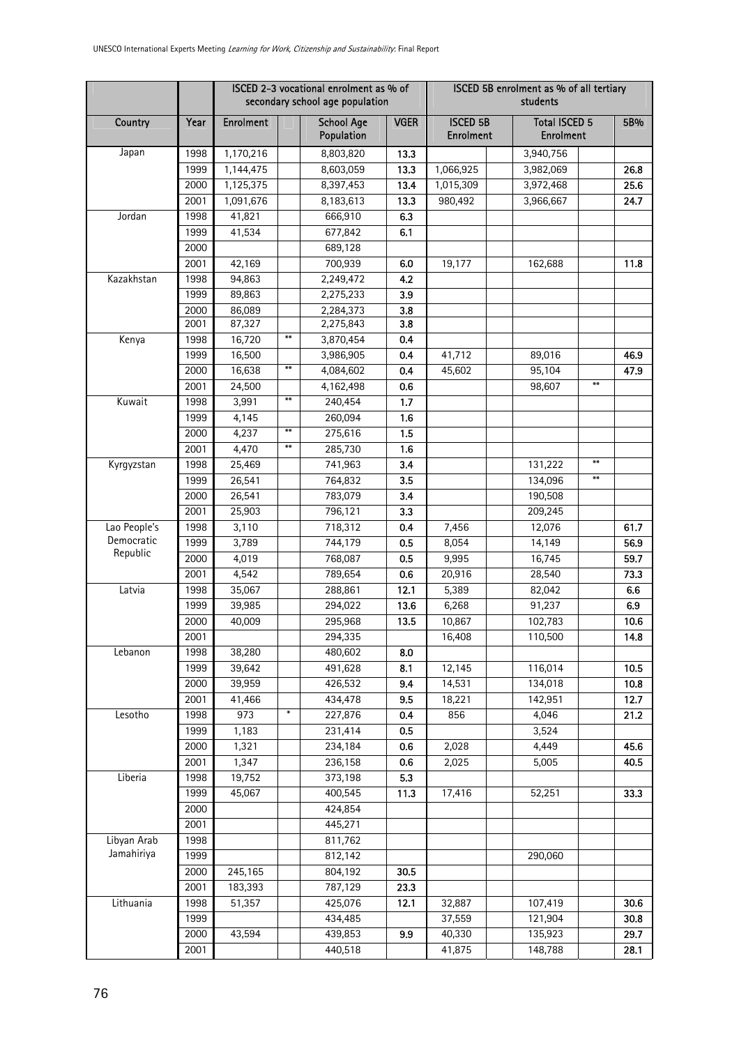| | | ISCED 2-3 vocational enrolment as % of secondary school age population | | | | ISCED 5B enrolment as % of all tertiary students | | | | |
|---|---|---|---|---|---|---|---|---|---|---|
| Country | Year | Enrolment | | School Age Population | VGER | ISCED 5B Enrolment | | Total ISCED 5 Enrolment | | 5B% |
| Japan | 1998 | 1,170,216 | | 8,803,820 | 13.3 | | | 3,940,756 | | |
| | 1999 | 1,144,475 | | 8,603,059 | 13.3 | 1,066,925 | | 3,982,069 | | 26.8 |
| | 2000 | 1,125,375 | | 8,397,453 | 13.4 | 1,015,309 | | 3,972,468 | | 25.6 |
| | 2001 | 1,091,676 | | 8,183,613 | 13.3 | 980,492 | | 3,966,667 | | 24.7 |
| Jordan | 1998 | 41,821 | | 666,910 | 6.3 | | | | | |
| | 1999 | 41,534 | | 677,842 | 6.1 | | | | | |
| | 2000 | | | 689,128 | | | | | | |
| | 2001 | 42,169 | | 700,939 | 6.0 | 19,177 | | 162,688 | | 11.8 |
| Kazakhstan | 1998 | 94,863 | | 2,249,472 | 4.2 | | | | | |
| | 1999 | 89,863 | | 2,275,233 | 3.9 | | | | | |
| | 2000 | 86,089 | | 2,284,373 | 3.8 | | | | | |
| | 2001 | 87,327 | | 2,275,843 | 3.8 | | | | | |
| Kenya | 1998 | 16,720 | ** | 3,870,454 | 0.4 | | | | | |
| | 1999 | 16,500 | | 3,986,905 | 0.4 | 41,712 | | 89,016 | | 46.9 |
| | 2000 | 16,638 | ** | 4,084,602 | 0.4 | 45,602 | | 95,104 | | 47.9 |
| | 2001 | 24,500 | | 4,162,498 | 0.6 | | | 98,607 | ** | |
| Kuwait | 1998 | 3,991 | ** | 240,454 | 1.7 | | | | | |
| | 1999 | 4,145 | | 260,094 | 1.6 | | | | | |
| | 2000 | 4,237 | ** | 275,616 | 1.5 | | | | | |
| | 2001 | 4,470 | ** | 285,730 | 1.6 | | | | | |
| Kyrgyzstan | 1998 | 25,469 | | 741,963 | 3.4 | | | 131,222 | ** | |
| | 1999 | 26,541 | | 764,832 | 3.5 | | | 134,096 | ** | |
| | 2000 | 26,541 | | 783,079 | 3.4 | | | 190,508 | | |
| | 2001 | 25,903 | | 796,121 | 3.3 | | | 209,245 | | |
| Lao People's Democratic Republic | 1998 | 3,110 | | 718,312 | 0.4 | 7,456 | | 12,076 | | 61.7 |
| | 1999 | 3,789 | | 744,179 | 0.5 | 8,054 | | 14,149 | | 56.9 |
| | 2000 | 4,019 | | 768,087 | 0.5 | 9,995 | | 16,745 | | 59.7 |
| | 2001 | 4,542 | | 789,654 | 0.6 | 20,916 | | 28,540 | | 73.3 |
| Latvia | 1998 | 35,067 | | 288,861 | 12.1 | 5,389 | | 82,042 | | 6.6 |
| | 1999 | 39,985 | | 294,022 | 13.6 | 6,268 | | 91,237 | | 6.9 |
| | 2000 | 40,009 | | 295,968 | 13.5 | 10,867 | | 102,783 | | 10.6 |
| | 2001 | | | 294,335 | | 16,408 | | 110,500 | | 14.8 |
| Lebanon | 1998 | 38,280 | | 480,602 | 8.0 | | | | | |
| | 1999 | 39,642 | | 491,628 | 8.1 | 12,145 | | 116,014 | | 10.5 |
| | 2000 | 39,959 | | 426,532 | 9.4 | 14,531 | | 134,018 | | 10.8 |
| | 2001 | 41,466 | | 434,478 | 9.5 | 18,221 | | 142,951 | | 12.7 |
| Lesotho | 1998 | 973 | * | 227,876 | 0.4 | 856 | | 4,046 | | 21.2 |
| | 1999 | 1,183 | | 231,414 | 0.5 | | | 3,524 | | |
| | 2000 | 1,321 | | 234,184 | 0.6 | 2,028 | | 4,449 | | 45.6 |
| | 2001 | 1,347 | | 236,158 | 0.6 | 2,025 | | 5,005 | | 40.5 |
| Liberia | 1998 | 19,752 | | 373,198 | 5.3 | | | | | |
| | 1999 | 45,067 | | 400,545 | 11.3 | 17,416 | | 52,251 | | 33.3 |
| | 2000 | | | 424,854 | | | | | | |
| | 2001 | | | 445,271 | | | | | | |
| Libyan Arab Jamahiriya | 1998 | | | 811,762 | | | | | | |
| | 1999 | | | 812,142 | | | | 290,060 | | |
| | 2000 | 245,165 | | 804,192 | 30.5 | | | | | |
| | 2001 | 183,393 | | 787,129 | 23.3 | | | | | |
| Lithuania | 1998 | 51,357 | | 425,076 | 12.1 | 32,887 | | 107,419 | | 30.6 |
| | 1999 | | | 434,485 | | 37,559 | | 121,904 | | 30.8 |
| | 2000 | 43,594 | | 439,853 | 9.9 | 40,330 | | 135,923 | | 29.7 |
| | 2001 | | | 440,518 | | 41,875 | | 148,788 | | 28.1 |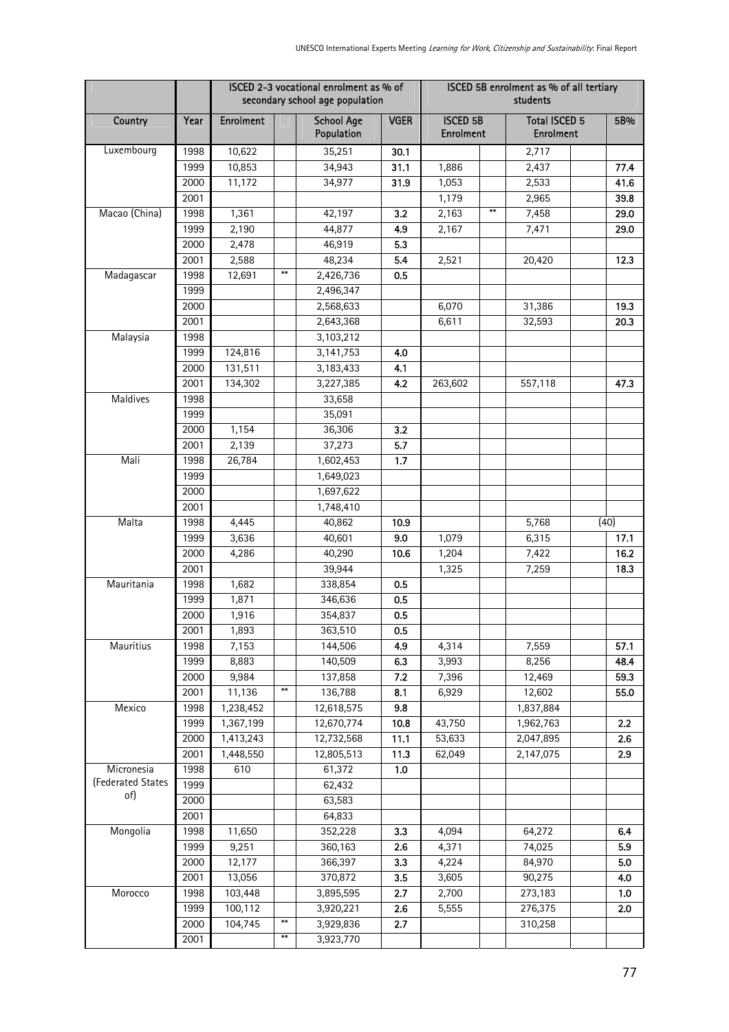| | | ISCED 2-3 vocational enrolment as % of secondary school age population | | | | ISCED 5B enrolment as % of all tertiary students | | | | |
|---|---|---|---|---|---|---|---|---|---|---|
| Country | Year | Enrolment | | School Age Population | VGER | ISCED 5B Enrolment | | Total ISCED 5 Enrolment | | 5B% |
| Luxembourg | 1998 | 10,622 | | 35,251 | 30.1 | | | 2,717 | | |
| | 1999 | 10,853 | | 34,943 | 31.1 | 1,886 | | 2,437 | | 77.4 |
| | 2000 | 11,172 | | 34,977 | 31.9 | 1,053 | | 2,533 | | 41.6 |
| | 2001 | | | | | 1,179 | | 2,965 | | 39.8 |
| Macao (China) | 1998 | 1,361 | | 42,197 | 3.2 | 2,163 | ** | 7,458 | | 29.0 |
| | 1999 | 2,190 | | 44,877 | 4.9 | 2,167 | | 7,471 | | 29.0 |
| | 2000 | 2,478 | | 46,919 | 5.3 | | | | | |
| | 2001 | 2,588 | | 48,234 | 5.4 | 2,521 | | 20,420 | | 12.3 |
| Madagascar | 1998 | 12,691 | ** | 2,426,736 | 0.5 | | | | | |
| | 1999 | | | 2,496,347 | | | | | | |
| | 2000 | | | 2,568,633 | | 6,070 | | 31,386 | | 19.3 |
| | 2001 | | | 2,643,368 | | 6,611 | | 32,593 | | 20.3 |
| Malaysia | 1998 | | | 3,103,212 | | | | | | |
| | 1999 | 124,816 | | 3,141,753 | 4.0 | | | | | |
| | 2000 | 131,511 | | 3,183,433 | 4.1 | | | | | |
| | 2001 | 134,302 | | 3,227,385 | 4.2 | 263,602 | | 557,118 | | 47.3 |
| Maldives | 1998 | | | 33,658 | | | | | | |
| | 1999 | | | 35,091 | | | | | | |
| | 2000 | 1,154 | | 36,306 | 3.2 | | | | | |
| | 2001 | 2,139 | | 37,273 | 5.7 | | | | | |
| Mali | 1998 | 26,784 | | 1,602,453 | 1.7 | | | | | |
| | 1999 | | | 1,649,023 | | | | | | |
| | 2000 | | | 1,697,622 | | | | | | |
| | 2001 | | | 1,748,410 | | | | | | |
| Malta | 1998 | 4,445 | | 40,862 | 10.9 | | | 5,768 | (40) | |
| | 1999 | 3,636 | | 40,601 | 9.0 | 1,079 | | 6,315 | | 17.1 |
| | 2000 | 4,286 | | 40,290 | 10.6 | 1,204 | | 7,422 | | 16.2 |
| | 2001 | | | 39,944 | | 1,325 | | 7,259 | | 18.3 |
| Mauritania | 1998 | 1,682 | | 338,854 | 0.5 | | | | | |
| | 1999 | 1,871 | | 346,636 | 0.5 | | | | | |
| | 2000 | 1,916 | | 354,837 | 0.5 | | | | | |
| | 2001 | 1,893 | | 363,510 | 0.5 | | | | | |
| Mauritius | 1998 | 7,153 | | 144,506 | 4.9 | 4,314 | | 7,559 | | 57.1 |
| | 1999 | 8,883 | | 140,509 | 6.3 | 3,993 | | 8,256 | | 48.4 |
| | 2000 | 9,984 | | 137,858 | 7.2 | 7,396 | | 12,469 | | 59.3 |
| | 2001 | 11,136 | ** | 136,788 | 8.1 | 6,929 | | 12,602 | | 55.0 |
| Mexico | 1998 | 1,238,452 | | 12,618,575 | 9.8 | | | 1,837,884 | | |
| | 1999 | 1,367,199 | | 12,670,774 | 10.8 | 43,750 | | 1,962,763 | | 2.2 |
| | 2000 | 1,413,243 | | 12,732,568 | 11.1 | 53,633 | | 2,047,895 | | 2.6 |
| | 2001 | 1,448,550 | | 12,805,513 | 11.3 | 62,049 | | 2,147,075 | | 2.9 |
| Micronesia (Federated States of) | 1998 | 610 | | 61,372 | 1.0 | | | | | |
| | 1999 | | | 62,432 | | | | | | |
| | 2000 | | | 63,583 | | | | | | |
| | 2001 | | | 64,833 | | | | | | |
| Mongolia | 1998 | 11,650 | | 352,228 | 3.3 | 4,094 | | 64,272 | | 6.4 |
| | 1999 | 9,251 | | 360,163 | 2.6 | 4,371 | | 74,025 | | 5.9 |
| | 2000 | 12,177 | | 366,397 | 3.3 | 4,224 | | 84,970 | | 5.0 |
| | 2001 | 13,056 | | 370,872 | 3.5 | 3,605 | | 90,275 | | 4.0 |
| Morocco | 1998 | 103,448 | | 3,895,595 | 2.7 | 2,700 | | 273,183 | | 1.0 |
| | 1999 | 100,112 | | 3,920,221 | 2.6 | 5,555 | | 276,375 | | 2.0 |
| | 2000 | 104,745 | ** | 3,929,836 | 2.7 | | | 310,258 | | |
| | 2001 | | ** | 3,923,770 | | | | | | |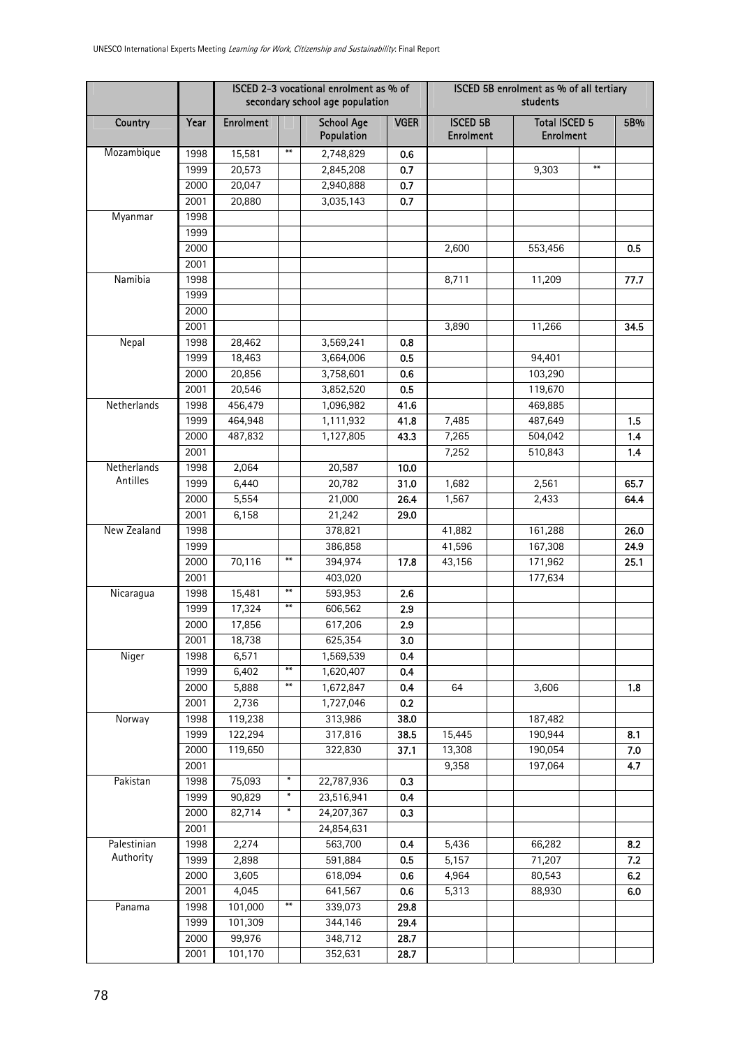| | | ISCED 2-3 vocational enrolment as % of secondary school age population | | | | ISCED 5B enrolment as % of all tertiary students | | | | |
|---|---|---|---|---|---|---|---|---|---|---|
| Country | Year | Enrolment | | School Age Population | VGER | ISCED 5B Enrolment | | Total ISCED 5 Enrolment | | 5B% |
| Mozambique | 1998 | 15,581 | ** | 2,748,829 | 0.6 | | | | | |
| | 1999 | 20,573 | | 2,845,208 | 0.7 | | | 9,303 | ** | |
| | 2000 | 20,047 | | 2,940,888 | 0.7 | | | | | |
| | 2001 | 20,880 | | 3,035,143 | 0.7 | | | | | |
| Myanmar | 1998 | | | | | | | | | |
| | 1999 | | | | | | | | | |
| | 2000 | | | | | 2,600 | | 553,456 | | 0.5 |
| | 2001 | | | | | | | | | |
| Namibia | 1998 | | | | | 8,711 | | 11,209 | | 77.7 |
| | 1999 | | | | | | | | | |
| | 2000 | | | | | | | | | |
| | 2001 | | | | | 3,890 | | 11,266 | | 34.5 |
| Nepal | 1998 | 28,462 | | 3,569,241 | 0.8 | | | | | |
| | 1999 | 18,463 | | 3,664,006 | 0.5 | | | 94,401 | | |
| | 2000 | 20,856 | | 3,758,601 | 0.6 | | | 103,290 | | |
| | 2001 | 20,546 | | 3,852,520 | 0.5 | | | 119,670 | | |
| Netherlands | 1998 | 456,479 | | 1,096,982 | 41.6 | | | 469,885 | | |
| | 1999 | 464,948 | | 1,111,932 | 41.8 | 7,485 | | 487,649 | | 1.5 |
| | 2000 | 487,832 | | 1,127,805 | 43.3 | 7,265 | | 504,042 | | 1.4 |
| | 2001 | | | | | 7,252 | | 510,843 | | 1.4 |
| Netherlands Antilles | 1998 | 2,064 | | 20,587 | 10.0 | | | | | |
| | 1999 | 6,440 | | 20,782 | 31.0 | 1,682 | | 2,561 | | 65.7 |
| | 2000 | 5,554 | | 21,000 | 26.4 | 1,567 | | 2,433 | | 64.4 |
| | 2001 | 6,158 | | 21,242 | 29.0 | | | | | |
| New Zealand | 1998 | | | 378,821 | | 41,882 | | 161,288 | | 26.0 |
| | 1999 | | | 386,858 | | 41,596 | | 167,308 | | 24.9 |
| | 2000 | 70,116 | ** | 394,974 | 17.8 | 43,156 | | 171,962 | | 25.1 |
| | 2001 | | | 403,020 | | | | 177,634 | | |
| Nicaragua | 1998 | 15,481 | ** | 593,953 | 2.6 | | | | | |
| | 1999 | 17,324 | ** | 606,562 | 2.9 | | | | | |
| | 2000 | 17,856 | | 617,206 | 2.9 | | | | | |
| | 2001 | 18,738 | | 625,354 | 3.0 | | | | | |
| Niger | 1998 | 6,571 | | 1,569,539 | 0.4 | | | | | |
| | 1999 | 6,402 | ** | 1,620,407 | 0.4 | | | | | |
| | 2000 | 5,888 | ** | 1,672,847 | 0.4 | 64 | | 3,606 | | 1.8 |
| | 2001 | 2,736 | | 1,727,046 | 0.2 | | | | | |
| Norway | 1998 | 119,238 | | 313,986 | 38.0 | | | 187,482 | | |
| | 1999 | 122,294 | | 317,816 | 38.5 | 15,445 | | 190,944 | | 8.1 |
| | 2000 | 119,650 | | 322,830 | 37.1 | 13,308 | | 190,054 | | 7.0 |
| | 2001 | | | | | 9,358 | | 197,064 | | 4.7 |
| Pakistan | 1998 | 75,093 | * | 22,787,936 | 0.3 | | | | | |
| | 1999 | 90,829 | * | 23,516,941 | 0.4 | | | | | |
| | 2000 | 82,714 | * | 24,207,367 | 0.3 | | | | | |
| | 2001 | | | 24,854,631 | | | | | | |
| Palestinian Authority | 1998 | 2,274 | | 563,700 | 0.4 | 5,436 | | 66,282 | | 8.2 |
| | 1999 | 2,898 | | 591,884 | 0.5 | 5,157 | | 71,207 | | 7.2 |
| | 2000 | 3,605 | | 618,094 | 0.6 | 4,964 | | 80,543 | | 6.2 |
| | 2001 | 4,045 | | 641,567 | 0.6 | 5,313 | | 88,930 | | 6.0 |
| Panama | 1998 | 101,000 | ** | 339,073 | 29.8 | | | | | |
| | 1999 | 101,309 | | 344,146 | 29.4 | | | | | |
| | 2000 | 99,976 | | 348,712 | 28.7 | | | | | |
| | 2001 | 101,170 | | 352,631 | 28.7 | | | | | |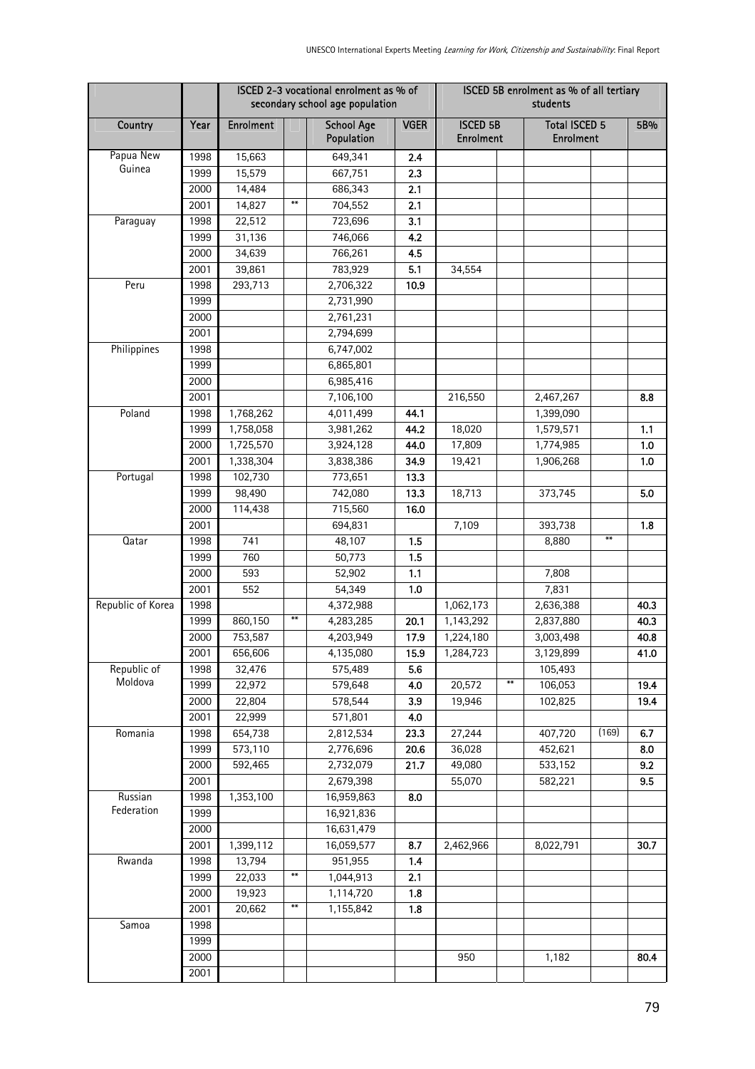| | | ISCED 2-3 vocational enrolment as % of secondary school age population | | | | ISCED 5B enrolment as % of all tertiary students | | | | |
|---|---|---|---|---|---|---|---|---|---|---|
| Country | Year | Enrolment | | School Age Population | VGER | ISCED 5B Enrolment | | Total ISCED 5 Enrolment | | 5B% |
| Papua New Guinea | 1998 | 15,663 | | 649,341 | 2.4 | | | | | |
| | 1999 | 15,579 | | 667,751 | 2.3 | | | | | |
| | 2000 | 14,484 | | 686,343 | 2.1 | | | | | |
| | 2001 | 14,827 | ** | 704,552 | 2.1 | | | | | |
| Paraguay | 1998 | 22,512 | | 723,696 | 3.1 | | | | | |
| | 1999 | 31,136 | | 746,066 | 4.2 | | | | | |
| | 2000 | 34,639 | | 766,261 | 4.5 | | | | | |
| | 2001 | 39,861 | | 783,929 | 5.1 | 34,554 | | | | |
| Peru | 1998 | 293,713 | | 2,706,322 | 10.9 | | | | | |
| | 1999 | | | 2,731,990 | | | | | | |
| | 2000 | | | 2,761,231 | | | | | | |
| | 2001 | | | 2,794,699 | | | | | | |
| Philippines | 1998 | | | 6,747,002 | | | | | | |
| | 1999 | | | 6,865,801 | | | | | | |
| | 2000 | | | 6,985,416 | | | | | | |
| | 2001 | | | 7,106,100 | | 216,550 | | 2,467,267 | | 8.8 |
| Poland | 1998 | 1,768,262 | | 4,011,499 | 44.1 | | | 1,399,090 | | |
| | 1999 | 1,758,058 | | 3,981,262 | 44.2 | 18,020 | | 1,579,571 | | 1.1 |
| | 2000 | 1,725,570 | | 3,924,128 | 44.0 | 17,809 | | 1,774,985 | | 1.0 |
| | 2001 | 1,338,304 | | 3,838,386 | 34.9 | 19,421 | | 1,906,268 | | 1.0 |
| Portugal | 1998 | 102,730 | | 773,651 | 13.3 | | | | | |
| | 1999 | 98,490 | | 742,080 | 13.3 | 18,713 | | 373,745 | | 5.0 |
| | 2000 | 114,438 | | 715,560 | 16.0 | | | | | |
| | 2001 | | | 694,831 | | 7,109 | | 393,738 | | 1.8 |
| Qatar | 1998 | 741 | | 48,107 | 1.5 | | | 8,880 | ** | |
| | 1999 | 760 | | 50,773 | 1.5 | | | | | |
| | 2000 | 593 | | 52,902 | 1.1 | | | 7,808 | | |
| | 2001 | 552 | | 54,349 | 1.0 | | | 7,831 | | |
| Republic of Korea | 1998 | | | 4,372,988 | | 1,062,173 | | 2,636,388 | | 40.3 |
| | 1999 | 860,150 | ** | 4,283,285 | 20.1 | 1,143,292 | | 2,837,880 | | 40.3 |
| | 2000 | 753,587 | | 4,203,949 | 17.9 | 1,224,180 | | 3,003,498 | | 40.8 |
| | 2001 | 656,606 | | 4,135,080 | 15.9 | 1,284,723 | | 3,129,899 | | 41.0 |
| Republic of Moldova | 1998 | 32,476 | | 575,489 | 5.6 | | | 105,493 | | |
| | 1999 | 22,972 | | 579,648 | 4.0 | 20,572 | ** | 106,053 | | 19.4 |
| | 2000 | 22,804 | | 578,544 | 3.9 | 19,946 | | 102,825 | | 19.4 |
| | 2001 | 22,999 | | 571,801 | 4.0 | | | | | |
| Romania | 1998 | 654,738 | | 2,812,534 | 23.3 | 27,244 | | 407,720 | (169) | 6.7 |
| | 1999 | 573,110 | | 2,776,696 | 20.6 | 36,028 | | 452,621 | | 8.0 |
| | 2000 | 592,465 | | 2,732,079 | 21.7 | 49,080 | | 533,152 | | 9.2 |
| | 2001 | | | 2,679,398 | | 55,070 | | 582,221 | | 9.5 |
| Russian Federation | 1998 | 1,353,100 | | 16,959,863 | 8.0 | | | | | |
| | 1999 | | | 16,921,836 | | | | | | |
| | 2000 | | | 16,631,479 | | | | | | |
| | 2001 | 1,399,112 | | 16,059,577 | 8.7 | 2,462,966 | | 8,022,791 | | 30.7 |
| Rwanda | 1998 | 13,794 | | 951,955 | 1.4 | | | | | |
| | 1999 | 22,033 | ** | 1,044,913 | 2.1 | | | | | |
| | 2000 | 19,923 | | 1,114,720 | 1.8 | | | | | |
| | 2001 | 20,662 | ** | 1,155,842 | 1.8 | | | | | |
| Samoa | 1998 | | | | | | | | | |
| | 1999 | | | | | | | | | |
| | 2000 | | | | | 950 | | 1,182 | | 80.4 |
| | 2001 | | | | | | | | | |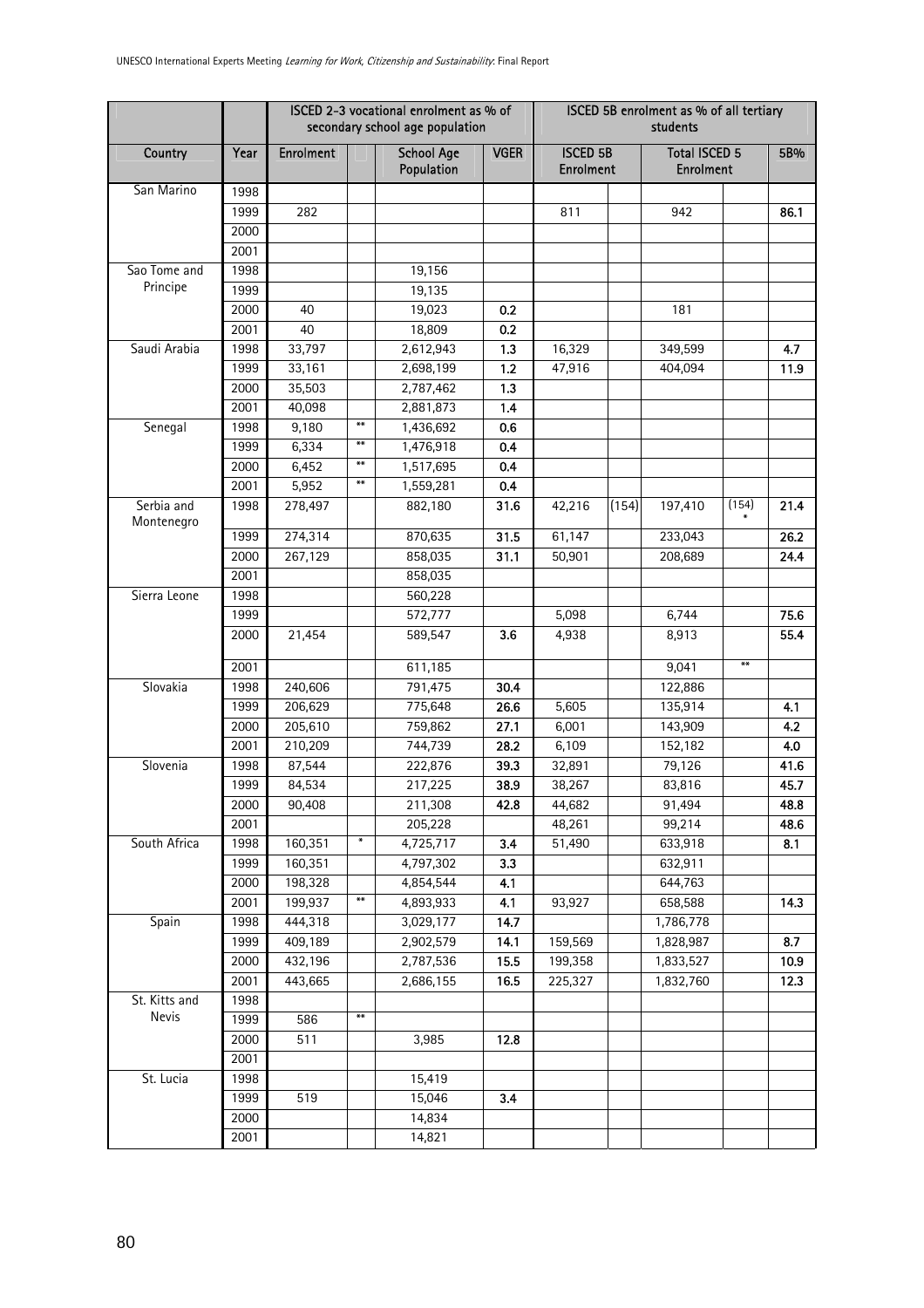| | | ISCED 2-3 vocational enrolment as % of secondary school age population | | | | ISCED 5B enrolment as % of all tertiary students | | | | |
|---|---|---|---|---|---|---|---|---|---|---|
| Country | Year | Enrolment | | School Age Population | VGER | ISCED 5B Enrolment | | Total ISCED 5 Enrolment | | 5B% |
| San Marino | 1998 | | | | | | | | | |
| | 1999 | 282 | | | | 811 | | 942 | | 86.1 |
| | 2000 | | | | | | | | | |
| | 2001 | | | | | | | | | |
| Sao Tome and Principe | 1998 | | | 19,156 | | | | | | |
| | 1999 | | | 19,135 | | | | | | |
| | 2000 | 40 | | 19,023 | 0.2 | | | 181 | | |
| | 2001 | 40 | | 18,809 | 0.2 | | | | | |
| Saudi Arabia | 1998 | 33,797 | | 2,612,943 | 1.3 | 16,329 | | 349,599 | | 4.7 |
| | 1999 | 33,161 | | 2,698,199 | 1.2 | 47,916 | | 404,094 | | 11.9 |
| | 2000 | 35,503 | | 2,787,462 | 1.3 | | | | | |
| | 2001 | 40,098 | | 2,881,873 | 1.4 | | | | | |
| Senegal | 1998 | 9,180 | ** | 1,436,692 | 0.6 | | | | | |
| | 1999 | 6,334 | ** | 1,476,918 | 0.4 | | | | | |
| | 2000 | 6,452 | ** | 1,517,695 | 0.4 | | | | | |
| | 2001 | 5,952 | ** | 1,559,281 | 0.4 | | | | | |
| Serbia and Montenegro | 1998 | 278,497 | | 882,180 | 31.6 | 42,216 | (154) | 197,410 | (154) * | 21.4 |
| | 1999 | 274,314 | | 870,635 | 31.5 | 61,147 | | 233,043 | | 26.2 |
| | 2000 | 267,129 | | 858,035 | 31.1 | 50,901 | | 208,689 | | 24.4 |
| | 2001 | | | 858,035 | | | | | | |
| Sierra Leone | 1998 | | | 560,228 | | | | | | |
| | 1999 | | | 572,777 | | 5,098 | | 6,744 | | 75.6 |
| | 2000 | 21,454 | | 589,547 | 3.6 | 4,938 | | 8,913 | | 55.4 |
| | 2001 | | | 611,185 | | | | 9,041 | ** | |
| Slovakia | 1998 | 240,606 | | 791,475 | 30.4 | | | 122,886 | | |
| | 1999 | 206,629 | | 775,648 | 26.6 | 5,605 | | 135,914 | | 4.1 |
| | 2000 | 205,610 | | 759,862 | 27.1 | 6,001 | | 143,909 | | 4.2 |
| | 2001 | 210,209 | | 744,739 | 28.2 | 6,109 | | 152,182 | | 4.0 |
| Slovenia | 1998 | 87,544 | | 222,876 | 39.3 | 32,891 | | 79,126 | | 41.6 |
| | 1999 | 84,534 | | 217,225 | 38.9 | 38,267 | | 83,816 | | 45.7 |
| | 2000 | 90,408 | | 211,308 | 42.8 | 44,682 | | 91,494 | | 48.8 |
| | 2001 | | | 205,228 | | 48,261 | | 99,214 | | 48.6 |
| South Africa | 1998 | 160,351 | * | 4,725,717 | 3.4 | 51,490 | | 633,918 | | 8.1 |
| | 1999 | 160,351 | | 4,797,302 | 3.3 | | | 632,911 | | |
| | 2000 | 198,328 | | 4,854,544 | 4.1 | | | 644,763 | | |
| | 2001 | 199,937 | ** | 4,893,933 | 4.1 | 93,927 | | 658,588 | | 14.3 |
| Spain | 1998 | 444,318 | | 3,029,177 | 14.7 | | | 1,786,778 | | |
| | 1999 | 409,189 | | 2,902,579 | 14.1 | 159,569 | | 1,828,987 | | 8.7 |
| | 2000 | 432,196 | | 2,787,536 | 15.5 | 199,358 | | 1,833,527 | | 10.9 |
| | 2001 | 443,665 | | 2,686,155 | 16.5 | 225,327 | | 1,832,760 | | 12.3 |
| St. Kitts and Nevis | 1998 | | | | | | | | | |
| | 1999 | 586 | ** | | | | | | | |
| | 2000 | 511 | | 3,985 | 12.8 | | | | | |
| | 2001 | | | | | | | | | |
| St. Lucia | 1998 | | | 15,419 | | | | | | |
| | 1999 | 519 | | 15,046 | 3.4 | | | | | |
| | 2000 | | | 14,834 | | | | | | |
| | 2001 | | | 14,821 | | | | | | |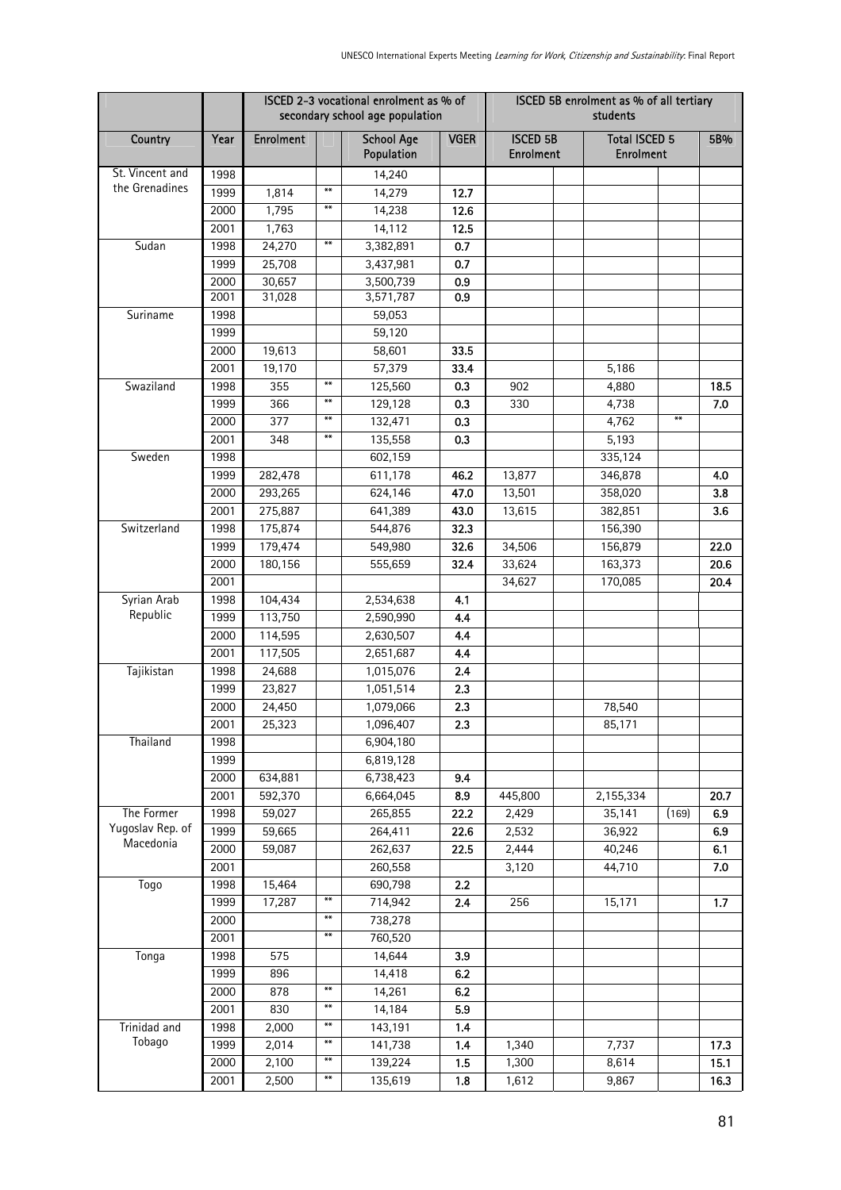| | | ISCED 2-3 vocational enrolment as % of secondary school age population | | | | ISCED 5B enrolment as % of all tertiary students | | | | |
|---|---|---|---|---|---|---|---|---|---|---|
| Country | Year | Enrolment | | School Age Population | VGER | ISCED 5B Enrolment | | Total ISCED 5 Enrolment | | 5B% |
| St. Vincent and the Grenadines | 1998 | | | 14,240 | | | | | | |
| | 1999 | 1,814 | ** | 14,279 | 12.7 | | | | | |
| | 2000 | 1,795 | ** | 14,238 | 12.6 | | | | | |
| | 2001 | 1,763 | | 14,112 | 12.5 | | | | | |
| Sudan | 1998 | 24,270 | ** | 3,382,891 | 0.7 | | | | | |
| | 1999 | 25,708 | | 3,437,981 | 0.7 | | | | | |
| | 2000 | 30,657 | | 3,500,739 | 0.9 | | | | | |
| | 2001 | 31,028 | | 3,571,787 | 0.9 | | | | | |
| Suriname | 1998 | | | 59,053 | | | | | | |
| | 1999 | | | 59,120 | | | | | | |
| | 2000 | 19,613 | | 58,601 | 33.5 | | | | | |
| | 2001 | 19,170 | | 57,379 | 33.4 | | | 5,186 | | |
| Swaziland | 1998 | 355 | ** | 125,560 | 0.3 | 902 | | 4,880 | | 18.5 |
| | 1999 | 366 | ** | 129,128 | 0.3 | 330 | | 4,738 | | 7.0 |
| | 2000 | 377 | ** | 132,471 | 0.3 | | | 4,762 | ** | |
| | 2001 | 348 | ** | 135,558 | 0.3 | | | 5,193 | | |
| Sweden | 1998 | | | 602,159 | | | | 335,124 | | |
| | 1999 | 282,478 | | 611,178 | 46.2 | 13,877 | | 346,878 | | 4.0 |
| | 2000 | 293,265 | | 624,146 | 47.0 | 13,501 | | 358,020 | | 3.8 |
| | 2001 | 275,887 | | 641,389 | 43.0 | 13,615 | | 382,851 | | 3.6 |
| Switzerland | 1998 | 175,874 | | 544,876 | 32.3 | | | 156,390 | | |
| | 1999 | 179,474 | | 549,980 | 32.6 | 34,506 | | 156,879 | | 22.0 |
| | 2000 | 180,156 | | 555,659 | 32.4 | 33,624 | | 163,373 | | 20.6 |
| | 2001 | | | | | 34,627 | | 170,085 | | 20.4 |
| Syrian Arab Republic | 1998 | 104,434 | | 2,534,638 | 4.1 | | | | | |
| | 1999 | 113,750 | | 2,590,990 | 4.4 | | | | | |
| | 2000 | 114,595 | | 2,630,507 | 4.4 | | | | | |
| | 2001 | 117,505 | | 2,651,687 | 4.4 | | | | | |
| Tajikistan | 1998 | 24,688 | | 1,015,076 | 2.4 | | | | | |
| | 1999 | 23,827 | | 1,051,514 | 2.3 | | | | | |
| | 2000 | 24,450 | | 1,079,066 | 2.3 | | | 78,540 | | |
| | 2001 | 25,323 | | 1,096,407 | 2.3 | | | 85,171 | | |
| Thailand | 1998 | | | 6,904,180 | | | | | | |
| | 1999 | | | 6,819,128 | | | | | | |
| | 2000 | 634,881 | | 6,738,423 | 9.4 | | | | | |
| | 2001 | 592,370 | | 6,664,045 | 8.9 | 445,800 | | 2,155,334 | | 20.7 |
| The Former Yugoslav Rep. of Macedonia | 1998 | 59,027 | | 265,855 | 22.2 | 2,429 | | 35,141 | (169) | 6.9 |
| | 1999 | 59,665 | | 264,411 | 22.6 | 2,532 | | 36,922 | | 6.9 |
| | 2000 | 59,087 | | 262,637 | 22.5 | 2,444 | | 40,246 | | 6.1 |
| | 2001 | | | 260,558 | | 3,120 | | 44,710 | | 7.0 |
| Togo | 1998 | 15,464 | | 690,798 | 2.2 | | | | | |
| | 1999 | 17,287 | ** | 714,942 | 2.4 | 256 | | 15,171 | | 1.7 |
| | 2000 | | ** | 738,278 | | | | | | |
| | 2001 | | ** | 760,520 | | | | | | |
| Tonga | 1998 | 575 | | 14,644 | 3.9 | | | | | |
| | 1999 | 896 | | 14,418 | 6.2 | | | | | |
| | 2000 | 878 | ** | 14,261 | 6.2 | | | | | |
| | 2001 | 830 | ** | 14,184 | 5.9 | | | | | |
| Trinidad and Tobago | 1998 | 2,000 | ** | 143,191 | 1.4 | | | | | |
| | 1999 | 2,014 | ** | 141,738 | 1.4 | 1,340 | | 7,737 | | 17.3 |
| | 2000 | 2,100 | ** | 139,224 | 1.5 | 1,300 | | 8,614 | | 15.1 |
| | 2001 | 2,500 | ** | 135,619 | 1.8 | 1,612 | | 9,867 | | 16.3 |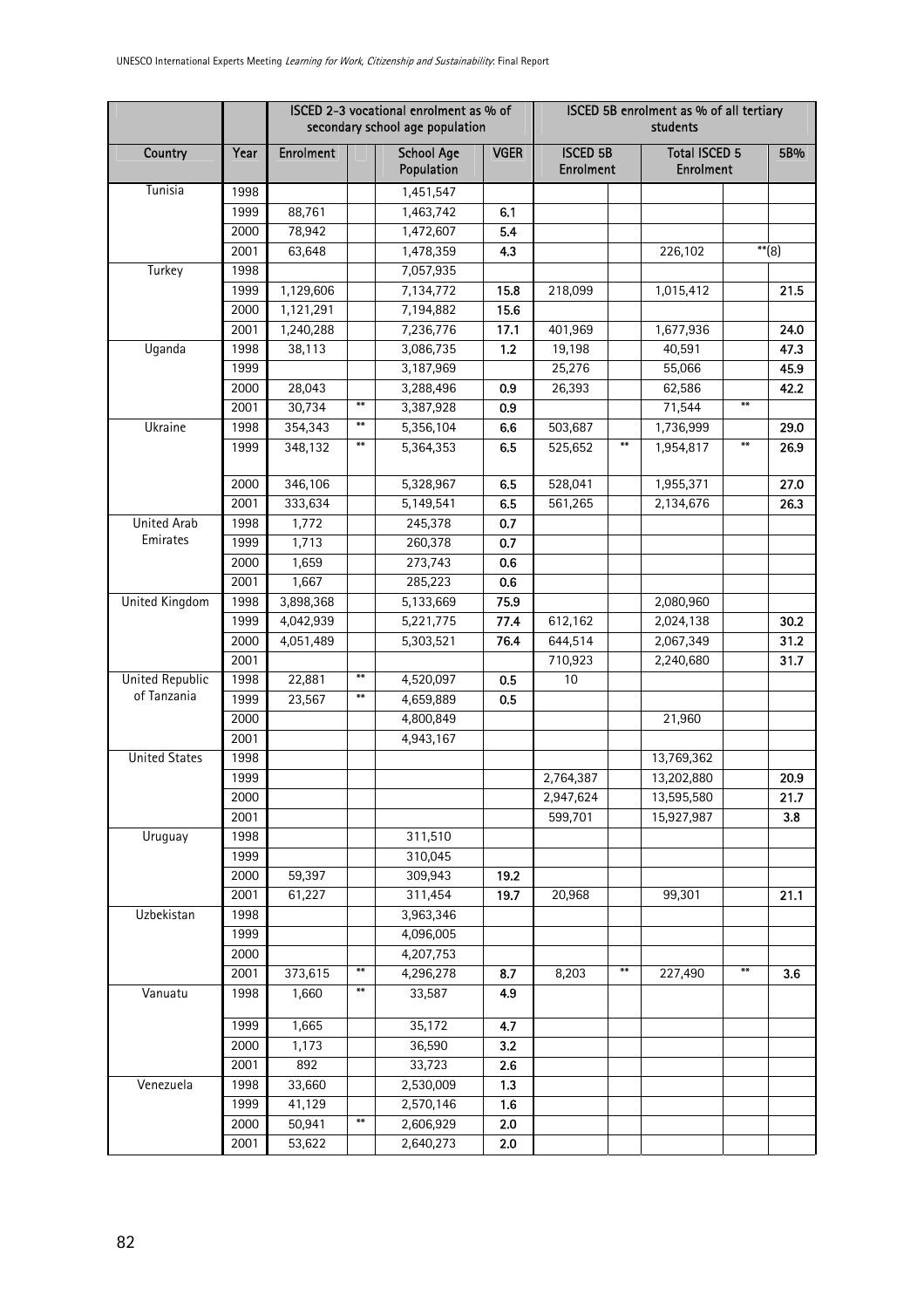| | | ISCED 2-3 vocational enrolment as % of secondary school age population | | | | ISCED 5B enrolment as % of all tertiary students | | | | |
|---|---|---|---|---|---|---|---|---|---|---|
| Country | Year | Enrolment | | School Age Population | VGER | ISCED 5B Enrolment | | Total ISCED 5 Enrolment | | 5B% |
| Tunisia | 1998 | | | 1,451,547 | | | | | | |
| | 1999 | 88,761 | | 1,463,742 | 6.1 | | | | | |
| | 2000 | 78,942 | | 1,472,607 | 5.4 | | | | | |
| | 2001 | 63,648 | | 1,478,359 | 4.3 | | | 226,102 | **(8) | |
| Turkey | 1998 | | | 7,057,935 | | | | | | |
| | 1999 | 1,129,606 | | 7,134,772 | 15.8 | 218,099 | | 1,015,412 | | 21.5 |
| | 2000 | 1,121,291 | | 7,194,882 | 15.6 | | | | | |
| | 2001 | 1,240,288 | | 7,236,776 | 17.1 | 401,969 | | 1,677,936 | | 24.0 |
| Uganda | 1998 | 38,113 | | 3,086,735 | 1.2 | 19,198 | | 40,591 | | 47.3 |
| | 1999 | | | 3,187,969 | | 25,276 | | 55,066 | | 45.9 |
| | 2000 | 28,043 | | 3,288,496 | 0.9 | 26,393 | | 62,586 | | 42.2 |
| | 2001 | 30,734 | ** | 3,387,928 | 0.9 | | | 71,544 | ** | |
| Ukraine | 1998 | 354,343 | ** | 5,356,104 | 6.6 | 503,687 | | 1,736,999 | | 29.0 |
| | 1999 | 348,132 | ** | 5,364,353 | 6.5 | 525,652 | ** | 1,954,817 | ** | 26.9 |
| | 2000 | 346,106 | | 5,328,967 | 6.5 | 528,041 | | 1,955,371 | | 27.0 |
| | 2001 | 333,634 | | 5,149,541 | 6.5 | 561,265 | | 2,134,676 | | 26.3 |
| United Arab Emirates | 1998 | 1,772 | | 245,378 | 0.7 | | | | | |
| | 1999 | 1,713 | | 260,378 | 0.7 | | | | | |
| | 2000 | 1,659 | | 273,743 | 0.6 | | | | | |
| | 2001 | 1,667 | | 285,223 | 0.6 | | | | | |
| United Kingdom | 1998 | 3,898,368 | | 5,133,669 | 75.9 | | | 2,080,960 | | |
| | 1999 | 4,042,939 | | 5,221,775 | 77.4 | 612,162 | | 2,024,138 | | 30.2 |
| | 2000 | 4,051,489 | | 5,303,521 | 76.4 | 644,514 | | 2,067,349 | | 31.2 |
| | 2001 | | | | | 710,923 | | 2,240,680 | | 31.7 |
| United Republic of Tanzania | 1998 | 22,881 | ** | 4,520,097 | 0.5 | 10 | | | | |
| | 1999 | 23,567 | ** | 4,659,889 | 0.5 | | | | | |
| | 2000 | | | 4,800,849 | | | | 21,960 | | |
| | 2001 | | | 4,943,167 | | | | | | |
| United States | 1998 | | | | | | | 13,769,362 | | |
| | 1999 | | | | | 2,764,387 | | 13,202,880 | | 20.9 |
| | 2000 | | | | | 2,947,624 | | 13,595,580 | | 21.7 |
| | 2001 | | | | | 599,701 | | 15,927,987 | | 3.8 |
| Uruguay | 1998 | | | 311,510 | | | | | | |
| | 1999 | | | 310,045 | | | | | | |
| | 2000 | 59,397 | | 309,943 | 19.2 | | | | | |
| | 2001 | 61,227 | | 311,454 | 19.7 | 20,968 | | 99,301 | | 21.1 |
| Uzbekistan | 1998 | | | 3,963,346 | | | | | | |
| | 1999 | | | 4,096,005 | | | | | | |
| | 2000 | | | 4,207,753 | | | | | | |
| | 2001 | 373,615 | ** | 4,296,278 | 8.7 | 8,203 | ** | 227,490 | ** | 3.6 |
| Vanuatu | 1998 | 1,660 | ** | 33,587 | 4.9 | | | | | |
| | 1999 | 1,665 | | 35,172 | 4.7 | | | | | |
| | 2000 | 1,173 | | 36,590 | 3.2 | | | | | |
| | 2001 | 892 | | 33,723 | 2.6 | | | | | |
| Venezuela | 1998 | 33,660 | | 2,530,009 | 1.3 | | | | | |
| | 1999 | 41,129 | | 2,570,146 | 1.6 | | | | | |
| | 2000 | 50,941 | ** | 2,606,929 | 2.0 | | | | | |
| | 2001 | 53,622 | | 2,640,273 | 2.0 | | | | | |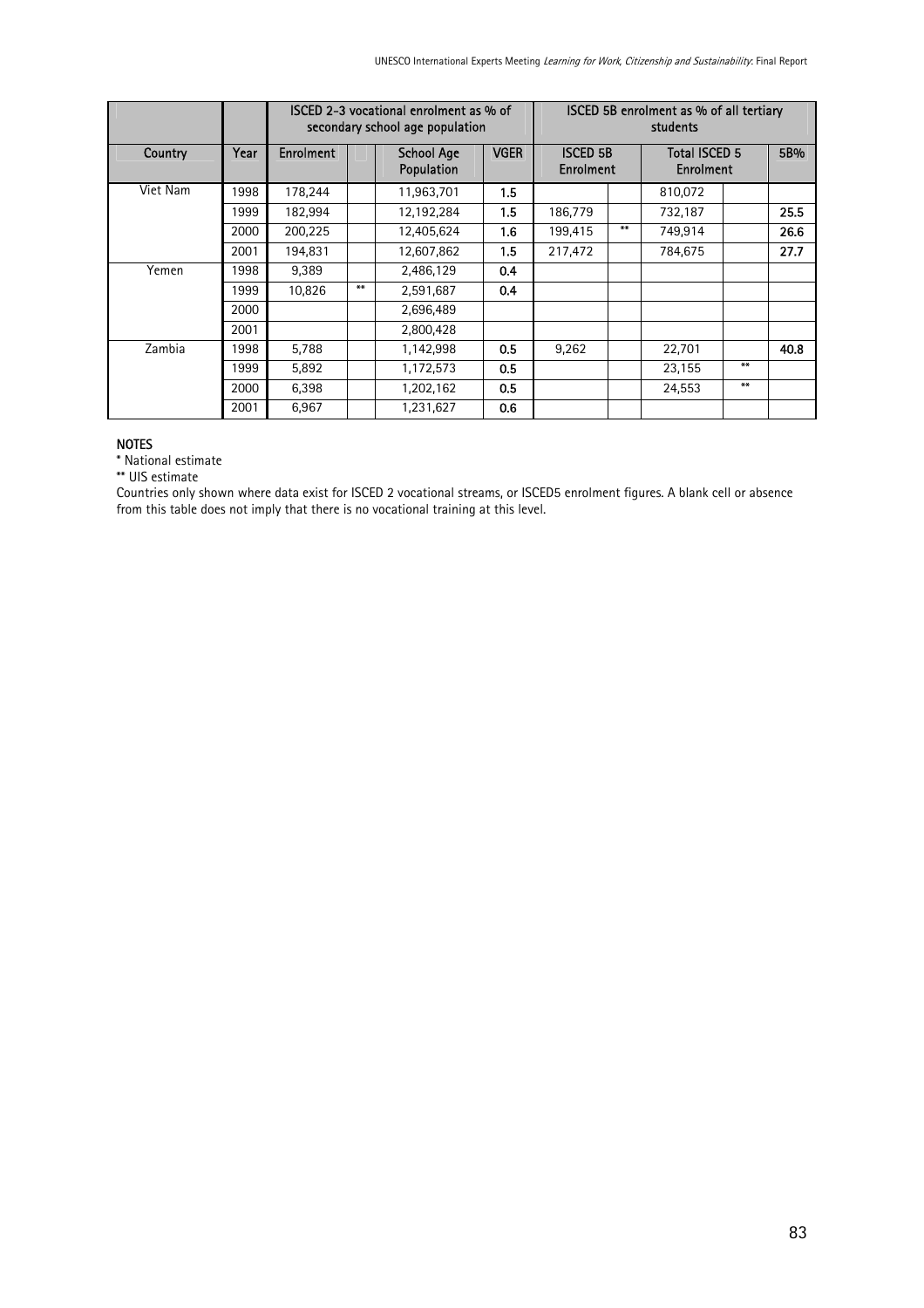| | | ISCED 2-3 vocational enrolment as % of secondary school age population | | | | ISCED 5B enrolment as % of all tertiary students | | | | |
|---|---|---|---|---|---|---|---|---|---|---|
| Country | Year | Enrolment | | School Age Population | VGER | ISCED 5B Enrolment | | Total ISCED 5 Enrolment | | 5B% |
| Viet Nam | 1998 | 178,244 | | 11,963,701 | 1.5 | | | 810,072 | | |
| | 1999 | 182,994 | | 12,192,284 | 1.5 | 186,779 | | 732,187 | | 25.5 |
| | 2000 | 200,225 | | 12,405,624 | 1.6 | 199,415 | ** | 749,914 | | 26.6 |
| | 2001 | 194,831 | | 12,607,862 | 1.5 | 217,472 | | 784,675 | | 27.7 |
| Yemen | 1998 | 9,389 | | 2,486,129 | 0.4 | | | | | |
| | 1999 | 10,826 | ** | 2,591,687 | 0.4 | | | | | |
| | 2000 | | | 2,696,489 | | | | | | |
| | 2001 | | | 2,800,428 | | | | | | |
| Zambia | 1998 | 5,788 | | 1,142,998 | 0.5 | 9,262 | | 22,701 | | 40.8 |
| | 1999 | 5,892 | | 1,172,573 | 0.5 | | | 23,155 | ** | |
| | 2000 | 6,398 | | 1,202,162 | 0.5 | | | 24,553 | ** | |
| | 2001 | 6,967 | | 1,231,627 | 0.6 | | | | | |

**NOTES**

\* National estimate

\** UIS estimate

Countries only shown where data exist for ISCED 2 vocational streams, or ISCED5 enrolment figures. A blank cell or absence from this table does not imply that there is no vocational training at this level.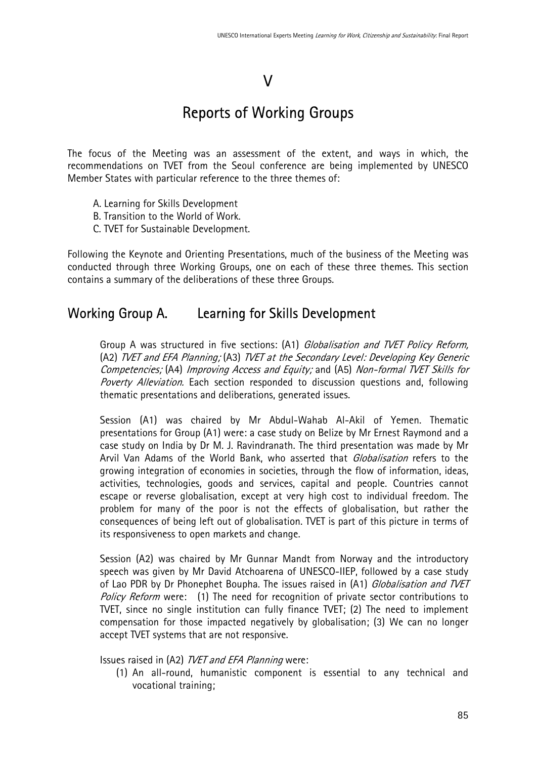# V

# Reports of Working Groups

The focus of the Meeting was an assessment of the extent, and ways in which, the recommendations on TVET from the Seoul conference are being implemented by UNESCO Member States with particular reference to the three themes of:

A. Learning for Skills Development
B. Transition to the World of Work.
C. TVET for Sustainable Development.

Following the Keynote and Orienting Presentations, much of the business of the Meeting was conducted through three Working Groups, one on each of these three themes. This section contains a summary of the deliberations of these three Groups.

## Working Group A. Learning for Skills Development

Group A was structured in five sections: (A1) *Globalisation and TVET Policy Reform,* (A2) *TVET and EFA Planning;* (A3) *TVET at the Secondary Level: Developing Key Generic Competencies;* (A4) *Improving Access and Equity;* and (A5) *Non-formal TVET Skills for Poverty Alleviation.* Each section responded to discussion questions and, following thematic presentations and deliberations, generated issues.

Session (A1) was chaired by Mr Abdul-Wahab Al-Akil of Yemen. Thematic presentations for Group (A1) were: a case study on Belize by Mr Ernest Raymond and a case study on India by Dr M. J. Ravindranath. The third presentation was made by Mr Arvil Van Adams of the World Bank, who asserted that *Globalisation* refers to the growing integration of economies in societies, through the flow of information, ideas, activities, technologies, goods and services, capital and people. Countries cannot escape or reverse globalisation, except at very high cost to individual freedom. The problem for many of the poor is not the effects of globalisation, but rather the consequences of being left out of globalisation. TVET is part of this picture in terms of its responsiveness to open markets and change.

Session (A2) was chaired by Mr Gunnar Mandt from Norway and the introductory speech was given by Mr David Atchoarena of UNESCO-IIEP, followed by a case study of Lao PDR by Dr Phonephet Boupha. The issues raised in (A1) *Globalisation and TVET Policy Reform* were: (1) The need for recognition of private sector contributions to TVET, since no single institution can fully finance TVET; (2) The need to implement compensation for those impacted negatively by globalisation; (3) We can no longer accept TVET systems that are not responsive.

Issues raised in (A2) *TVET and EFA Planning* were:

(1) An all-round, humanistic component is essential to any technical and vocational training;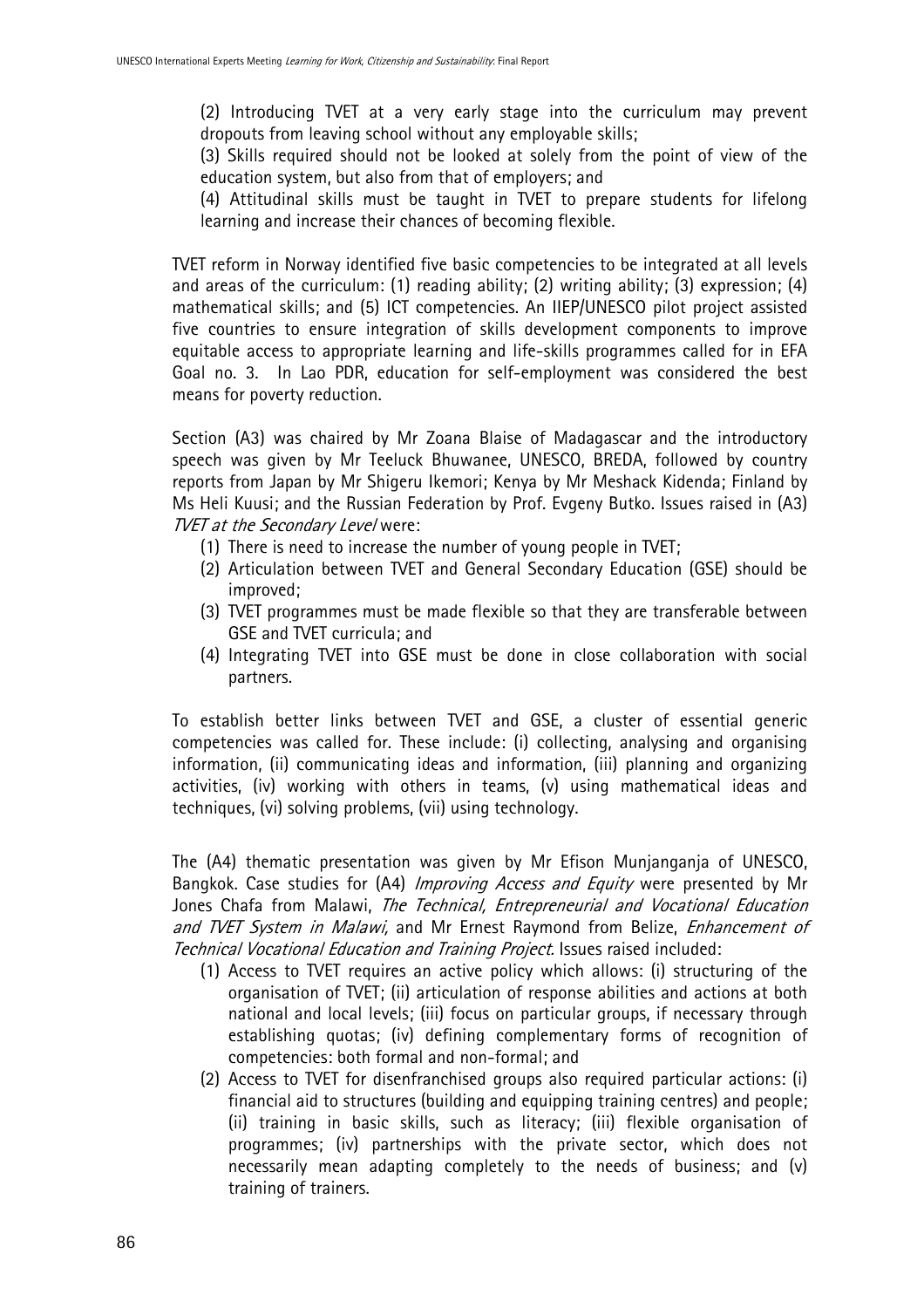(2) Introducing TVET at a very early stage into the curriculum may prevent dropouts from leaving school without any employable skills;

(3) Skills required should not be looked at solely from the point of view of the education system, but also from that of employers; and

(4) Attitudinal skills must be taught in TVET to prepare students for lifelong learning and increase their chances of becoming flexible.

TVET reform in Norway identified five basic competencies to be integrated at all levels and areas of the curriculum: (1) reading ability; (2) writing ability; (3) expression; (4) mathematical skills; and (5) ICT competencies. An IIEP/UNESCO pilot project assisted five countries to ensure integration of skills development components to improve equitable access to appropriate learning and life-skills programmes called for in EFA Goal no. 3. In Lao PDR, education for self-employment was considered the best means for poverty reduction.

Section (A3) was chaired by Mr Zoana Blaise of Madagascar and the introductory speech was given by Mr Teeluck Bhuwanee, UNESCO, BREDA, followed by country reports from Japan by Mr Shigeru Ikemori; Kenya by Mr Meshack Kidenda; Finland by Ms Heli Kuusi; and the Russian Federation by Prof. Evgeny Butko. Issues raised in (A3) *TVET at the Secondary Level* were:

(1) There is need to increase the number of young people in TVET;
(2) Articulation between TVET and General Secondary Education (GSE) should be improved;
(3) TVET programmes must be made flexible so that they are transferable between GSE and TVET curricula; and
(4) Integrating TVET into GSE must be done in close collaboration with social partners.

To establish better links between TVET and GSE, a cluster of essential generic competencies was called for. These include: (i) collecting, analysing and organising information, (ii) communicating ideas and information, (iii) planning and organizing activities, (iv) working with others in teams, (v) using mathematical ideas and techniques, (vi) solving problems, (vii) using technology.

The (A4) thematic presentation was given by Mr Efison Munjanganja of UNESCO, Bangkok. Case studies for (A4) *Improving Access and Equity* were presented by Mr Jones Chafa from Malawi, *The Technical, Entrepreneurial and Vocational Education and TVET System in Malawi,* and Mr Ernest Raymond from Belize, *Enhancement of Technical Vocational Education and Training Project.* Issues raised included:

(1) Access to TVET requires an active policy which allows: (i) structuring of the organisation of TVET; (ii) articulation of response abilities and actions at both national and local levels; (iii) focus on particular groups, if necessary through establishing quotas; (iv) defining complementary forms of recognition of competencies: both formal and non-formal; and
(2) Access to TVET for disenfranchised groups also required particular actions: (i) financial aid to structures (building and equipping training centres) and people; (ii) training in basic skills, such as literacy; (iii) flexible organisation of programmes; (iv) partnerships with the private sector, which does not necessarily mean adapting completely to the needs of business; and (v) training of trainers.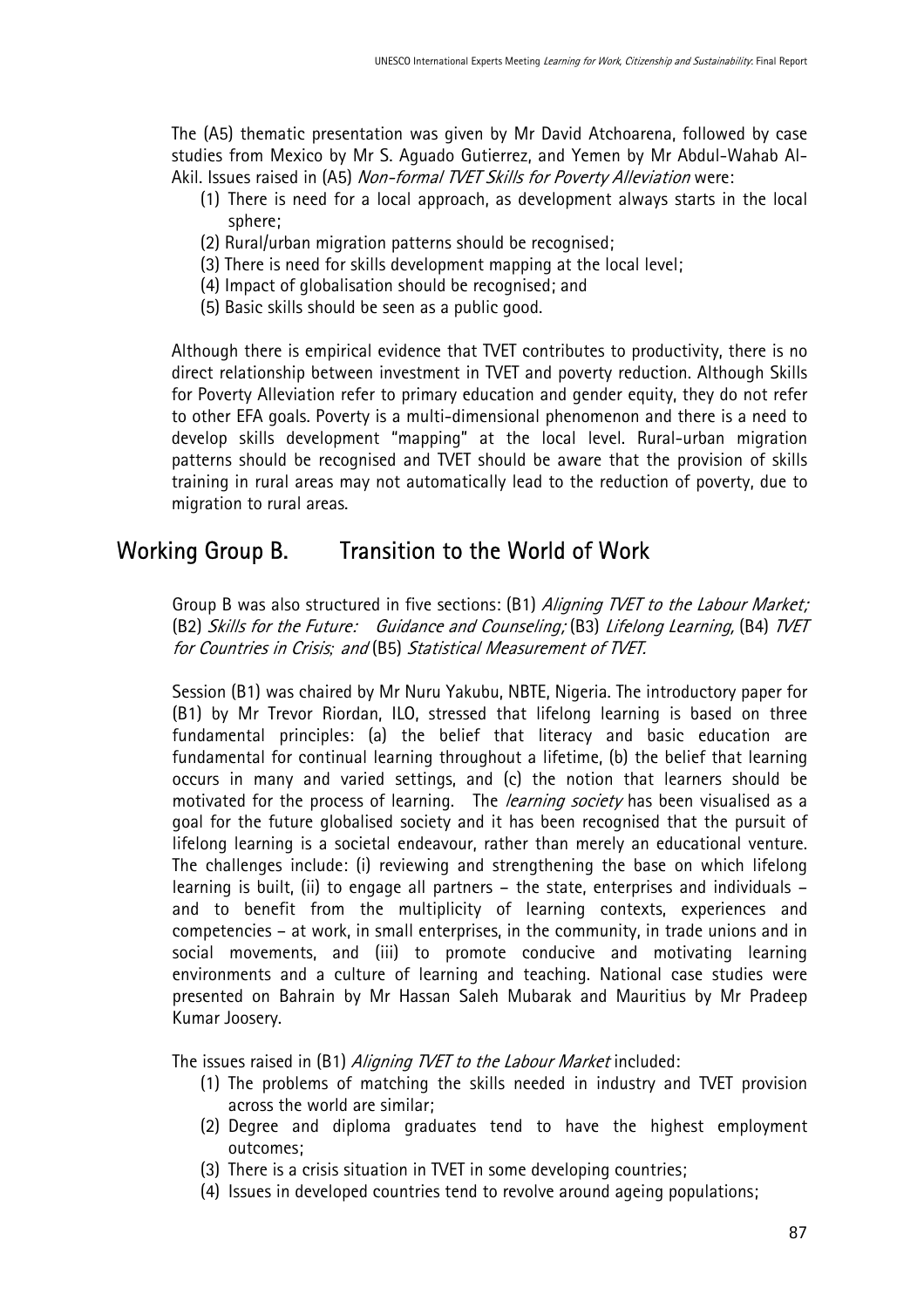The (A5) thematic presentation was given by Mr David Atchoarena, followed by case studies from Mexico by Mr S. Aguado Gutierrez, and Yemen by Mr Abdul-Wahab Al-Akil. Issues raised in (A5) *Non-formal TVET Skills for Poverty Alleviation* were:

(1) There is need for a local approach, as development always starts in the local sphere;
(2) Rural/urban migration patterns should be recognised;
(3) There is need for skills development mapping at the local level;
(4) Impact of globalisation should be recognised; and
(5) Basic skills should be seen as a public good.

Although there is empirical evidence that TVET contributes to productivity, there is no direct relationship between investment in TVET and poverty reduction. Although Skills for Poverty Alleviation refer to primary education and gender equity, they do not refer to other EFA goals. Poverty is a multi-dimensional phenomenon and there is a need to develop skills development "mapping" at the local level. Rural-urban migration patterns should be recognised and TVET should be aware that the provision of skills training in rural areas may not automatically lead to the reduction of poverty, due to migration to rural areas.

## Working Group B. Transition to the World of Work

Group B was also structured in five sections: (B1) *Aligning TVET to the Labour Market;* (B2) *Skills for the Future: Guidance and Counseling;* (B3) *Lifelong Learning,* (B4) *TVET for Countries in Crisis; and* (B5) *Statistical Measurement of TVET.*

Session (B1) was chaired by Mr Nuru Yakubu, NBTE, Nigeria. The introductory paper for (B1) by Mr Trevor Riordan, ILO, stressed that lifelong learning is based on three fundamental principles: (a) the belief that literacy and basic education are fundamental for continual learning throughout a lifetime, (b) the belief that learning occurs in many and varied settings, and (c) the notion that learners should be motivated for the process of learning. The *learning society* has been visualised as a goal for the future globalised society and it has been recognised that the pursuit of lifelong learning is a societal endeavour, rather than merely an educational venture. The challenges include: (i) reviewing and strengthening the base on which lifelong learning is built, (ii) to engage all partners – the state, enterprises and individuals – and to benefit from the multiplicity of learning contexts, experiences and competencies – at work, in small enterprises, in the community, in trade unions and in social movements, and (iii) to promote conducive and motivating learning environments and a culture of learning and teaching. National case studies were presented on Bahrain by Mr Hassan Saleh Mubarak and Mauritius by Mr Pradeep Kumar Joosery.

The issues raised in (B1) *Aligning TVET to the Labour Market* included:

(1) The problems of matching the skills needed in industry and TVET provision across the world are similar;
(2) Degree and diploma graduates tend to have the highest employment outcomes;
(3) There is a crisis situation in TVET in some developing countries;
(4) Issues in developed countries tend to revolve around ageing populations;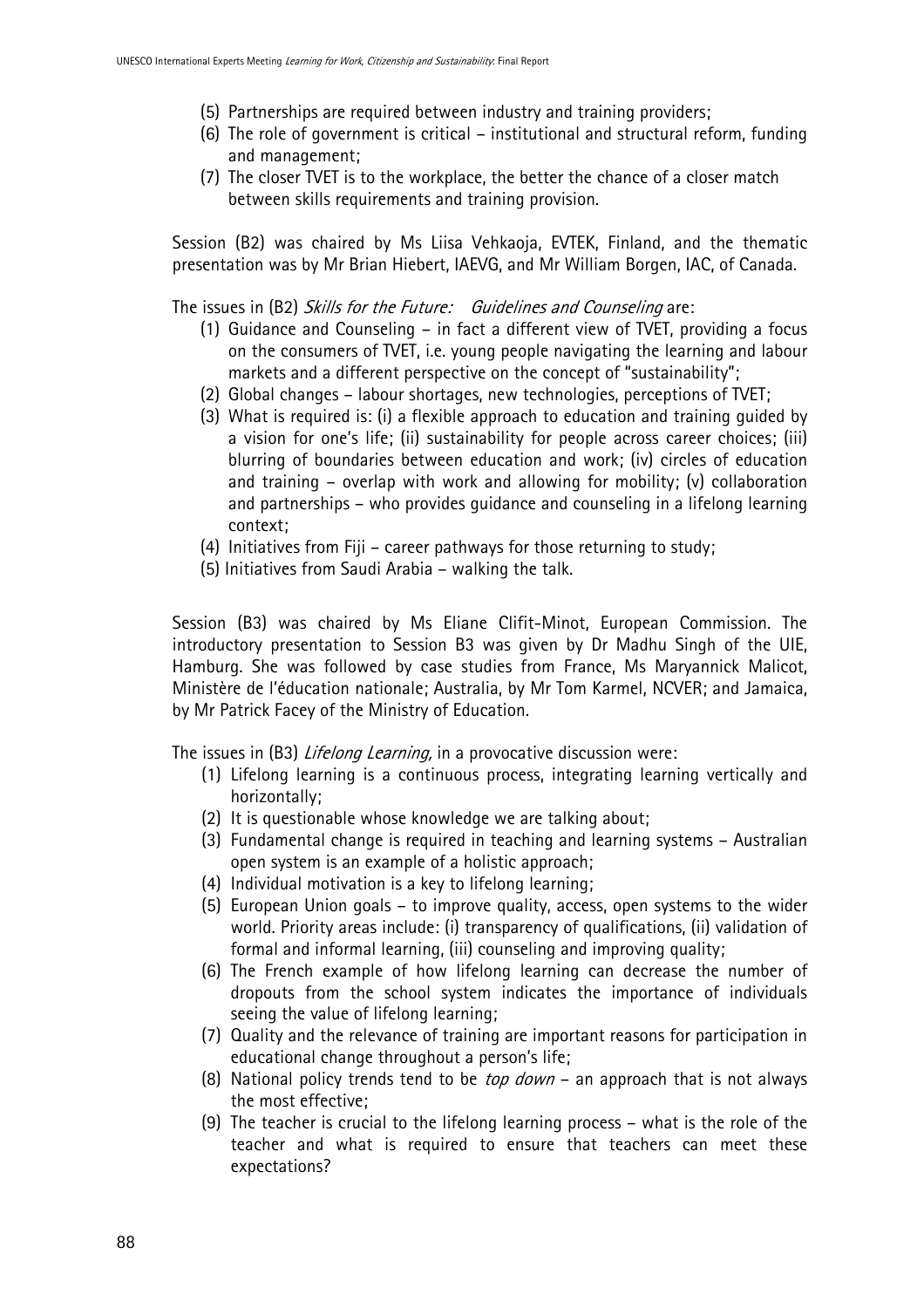(5) Partnerships are required between industry and training providers;
(6) The role of government is critical – institutional and structural reform, funding and management;
(7) The closer TVET is to the workplace, the better the chance of a closer match between skills requirements and training provision.

Session (B2) was chaired by Ms Liisa Vehkaoja, EVTEK, Finland, and the thematic presentation was by Mr Brian Hiebert, IAEVG, and Mr William Borgen, IAC, of Canada.

The issues in (B2) *Skills for the Future: Guidelines and Counseling* are:

(1) Guidance and Counseling – in fact a different view of TVET, providing a focus on the consumers of TVET, i.e. young people navigating the learning and labour markets and a different perspective on the concept of "sustainability";
(2) Global changes – labour shortages, new technologies, perceptions of TVET;
(3) What is required is: (i) a flexible approach to education and training guided by a vision for one's life; (ii) sustainability for people across career choices; (iii) blurring of boundaries between education and work; (iv) circles of education and training – overlap with work and allowing for mobility; (v) collaboration and partnerships – who provides guidance and counseling in a lifelong learning context;
(4) Initiatives from Fiji – career pathways for those returning to study;
(5) Initiatives from Saudi Arabia – walking the talk.

Session (B3) was chaired by Ms Eliane Clifit-Minot, European Commission. The introductory presentation to Session B3 was given by Dr Madhu Singh of the UIE, Hamburg. She was followed by case studies from France, Ms Maryannick Malicot, Ministère de l'éducation nationale; Australia, by Mr Tom Karmel, NCVER; and Jamaica, by Mr Patrick Facey of the Ministry of Education.

The issues in (B3) *Lifelong Learning,* in a provocative discussion were:

(1) Lifelong learning is a continuous process, integrating learning vertically and horizontally;
(2) It is questionable whose knowledge we are talking about;
(3) Fundamental change is required in teaching and learning systems – Australian open system is an example of a holistic approach;
(4) Individual motivation is a key to lifelong learning;
(5) European Union goals – to improve quality, access, open systems to the wider world. Priority areas include: (i) transparency of qualifications, (ii) validation of formal and informal learning, (iii) counseling and improving quality;
(6) The French example of how lifelong learning can decrease the number of dropouts from the school system indicates the importance of individuals seeing the value of lifelong learning;
(7) Quality and the relevance of training are important reasons for participation in educational change throughout a person's life;
(8) National policy trends tend to be *top down* – an approach that is not always the most effective;
(9) The teacher is crucial to the lifelong learning process – what is the role of the teacher and what is required to ensure that teachers can meet these expectations?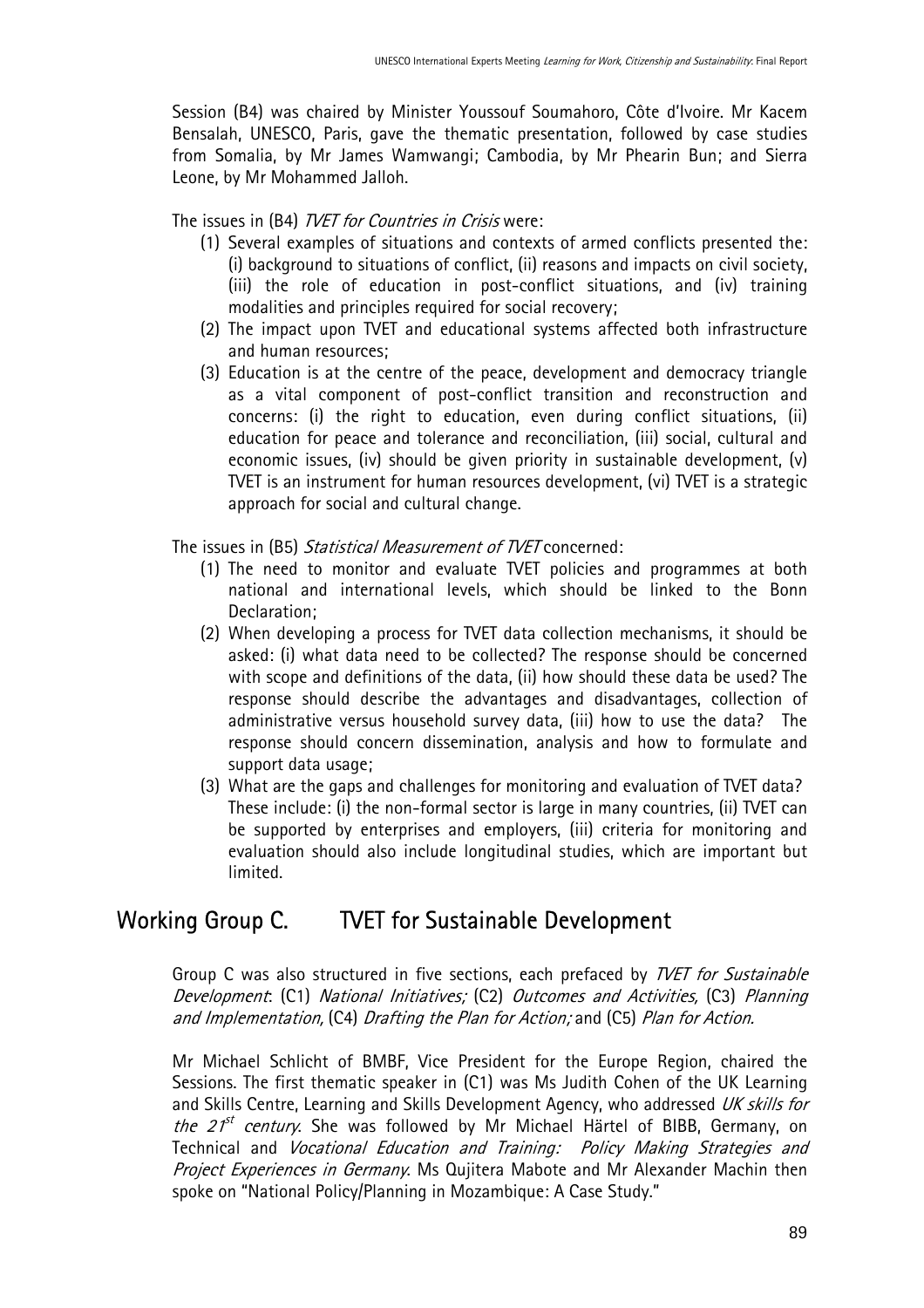Session (B4) was chaired by Minister Youssouf Soumahoro, Côte d'Ivoire. Mr Kacem Bensalah, UNESCO, Paris, gave the thematic presentation, followed by case studies from Somalia, by Mr James Wamwangi; Cambodia, by Mr Phearin Bun; and Sierra Leone, by Mr Mohammed Jalloh.

The issues in (B4) *TVET for Countries in Crisis* were:

(1) Several examples of situations and contexts of armed conflicts presented the: (i) background to situations of conflict, (ii) reasons and impacts on civil society, (iii) the role of education in post-conflict situations, and (iv) training modalities and principles required for social recovery;

(2) The impact upon TVET and educational systems affected both infrastructure and human resources;

(3) Education is at the centre of the peace, development and democracy triangle as a vital component of post-conflict transition and reconstruction and concerns: (i) the right to education, even during conflict situations, (ii) education for peace and tolerance and reconciliation, (iii) social, cultural and economic issues, (iv) should be given priority in sustainable development, (v) TVET is an instrument for human resources development, (vi) TVET is a strategic approach for social and cultural change.

The issues in (B5) *Statistical Measurement of TVET* concerned:

(1) The need to monitor and evaluate TVET policies and programmes at both national and international levels, which should be linked to the Bonn Declaration;

(2) When developing a process for TVET data collection mechanisms, it should be asked: (i) what data need to be collected? The response should be concerned with scope and definitions of the data, (ii) how should these data be used? The response should describe the advantages and disadvantages, collection of administrative versus household survey data, (iii) how to use the data? The response should concern dissemination, analysis and how to formulate and support data usage;

(3) What are the gaps and challenges for monitoring and evaluation of TVET data? These include: (i) the non-formal sector is large in many countries, (ii) TVET can be supported by enterprises and employers, (iii) criteria for monitoring and evaluation should also include longitudinal studies, which are important but limited.

## Working Group C. TVET for Sustainable Development

Group C was also structured in five sections, each prefaced by *TVET for Sustainable Development*: (C1) *National Initiatives;* (C2) *Outcomes and Activities,* (C3) *Planning and Implementation,* (C4) *Drafting the Plan for Action;* and (C5) *Plan for Action.*

Mr Michael Schlicht of BMBF, Vice President for the Europe Region, chaired the Sessions. The first thematic speaker in (C1) was Ms Judith Cohen of the UK Learning and Skills Centre, Learning and Skills Development Agency, who addressed *UK skills for the 21st century.* She was followed by Mr Michael Härtel of BIBB, Germany, on Technical and *Vocational Education and Training: Policy Making Strategies and Project Experiences in Germany.* Ms Qujitera Mabote and Mr Alexander Machin then spoke on "National Policy/Planning in Mozambique: A Case Study."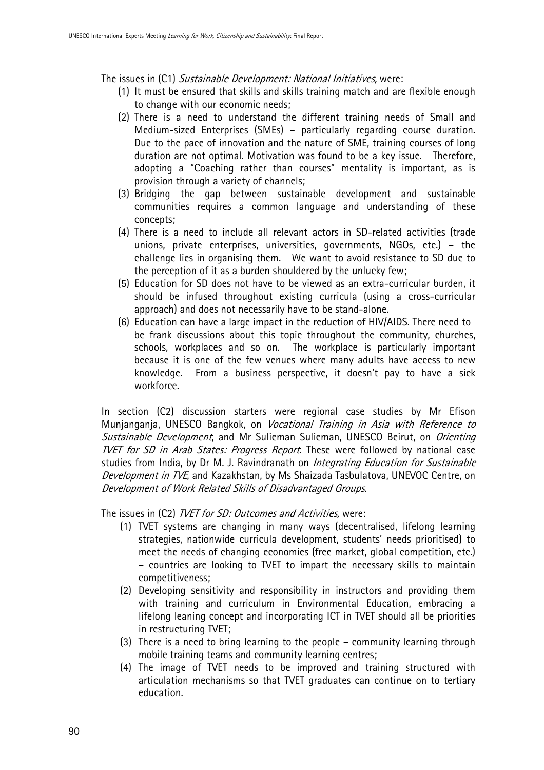The issues in (C1) *Sustainable Development: National Initiatives,* were:

1. It must be ensured that skills and skills training match and are flexible enough to change with our economic needs;
2. There is a need to understand the different training needs of Small and Medium-sized Enterprises (SMEs) – particularly regarding course duration. Due to the pace of innovation and the nature of SME, training courses of long duration are not optimal. Motivation was found to be a key issue. Therefore, adopting a "Coaching rather than courses" mentality is important, as is provision through a variety of channels;
3. Bridging the gap between sustainable development and sustainable communities requires a common language and understanding of these concepts;
4. There is a need to include all relevant actors in SD-related activities (trade unions, private enterprises, universities, governments, NGOs, etc.) – the challenge lies in organising them. We want to avoid resistance to SD due to the perception of it as a burden shouldered by the unlucky few;
5. Education for SD does not have to be viewed as an extra-curricular burden, it should be infused throughout existing curricula (using a cross-curricular approach) and does not necessarily have to be stand-alone.
6. Education can have a large impact in the reduction of HIV/AIDS. There need to be frank discussions about this topic throughout the community, churches, schools, workplaces and so on. The workplace is particularly important because it is one of the few venues where many adults have access to new knowledge. From a business perspective, it doesn't pay to have a sick workforce.

In section (C2) discussion starters were regional case studies by Mr Efison Munjanganja, UNESCO Bangkok, on *Vocational Training in Asia with Reference to Sustainable Development*, and Mr Sulieman Sulieman, UNESCO Beirut, on *Orienting TVET for SD in Arab States: Progress Report*. These were followed by national case studies from India, by Dr M. J. Ravindranath on *Integrating Education for Sustainable Development in TVE*, and Kazakhstan, by Ms Shaizada Tasbulatova, UNEVOC Centre, on *Development of Work Related Skills of Disadvantaged Groups*.

The issues in (C2) *TVET for SD: Outcomes and Activities,* were:

1. TVET systems are changing in many ways (decentralised, lifelong learning strategies, nationwide curricula development, students' needs prioritised) to meet the needs of changing economies (free market, global competition, etc.) – countries are looking to TVET to impart the necessary skills to maintain competitiveness;
2. Developing sensitivity and responsibility in instructors and providing them with training and curriculum in Environmental Education, embracing a lifelong leaning concept and incorporating ICT in TVET should all be priorities in restructuring TVET;
3. There is a need to bring learning to the people – community learning through mobile training teams and community learning centres;
4. The image of TVET needs to be improved and training structured with articulation mechanisms so that TVET graduates can continue on to tertiary education.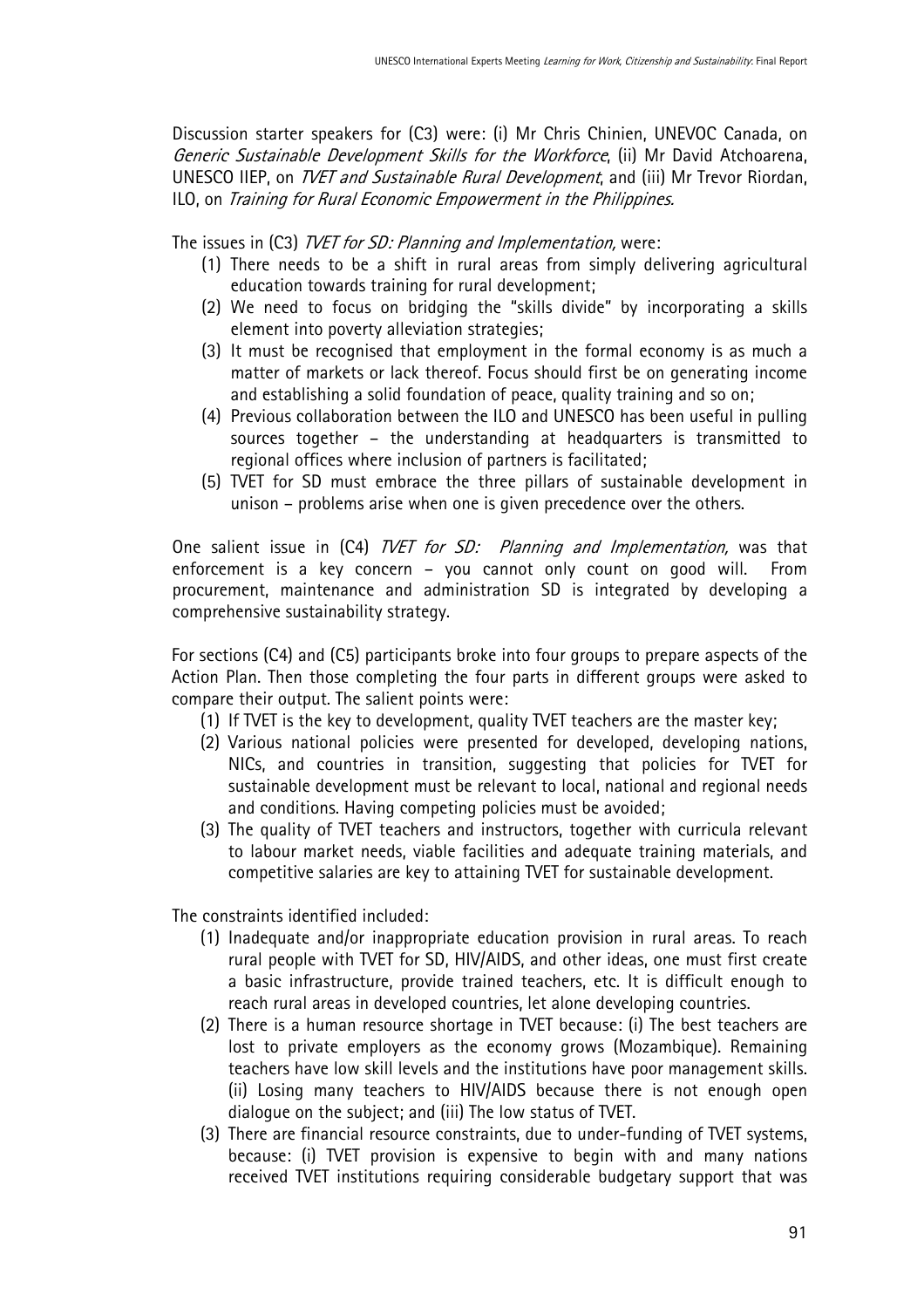Discussion starter speakers for (C3) were: (i) Mr Chris Chinien, UNEVOC Canada, on *Generic Sustainable Development Skills for the Workforce*, (ii) Mr David Atchoarena, UNESCO IIEP, on *TVET and Sustainable Rural Development*, and (iii) Mr Trevor Riordan, ILO, on *Training for Rural Economic Empowerment in the Philippines*.

The issues in (C3) *TVET for SD: Planning and Implementation,* were:

1. There needs to be a shift in rural areas from simply delivering agricultural education towards training for rural development;
2. We need to focus on bridging the "skills divide" by incorporating a skills element into poverty alleviation strategies;
3. It must be recognised that employment in the formal economy is as much a matter of markets or lack thereof. Focus should first be on generating income and establishing a solid foundation of peace, quality training and so on;
4. Previous collaboration between the ILO and UNESCO has been useful in pulling sources together – the understanding at headquarters is transmitted to regional offices where inclusion of partners is facilitated;
5. TVET for SD must embrace the three pillars of sustainable development in unison – problems arise when one is given precedence over the others.

One salient issue in (C4) *TVET for SD: Planning and Implementation,* was that enforcement is a key concern – you cannot only count on good will. From procurement, maintenance and administration SD is integrated by developing a comprehensive sustainability strategy.

For sections (C4) and (C5) participants broke into four groups to prepare aspects of the Action Plan. Then those completing the four parts in different groups were asked to compare their output. The salient points were:

1. If TVET is the key to development, quality TVET teachers are the master key;
2. Various national policies were presented for developed, developing nations, NICs, and countries in transition, suggesting that policies for TVET for sustainable development must be relevant to local, national and regional needs and conditions. Having competing policies must be avoided;
3. The quality of TVET teachers and instructors, together with curricula relevant to labour market needs, viable facilities and adequate training materials, and competitive salaries are key to attaining TVET for sustainable development.

The constraints identified included:

1. Inadequate and/or inappropriate education provision in rural areas. To reach rural people with TVET for SD, HIV/AIDS, and other ideas, one must first create a basic infrastructure, provide trained teachers, etc. It is difficult enough to reach rural areas in developed countries, let alone developing countries.
2. There is a human resource shortage in TVET because: (i) The best teachers are lost to private employers as the economy grows (Mozambique). Remaining teachers have low skill levels and the institutions have poor management skills. (ii) Losing many teachers to HIV/AIDS because there is not enough open dialogue on the subject; and (iii) The low status of TVET.
3. There are financial resource constraints, due to under-funding of TVET systems, because: (i) TVET provision is expensive to begin with and many nations received TVET institutions requiring considerable budgetary support that was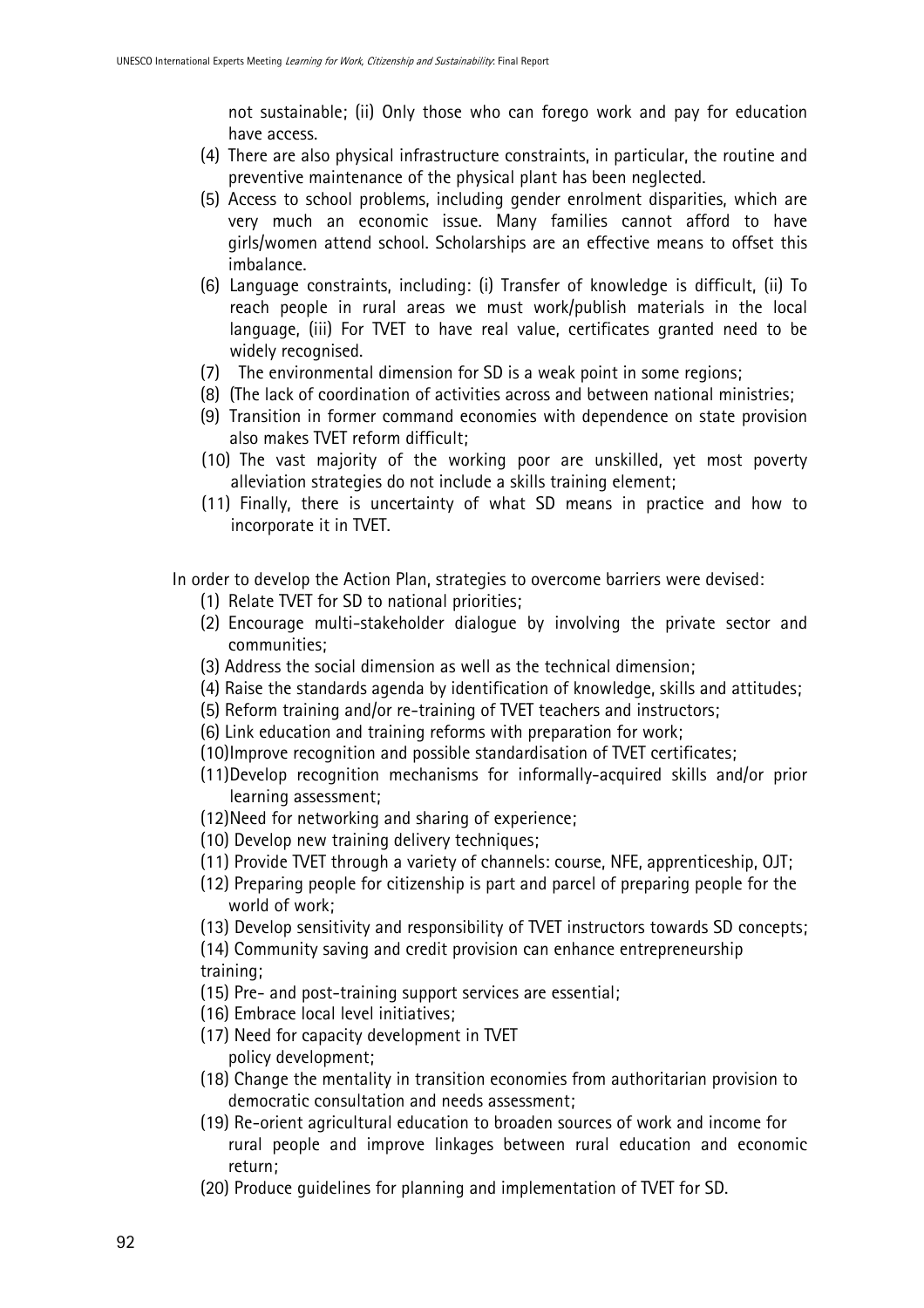not sustainable; (ii) Only those who can forego work and pay for education have access.

(4) There are also physical infrastructure constraints, in particular, the routine and preventive maintenance of the physical plant has been neglected.

(5) Access to school problems, including gender enrolment disparities, which are very much an economic issue. Many families cannot afford to have girls/women attend school. Scholarships are an effective means to offset this imbalance.

(6) Language constraints, including: (i) Transfer of knowledge is difficult, (ii) To reach people in rural areas we must work/publish materials in the local language, (iii) For TVET to have real value, certificates granted need to be widely recognised.

(7) The environmental dimension for SD is a weak point in some regions;

(8) (The lack of coordination of activities across and between national ministries;

(9) Transition in former command economies with dependence on state provision also makes TVET reform difficult;

(10) The vast majority of the working poor are unskilled, yet most poverty alleviation strategies do not include a skills training element;

(11) Finally, there is uncertainty of what SD means in practice and how to incorporate it in TVET.

In order to develop the Action Plan, strategies to overcome barriers were devised:

(1) Relate TVET for SD to national priorities;

(2) Encourage multi-stakeholder dialogue by involving the private sector and communities;

(3) Address the social dimension as well as the technical dimension;

(4) Raise the standards agenda by identification of knowledge, skills and attitudes;

(5) Reform training and/or re-training of TVET teachers and instructors;

(6) Link education and training reforms with preparation for work;

(10)Improve recognition and possible standardisation of TVET certificates;

(11)Develop recognition mechanisms for informally-acquired skills and/or prior learning assessment;

(12)Need for networking and sharing of experience;

(10) Develop new training delivery techniques;

(11) Provide TVET through a variety of channels: course, NFE, apprenticeship, OJT;

(12) Preparing people for citizenship is part and parcel of preparing people for the world of work;

(13) Develop sensitivity and responsibility of TVET instructors towards SD concepts;

(14) Community saving and credit provision can enhance entrepreneurship training;

(15) Pre- and post-training support services are essential;

(16) Embrace local level initiatives;

(17) Need for capacity development in TVET policy development;

(18) Change the mentality in transition economies from authoritarian provision to democratic consultation and needs assessment;

(19) Re-orient agricultural education to broaden sources of work and income for rural people and improve linkages between rural education and economic return;

(20) Produce guidelines for planning and implementation of TVET for SD.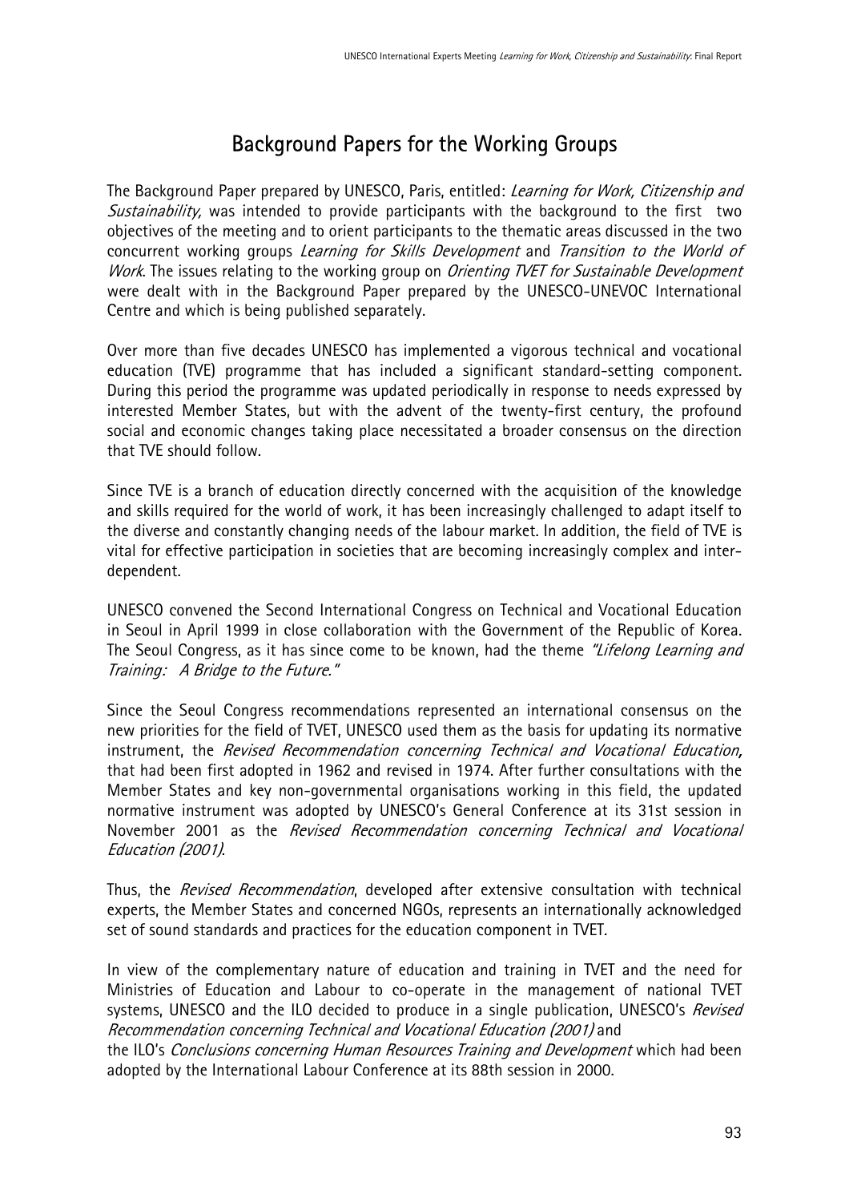## Background Papers for the Working Groups

The Background Paper prepared by UNESCO, Paris, entitled: *Learning for Work, Citizenship and Sustainability,* was intended to provide participants with the background to the first two objectives of the meeting and to orient participants to the thematic areas discussed in the two concurrent working groups *Learning for Skills Development* and *Transition to the World of Work*. The issues relating to the working group on *Orienting TVET for Sustainable Development* were dealt with in the Background Paper prepared by the UNESCO-UNEVOC International Centre and which is being published separately.

Over more than five decades UNESCO has implemented a vigorous technical and vocational education (TVE) programme that has included a significant standard-setting component. During this period the programme was updated periodically in response to needs expressed by interested Member States, but with the advent of the twenty-first century, the profound social and economic changes taking place necessitated a broader consensus on the direction that TVE should follow.

Since TVE is a branch of education directly concerned with the acquisition of the knowledge and skills required for the world of work, it has been increasingly challenged to adapt itself to the diverse and constantly changing needs of the labour market. In addition, the field of TVE is vital for effective participation in societies that are becoming increasingly complex and inter-dependent.

UNESCO convened the Second International Congress on Technical and Vocational Education in Seoul in April 1999 in close collaboration with the Government of the Republic of Korea. The Seoul Congress, as it has since come to be known, had the theme *"Lifelong Learning and Training: A Bridge to the Future."*

Since the Seoul Congress recommendations represented an international consensus on the new priorities for the field of TVET, UNESCO used them as the basis for updating its normative instrument, the *Revised Recommendation concerning Technical and Vocational Education,* that had been first adopted in 1962 and revised in 1974. After further consultations with the Member States and key non-governmental organisations working in this field, the updated normative instrument was adopted by UNESCO's General Conference at its 31st session in November 2001 as the *Revised Recommendation concerning Technical and Vocational Education (2001)*.

Thus, the *Revised Recommendation*, developed after extensive consultation with technical experts, the Member States and concerned NGOs, represents an internationally acknowledged set of sound standards and practices for the education component in TVET.

In view of the complementary nature of education and training in TVET and the need for Ministries of Education and Labour to co-operate in the management of national TVET systems, UNESCO and the ILO decided to produce in a single publication, UNESCO's *Revised Recommendation concerning Technical and Vocational Education (2001)* and the ILO's *Conclusions concerning Human Resources Training and Development* which had been adopted by the International Labour Conference at its 88th session in 2000.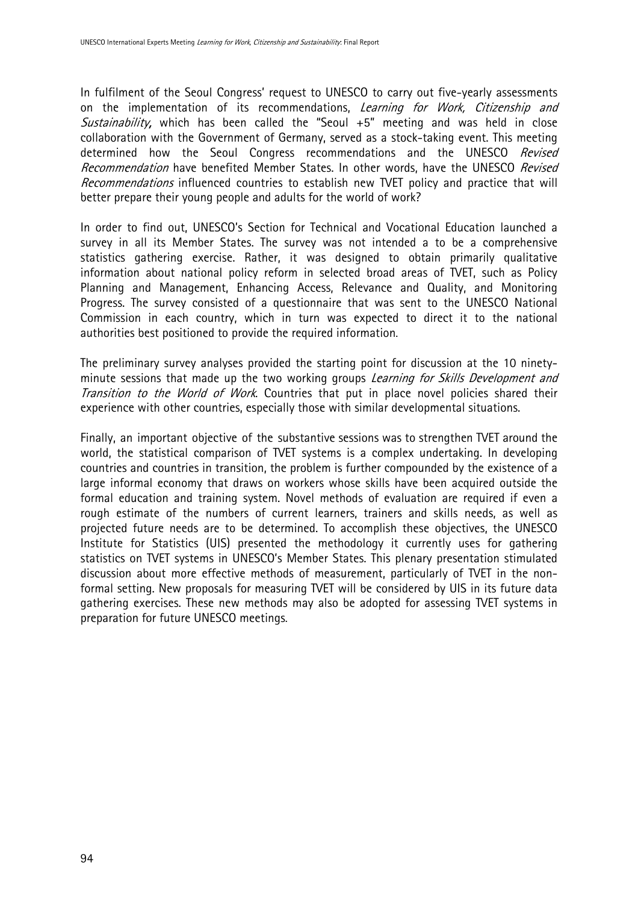In fulfilment of the Seoul Congress' request to UNESCO to carry out five-yearly assessments on the implementation of its recommendations, *Learning for Work, Citizenship and Sustainability,* which has been called the "Seoul +5" meeting and was held in close collaboration with the Government of Germany, served as a stock-taking event. This meeting determined how the Seoul Congress recommendations and the UNESCO *Revised Recommendation* have benefited Member States. In other words, have the UNESCO *Revised Recommendations* influenced countries to establish new TVET policy and practice that will better prepare their young people and adults for the world of work?

In order to find out, UNESCO's Section for Technical and Vocational Education launched a survey in all its Member States. The survey was not intended a to be a comprehensive statistics gathering exercise. Rather, it was designed to obtain primarily qualitative information about national policy reform in selected broad areas of TVET, such as Policy Planning and Management, Enhancing Access, Relevance and Quality, and Monitoring Progress. The survey consisted of a questionnaire that was sent to the UNESCO National Commission in each country, which in turn was expected to direct it to the national authorities best positioned to provide the required information.

The preliminary survey analyses provided the starting point for discussion at the 10 ninety-minute sessions that made up the two working groups *Learning for Skills Development and Transition to the World of Work*. Countries that put in place novel policies shared their experience with other countries, especially those with similar developmental situations.

Finally, an important objective of the substantive sessions was to strengthen TVET around the world, the statistical comparison of TVET systems is a complex undertaking. In developing countries and countries in transition, the problem is further compounded by the existence of a large informal economy that draws on workers whose skills have been acquired outside the formal education and training system. Novel methods of evaluation are required if even a rough estimate of the numbers of current learners, trainers and skills needs, as well as projected future needs are to be determined. To accomplish these objectives, the UNESCO Institute for Statistics (UIS) presented the methodology it currently uses for gathering statistics on TVET systems in UNESCO's Member States. This plenary presentation stimulated discussion about more effective methods of measurement, particularly of TVET in the non-formal setting. New proposals for measuring TVET will be considered by UIS in its future data gathering exercises. These new methods may also be adopted for assessing TVET systems in preparation for future UNESCO meetings.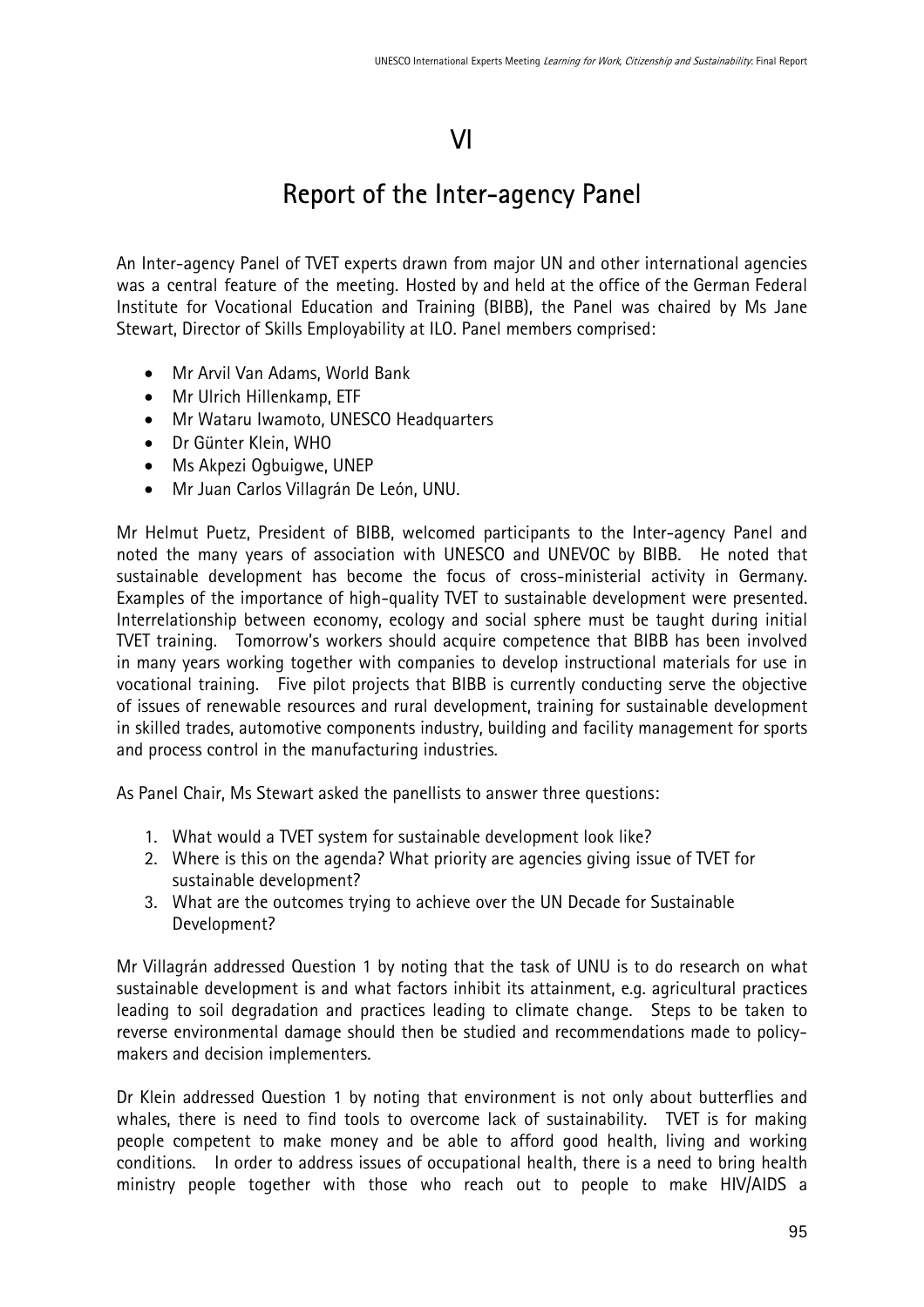# VI

# Report of the Inter-agency Panel

An Inter-agency Panel of TVET experts drawn from major UN and other international agencies was a central feature of the meeting. Hosted by and held at the office of the German Federal Institute for Vocational Education and Training (BIBB), the Panel was chaired by Ms Jane Stewart, Director of Skills Employability at ILO. Panel members comprised:

- Mr Arvil Van Adams, World Bank
- Mr Ulrich Hillenkamp, ETF
- Mr Wataru Iwamoto, UNESCO Headquarters
- Dr Günter Klein, WHO
- Ms Akpezi Ogbuigwe, UNEP
- Mr Juan Carlos Villagrán De León, UNU.

Mr Helmut Puetz, President of BIBB, welcomed participants to the Inter-agency Panel and noted the many years of association with UNESCO and UNEVOC by BIBB. He noted that sustainable development has become the focus of cross-ministerial activity in Germany. Examples of the importance of high-quality TVET to sustainable development were presented. Interrelationship between economy, ecology and social sphere must be taught during initial TVET training. Tomorrow's workers should acquire competence that BIBB has been involved in many years working together with companies to develop instructional materials for use in vocational training. Five pilot projects that BIBB is currently conducting serve the objective of issues of renewable resources and rural development, training for sustainable development in skilled trades, automotive components industry, building and facility management for sports and process control in the manufacturing industries.

As Panel Chair, Ms Stewart asked the panellists to answer three questions:

1. What would a TVET system for sustainable development look like?
2. Where is this on the agenda? What priority are agencies giving issue of TVET for sustainable development?
3. What are the outcomes trying to achieve over the UN Decade for Sustainable Development?

Mr Villagrán addressed Question 1 by noting that the task of UNU is to do research on what sustainable development is and what factors inhibit its attainment, e.g. agricultural practices leading to soil degradation and practices leading to climate change. Steps to be taken to reverse environmental damage should then be studied and recommendations made to policy-makers and decision implementers.

Dr Klein addressed Question 1 by noting that environment is not only about butterflies and whales, there is need to find tools to overcome lack of sustainability. TVET is for making people competent to make money and be able to afford good health, living and working conditions. In order to address issues of occupational health, there is a need to bring health ministry people together with those who reach out to people to make HIV/AIDS a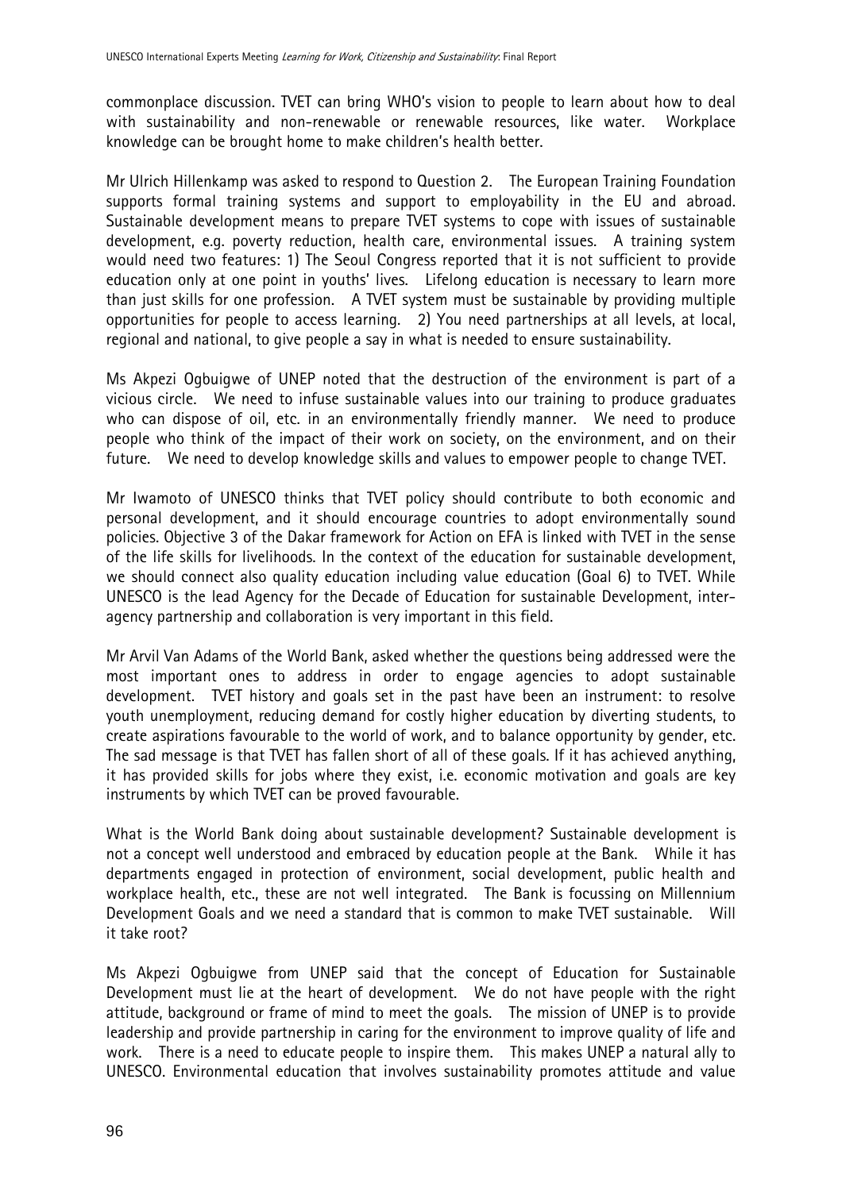commonplace discussion. TVET can bring WHO's vision to people to learn about how to deal with sustainability and non-renewable or renewable resources, like water. Workplace knowledge can be brought home to make children's health better.

Mr Ulrich Hillenkamp was asked to respond to Question 2. The European Training Foundation supports formal training systems and support to employability in the EU and abroad. Sustainable development means to prepare TVET systems to cope with issues of sustainable development, e.g. poverty reduction, health care, environmental issues. A training system would need two features: 1) The Seoul Congress reported that it is not sufficient to provide education only at one point in youths' lives. Lifelong education is necessary to learn more than just skills for one profession. A TVET system must be sustainable by providing multiple opportunities for people to access learning. 2) You need partnerships at all levels, at local, regional and national, to give people a say in what is needed to ensure sustainability.

Ms Akpezi Ogbuigwe of UNEP noted that the destruction of the environment is part of a vicious circle. We need to infuse sustainable values into our training to produce graduates who can dispose of oil, etc. in an environmentally friendly manner. We need to produce people who think of the impact of their work on society, on the environment, and on their future. We need to develop knowledge skills and values to empower people to change TVET.

Mr Iwamoto of UNESCO thinks that TVET policy should contribute to both economic and personal development, and it should encourage countries to adopt environmentally sound policies. Objective 3 of the Dakar framework for Action on EFA is linked with TVET in the sense of the life skills for livelihoods. In the context of the education for sustainable development, we should connect also quality education including value education (Goal 6) to TVET. While UNESCO is the lead Agency for the Decade of Education for sustainable Development, inter-agency partnership and collaboration is very important in this field.

Mr Arvil Van Adams of the World Bank, asked whether the questions being addressed were the most important ones to address in order to engage agencies to adopt sustainable development. TVET history and goals set in the past have been an instrument: to resolve youth unemployment, reducing demand for costly higher education by diverting students, to create aspirations favourable to the world of work, and to balance opportunity by gender, etc. The sad message is that TVET has fallen short of all of these goals. If it has achieved anything, it has provided skills for jobs where they exist, i.e. economic motivation and goals are key instruments by which TVET can be proved favourable.

What is the World Bank doing about sustainable development? Sustainable development is not a concept well understood and embraced by education people at the Bank. While it has departments engaged in protection of environment, social development, public health and workplace health, etc., these are not well integrated. The Bank is focussing on Millennium Development Goals and we need a standard that is common to make TVET sustainable. Will it take root?

Ms Akpezi Ogbuigwe from UNEP said that the concept of Education for Sustainable Development must lie at the heart of development. We do not have people with the right attitude, background or frame of mind to meet the goals. The mission of UNEP is to provide leadership and provide partnership in caring for the environment to improve quality of life and work. There is a need to educate people to inspire them. This makes UNEP a natural ally to UNESCO. Environmental education that involves sustainability promotes attitude and value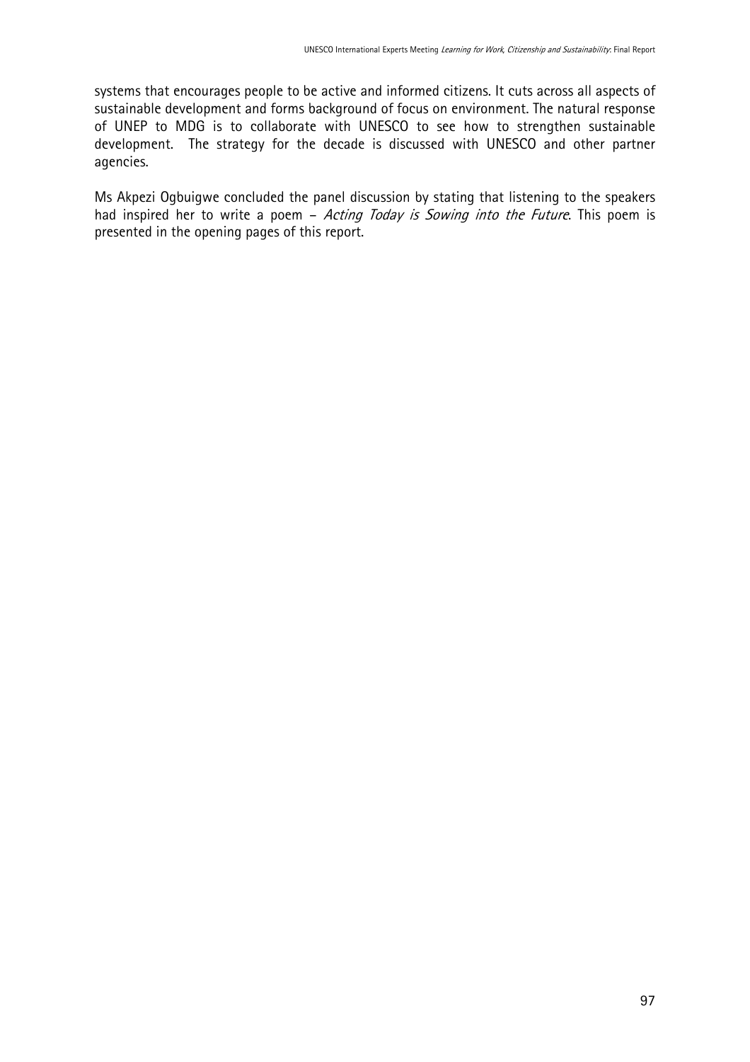systems that encourages people to be active and informed citizens. It cuts across all aspects of sustainable development and forms background of focus on environment. The natural response of UNEP to MDG is to collaborate with UNESCO to see how to strengthen sustainable development. The strategy for the decade is discussed with UNESCO and other partner agencies.

Ms Akpezi Ogbuigwe concluded the panel discussion by stating that listening to the speakers had inspired her to write a poem – *Acting Today is Sowing into the Future*. This poem is presented in the opening pages of this report.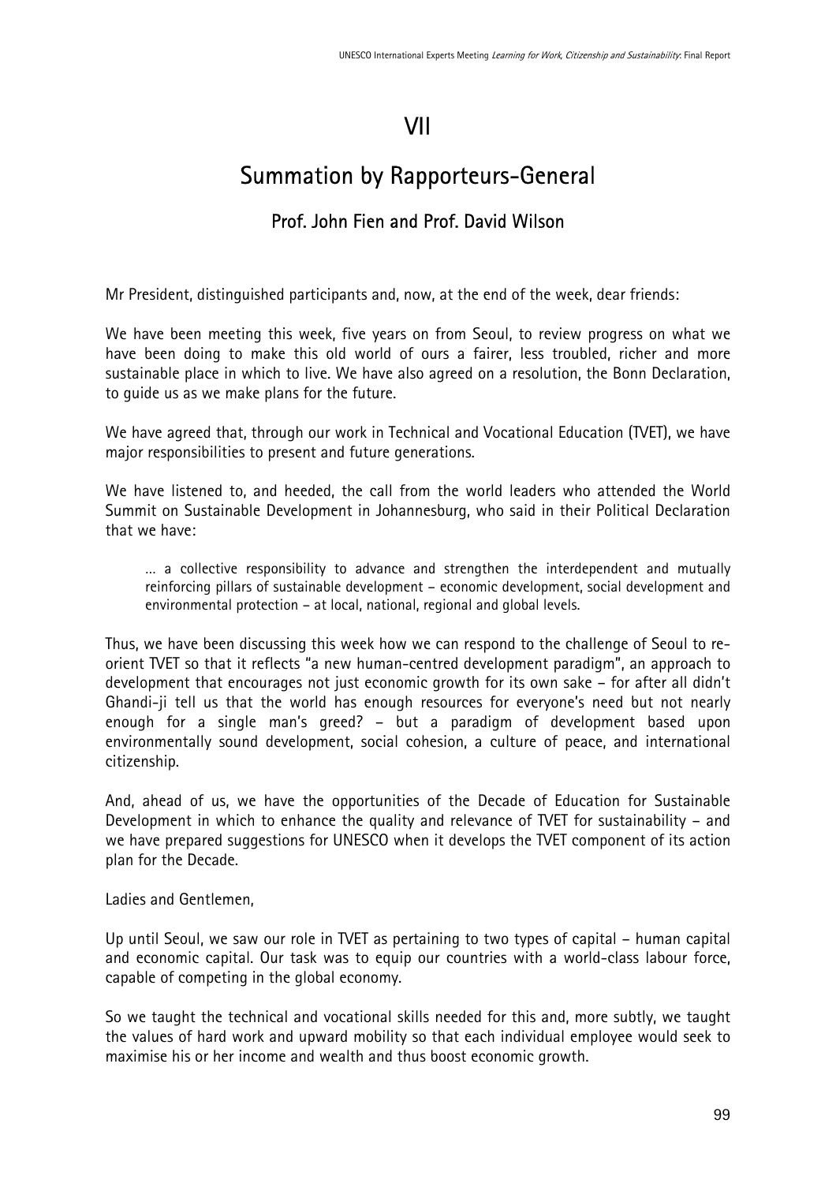# VII

# Summation by Rapporteurs-General

### Prof. John Fien and Prof. David Wilson

Mr President, distinguished participants and, now, at the end of the week, dear friends:

We have been meeting this week, five years on from Seoul, to review progress on what we have been doing to make this old world of ours a fairer, less troubled, richer and more sustainable place in which to live. We have also agreed on a resolution, the Bonn Declaration, to guide us as we make plans for the future.

We have agreed that, through our work in Technical and Vocational Education (TVET), we have major responsibilities to present and future generations.

We have listened to, and heeded, the call from the world leaders who attended the World Summit on Sustainable Development in Johannesburg, who said in their Political Declaration that we have:

> … a collective responsibility to advance and strengthen the interdependent and mutually reinforcing pillars of sustainable development – economic development, social development and environmental protection – at local, national, regional and global levels.

Thus, we have been discussing this week how we can respond to the challenge of Seoul to re-orient TVET so that it reflects "a new human-centred development paradigm", an approach to development that encourages not just economic growth for its own sake – for after all didn't Ghandi-ji tell us that the world has enough resources for everyone's need but not nearly enough for a single man's greed? – but a paradigm of development based upon environmentally sound development, social cohesion, a culture of peace, and international citizenship.

And, ahead of us, we have the opportunities of the Decade of Education for Sustainable Development in which to enhance the quality and relevance of TVET for sustainability – and we have prepared suggestions for UNESCO when it develops the TVET component of its action plan for the Decade.

Ladies and Gentlemen,

Up until Seoul, we saw our role in TVET as pertaining to two types of capital – human capital and economic capital. Our task was to equip our countries with a world-class labour force, capable of competing in the global economy.

So we taught the technical and vocational skills needed for this and, more subtly, we taught the values of hard work and upward mobility so that each individual employee would seek to maximise his or her income and wealth and thus boost economic growth.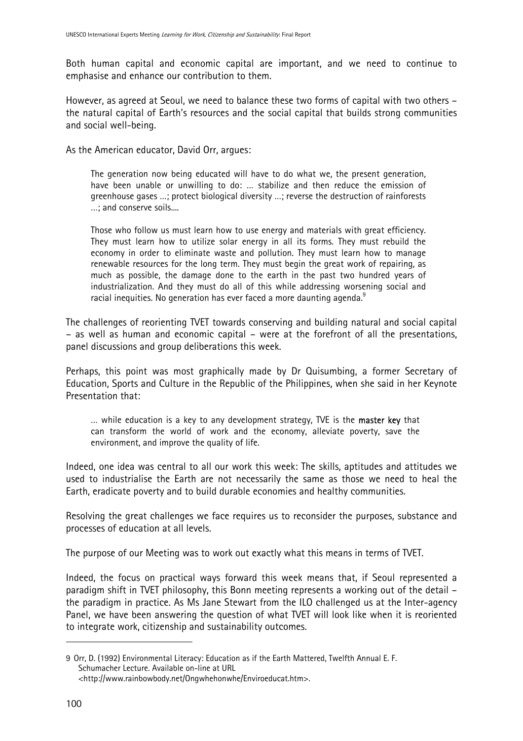Both human capital and economic capital are important, and we need to continue to emphasise and enhance our contribution to them.

However, as agreed at Seoul, we need to balance these two forms of capital with two others – the natural capital of Earth's resources and the social capital that builds strong communities and social well-being.

As the American educator, David Orr, argues:

> The generation now being educated will have to do what we, the present generation, have been unable or unwilling to do: … stabilize and then reduce the emission of greenhouse gases …; protect biological diversity …; reverse the destruction of rainforests …; and conserve soils….
>
> Those who follow us must learn how to use energy and materials with great efficiency. They must learn how to utilize solar energy in all its forms. They must rebuild the economy in order to eliminate waste and pollution. They must learn how to manage renewable resources for the long term. They must begin the great work of repairing, as much as possible, the damage done to the earth in the past two hundred years of industrialization. And they must do all of this while addressing worsening social and racial inequities. No generation has ever faced a more daunting agenda.[9]

The challenges of reorienting TVET towards conserving and building natural and social capital – as well as human and economic capital – were at the forefront of all the presentations, panel discussions and group deliberations this week.

Perhaps, this point was most graphically made by Dr Quisumbing, a former Secretary of Education, Sports and Culture in the Republic of the Philippines, when she said in her Keynote Presentation that:

> … while education is a key to any development strategy, TVE is the **master key** that can transform the world of work and the economy, alleviate poverty, save the environment, and improve the quality of life.

Indeed, one idea was central to all our work this week: The skills, aptitudes and attitudes we used to industrialise the Earth are not necessarily the same as those we need to heal the Earth, eradicate poverty and to build durable economies and healthy communities.

Resolving the great challenges we face requires us to reconsider the purposes, substance and processes of education at all levels.

The purpose of our Meeting was to work out exactly what this means in terms of TVET.

Indeed, the focus on practical ways forward this week means that, if Seoul represented a paradigm shift in TVET philosophy, this Bonn meeting represents a working out of the detail – the paradigm in practice. As Ms Jane Stewart from the ILO challenged us at the Inter-agency Panel, we have been answering the question of what TVET will look like when it is reoriented to integrate work, citizenship and sustainability outcomes.

---

9 Orr, D. (1992) Environmental Literacy: Education as if the Earth Mattered, Twelfth Annual E. F. Schumacher Lecture. Available on-line at URL <http://www.rainbowbody.net/Ongwhehonwhe/Enviroeducat.htm>.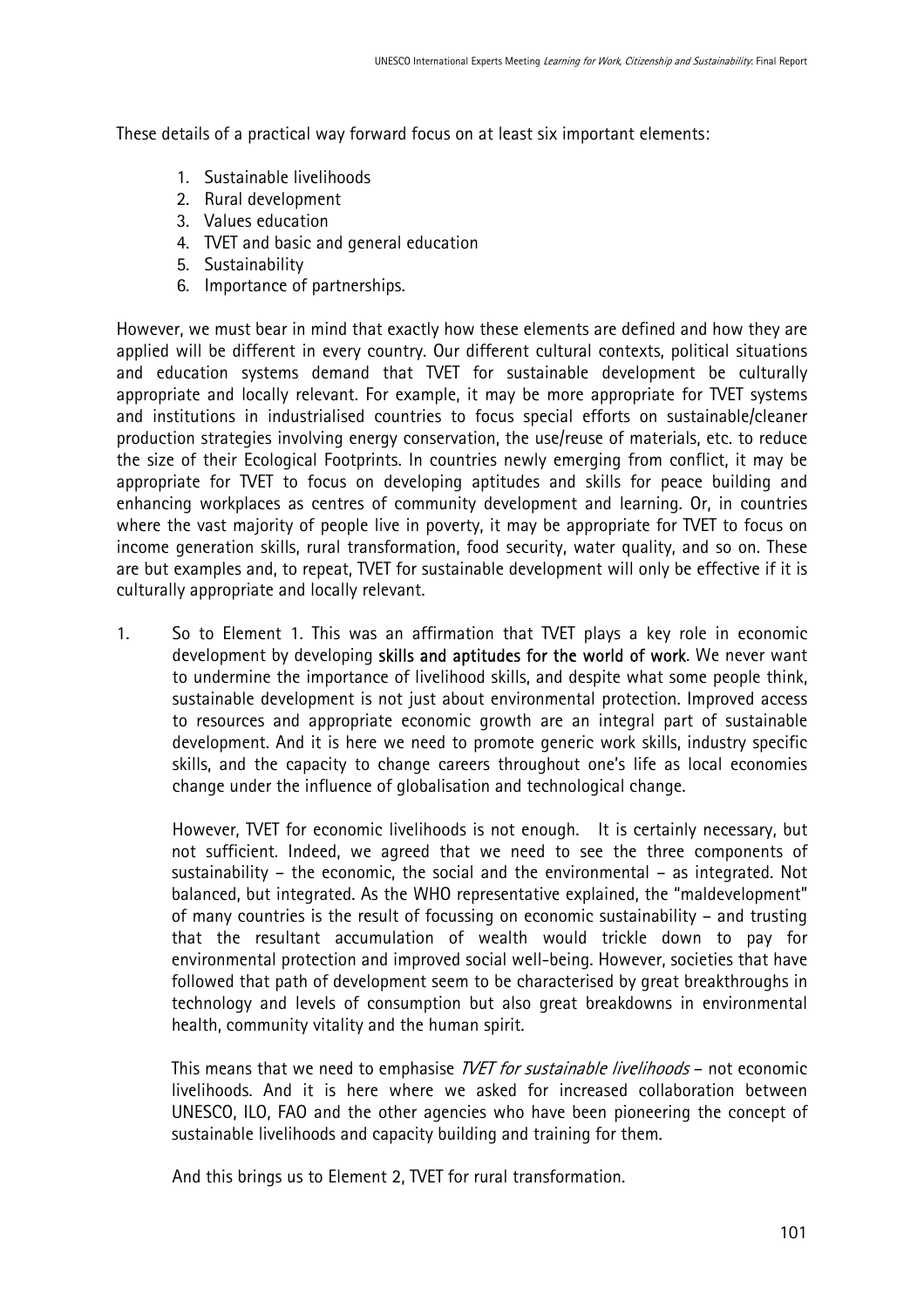These details of a practical way forward focus on at least six important elements:

1. Sustainable livelihoods
2. Rural development
3. Values education
4. TVET and basic and general education
5. Sustainability
6. Importance of partnerships.

However, we must bear in mind that exactly how these elements are defined and how they are applied will be different in every country. Our different cultural contexts, political situations and education systems demand that TVET for sustainable development be culturally appropriate and locally relevant. For example, it may be more appropriate for TVET systems and institutions in industrialised countries to focus special efforts on sustainable/cleaner production strategies involving energy conservation, the use/reuse of materials, etc. to reduce the size of their Ecological Footprints. In countries newly emerging from conflict, it may be appropriate for TVET to focus on developing aptitudes and skills for peace building and enhancing workplaces as centres of community development and learning. Or, in countries where the vast majority of people live in poverty, it may be appropriate for TVET to focus on income generation skills, rural transformation, food security, water quality, and so on. These are but examples and, to repeat, TVET for sustainable development will only be effective if it is culturally appropriate and locally relevant.

1. So to Element 1. This was an affirmation that TVET plays a key role in economic development by developing **skills and aptitudes for the world of work**. We never want to undermine the importance of livelihood skills, and despite what some people think, sustainable development is not just about environmental protection. Improved access to resources and appropriate economic growth are an integral part of sustainable development. And it is here we need to promote generic work skills, industry specific skills, and the capacity to change careers throughout one's life as local economies change under the influence of globalisation and technological change.

   However, TVET for economic livelihoods is not enough. It is certainly necessary, but not sufficient. Indeed, we agreed that we need to see the three components of sustainability – the economic, the social and the environmental – as integrated. Not balanced, but integrated. As the WHO representative explained, the "maldevelopment" of many countries is the result of focussing on economic sustainability – and trusting that the resultant accumulation of wealth would trickle down to pay for environmental protection and improved social well-being. However, societies that have followed that path of development seem to be characterised by great breakthroughs in technology and levels of consumption but also great breakdowns in environmental health, community vitality and the human spirit.

   This means that we need to emphasise *TVET for sustainable livelihoods* – not economic livelihoods. And it is here where we asked for increased collaboration between UNESCO, ILO, FAO and the other agencies who have been pioneering the concept of sustainable livelihoods and capacity building and training for them.

   And this brings us to Element 2, TVET for rural transformation.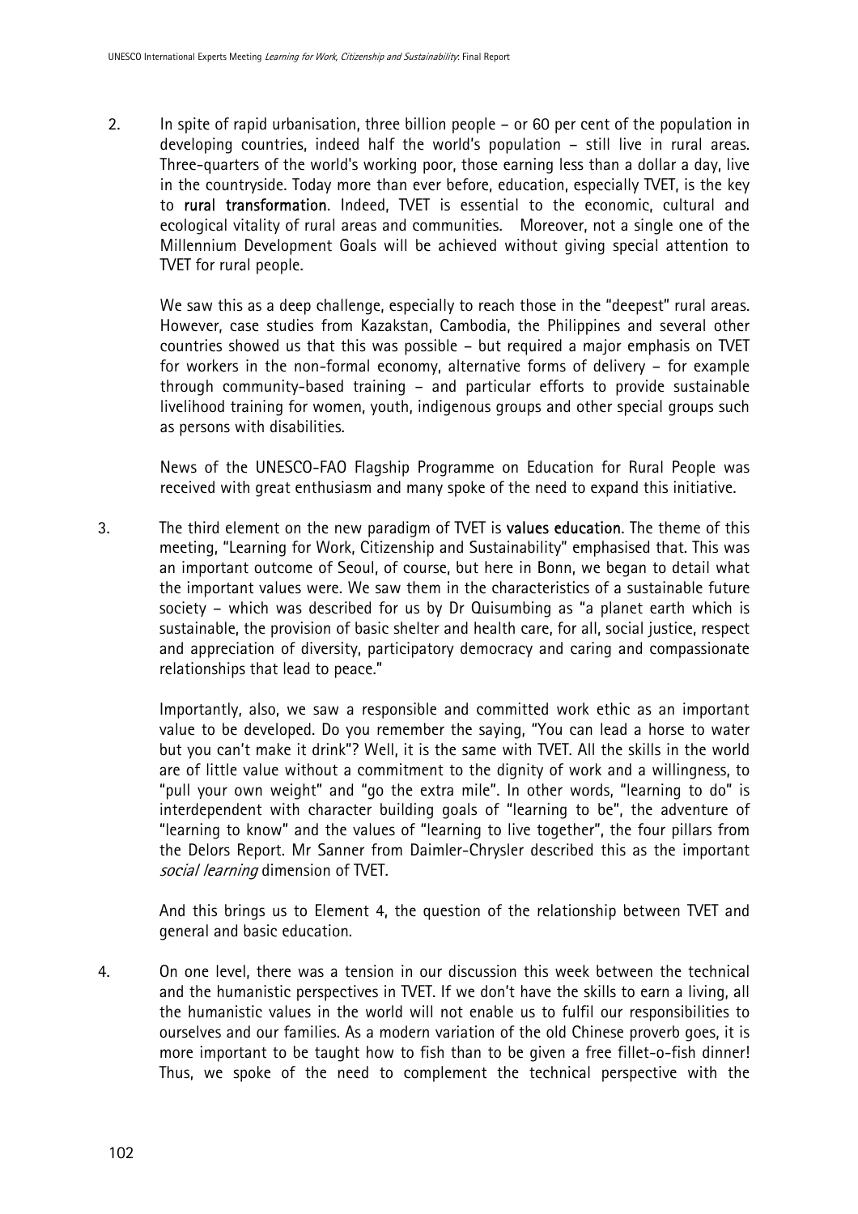2. In spite of rapid urbanisation, three billion people – or 60 per cent of the population in developing countries, indeed half the world's population – still live in rural areas. Three-quarters of the world's working poor, those earning less than a dollar a day, live in the countryside. Today more than ever before, education, especially TVET, is the key to **rural transformation**. Indeed, TVET is essential to the economic, cultural and ecological vitality of rural areas and communities. Moreover, not a single one of the Millennium Development Goals will be achieved without giving special attention to TVET for rural people.

   We saw this as a deep challenge, especially to reach those in the "deepest" rural areas. However, case studies from Kazakstan, Cambodia, the Philippines and several other countries showed us that this was possible – but required a major emphasis on TVET for workers in the non-formal economy, alternative forms of delivery – for example through community-based training – and particular efforts to provide sustainable livelihood training for women, youth, indigenous groups and other special groups such as persons with disabilities.

   News of the UNESCO-FAO Flagship Programme on Education for Rural People was received with great enthusiasm and many spoke of the need to expand this initiative.

3. The third element on the new paradigm of TVET is **values education**. The theme of this meeting, "Learning for Work, Citizenship and Sustainability" emphasised that. This was an important outcome of Seoul, of course, but here in Bonn, we began to detail what the important values were. We saw them in the characteristics of a sustainable future society – which was described for us by Dr Quisumbing as "a planet earth which is sustainable, the provision of basic shelter and health care, for all, social justice, respect and appreciation of diversity, participatory democracy and caring and compassionate relationships that lead to peace."

   Importantly, also, we saw a responsible and committed work ethic as an important value to be developed. Do you remember the saying, "You can lead a horse to water but you can't make it drink"? Well, it is the same with TVET. All the skills in the world are of little value without a commitment to the dignity of work and a willingness, to "pull your own weight" and "go the extra mile". In other words, "learning to do" is interdependent with character building goals of "learning to be", the adventure of "learning to know" and the values of "learning to live together", the four pillars from the Delors Report. Mr Sanner from Daimler-Chrysler described this as the important *social learning* dimension of TVET.

   And this brings us to Element 4, the question of the relationship between TVET and general and basic education.

4. On one level, there was a tension in our discussion this week between the technical and the humanistic perspectives in TVET. If we don't have the skills to earn a living, all the humanistic values in the world will not enable us to fulfil our responsibilities to ourselves and our families. As a modern variation of the old Chinese proverb goes, it is more important to be taught how to fish than to be given a free fillet-o-fish dinner! Thus, we spoke of the need to complement the technical perspective with the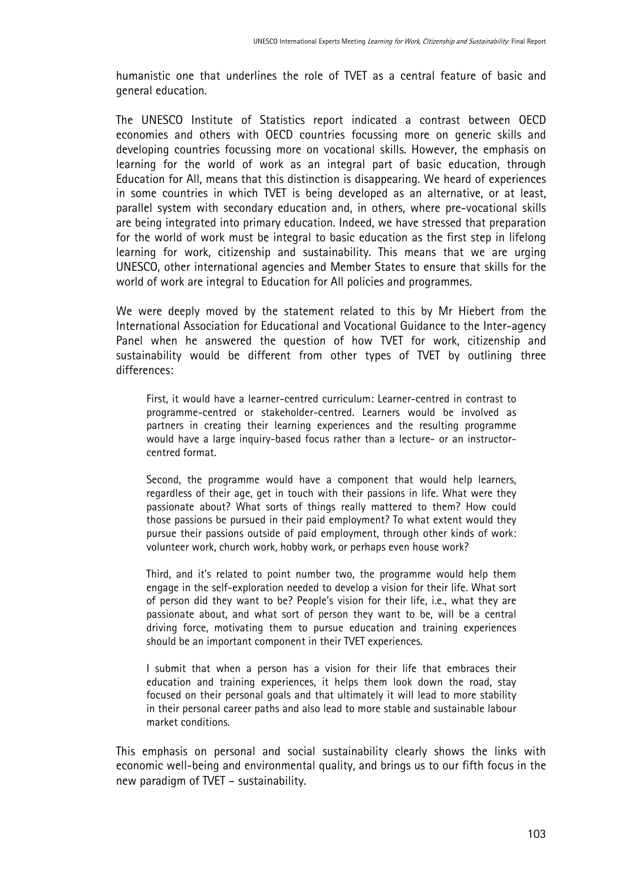humanistic one that underlines the role of TVET as a central feature of basic and general education.

The UNESCO Institute of Statistics report indicated a contrast between OECD economies and others with OECD countries focussing more on generic skills and developing countries focussing more on vocational skills. However, the emphasis on learning for the world of work as an integral part of basic education, through Education for All, means that this distinction is disappearing. We heard of experiences in some countries in which TVET is being developed as an alternative, or at least, parallel system with secondary education and, in others, where pre-vocational skills are being integrated into primary education. Indeed, we have stressed that preparation for the world of work must be integral to basic education as the first step in lifelong learning for work, citizenship and sustainability. This means that we are urging UNESCO, other international agencies and Member States to ensure that skills for the world of work are integral to Education for All policies and programmes.

We were deeply moved by the statement related to this by Mr Hiebert from the International Association for Educational and Vocational Guidance to the Inter-agency Panel when he answered the question of how TVET for work, citizenship and sustainability would be different from other types of TVET by outlining three differences:

> First, it would have a learner-centred curriculum: Learner-centred in contrast to programme-centred or stakeholder-centred. Learners would be involved as partners in creating their learning experiences and the resulting programme would have a large inquiry-based focus rather than a lecture- or an instructor-centred format.
>
> Second, the programme would have a component that would help learners, regardless of their age, get in touch with their passions in life. What were they passionate about? What sorts of things really mattered to them? How could those passions be pursued in their paid employment? To what extent would they pursue their passions outside of paid employment, through other kinds of work: volunteer work, church work, hobby work, or perhaps even house work?
>
> Third, and it's related to point number two, the programme would help them engage in the self-exploration needed to develop a vision for their life. What sort of person did they want to be? People's vision for their life, i.e., what they are passionate about, and what sort of person they want to be, will be a central driving force, motivating them to pursue education and training experiences should be an important component in their TVET experiences.
>
> I submit that when a person has a vision for their life that embraces their education and training experiences, it helps them look down the road, stay focused on their personal goals and that ultimately it will lead to more stability in their personal career paths and also lead to more stable and sustainable labour market conditions.

This emphasis on personal and social sustainability clearly shows the links with economic well-being and environmental quality, and brings us to our fifth focus in the new paradigm of TVET – sustainability.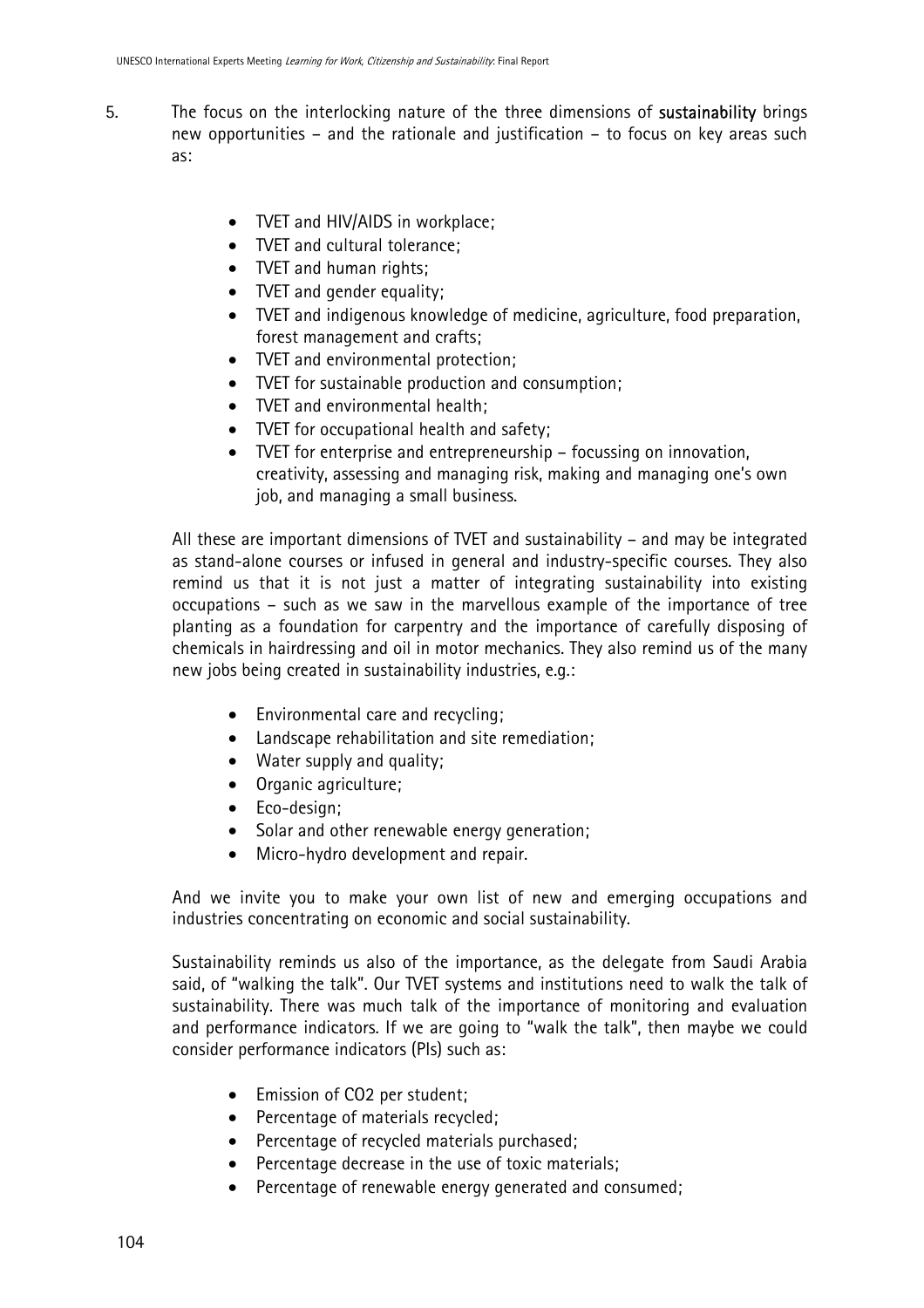5. The focus on the interlocking nature of the three dimensions of **sustainability** brings new opportunities – and the rationale and justification – to focus on key areas such as:

   - TVET and HIV/AIDS in workplace;
   - TVET and cultural tolerance;
   - TVET and human rights;
   - TVET and gender equality;
   - TVET and indigenous knowledge of medicine, agriculture, food preparation, forest management and crafts;
   - TVET and environmental protection;
   - TVET for sustainable production and consumption;
   - TVET and environmental health;
   - TVET for occupational health and safety;
   - TVET for enterprise and entrepreneurship – focussing on innovation, creativity, assessing and managing risk, making and managing one's own job, and managing a small business.

   All these are important dimensions of TVET and sustainability – and may be integrated as stand-alone courses or infused in general and industry-specific courses. They also remind us that it is not just a matter of integrating sustainability into existing occupations – such as we saw in the marvellous example of the importance of tree planting as a foundation for carpentry and the importance of carefully disposing of chemicals in hairdressing and oil in motor mechanics. They also remind us of the many new jobs being created in sustainability industries, e.g.:

   - Environmental care and recycling;
   - Landscape rehabilitation and site remediation;
   - Water supply and quality;
   - Organic agriculture;
   - Eco-design;
   - Solar and other renewable energy generation;
   - Micro-hydro development and repair.

   And we invite you to make your own list of new and emerging occupations and industries concentrating on economic and social sustainability.

   Sustainability reminds us also of the importance, as the delegate from Saudi Arabia said, of "walking the talk". Our TVET systems and institutions need to walk the talk of sustainability. There was much talk of the importance of monitoring and evaluation and performance indicators. If we are going to "walk the talk", then maybe we could consider performance indicators (PIs) such as:

   - Emission of $CO_2$ per student;
   - Percentage of materials recycled;
   - Percentage of recycled materials purchased;
   - Percentage decrease in the use of toxic materials;
   - Percentage of renewable energy generated and consumed;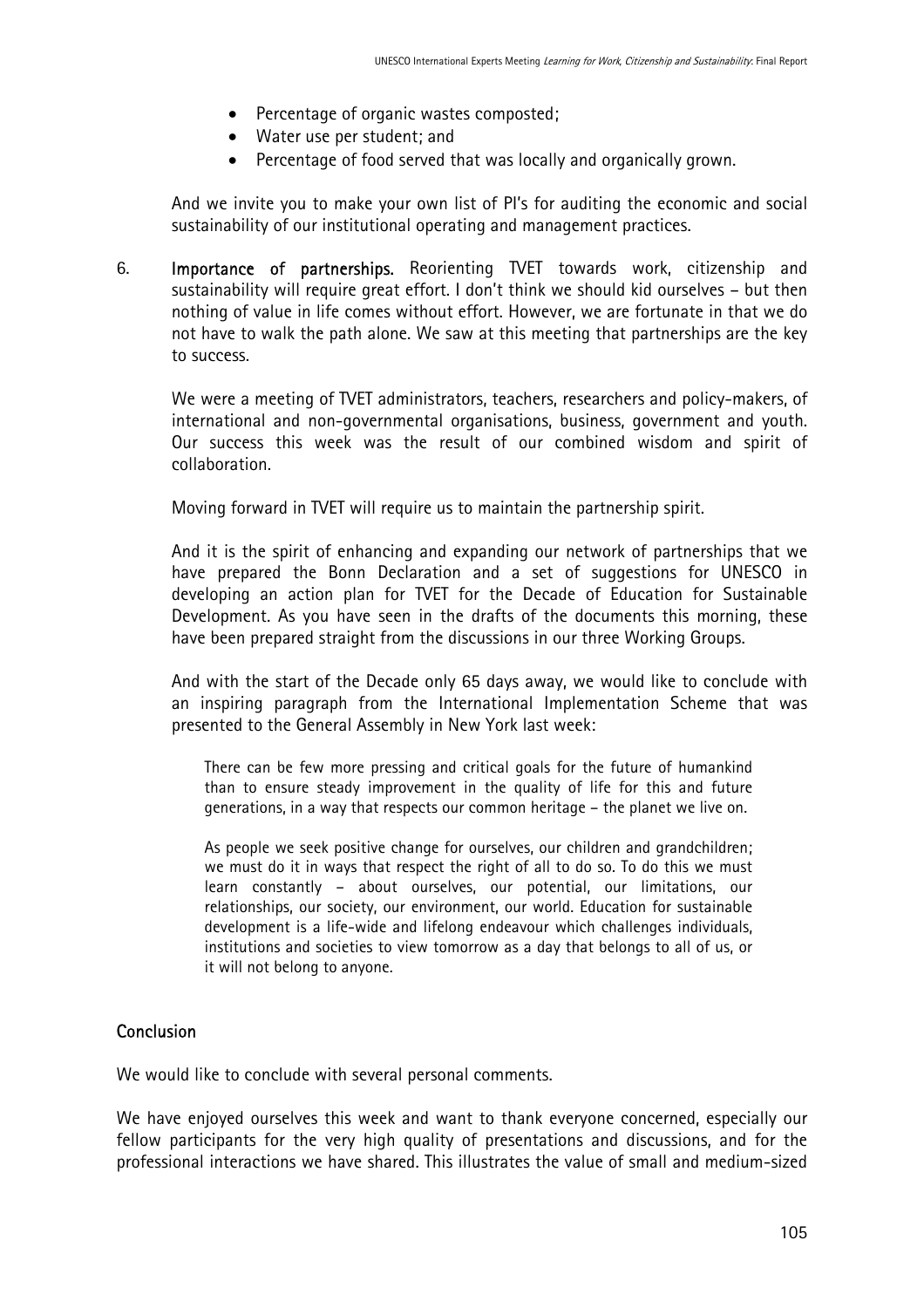- Percentage of organic wastes composted;
- Water use per student; and
- Percentage of food served that was locally and organically grown.

And we invite you to make your own list of PI's for auditing the economic and social sustainability of our institutional operating and management practices.

6. **Importance of partnerships.** Reorienting TVET towards work, citizenship and sustainability will require great effort. I don't think we should kid ourselves – but then nothing of value in life comes without effort. However, we are fortunate in that we do not have to walk the path alone. We saw at this meeting that partnerships are the key to success.

   We were a meeting of TVET administrators, teachers, researchers and policy-makers, of international and non-governmental organisations, business, government and youth. Our success this week was the result of our combined wisdom and spirit of collaboration.

   Moving forward in TVET will require us to maintain the partnership spirit.

   And it is the spirit of enhancing and expanding our network of partnerships that we have prepared the Bonn Declaration and a set of suggestions for UNESCO in developing an action plan for TVET for the Decade of Education for Sustainable Development. As you have seen in the drafts of the documents this morning, these have been prepared straight from the discussions in our three Working Groups.

   And with the start of the Decade only 65 days away, we would like to conclude with an inspiring paragraph from the International Implementation Scheme that was presented to the General Assembly in New York last week:

   > There can be few more pressing and critical goals for the future of humankind than to ensure steady improvement in the quality of life for this and future generations, in a way that respects our common heritage – the planet we live on.
   >
   > As people we seek positive change for ourselves, our children and grandchildren; we must do it in ways that respect the right of all to do so. To do this we must learn constantly – about ourselves, our potential, our limitations, our relationships, our society, our environment, our world. Education for sustainable development is a life-wide and lifelong endeavour which challenges individuals, institutions and societies to view tomorrow as a day that belongs to all of us, or it will not belong to anyone.

## Conclusion

We would like to conclude with several personal comments.

We have enjoyed ourselves this week and want to thank everyone concerned, especially our fellow participants for the very high quality of presentations and discussions, and for the professional interactions we have shared. This illustrates the value of small and medium-sized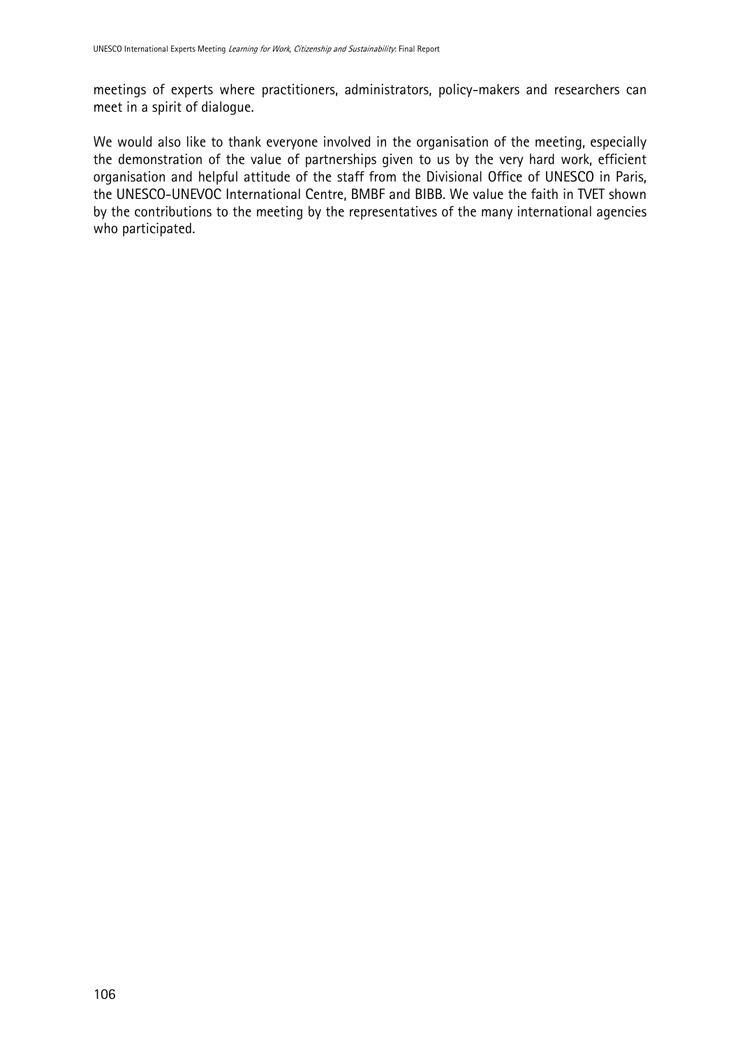meetings of experts where practitioners, administrators, policy-makers and researchers can meet in a spirit of dialogue.

We would also like to thank everyone involved in the organisation of the meeting, especially the demonstration of the value of partnerships given to us by the very hard work, efficient organisation and helpful attitude of the staff from the Divisional Office of UNESCO in Paris, the UNESCO-UNEVOC International Centre, BMBF and BIBB. We value the faith in TVET shown by the contributions to the meeting by the representatives of the many international agencies who participated.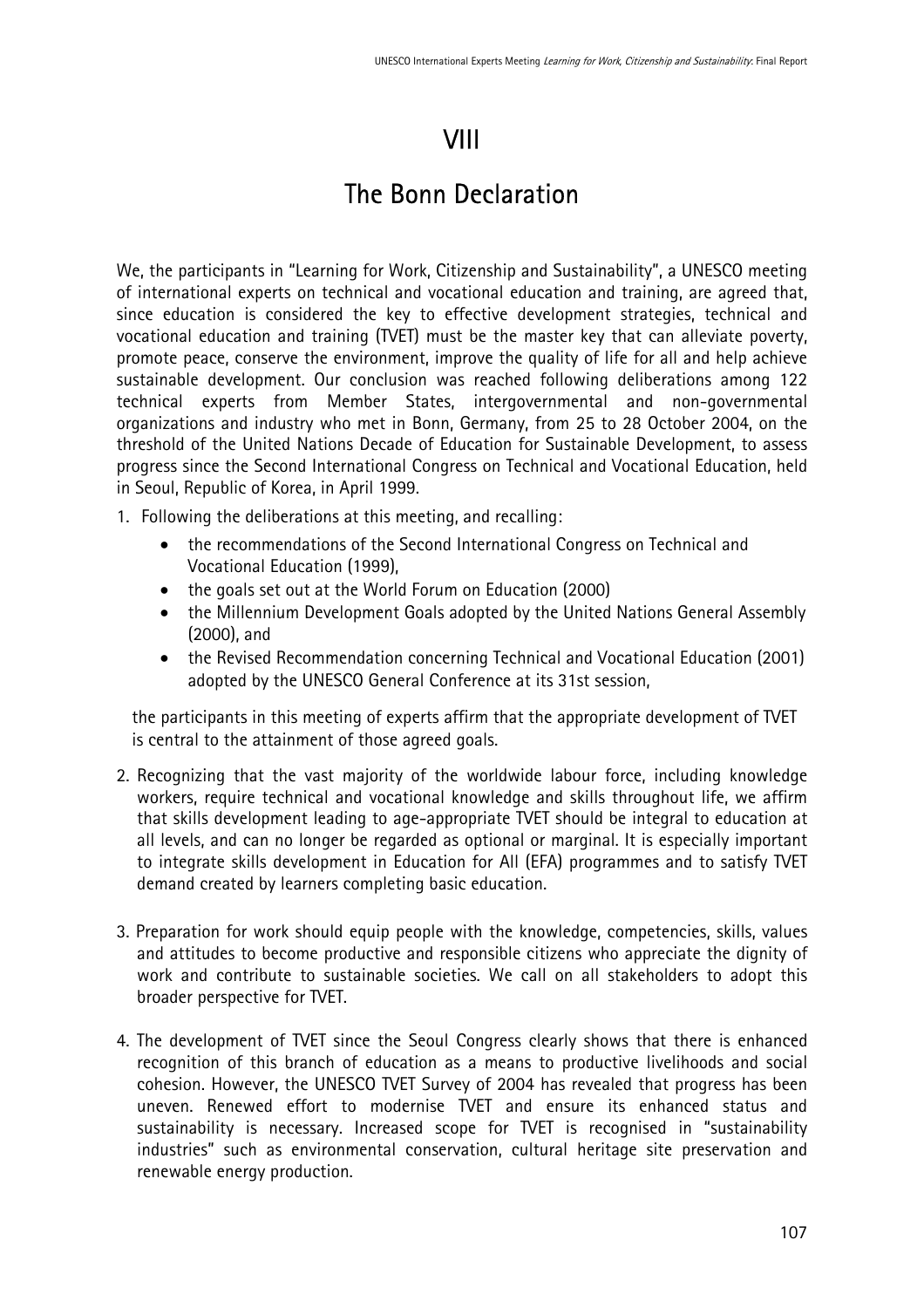# VIII

# The Bonn Declaration

We, the participants in "Learning for Work, Citizenship and Sustainability", a UNESCO meeting of international experts on technical and vocational education and training, are agreed that, since education is considered the key to effective development strategies, technical and vocational education and training (TVET) must be the master key that can alleviate poverty, promote peace, conserve the environment, improve the quality of life for all and help achieve sustainable development. Our conclusion was reached following deliberations among 122 technical experts from Member States, intergovernmental and non-governmental organizations and industry who met in Bonn, Germany, from 25 to 28 October 2004, on the threshold of the United Nations Decade of Education for Sustainable Development, to assess progress since the Second International Congress on Technical and Vocational Education, held in Seoul, Republic of Korea, in April 1999.

1. Following the deliberations at this meeting, and recalling:
   - the recommendations of the Second International Congress on Technical and Vocational Education (1999),
   - the goals set out at the World Forum on Education (2000)
   - the Millennium Development Goals adopted by the United Nations General Assembly (2000), and
   - the Revised Recommendation concerning Technical and Vocational Education (2001) adopted by the UNESCO General Conference at its 31st session,

   the participants in this meeting of experts affirm that the appropriate development of TVET is central to the attainment of those agreed goals.

2. Recognizing that the vast majority of the worldwide labour force, including knowledge workers, require technical and vocational knowledge and skills throughout life, we affirm that skills development leading to age-appropriate TVET should be integral to education at all levels, and can no longer be regarded as optional or marginal. It is especially important to integrate skills development in Education for All (EFA) programmes and to satisfy TVET demand created by learners completing basic education.

3. Preparation for work should equip people with the knowledge, competencies, skills, values and attitudes to become productive and responsible citizens who appreciate the dignity of work and contribute to sustainable societies. We call on all stakeholders to adopt this broader perspective for TVET.

4. The development of TVET since the Seoul Congress clearly shows that there is enhanced recognition of this branch of education as a means to productive livelihoods and social cohesion. However, the UNESCO TVET Survey of 2004 has revealed that progress has been uneven. Renewed effort to modernise TVET and ensure its enhanced status and sustainability is necessary. Increased scope for TVET is recognised in "sustainability industries" such as environmental conservation, cultural heritage site preservation and renewable energy production.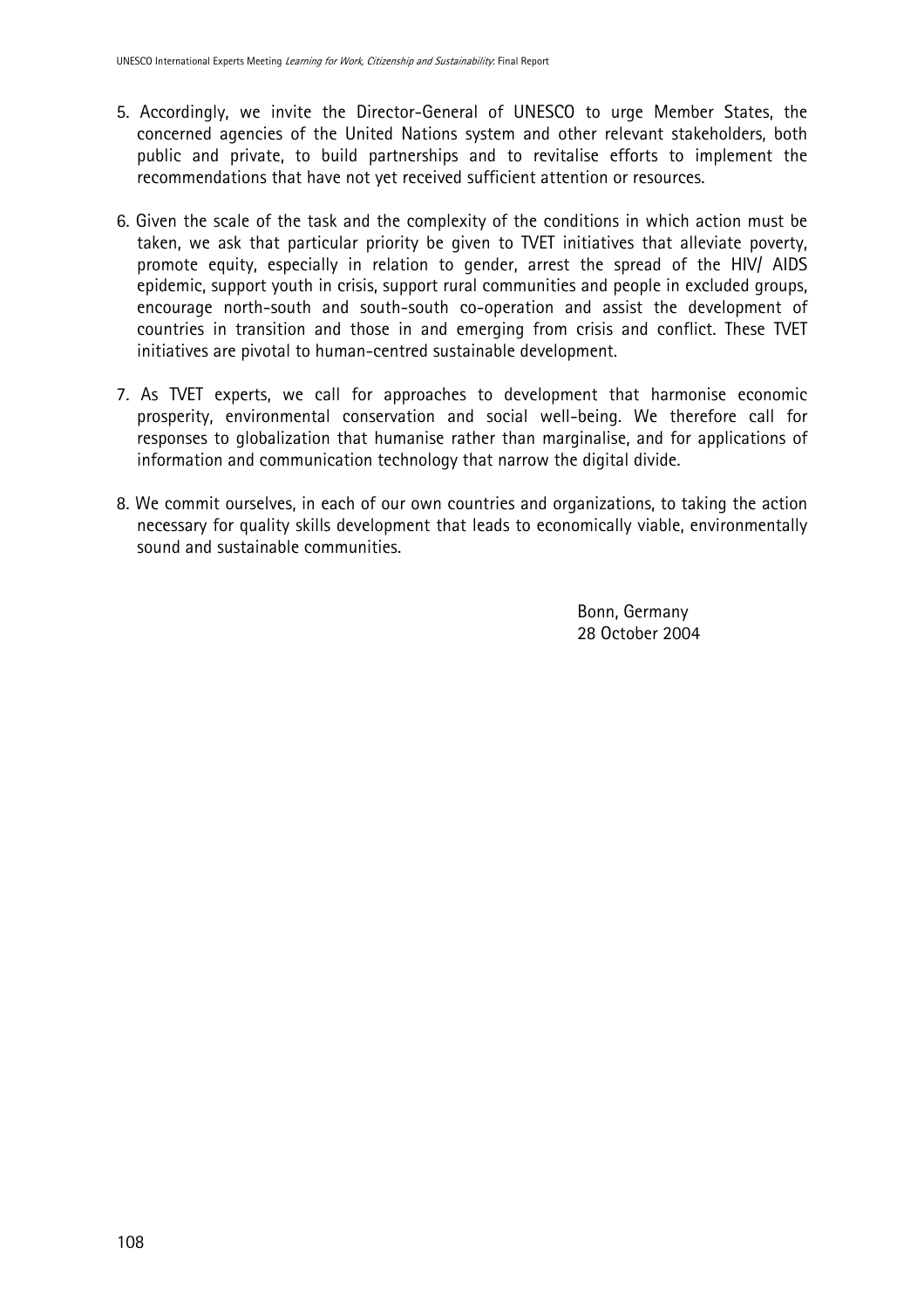5. Accordingly, we invite the Director-General of UNESCO to urge Member States, the concerned agencies of the United Nations system and other relevant stakeholders, both public and private, to build partnerships and to revitalise efforts to implement the recommendations that have not yet received sufficient attention or resources.

6. Given the scale of the task and the complexity of the conditions in which action must be taken, we ask that particular priority be given to TVET initiatives that alleviate poverty, promote equity, especially in relation to gender, arrest the spread of the HIV/ AIDS epidemic, support youth in crisis, support rural communities and people in excluded groups, encourage north-south and south-south co-operation and assist the development of countries in transition and those in and emerging from crisis and conflict. These TVET initiatives are pivotal to human-centred sustainable development.

7. As TVET experts, we call for approaches to development that harmonise economic prosperity, environmental conservation and social well-being. We therefore call for responses to globalization that humanise rather than marginalise, and for applications of information and communication technology that narrow the digital divide.

8. We commit ourselves, in each of our own countries and organizations, to taking the action necessary for quality skills development that leads to economically viable, environmentally sound and sustainable communities.

Bonn, Germany
28 October 2004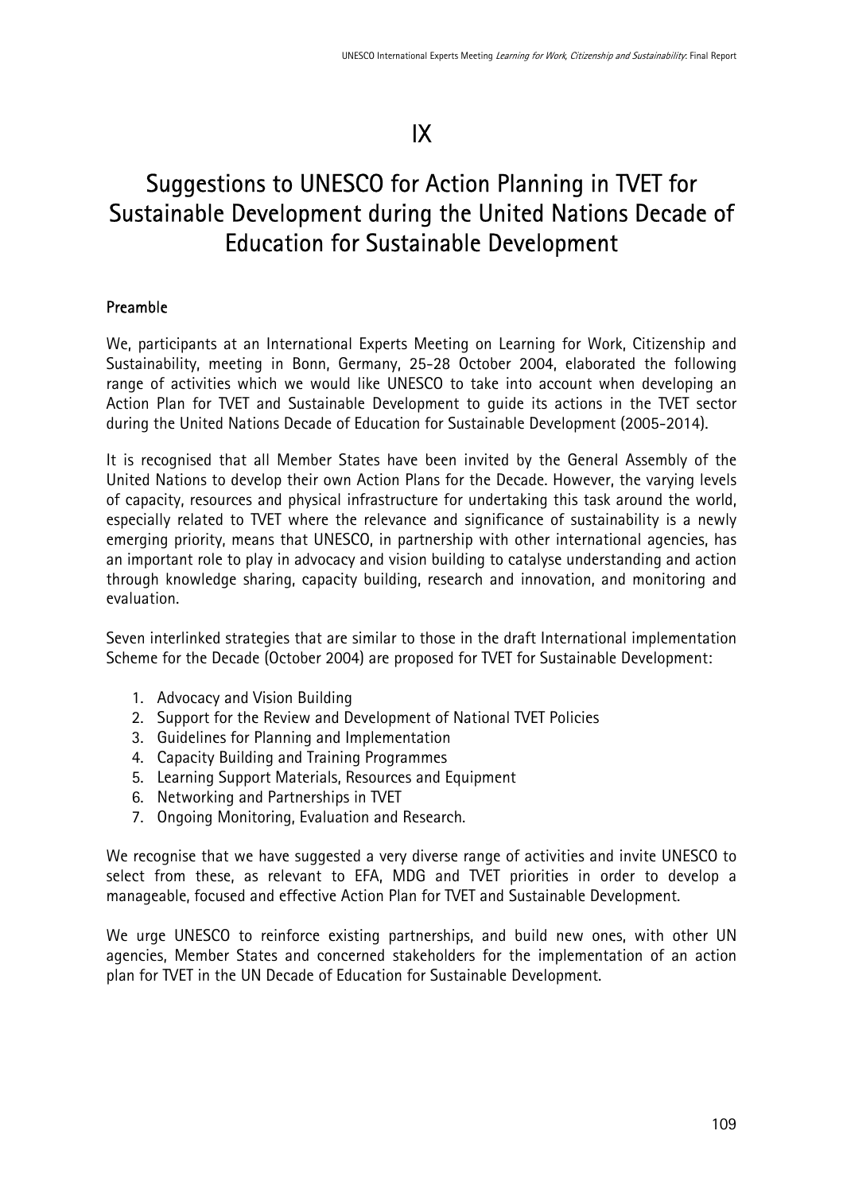# IX

# Suggestions to UNESCO for Action Planning in TVET for Sustainable Development during the United Nations Decade of Education for Sustainable Development

## Preamble

We, participants at an International Experts Meeting on Learning for Work, Citizenship and Sustainability, meeting in Bonn, Germany, 25-28 October 2004, elaborated the following range of activities which we would like UNESCO to take into account when developing an Action Plan for TVET and Sustainable Development to guide its actions in the TVET sector during the United Nations Decade of Education for Sustainable Development (2005-2014).

It is recognised that all Member States have been invited by the General Assembly of the United Nations to develop their own Action Plans for the Decade. However, the varying levels of capacity, resources and physical infrastructure for undertaking this task around the world, especially related to TVET where the relevance and significance of sustainability is a newly emerging priority, means that UNESCO, in partnership with other international agencies, has an important role to play in advocacy and vision building to catalyse understanding and action through knowledge sharing, capacity building, research and innovation, and monitoring and evaluation.

Seven interlinked strategies that are similar to those in the draft International implementation Scheme for the Decade (October 2004) are proposed for TVET for Sustainable Development:

1. Advocacy and Vision Building
2. Support for the Review and Development of National TVET Policies
3. Guidelines for Planning and Implementation
4. Capacity Building and Training Programmes
5. Learning Support Materials, Resources and Equipment
6. Networking and Partnerships in TVET
7. Ongoing Monitoring, Evaluation and Research.

We recognise that we have suggested a very diverse range of activities and invite UNESCO to select from these, as relevant to EFA, MDG and TVET priorities in order to develop a manageable, focused and effective Action Plan for TVET and Sustainable Development.

We urge UNESCO to reinforce existing partnerships, and build new ones, with other UN agencies, Member States and concerned stakeholders for the implementation of an action plan for TVET in the UN Decade of Education for Sustainable Development.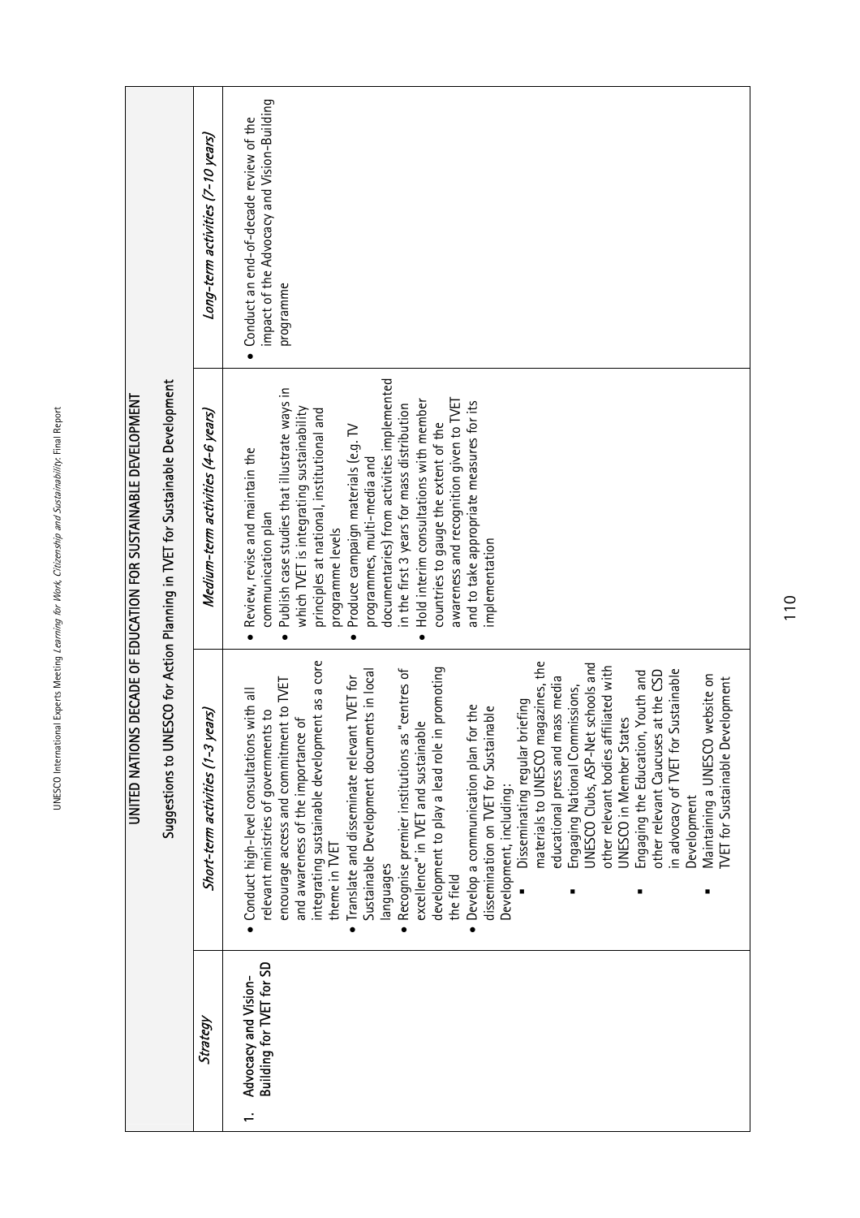## UNITED NATIONS DECADE OF EDUCATION FOR SUSTAINABLE DEVELOPMENT

### Suggestions to UNESCO for Action Planning in TVET for Sustainable Development

| *Strategy* | *Short-term activities (1-3 years)* | *Medium-term activities (4-6 years)* | *Long-term activities (7-10 years)* |
|---|---|---|---|
| 1. Advocacy and Vision-Building for TVET for SD | • Conduct high-level consultations with all relevant ministries of governments to encourage access and commitment to TVET and awareness of the importance of integrating sustainable development as a core theme in TVET<br>• Translate and disseminate relevant TVET for Sustainable Development documents in local languages<br>• Recognise premier institutions as "centres of excellence" in TVET and sustainable development to play a lead role in promoting the field<br>• Develop a communication plan for the dissemination on TVET for Sustainable Development, including:<br>▪ Disseminating regular briefing materials to UNESCO magazines, the educational press and mass media<br>▪ Engaging National Commissions, UNESCO Clubs, ASP-Net schools and other relevant bodies affiliated with UNESCO in Member States<br>▪ Engaging the Education, Youth and other relevant Caucuses at the CSD in advocacy of TVET for Sustainable Development<br>▪ Maintaining a UNESCO website on TVET for Sustainable Development | • Review, revise and maintain the communication plan<br>• Publish case studies that illustrate ways in which TVET is integrating sustainability principles at national, institutional and programme levels<br>• Produce campaign materials (e.g. TV programmes, multi-media and documentaries) from activities implemented in the first 3 years for mass distribution<br>• Hold interim consultations with member countries to gauge the extent of the awareness and recognition given to TVET and to take appropriate measures for its implementation | • Conduct an end-of-decade review of the impact of the Advocacy and Vision-Building programme |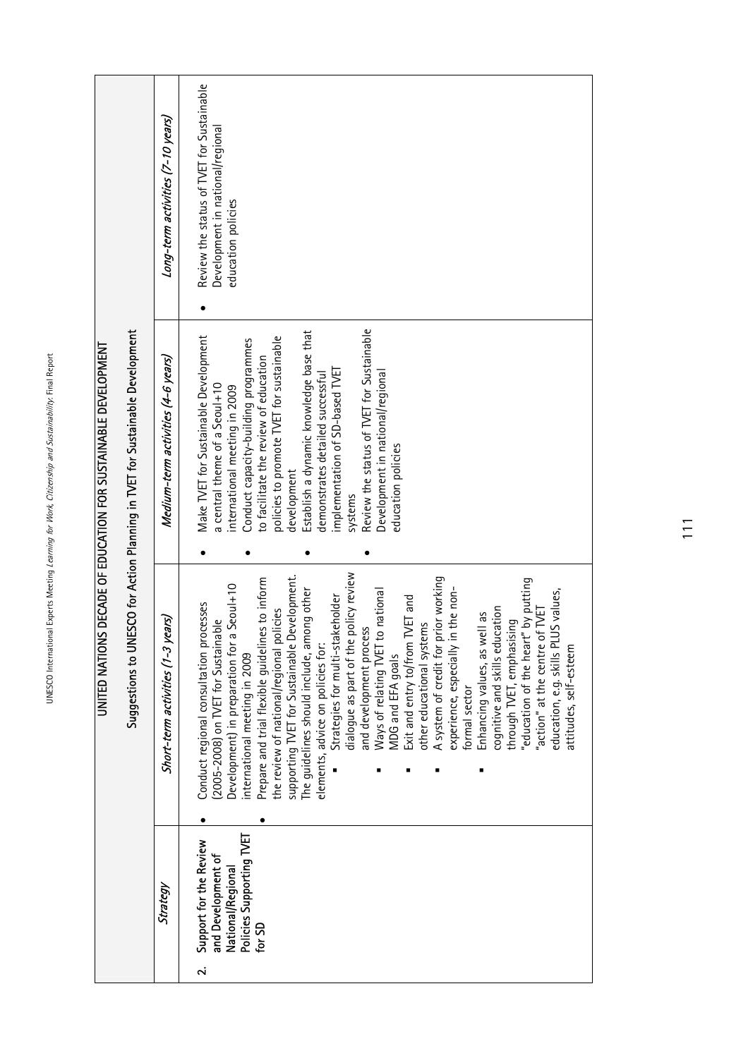## UNITED NATIONS DECADE OF EDUCATION FOR SUSTAINABLE DEVELOPMENT

### Suggestions to UNESCO for Action Planning in TVET for Sustainable Development

| *Strategy* | *Short-term activities (1-3 years)* | *Medium-term activities (4-6 years)* | *Long-term activities (7-10 years)* |
|---|---|---|---|
| **2. Support for the Review and Development of National/Regional Policies Supporting TVET for SD** | • Conduct regional consultation processes (2005-2008) on TVET for Sustainable Development) in preparation for a Seoul+10 international meeting in 2009<br>• Prepare and trial flexible guidelines to inform the review of national/regional policies supporting TVET for Sustainable Development. The guidelines should include, among other elements, advice on policies for:<br>▪ Strategies for multi-stakeholder dialogue as part of the policy review and development process<br>▪ Ways of relating TVET to national MDG and EFA goals<br>▪ Exit and entry to/from TVET and other educational systems<br>▪ A system of credit for prior working experience, especially in the non-formal sector<br>▪ Enhancing values, as well as cognitive and skills education through TVET, emphasising "education of the heart" by putting "action" at the centre of TVET education, e.g. skills PLUS values, attitudes, self-esteem | • Make TVET for Sustainable Development a central theme of a Seoul+10 international meeting in 2009<br>• Conduct capacity-building programmes to facilitate the review of education policies to promote TVET for sustainable development<br>• Establish a dynamic knowledge base that demonstrates detailed successful implementation of SD-based TVET systems<br>• Review the status of TVET for Sustainable Development in national/regional education policies | • Review the status of TVET for Sustainable Development in national/regional education policies |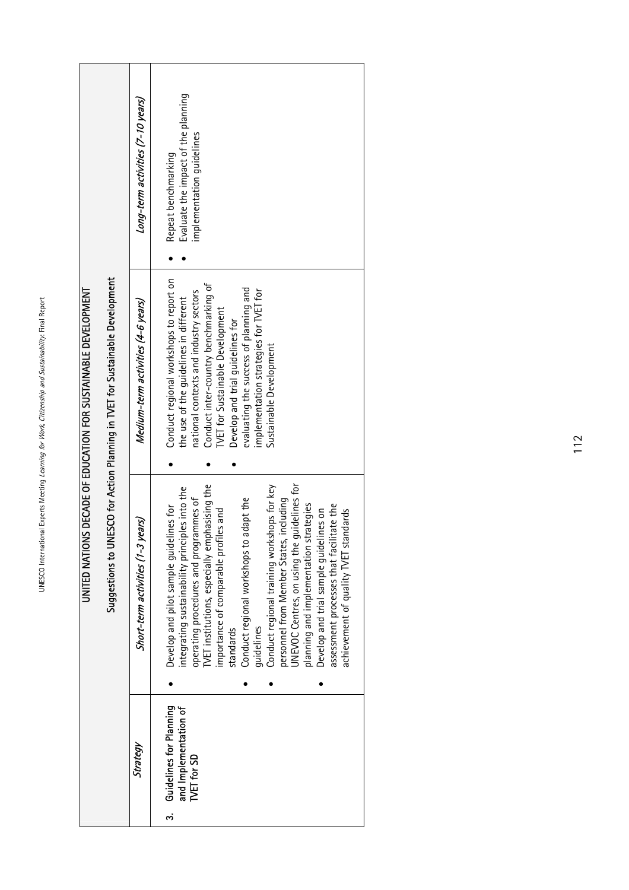## UNITED NATIONS DECADE OF EDUCATION FOR SUSTAINABLE DEVELOPMENT

### Suggestions to UNESCO for Action Planning in TVET for Sustainable Development

| *Strategy* | *Short-term activities (1-3 years)* | *Medium-term activities (4-6 years)* | *Long-term activities (7-10 years)* |
|---|---|---|---|
| 3. **Guidelines for Planning and Implementation of TVET for SD** | • Develop and pilot sample guidelines for integrating sustainability principles into the operating procedures and programmes of TVET institutions, especially emphasising the importance of comparable profiles and standards<br>• Conduct regional workshops to adapt the guidelines<br>• Conduct regional training workshops for key personnel from Member States, including UNEVOC Centres, on using the guidelines for planning and implementation strategies<br>• Develop and trial sample guidelines on assessment processes that facilitate the achievement of quality TVET standards | • Conduct regional workshops to report on the use of the guidelines in different national contexts and industry sectors<br>• Conduct inter-country benchmarking of TVET for Sustainable Development<br>• Develop and trial guidelines for evaluating the success of planning and implementation strategies for TVET for Sustainable Development | • Repeat benchmarking<br>• Evaluate the impact of the planning implementation guidelines |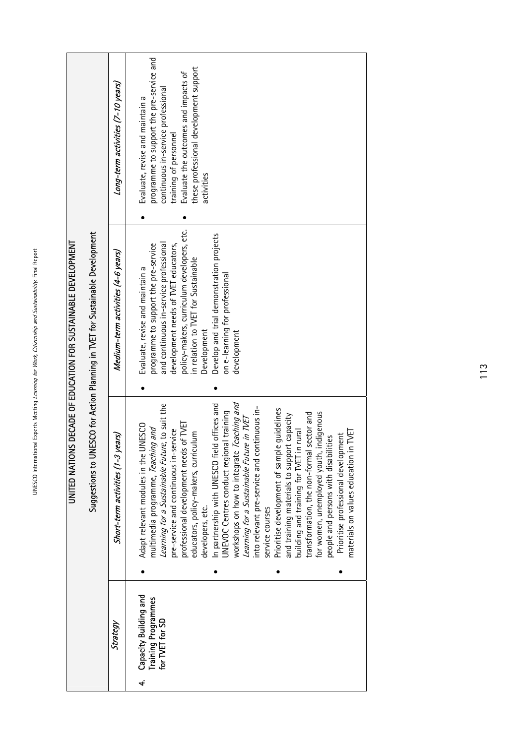## UNITED NATIONS DECADE OF EDUCATION FOR SUSTAINABLE DEVELOPMENT

### Suggestions to UNESCO for Action Planning in TVET for Sustainable Development

| *Strategy* | *Short-term activities (1-3 years)* | *Medium-term activities (4-6 years)* | *Long-term activities (7-10 years)* |
|---|---|---|---|
| 4. Capacity Building and Training Programmes for TVET for SD | • Adapt relevant modules in the UNESCO multimedia programme, *Teaching and Learning for a Sustainable Future*, to suit the pre-service and continuous in-service professional development needs of TVET educators, policy-makers, curriculum developers, etc.<br>• In partnership with UNESCO field offices and UNEVOC Centres conduct regional training workshops on how to integrate *Teaching and Learning for a Sustainable Future in TVET* into relevant pre-service and continuous in-service courses<br>• Prioritise development of sample guidelines and training materials to support capacity building and training for TVET in rural transformation, the non-formal sector and for women, unemployed youth, indigenous people and persons with disabilities<br>• Prioritise professional development materials on values education in TVET | • Evaluate, revise and maintain a programme to support the pre-service and continuous in-service professional development needs of TVET educators, policy-makers, curriculum developers, etc. in relation to TVET for Sustainable Development<br>• Develop and trial demonstration projects on e-learning for professional development | • Evaluate, revise and maintain a programme to support the pre-service and continuous in-service professional training of personnel<br>• Evaluate the outcomes and impacts of these professional development support activities |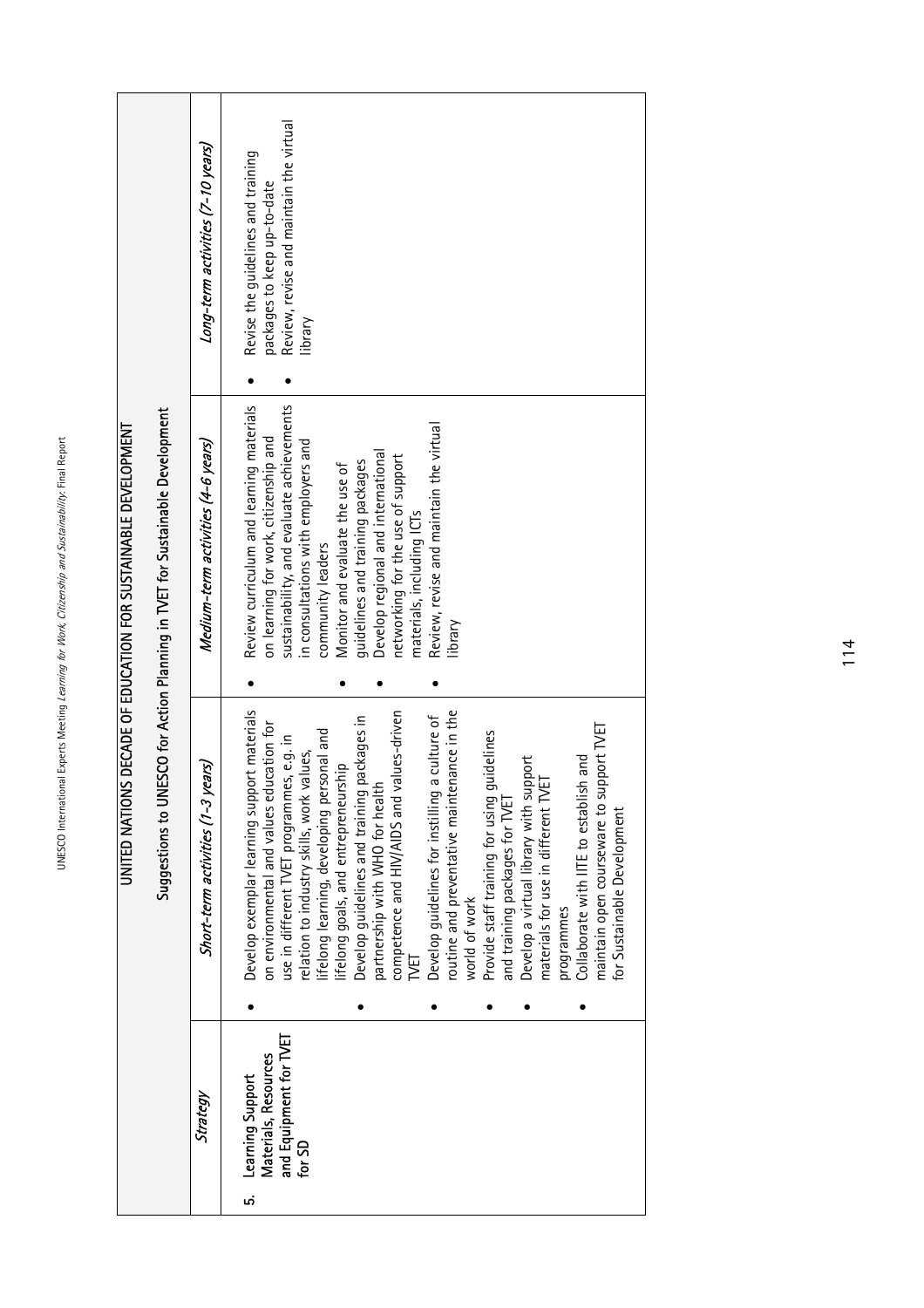## UNITED NATIONS DECADE OF EDUCATION FOR SUSTAINABLE DEVELOPMENT

### Suggestions to UNESCO for Action Planning in TVET for Sustainable Development

| *Strategy* | *Short-term activities (1-3 years)* | *Medium-term activities (4-6 years)* | *Long-term activities (7-10 years)* |
|---|---|---|---|
| **5. Learning Support Materials, Resources and Equipment for TVET for SD** | • Develop exemplar learning support materials on environmental and values education for use in different TVET programmes, e.g. in relation to industry skills, work values, lifelong learning, developing personal and lifelong goals, and entrepreneurship<br>• Develop guidelines and training packages in partnership with WHO for health competence and HIV/AIDS and values-driven TVET<br>• Develop guidelines for instilling a culture of routine and preventative maintenance in the world of work<br>• Provide staff training for using guidelines and training packages for TVET<br>• Develop a virtual library with support materials for use in different TVET programmes<br>• Collaborate with IITE to establish and maintain open courseware to support TVET for Sustainable Development | • Review curriculum and learning materials on learning for work, citizenship and sustainability, and evaluate achievements in consultations with employers and community leaders<br>• Monitor and evaluate the use of guidelines and training packages<br>• Develop regional and international networking for the use of support materials, including ICTs<br>• Review, revise and maintain the virtual library | • Revise the guidelines and training packages to keep up-to-date<br>• Review, revise and maintain the virtual library |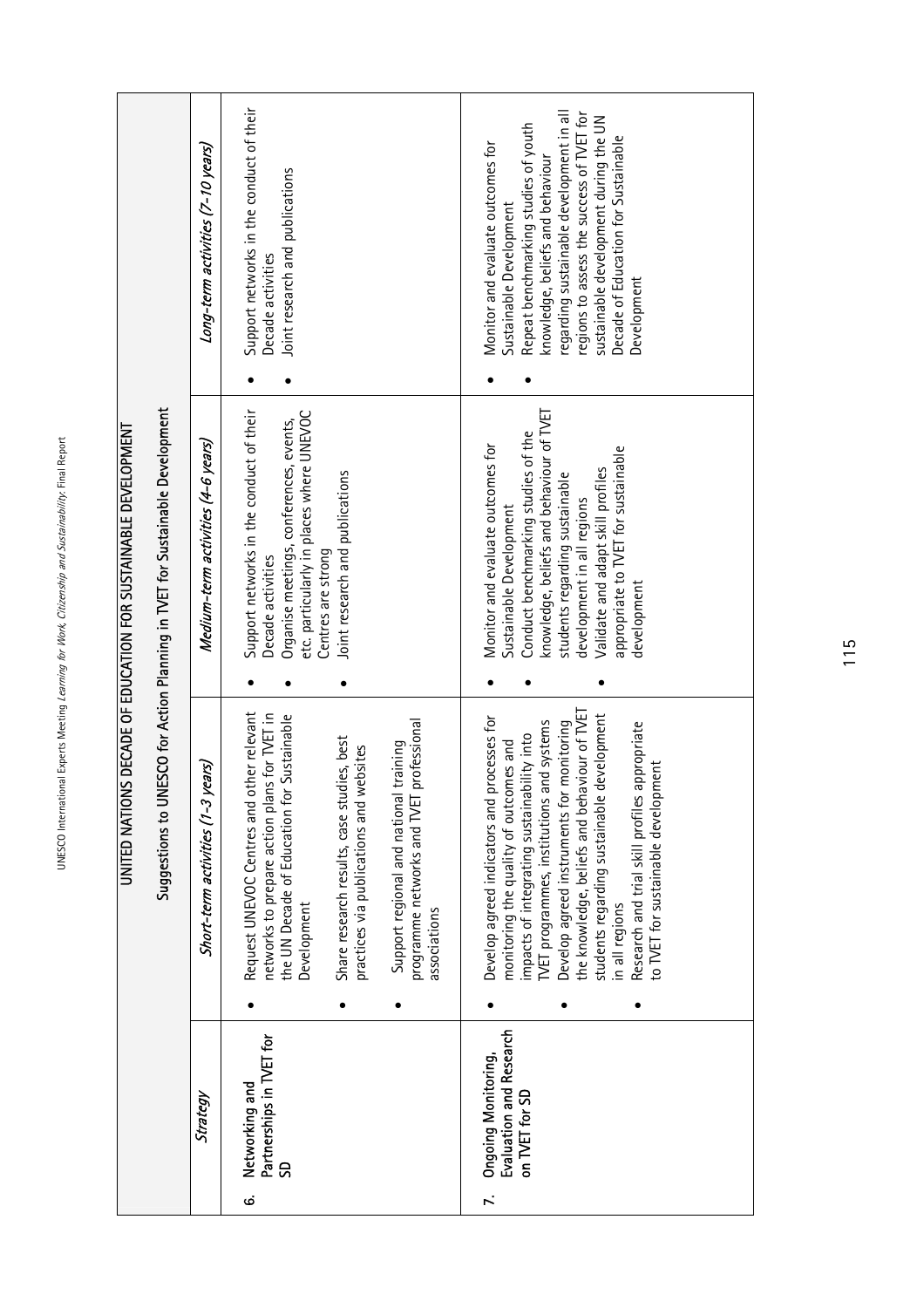## UNITED NATIONS DECADE OF EDUCATION FOR SUSTAINABLE DEVELOPMENT

### Suggestions to UNESCO for Action Planning in TVET for Sustainable Development

| *Strategy* | *Short-term activities (1-3 years)* | *Medium-term activities (4-6 years)* | *Long-term activities (7-10 years)* |
|---|---|---|---|
| **6. Networking and Partnerships in TVET for SD** | • Request UNEVOC Centres and other relevant networks to prepare action plans for TVET in the UN Decade of Education for Sustainable Development<br>• Share research results, case studies, best practices via publications and websites<br>• Support regional and national training programme networks and TVET professional associations | • Support networks in the conduct of their Decade activities<br>• Organise meetings, conferences, events, etc. particularly in places where UNEVOC Centres are strong<br>• Joint research and publications | • Support networks in the conduct of their Decade activities<br>• Joint research and publications |
| **7. Ongoing Monitoring, Evaluation and Research on TVET for SD** | • Develop agreed indicators and processes for monitoring the quality of outcomes and impacts of integrating sustainability into TVET programmes, institutions and systems<br>• Develop agreed instruments for monitoring the knowledge, beliefs and behaviour of TVET students regarding sustainable development in all regions<br>• Research and trial skill profiles appropriate to TVET for sustainable development | • Monitor and evaluate outcomes for Sustainable Development<br>• Conduct benchmarking studies of the knowledge, beliefs and behaviour of TVET students regarding sustainable development in all regions<br>• Validate and adapt skill profiles appropriate to TVET for sustainable development | • Monitor and evaluate outcomes for Sustainable Development<br>• Repeat benchmarking studies of youth knowledge, beliefs and behaviour regarding sustainable development in all regions to assess the success of TVET for sustainable development during the UN Decade of Education for Sustainable Development |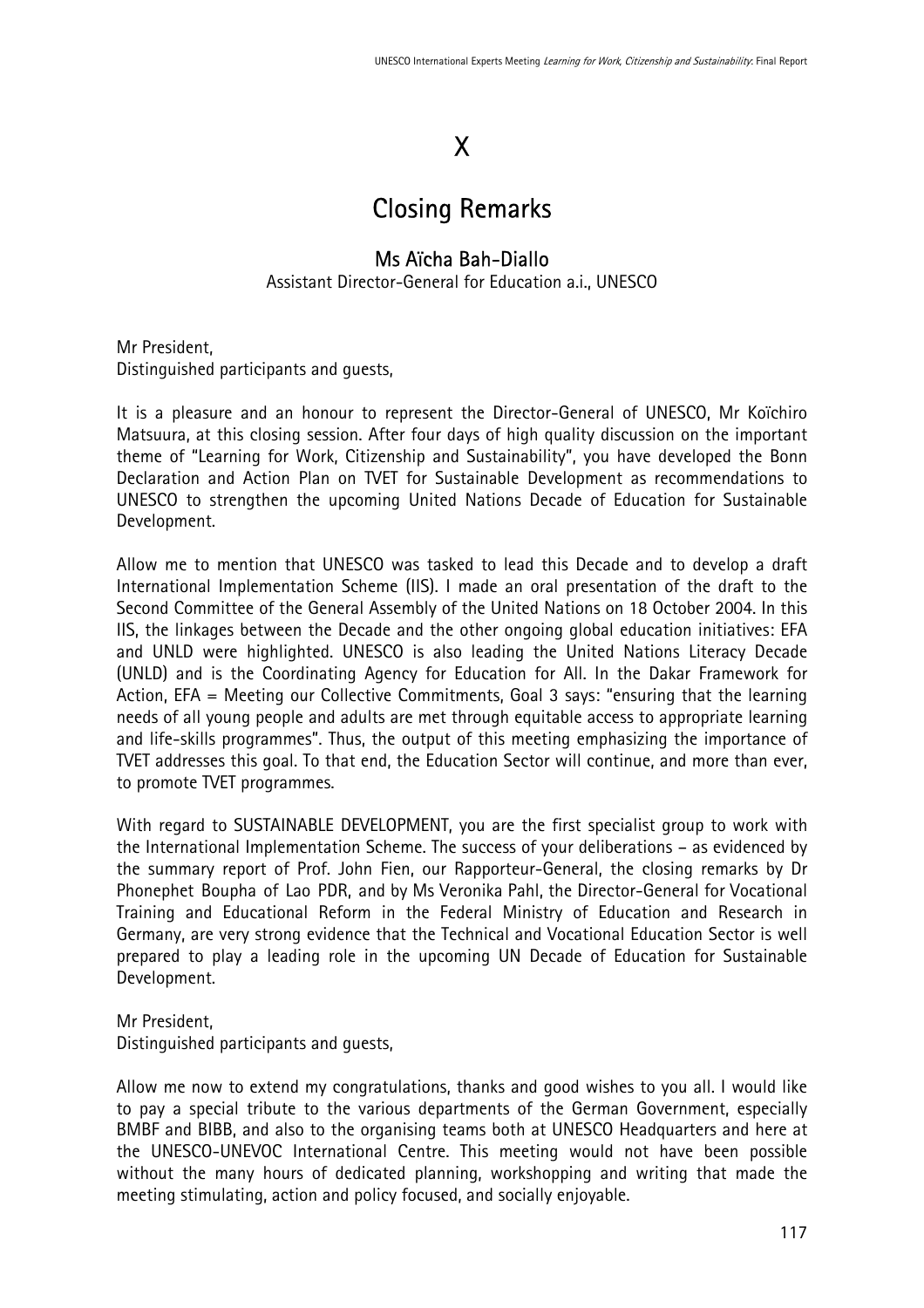# X

# Closing Remarks

### Ms Aïcha Bah-Diallo

Assistant Director-General for Education a.i., UNESCO

Mr President,
Distinguished participants and guests,

It is a pleasure and an honour to represent the Director-General of UNESCO, Mr Koïchiro Matsuura, at this closing session. After four days of high quality discussion on the important theme of "Learning for Work, Citizenship and Sustainability", you have developed the Bonn Declaration and Action Plan on TVET for Sustainable Development as recommendations to UNESCO to strengthen the upcoming United Nations Decade of Education for Sustainable Development.

Allow me to mention that UNESCO was tasked to lead this Decade and to develop a draft International Implementation Scheme (IIS). I made an oral presentation of the draft to the Second Committee of the General Assembly of the United Nations on 18 October 2004. In this IIS, the linkages between the Decade and the other ongoing global education initiatives: EFA and UNLD were highlighted. UNESCO is also leading the United Nations Literacy Decade (UNLD) and is the Coordinating Agency for Education for All. In the Dakar Framework for Action, EFA = Meeting our Collective Commitments, Goal 3 says: "ensuring that the learning needs of all young people and adults are met through equitable access to appropriate learning and life-skills programmes". Thus, the output of this meeting emphasizing the importance of TVET addresses this goal. To that end, the Education Sector will continue, and more than ever, to promote TVET programmes.

With regard to SUSTAINABLE DEVELOPMENT, you are the first specialist group to work with the International Implementation Scheme. The success of your deliberations – as evidenced by the summary report of Prof. John Fien, our Rapporteur-General, the closing remarks by Dr Phonephet Boupha of Lao PDR, and by Ms Veronika Pahl, the Director-General for Vocational Training and Educational Reform in the Federal Ministry of Education and Research in Germany, are very strong evidence that the Technical and Vocational Education Sector is well prepared to play a leading role in the upcoming UN Decade of Education for Sustainable Development.

Mr President,
Distinguished participants and guests,

Allow me now to extend my congratulations, thanks and good wishes to you all. I would like to pay a special tribute to the various departments of the German Government, especially BMBF and BIBB, and also to the organising teams both at UNESCO Headquarters and here at the UNESCO-UNEVOC International Centre. This meeting would not have been possible without the many hours of dedicated planning, workshopping and writing that made the meeting stimulating, action and policy focused, and socially enjoyable.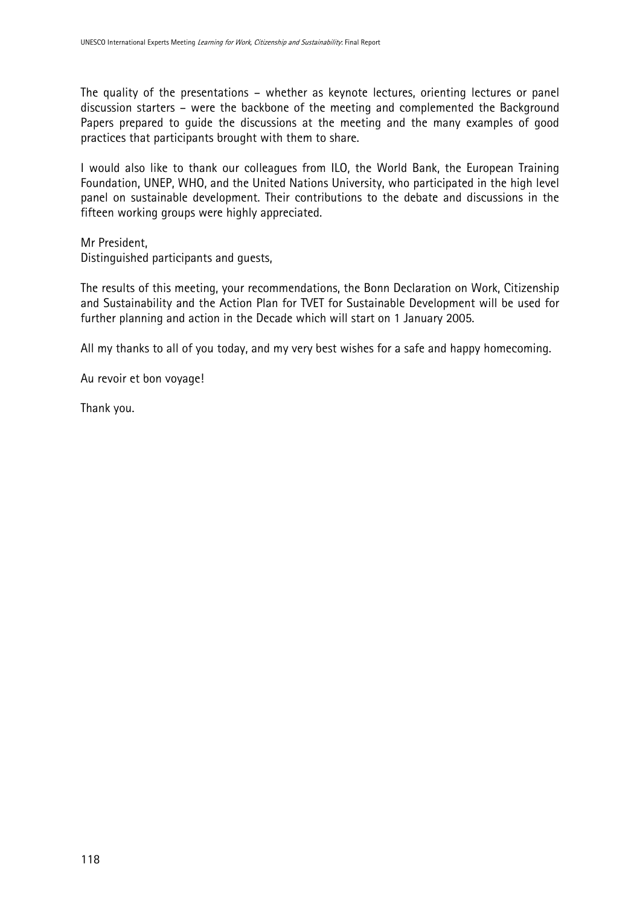The quality of the presentations – whether as keynote lectures, orienting lectures or panel discussion starters – were the backbone of the meeting and complemented the Background Papers prepared to guide the discussions at the meeting and the many examples of good practices that participants brought with them to share.

I would also like to thank our colleagues from ILO, the World Bank, the European Training Foundation, UNEP, WHO, and the United Nations University, who participated in the high level panel on sustainable development. Their contributions to the debate and discussions in the fifteen working groups were highly appreciated.

Mr President,
Distinguished participants and guests,

The results of this meeting, your recommendations, the Bonn Declaration on Work, Citizenship and Sustainability and the Action Plan for TVET for Sustainable Development will be used for further planning and action in the Decade which will start on 1 January 2005.

All my thanks to all of you today, and my very best wishes for a safe and happy homecoming.

Au revoir et bon voyage!

Thank you.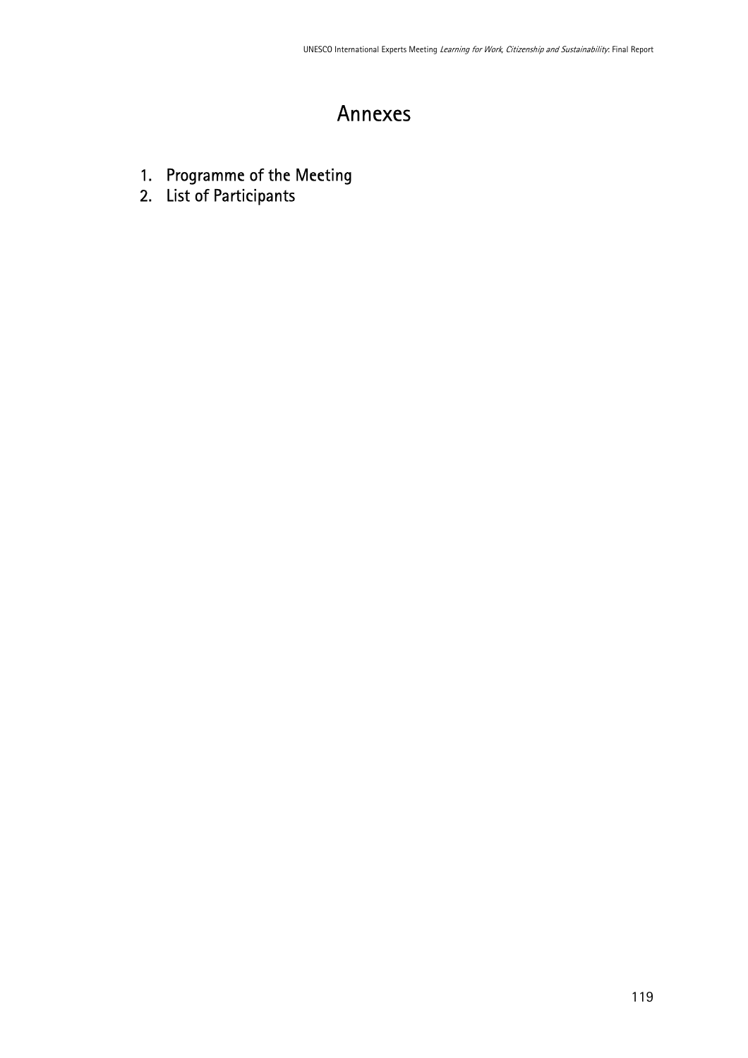# Annexes

1. Programme of the Meeting
2. List of Participants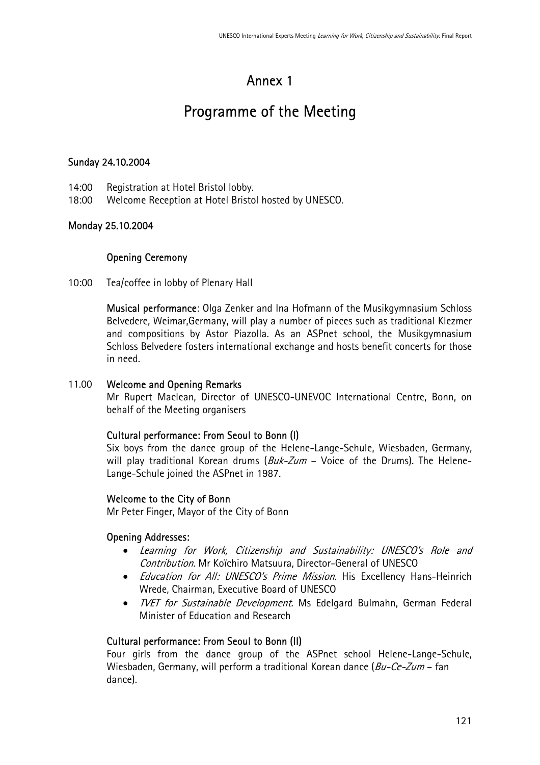# Annex 1

# Programme of the Meeting

**Sunday 24.10.2004**

14:00 Registration at Hotel Bristol lobby.

18:00 Welcome Reception at Hotel Bristol hosted by UNESCO.

**Monday 25.10.2004**

**Opening Ceremony**

10:00 Tea/coffee in lobby of Plenary Hall

**Musical performance**: Olga Zenker and Ina Hofmann of the Musikgymnasium Schloss Belvedere, Weimar,Germany, will play a number of pieces such as traditional Klezmer and compositions by Astor Piazolla. As an ASPnet school, the Musikgymnasium Schloss Belvedere fosters international exchange and hosts benefit concerts for those in need.

11.00 **Welcome and Opening Remarks**

Mr Rupert Maclean, Director of UNESCO-UNEVOC International Centre, Bonn, on behalf of the Meeting organisers

**Cultural performance: From Seoul to Bonn (I)**

Six boys from the dance group of the Helene-Lange-Schule, Wiesbaden, Germany, will play traditional Korean drums (*Buk-Zum* – Voice of the Drums). The Helene-Lange-Schule joined the ASPnet in 1987.

**Welcome to the City of Bonn**

Mr Peter Finger, Mayor of the City of Bonn

**Opening Addresses:**

- *Learning for Work, Citizenship and Sustainability: UNESCO's Role and Contribution.* Mr Koïchiro Matsuura, Director-General of UNESCO
- *Education for All: UNESCO's Prime Mission.* His Excellency Hans-Heinrich Wrede, Chairman, Executive Board of UNESCO
- *TVET for Sustainable Development.* Ms Edelgard Bulmahn, German Federal Minister of Education and Research

**Cultural performance: From Seoul to Bonn (II)**

Four girls from the dance group of the ASPnet school Helene-Lange-Schule, Wiesbaden, Germany, will perform a traditional Korean dance (*Bu-Ce-Zum* – fan dance).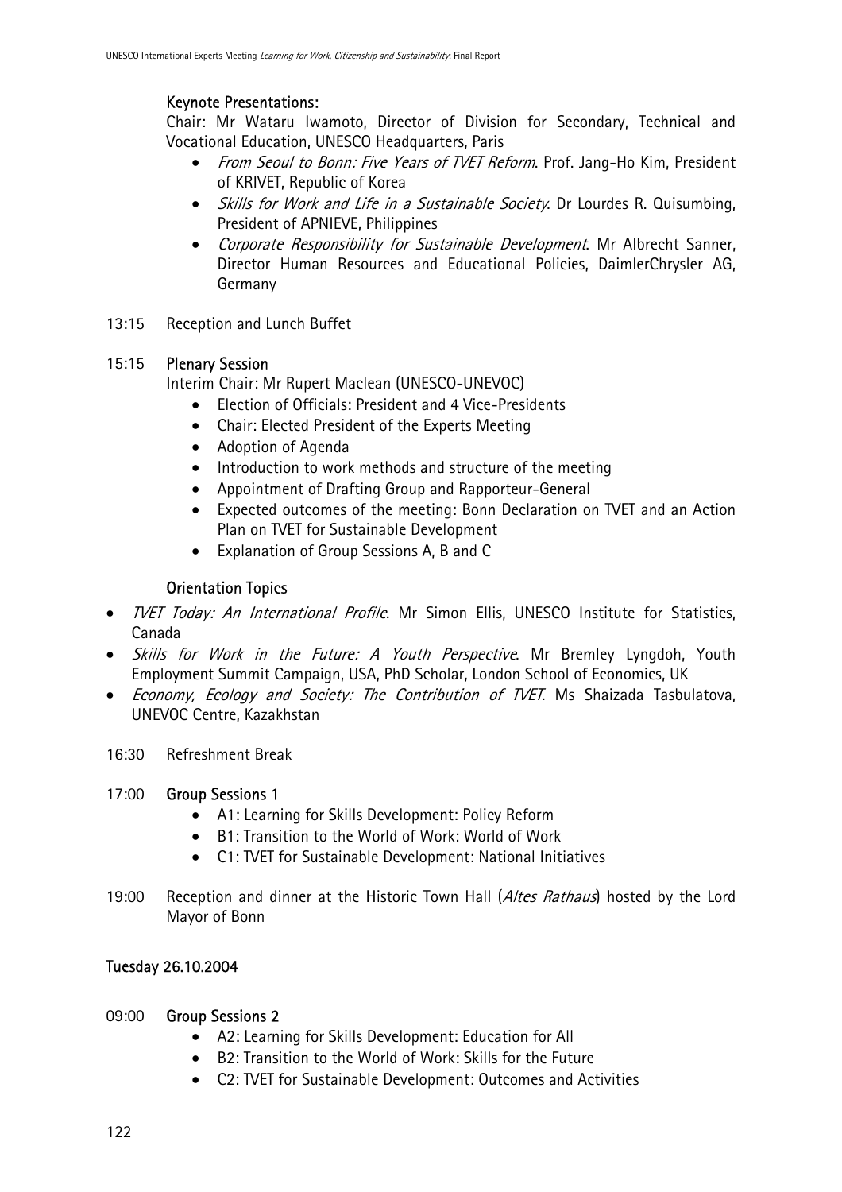**Keynote Presentations:**

Chair: Mr Wataru Iwamoto, Director of Division for Secondary, Technical and Vocational Education, UNESCO Headquarters, Paris

- *From Seoul to Bonn: Five Years of TVET Reform*. Prof. Jang-Ho Kim, President of KRIVET, Republic of Korea
- *Skills for Work and Life in a Sustainable Society*. Dr Lourdes R. Quisumbing, President of APNIEVE, Philippines
- *Corporate Responsibility for Sustainable Development*. Mr Albrecht Sanner, Director Human Resources and Educational Policies, DaimlerChrysler AG, Germany

13:15 Reception and Lunch Buffet

15:15 **Plenary Session**

Interim Chair: Mr Rupert Maclean (UNESCO-UNEVOC)

- Election of Officials: President and 4 Vice-Presidents
- Chair: Elected President of the Experts Meeting
- Adoption of Agenda
- Introduction to work methods and structure of the meeting
- Appointment of Drafting Group and Rapporteur-General
- Expected outcomes of the meeting: Bonn Declaration on TVET and an Action Plan on TVET for Sustainable Development
- Explanation of Group Sessions A, B and C

**Orientation Topics**

- *TVET Today: An International Profile*. Mr Simon Ellis, UNESCO Institute for Statistics, Canada
- *Skills for Work in the Future: A Youth Perspective*. Mr Bremley Lyngdoh, Youth Employment Summit Campaign, USA, PhD Scholar, London School of Economics, UK
- *Economy, Ecology and Society: The Contribution of TVET*. Ms Shaizada Tasbulatova, UNEVOC Centre, Kazakhstan

16:30 Refreshment Break

17:00 **Group Sessions 1**

- A1: Learning for Skills Development: Policy Reform
- B1: Transition to the World of Work: World of Work
- C1: TVET for Sustainable Development: National Initiatives

19:00 Reception and dinner at the Historic Town Hall (*Altes Rathaus*) hosted by the Lord Mayor of Bonn

**Tuesday 26.10.2004**

09:00 **Group Sessions 2**

- A2: Learning for Skills Development: Education for All
- B2: Transition to the World of Work: Skills for the Future
- C2: TVET for Sustainable Development: Outcomes and Activities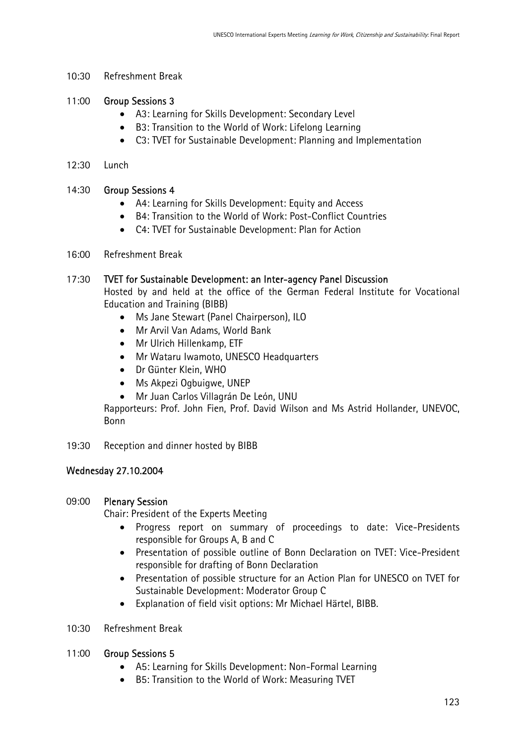10:30 Refreshment Break

11:00 **Group Sessions 3**

- A3: Learning for Skills Development: Secondary Level
- B3: Transition to the World of Work: Lifelong Learning
- C3: TVET for Sustainable Development: Planning and Implementation

12:30 Lunch

14:30 **Group Sessions 4**

- A4: Learning for Skills Development: Equity and Access
- B4: Transition to the World of Work: Post-Conflict Countries
- C4: TVET for Sustainable Development: Plan for Action

16:00 Refreshment Break

17:30 **TVET for Sustainable Development: an Inter-agency Panel Discussion**

Hosted by and held at the office of the German Federal Institute for Vocational Education and Training (BIBB)

- Ms Jane Stewart (Panel Chairperson), ILO
- Mr Arvil Van Adams, World Bank
- Mr Ulrich Hillenkamp, ETF
- Mr Wataru Iwamoto, UNESCO Headquarters
- Dr Günter Klein, WHO
- Ms Akpezi Ogbuigwe, UNEP
- Mr Juan Carlos Villagrán De León, UNU

Rapporteurs: Prof. John Fien, Prof. David Wilson and Ms Astrid Hollander, UNEVOC, Bonn

19:30 Reception and dinner hosted by BIBB

**Wednesday 27.10.2004**

09:00 **Plenary Session**

Chair: President of the Experts Meeting

- Progress report on summary of proceedings to date: Vice-Presidents responsible for Groups A, B and C
- Presentation of possible outline of Bonn Declaration on TVET: Vice-President responsible for drafting of Bonn Declaration
- Presentation of possible structure for an Action Plan for UNESCO on TVET for Sustainable Development: Moderator Group C
- Explanation of field visit options: Mr Michael Härtel, BIBB.

10:30 Refreshment Break

11:00 **Group Sessions 5**

- A5: Learning for Skills Development: Non-Formal Learning
- B5: Transition to the World of Work: Measuring TVET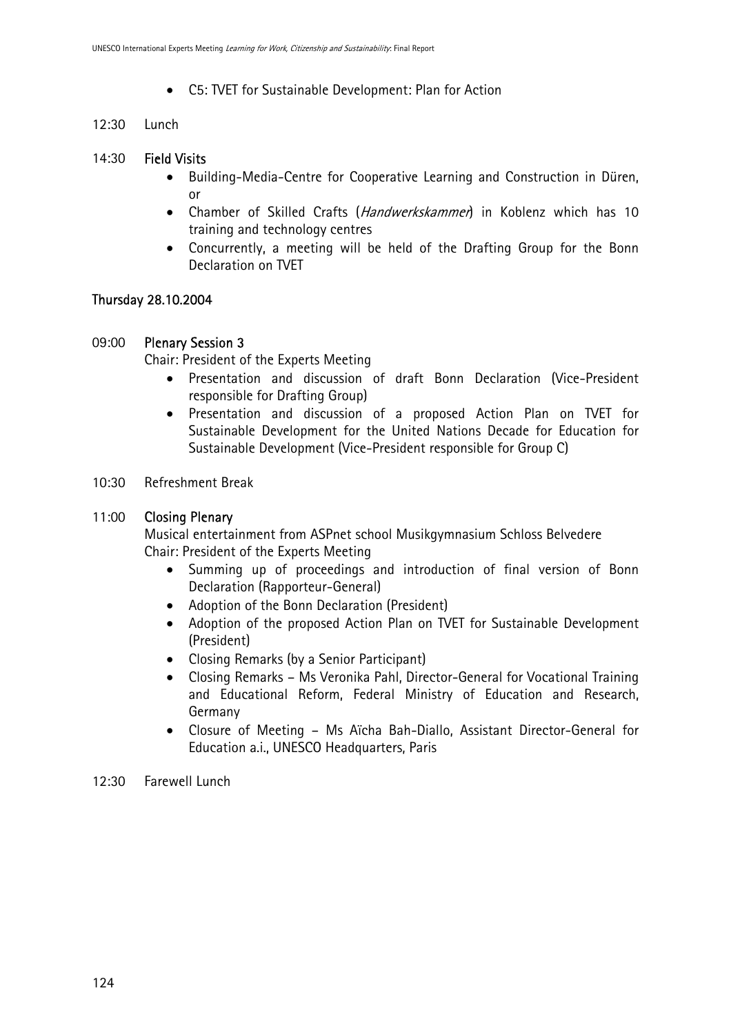- C5: TVET for Sustainable Development: Plan for Action

12:30 Lunch

14:30 **Field Visits**

- Building-Media-Centre for Cooperative Learning and Construction in Düren, or
- Chamber of Skilled Crafts (*Handwerkskammer*) in Koblenz which has 10 training and technology centres
- Concurrently, a meeting will be held of the Drafting Group for the Bonn Declaration on TVET

**Thursday 28.10.2004**

09:00 **Plenary Session 3**

Chair: President of the Experts Meeting

- Presentation and discussion of draft Bonn Declaration (Vice-President responsible for Drafting Group)
- Presentation and discussion of a proposed Action Plan on TVET for Sustainable Development for the United Nations Decade for Education for Sustainable Development (Vice-President responsible for Group C)

10:30 Refreshment Break

11:00 **Closing Plenary**

Musical entertainment from ASPnet school Musikgymnasium Schloss Belvedere
Chair: President of the Experts Meeting

- Summing up of proceedings and introduction of final version of Bonn Declaration (Rapporteur-General)
- Adoption of the Bonn Declaration (President)
- Adoption of the proposed Action Plan on TVET for Sustainable Development (President)
- Closing Remarks (by a Senior Participant)
- Closing Remarks – Ms Veronika Pahl, Director-General for Vocational Training and Educational Reform, Federal Ministry of Education and Research, Germany
- Closure of Meeting – Ms Aïcha Bah-Diallo, Assistant Director-General for Education a.i., UNESCO Headquarters, Paris

12:30 Farewell Lunch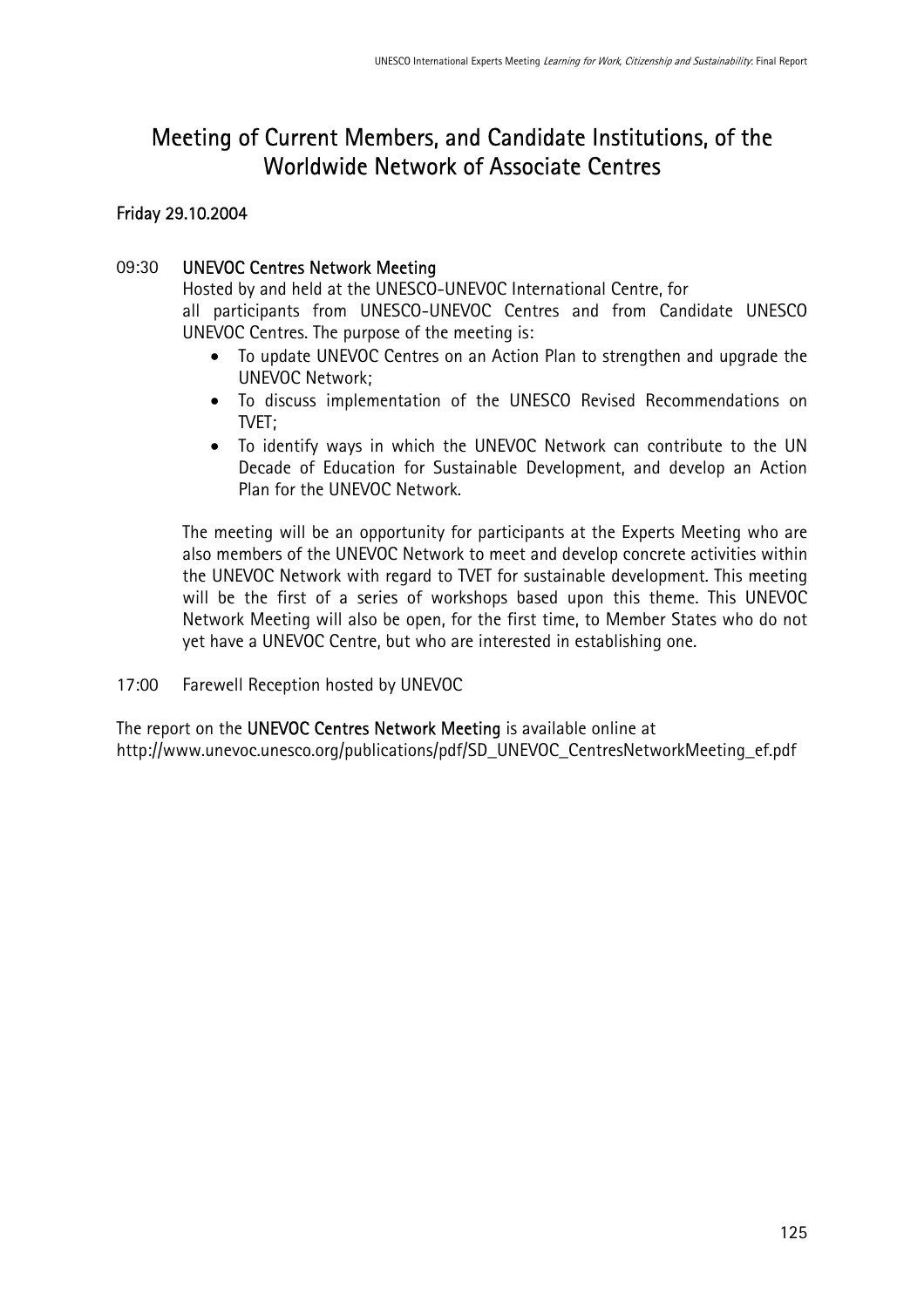# Meeting of Current Members, and Candidate Institutions, of the Worldwide Network of Associate Centres

**Friday 29.10.2004**

09:30 **UNEVOC Centres Network Meeting**

Hosted by and held at the UNESCO-UNEVOC International Centre, for all participants from UNESCO-UNEVOC Centres and from Candidate UNESCO UNEVOC Centres. The purpose of the meeting is:

- To update UNEVOC Centres on an Action Plan to strengthen and upgrade the UNEVOC Network;
- To discuss implementation of the UNESCO Revised Recommendations on TVET;
- To identify ways in which the UNEVOC Network can contribute to the UN Decade of Education for Sustainable Development, and develop an Action Plan for the UNEVOC Network.

The meeting will be an opportunity for participants at the Experts Meeting who are also members of the UNEVOC Network to meet and develop concrete activities within the UNEVOC Network with regard to TVET for sustainable development. This meeting will be the first of a series of workshops based upon this theme. This UNEVOC Network Meeting will also be open, for the first time, to Member States who do not yet have a UNEVOC Centre, but who are interested in establishing one.

17:00 Farewell Reception hosted by UNEVOC

The report on the **UNEVOC Centres Network Meeting** is available online at http://www.unevoc.unesco.org/publications/pdf/SD_UNEVOC_CentresNetworkMeeting_ef.pdf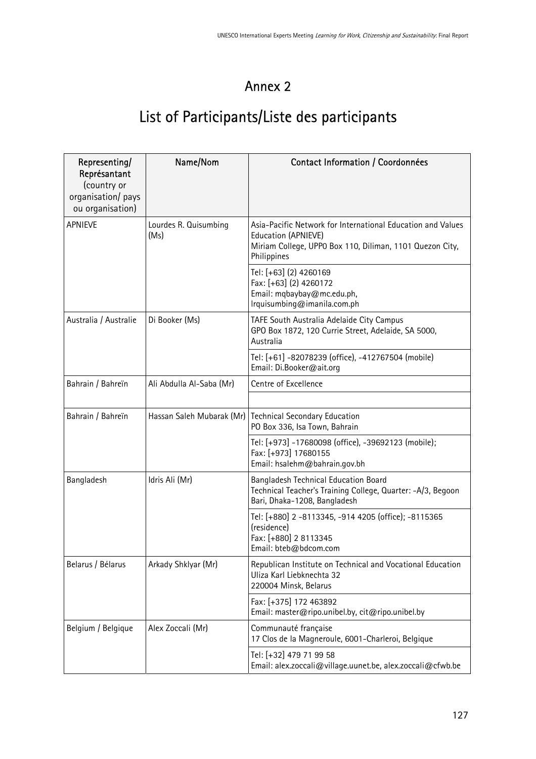# Annex 2

# List of Participants/Liste des participants

| Representing/ Représantant (country or organisation/ pays ou organisation) | Name/Nom | Contact Information / Coordonnées |
|---|---|---|
| APNIEVE | Lourdes R. Quisumbing (Ms) | Asia-Pacific Network for International Education and Values Education (APNIEVE)<br>Miriam College, UPPO Box 110, Diliman, 1101 Quezon City, Philippines |
| | | Tel: [+63] (2) 4260169<br>Fax: [+63] (2) 4260172<br>Email: mqbaybay@mc.edu.ph, lrquisumbing@imanila.com.ph |
| Australia / Australie | Di Booker (Ms) | TAFE South Australia Adelaide City Campus<br>GPO Box 1872, 120 Currie Street, Adelaide, SA 5000, Australia |
| | | Tel: [+61] -82078239 (office), -412767504 (mobile)<br>Email: Di.Booker@ait.org |
| Bahrain / Bahreïn | Ali Abdulla Al-Saba (Mr) | Centre of Excellence |
| | | |
| Bahrain / Bahreïn | Hassan Saleh Mubarak (Mr) | Technical Secondary Education<br>PO Box 336, Isa Town, Bahrain |
| | | Tel: [+973] -17680098 (office), -39692123 (mobile);<br>Fax: [+973] 17680155<br>Email: hsalehm@bahrain.gov.bh |
| Bangladesh | Idris Ali (Mr) | Bangladesh Technical Education Board<br>Technical Teacher's Training College, Quarter: -A/3, Begoon Bari, Dhaka-1208, Bangladesh |
| | | Tel: [+880] 2 -8113345, -914 4205 (office); -8115365 (residence)<br>Fax: [+880] 2 8113345<br>Email: bteb@bdcom.com |
| Belarus / Bélarus | Arkady Shklyar (Mr) | Republican Institute on Technical and Vocational Education<br>Uliza Karl Liebknechta 32<br>220004 Minsk, Belarus |
| | | Fax: [+375] 172 463892<br>Email: master@ripo.unibel.by, cit@ripo.unibel.by |
| Belgium / Belgique | Alex Zoccali (Mr) | Communauté française<br>17 Clos de la Magneroule, 6001-Charleroi, Belgique |
| | | Tel: [+32] 479 71 99 58<br>Email: alex.zoccali@village.uunet.be, alex.zoccali@cfwb.be |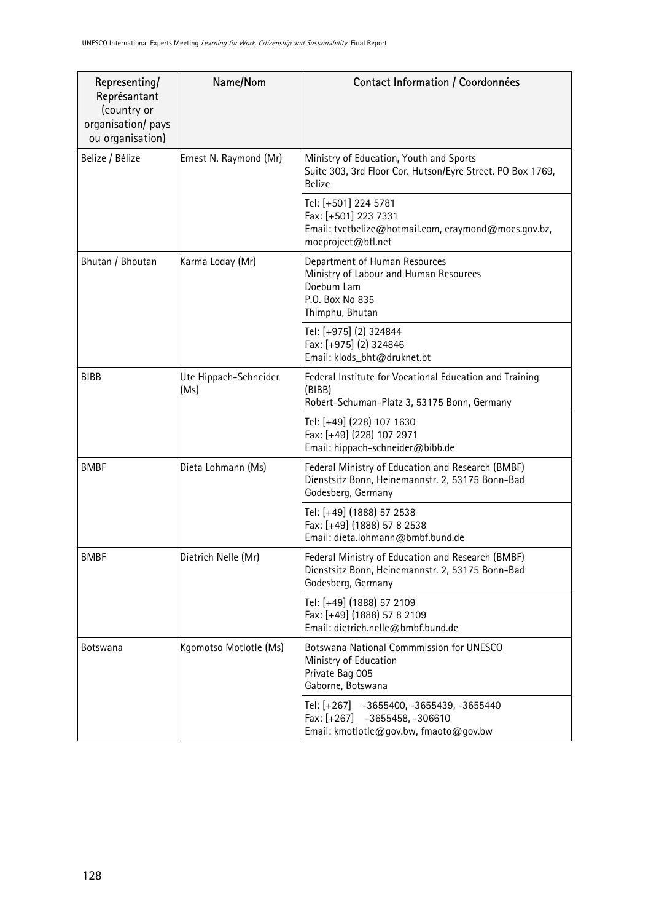| Representing/ Représantant (country or organisation/ pays ou organisation) | Name/Nom | Contact Information / Coordonnées |
|---|---|---|
| Belize / Bélize | Ernest N. Raymond (Mr) | Ministry of Education, Youth and Sports<br>Suite 303, 3rd Floor Cor. Hutson/Eyre Street. PO Box 1769, Belize |
| | | Tel: [+501] 224 5781<br>Fax: [+501] 223 7331<br>Email: tvetbelize@hotmail.com, eraymond@moes.gov.bz, moeproject@btl.net |
| Bhutan / Bhoutan | Karma Loday (Mr) | Department of Human Resources<br>Ministry of Labour and Human Resources<br>Doebum Lam<br>P.O. Box No 835<br>Thimphu, Bhutan |
| | | Tel: [+975] (2) 324844<br>Fax: [+975] (2) 324846<br>Email: klods_bht@druknet.bt |
| BIBB | Ute Hippach-Schneider (Ms) | Federal Institute for Vocational Education and Training (BIBB)<br>Robert-Schuman-Platz 3, 53175 Bonn, Germany |
| | | Tel: [+49] (228) 107 1630<br>Fax: [+49] (228) 107 2971<br>Email: hippach-schneider@bibb.de |
| BMBF | Dieta Lohmann (Ms) | Federal Ministry of Education and Research (BMBF)<br>Dienstsitz Bonn, Heinemannstr. 2, 53175 Bonn-Bad Godesberg, Germany |
| | | Tel: [+49] (1888) 57 2538<br>Fax: [+49] (1888) 57 8 2538<br>Email: dieta.lohmann@bmbf.bund.de |
| BMBF | Dietrich Nelle (Mr) | Federal Ministry of Education and Research (BMBF)<br>Dienstsitz Bonn, Heinemannstr. 2, 53175 Bonn-Bad Godesberg, Germany |
| | | Tel: [+49] (1888) 57 2109<br>Fax: [+49] (1888) 57 8 2109<br>Email: dietrich.nelle@bmbf.bund.de |
| Botswana | Kgomotso Motlotle (Ms) | Botswana National Commmission for UNESCO<br>Ministry of Education<br>Private Bag 005<br>Gaborne, Botswana |
| | | Tel: [+267] -3655400, -3655439, -3655440<br>Fax: [+267] -3655458, -306610<br>Email: kmotlotle@gov.bw, fmaoto@gov.bw |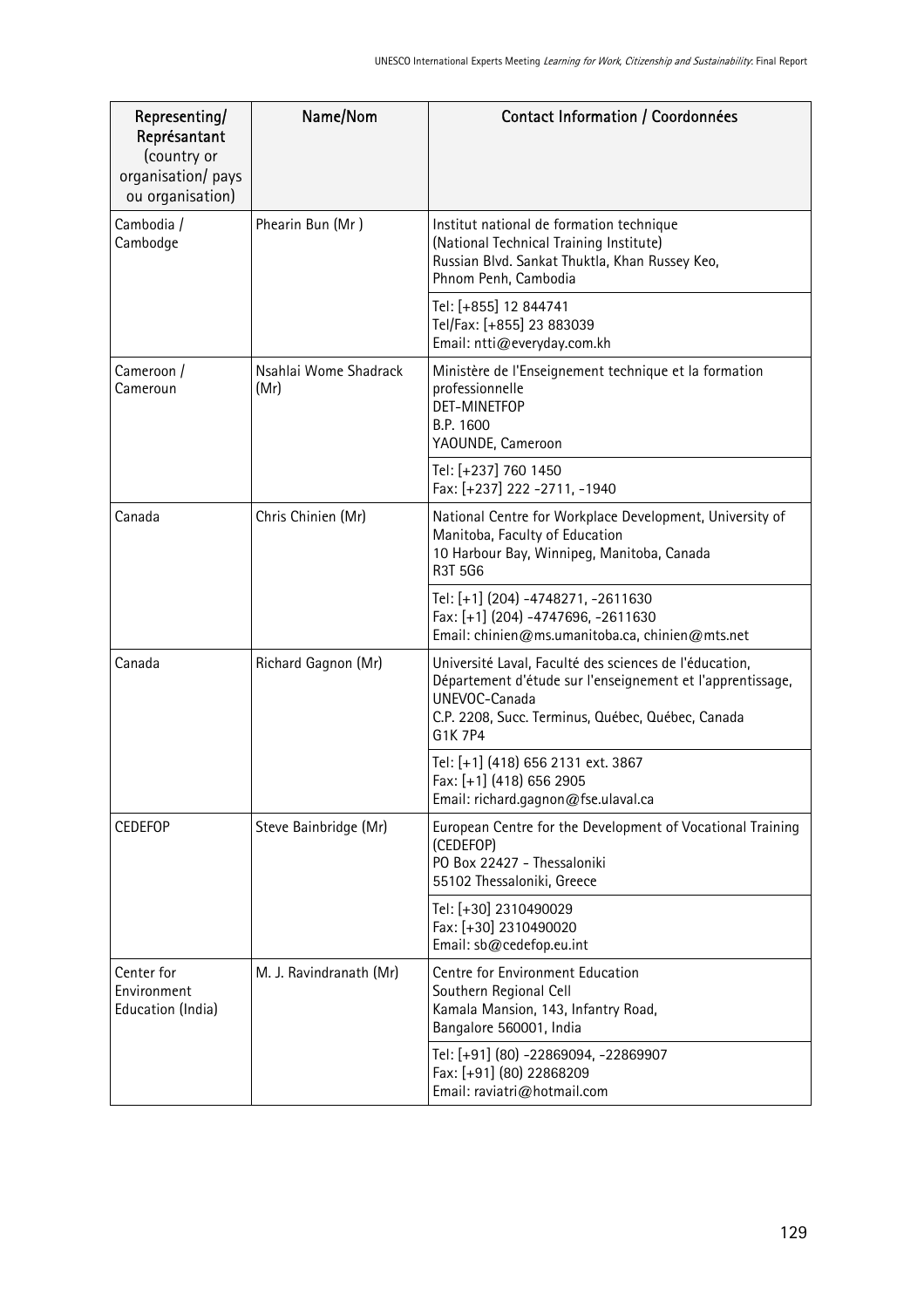| Representing/ Représantant (country or organisation/ pays ou organisation) | Name/Nom | Contact Information / Coordonnées |
|---|---|---|
| Cambodia / Cambodge | Phearin Bun (Mr ) | Institut national de formation technique (National Technical Training Institute) Russian Blvd. Sankat Thuktla, Khan Russey Keo, Phnom Penh, Cambodia |
| | | Tel: [+855] 12 844741 Tel/Fax: [+855] 23 883039 Email: ntti@everyday.com.kh |
| Cameroon / Cameroun | Nsahlai Wome Shadrack (Mr) | Ministère de l'Enseignement technique et la formation professionnelle DET-MINETFOP B.P. 1600 YAOUNDE, Cameroon |
| | | Tel: [+237] 760 1450 Fax: [+237] 222 -2711, -1940 |
| Canada | Chris Chinien (Mr) | National Centre for Workplace Development, University of Manitoba, Faculty of Education 10 Harbour Bay, Winnipeg, Manitoba, Canada R3T 5G6 |
| | | Tel: [+1] (204) -4748271, -2611630 Fax: [+1] (204) -4747696, -2611630 Email: chinien@ms.umanitoba.ca, chinien@mts.net |
| Canada | Richard Gagnon (Mr) | Université Laval, Faculté des sciences de l'éducation, Département d'étude sur l'enseignement et l'apprentissage, UNEVOC-Canada C.P. 2208, Succ. Terminus, Québec, Québec, Canada G1K 7P4 |
| | | Tel: [+1] (418) 656 2131 ext. 3867 Fax: [+1] (418) 656 2905 Email: richard.gagnon@fse.ulaval.ca |
| CEDEFOP | Steve Bainbridge (Mr) | European Centre for the Development of Vocational Training (CEDEFOP) PO Box 22427 - Thessaloniki 55102 Thessaloniki, Greece |
| | | Tel: [+30] 2310490029 Fax: [+30] 2310490020 Email: sb@cedefop.eu.int |
| Center for Environment Education (India) | M. J. Ravindranath (Mr) | Centre for Environment Education Southern Regional Cell Kamala Mansion, 143, Infantry Road, Bangalore 560001, India |
| | | Tel: [+91] (80) -22869094, -22869907 Fax: [+91] (80) 22868209 Email: raviatri@hotmail.com |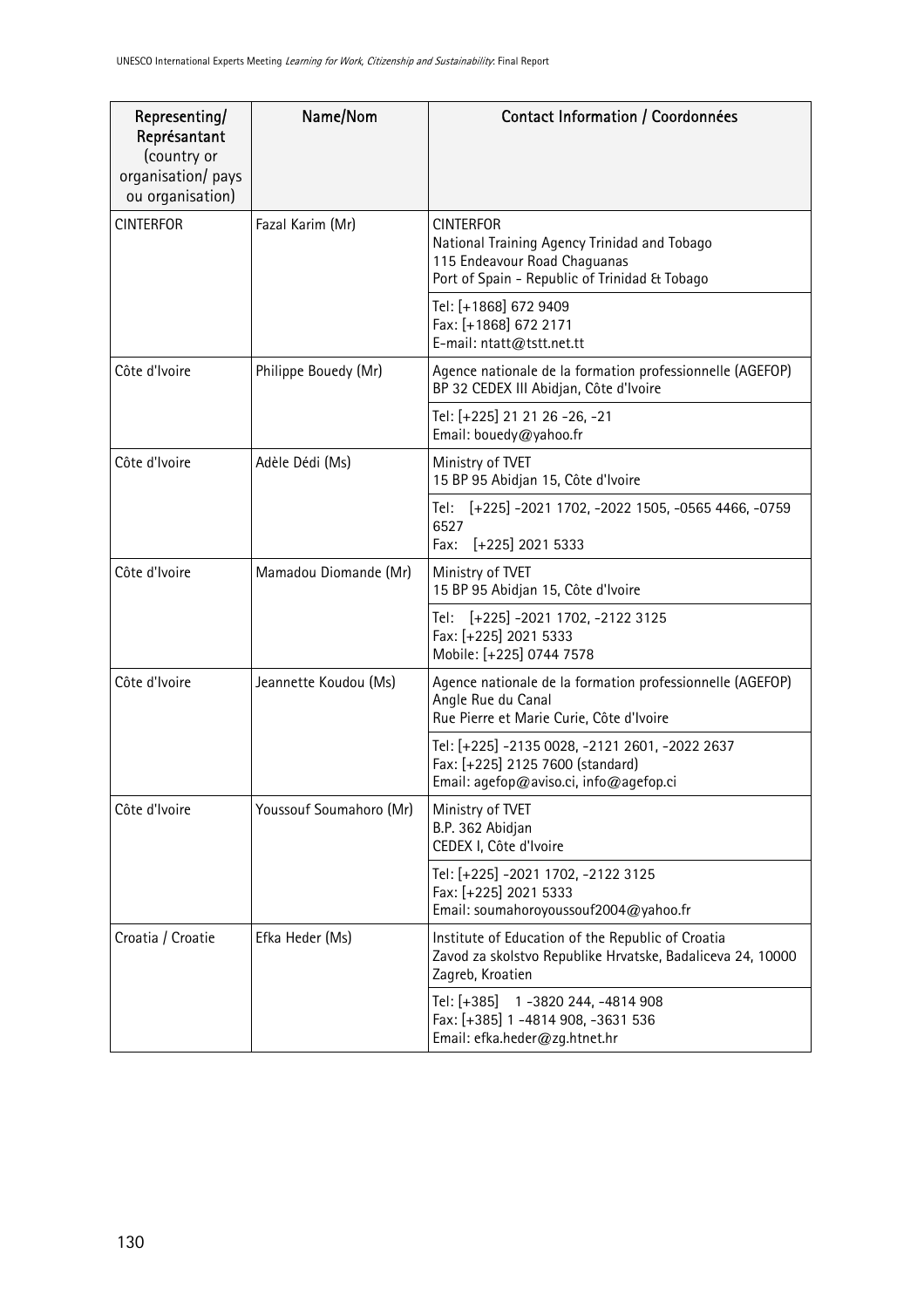| Representing/ Représantant (country or organisation/ pays ou organisation) | Name/Nom | Contact Information / Coordonnées |
|---|---|---|
| CINTERFOR | Fazal Karim (Mr) | CINTERFOR<br>National Training Agency Trinidad and Tobago<br>115 Endeavour Road Chaguanas<br>Port of Spain - Republic of Trinidad & Tobago |
| | | Tel: [+1868] 672 9409<br>Fax: [+1868] 672 2171<br>E-mail: ntatt@tstt.net.tt |
| Côte d'Ivoire | Philippe Bouedy (Mr) | Agence nationale de la formation professionnelle (AGEFOP)<br>BP 32 CEDEX III Abidjan, Côte d'Ivoire |
| | | Tel: [+225] 21 21 26 -26, -21<br>Email: bouedy@yahoo.fr |
| Côte d'Ivoire | Adèle Dédi (Ms) | Ministry of TVET<br>15 BP 95 Abidjan 15, Côte d'Ivoire |
| | | Tel: [+225] -2021 1702, -2022 1505, -0565 4466, -0759 6527<br>Fax: [+225] 2021 5333 |
| Côte d'Ivoire | Mamadou Diomande (Mr) | Ministry of TVET<br>15 BP 95 Abidjan 15, Côte d'Ivoire |
| | | Tel: [+225] -2021 1702, -2122 3125<br>Fax: [+225] 2021 5333<br>Mobile: [+225] 0744 7578 |
| Côte d'Ivoire | Jeannette Koudou (Ms) | Agence nationale de la formation professionnelle (AGEFOP)<br>Angle Rue du Canal<br>Rue Pierre et Marie Curie, Côte d'Ivoire |
| | | Tel: [+225] -2135 0028, -2121 2601, -2022 2637<br>Fax: [+225] 2125 7600 (standard)<br>Email: agefop@aviso.ci, info@agefop.ci |
| Côte d'Ivoire | Youssouf Soumahoro (Mr) | Ministry of TVET<br>B.P. 362 Abidjan<br>CEDEX I, Côte d'Ivoire |
| | | Tel: [+225] -2021 1702, -2122 3125<br>Fax: [+225] 2021 5333<br>Email: soumahoroyoussouf2004@yahoo.fr |
| Croatia / Croatie | Efka Heder (Ms) | Institute of Education of the Republic of Croatia<br>Zavod za skolstvo Republike Hrvatske, Badaliceva 24, 10000 Zagreb, Kroatien |
| | | Tel: [+385] 1 -3820 244, -4814 908<br>Fax: [+385] 1 -4814 908, -3631 536<br>Email: efka.heder@zg.htnet.hr |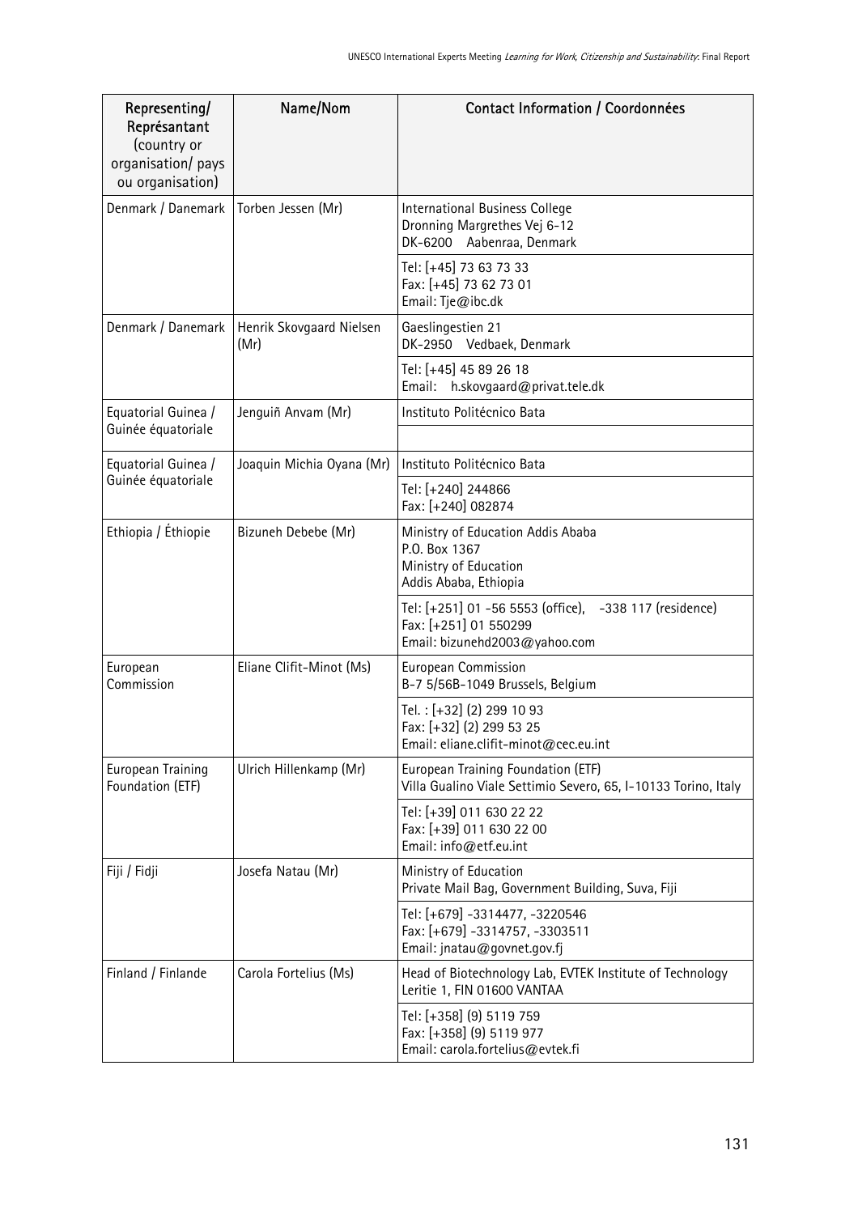| Representing/ Représantant (country or organisation/ pays ou organisation) | Name/Nom | Contact Information / Coordonnées |
|---|---|---|
| Denmark / Danemark | Torben Jessen (Mr) | International Business College<br>Dronning Margrethes Vej 6-12<br>DK-6200 Aabenraa, Denmark |
| | | Tel: [+45] 73 63 73 33<br>Fax: [+45] 73 62 73 01<br>Email: Tje@ibc.dk |
| Denmark / Danemark | Henrik Skovgaard Nielsen (Mr) | Gaeslingestien 21<br>DK-2950 Vedbaek, Denmark |
| | | Tel: [+45] 45 89 26 18<br>Email: h.skovgaard@privat.tele.dk |
| Equatorial Guinea / Guinée équatoriale | Jenguiñ Anvam (Mr) | Instituto Politécnico Bata |
| | | |
| Equatorial Guinea / Guinée équatoriale | Joaquin Michia Oyana (Mr) | Instituto Politécnico Bata |
| | | Tel: [+240] 244866<br>Fax: [+240] 082874 |
| Ethiopia / Éthiopie | Bizuneh Debebe (Mr) | Ministry of Education Addis Ababa<br>P.O. Box 1367<br>Ministry of Education<br>Addis Ababa, Ethiopia |
| | | Tel: [+251] 01 -56 5553 (office), -338 117 (residence)<br>Fax: [+251] 01 550299<br>Email: bizunehd2003@yahoo.com |
| European Commission | Eliane Clifit-Minot (Ms) | European Commission<br>B-7 5/56B-1049 Brussels, Belgium |
| | | Tel. : [+32] (2) 299 10 93<br>Fax: [+32] (2) 299 53 25<br>Email: eliane.clifit-minot@cec.eu.int |
| European Training Foundation (ETF) | Ulrich Hillenkamp (Mr) | European Training Foundation (ETF)<br>Villa Gualino Viale Settimio Severo, 65, I-10133 Torino, Italy |
| | | Tel: [+39] 011 630 22 22<br>Fax: [+39] 011 630 22 00<br>Email: info@etf.eu.int |
| Fiji / Fidji | Josefa Natau (Mr) | Ministry of Education<br>Private Mail Bag, Government Building, Suva, Fiji |
| | | Tel: [+679] -3314477, -3220546<br>Fax: [+679] -3314757, -3303511<br>Email: jnatau@govnet.gov.fj |
| Finland / Finlande | Carola Fortelius (Ms) | Head of Biotechnology Lab, EVTEK Institute of Technology<br>Leritie 1, FIN 01600 VANTAA |
| | | Tel: [+358] (9) 5119 759<br>Fax: [+358] (9) 5119 977<br>Email: carola.fortelius@evtek.fi |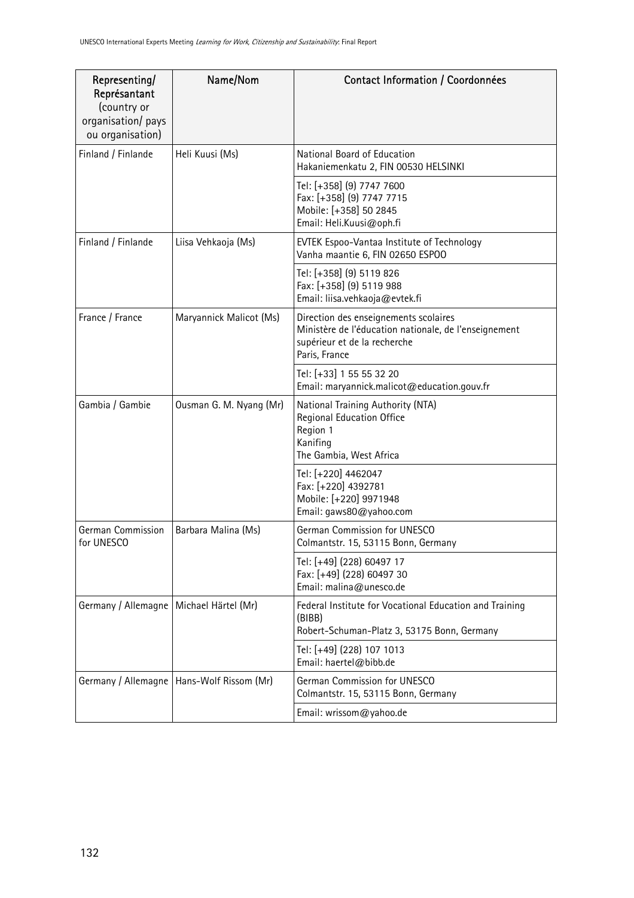| Representing/ Représantant (country or organisation/ pays ou organisation) | Name/Nom | Contact Information / Coordonnées |
|---|---|---|
| Finland / Finlande | Heli Kuusi (Ms) | National Board of Education<br>Hakaniemenkatu 2, FIN 00530 HELSINKI |
| | | Tel: [+358] (9) 7747 7600<br>Fax: [+358] (9) 7747 7715<br>Mobile: [+358] 50 2845<br>Email: Heli.Kuusi@oph.fi |
| Finland / Finlande | Liisa Vehkaoja (Ms) | EVTEK Espoo-Vantaa Institute of Technology<br>Vanha maantie 6, FIN 02650 ESPOO |
| | | Tel: [+358] (9) 5119 826<br>Fax: [+358] (9) 5119 988<br>Email: liisa.vehkaoja@evtek.fi |
| France / France | Maryannick Malicot (Ms) | Direction des enseignements scolaires<br>Ministère de l'éducation nationale, de l'enseignement supérieur et de la recherche<br>Paris, France |
| | | Tel: [+33] 1 55 55 32 20<br>Email: maryannick.malicot@education.gouv.fr |
| Gambia / Gambie | Ousman G. M. Nyang (Mr) | National Training Authority (NTA)<br>Regional Education Office<br>Region 1<br>Kanifing<br>The Gambia, West Africa |
| | | Tel: [+220] 4462047<br>Fax: [+220] 4392781<br>Mobile: [+220] 9971948<br>Email: gaws80@yahoo.com |
| German Commission for UNESCO | Barbara Malina (Ms) | German Commission for UNESCO<br>Colmantstr. 15, 53115 Bonn, Germany |
| | | Tel: [+49] (228) 60497 17<br>Fax: [+49] (228) 60497 30<br>Email: malina@unesco.de |
| Germany / Allemagne | Michael Härtel (Mr) | Federal Institute for Vocational Education and Training (BIBB)<br>Robert-Schuman-Platz 3, 53175 Bonn, Germany |
| | | Tel: [+49] (228) 107 1013<br>Email: haertel@bibb.de |
| Germany / Allemagne | Hans-Wolf Rissom (Mr) | German Commission for UNESCO<br>Colmantstr. 15, 53115 Bonn, Germany |
| | | Email: wrissom@yahoo.de |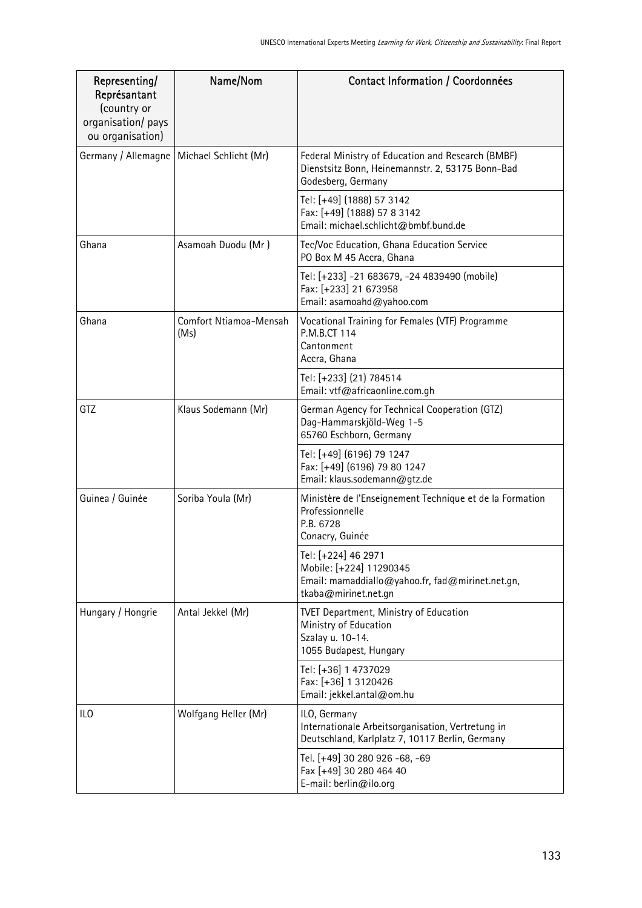| Representing/ Représantant (country or organisation/ pays ou organisation) | Name/Nom | Contact Information / Coordonnées |
|---|---|---|
| Germany / Allemagne | Michael Schlicht (Mr) | Federal Ministry of Education and Research (BMBF) Dienstsitz Bonn, Heinemannstr. 2, 53175 Bonn-Bad Godesberg, Germany |
| | | Tel: [+49] (1888) 57 3142<br>Fax: [+49] (1888) 57 8 3142<br>Email: michael.schlicht@bmbf.bund.de |
| Ghana | Asamoah Duodu (Mr ) | Tec/Voc Education, Ghana Education Service<br>PO Box M 45 Accra, Ghana |
| | | Tel: [+233] -21 683679, -24 4839490 (mobile)<br>Fax: [+233] 21 673958<br>Email: asamoahd@yahoo.com |
| Ghana | Comfort Ntiamoa-Mensah (Ms) | Vocational Training for Females (VTF) Programme<br>P.M.B.CT 114<br>Cantonment<br>Accra, Ghana |
| | | Tel: [+233] (21) 784514<br>Email: vtf@africaonline.com.gh |
| GTZ | Klaus Sodemann (Mr) | German Agency for Technical Cooperation (GTZ)<br>Dag-Hammarskjöld-Weg 1-5<br>65760 Eschborn, Germany |
| | | Tel: [+49] (6196) 79 1247<br>Fax: [+49] (6196) 79 80 1247<br>Email: klaus.sodemann@gtz.de |
| Guinea / Guinée | Soriba Youla (Mr) | Ministère de l'Enseignement Technique et de la Formation Professionnelle<br>P.B. 6728<br>Conacry, Guinée |
| | | Tel: [+224] 46 2971<br>Mobile: [+224] 11290345<br>Email: mamaddiallo@yahoo.fr, fad@mirinet.net.gn, tkaba@mirinet.net.gn |
| Hungary / Hongrie | Antal Jekkel (Mr) | TVET Department, Ministry of Education<br>Ministry of Education<br>Szalay u. 10-14.<br>1055 Budapest, Hungary |
| | | Tel: [+36] 1 4737029<br>Fax: [+36] 1 3120426<br>Email: jekkel.antal@om.hu |
| ILO | Wolfgang Heller (Mr) | ILO, Germany<br>Internationale Arbeitsorganisation, Vertretung in Deutschland, Karlplatz 7, 10117 Berlin, Germany |
| | | Tel. [+49] 30 280 926 -68, -69<br>Fax [+49] 30 280 464 40<br>E-mail: berlin@ilo.org |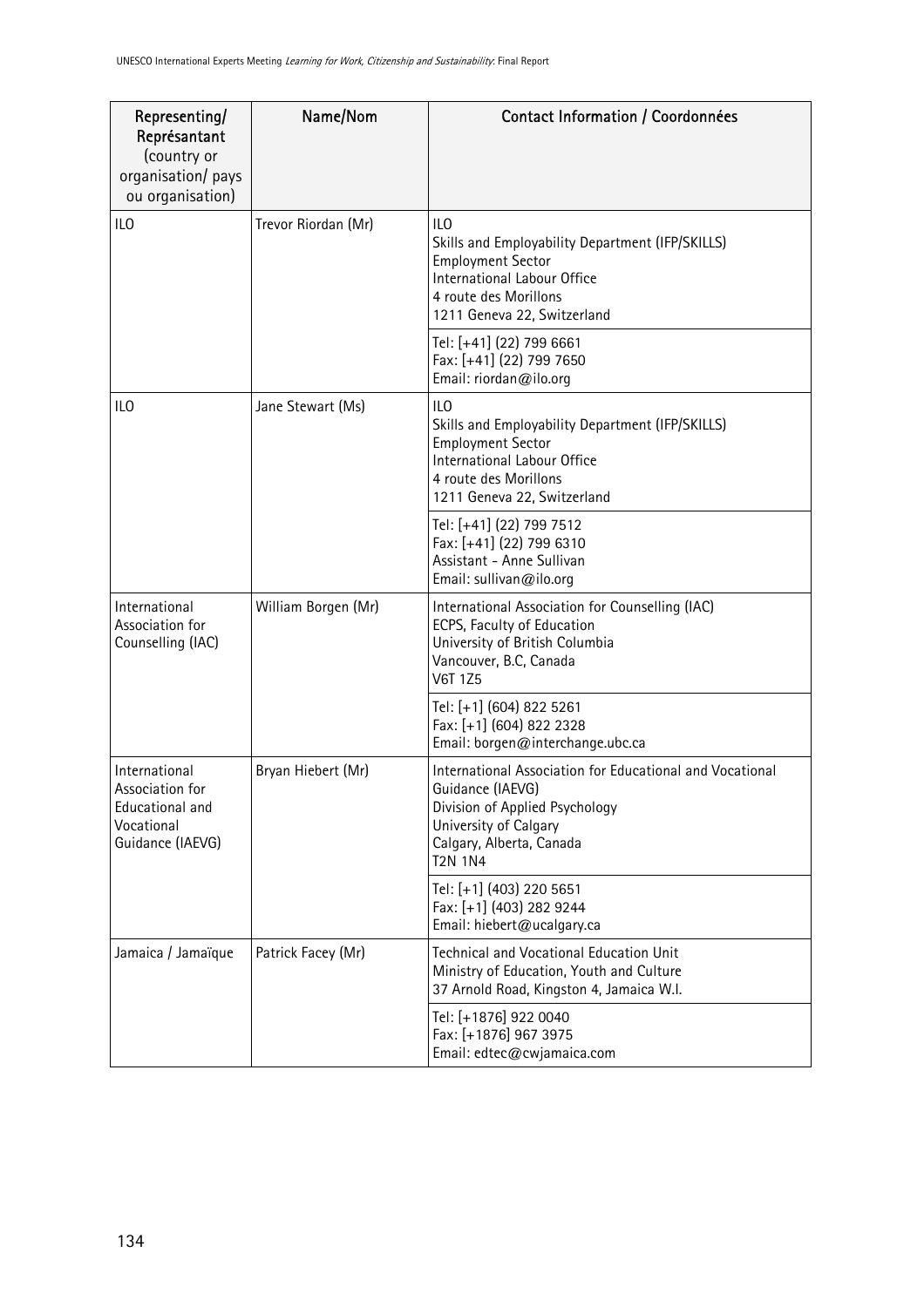| Representing/ Représantant (country or organisation/ pays ou organisation) | Name/Nom | Contact Information / Coordonnées |
|---|---|---|
| ILO | Trevor Riordan (Mr) | ILO<br>Skills and Employability Department (IFP/SKILLS)<br>Employment Sector<br>International Labour Office<br>4 route des Morillons<br>1211 Geneva 22, Switzerland |
| | | Tel: [+41] (22) 799 6661<br>Fax: [+41] (22) 799 7650<br>Email: riordan@ilo.org |
| ILO | Jane Stewart (Ms) | ILO<br>Skills and Employability Department (IFP/SKILLS)<br>Employment Sector<br>International Labour Office<br>4 route des Morillons<br>1211 Geneva 22, Switzerland |
| | | Tel: [+41] (22) 799 7512<br>Fax: [+41] (22) 799 6310<br>Assistant - Anne Sullivan<br>Email: sullivan@ilo.org |
| International Association for Counselling (IAC) | William Borgen (Mr) | International Association for Counselling (IAC)<br>ECPS, Faculty of Education<br>University of British Columbia<br>Vancouver, B.C, Canada<br>V6T 1Z5 |
| | | Tel: [+1] (604) 822 5261<br>Fax: [+1] (604) 822 2328<br>Email: borgen@interchange.ubc.ca |
| International Association for Educational and Vocational Guidance (IAEVG) | Bryan Hiebert (Mr) | International Association for Educational and Vocational Guidance (IAEVG)<br>Division of Applied Psychology<br>University of Calgary<br>Calgary, Alberta, Canada<br>T2N 1N4 |
| | | Tel: [+1] (403) 220 5651<br>Fax: [+1] (403) 282 9244<br>Email: hiebert@ucalgary.ca |
| Jamaica / Jamaïque | Patrick Facey (Mr) | Technical and Vocational Education Unit<br>Ministry of Education, Youth and Culture<br>37 Arnold Road, Kingston 4, Jamaica W.I. |
| | | Tel: [+1876] 922 0040<br>Fax: [+1876] 967 3975<br>Email: edtec@cwjamaica.com |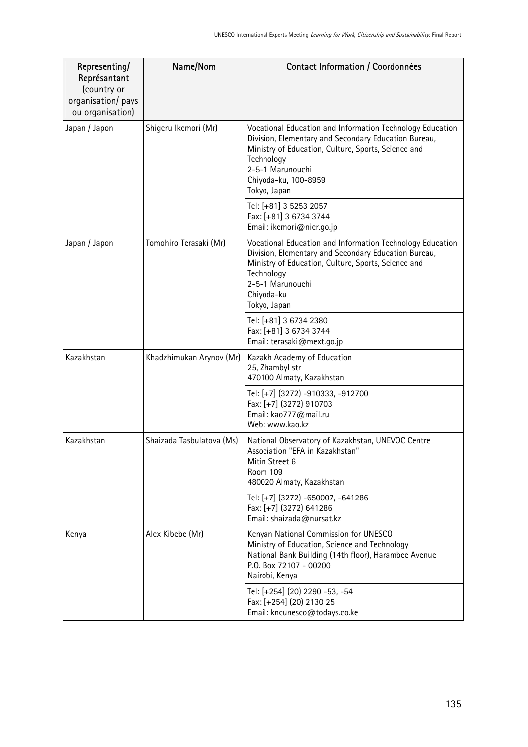| Representing/ Représantant (country or organisation/ pays ou organisation) | Name/Nom | Contact Information / Coordonnées |
|---|---|---|
| Japan / Japon | Shigeru Ikemori (Mr) | Vocational Education and Information Technology Education Division, Elementary and Secondary Education Bureau, Ministry of Education, Culture, Sports, Science and Technology<br>2-5-1 Marunouchi<br>Chiyoda-ku, 100-8959<br>Tokyo, Japan |
| | | Tel: [+81] 3 5253 2057<br>Fax: [+81] 3 6734 3744<br>Email: ikemori@nier.go.jp |
| Japan / Japon | Tomohiro Terasaki (Mr) | Vocational Education and Information Technology Education Division, Elementary and Secondary Education Bureau, Ministry of Education, Culture, Sports, Science and Technology<br>2-5-1 Marunouchi<br>Chiyoda-ku<br>Tokyo, Japan |
| | | Tel: [+81] 3 6734 2380<br>Fax: [+81] 3 6734 3744<br>Email: terasaki@mext.go.jp |
| Kazakhstan | Khadzhimukan Arynov (Mr) | Kazakh Academy of Education<br>25, Zhambyl str<br>470100 Almaty, Kazakhstan |
| | | Tel: [+7] (3272) -910333, -912700<br>Fax: [+7] (3272) 910703<br>Email: kao777@mail.ru<br>Web: www.kao.kz |
| Kazakhstan | Shaizada Tasbulatova (Ms) | National Observatory of Kazakhstan, UNEVOC Centre<br>Association "EFA in Kazakhstan"<br>Mitin Street 6<br>Room 109<br>480020 Almaty, Kazakhstan |
| | | Tel: [+7] (3272) -650007, -641286<br>Fax: [+7] (3272) 641286<br>Email: shaizada@nursat.kz |
| Kenya | Alex Kibebe (Mr) | Kenyan National Commission for UNESCO<br>Ministry of Education, Science and Technology<br>National Bank Building (14th floor), Harambee Avenue<br>P.O. Box 72107 - 00200<br>Nairobi, Kenya |
| | | Tel: [+254] (20) 2290 -53, -54<br>Fax: [+254] (20) 2130 25<br>Email: kncunesco@todays.co.ke |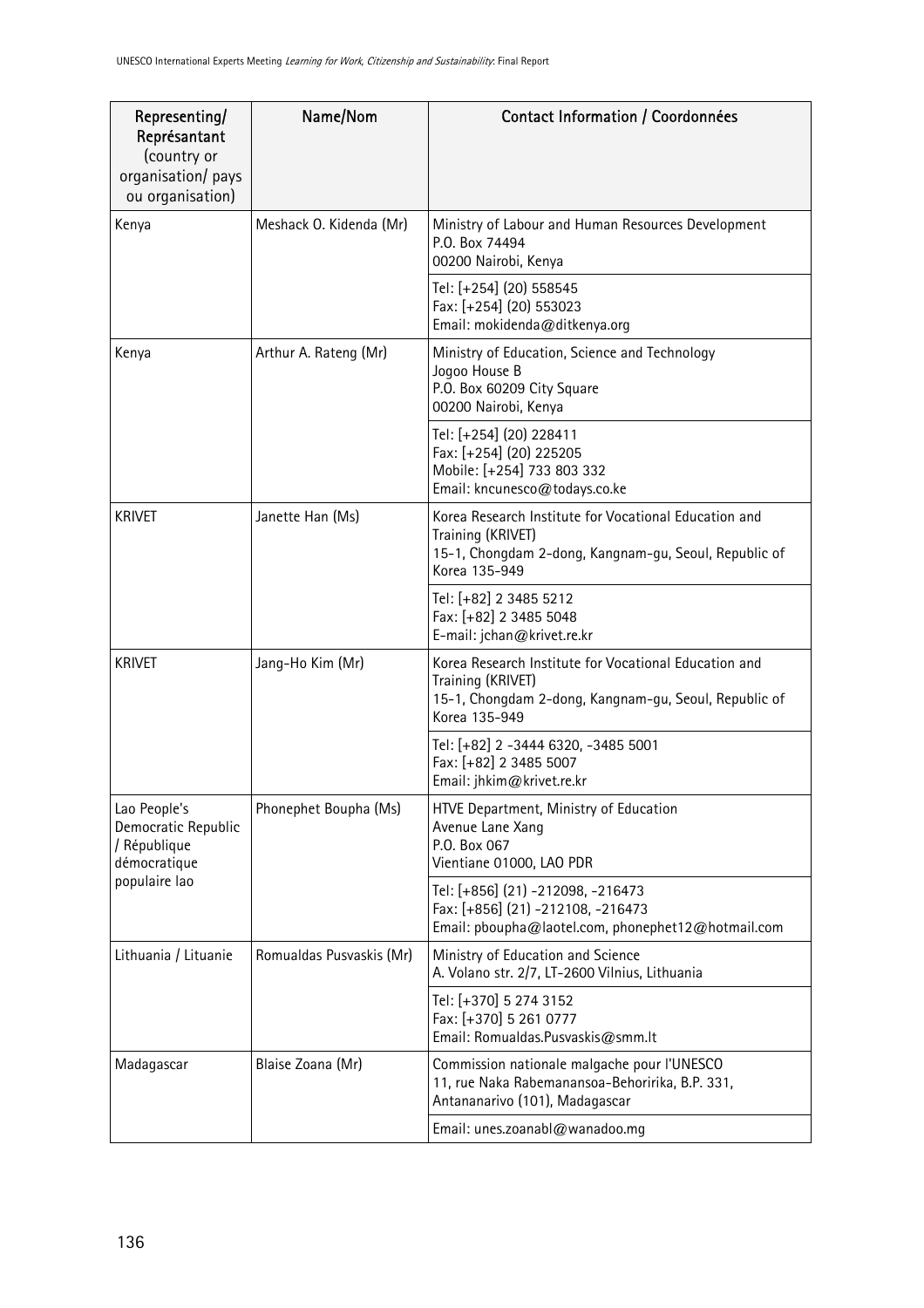| Representing/ Représentant (country or organisation/ pays ou organisation) | Name/Nom | Contact Information / Coordonnées |
|---|---|---|
| Kenya | Meshack O. Kidenda (Mr) | Ministry of Labour and Human Resources Development<br>P.O. Box 74494<br>00200 Nairobi, Kenya |
| | | Tel: [+254] (20) 558545<br>Fax: [+254] (20) 553023<br>Email: mokidenda@ditkenya.org |
| Kenya | Arthur A. Rateng (Mr) | Ministry of Education, Science and Technology<br>Jogoo House B<br>P.O. Box 60209 City Square<br>00200 Nairobi, Kenya |
| | | Tel: [+254] (20) 228411<br>Fax: [+254] (20) 225205<br>Mobile: [+254] 733 803 332<br>Email: kncunesco@todays.co.ke |
| KRIVET | Janette Han (Ms) | Korea Research Institute for Vocational Education and Training (KRIVET)<br>15-1, Chongdam 2-dong, Kangnam-gu, Seoul, Republic of Korea 135-949 |
| | | Tel: [+82] 2 3485 5212<br>Fax: [+82] 2 3485 5048<br>E-mail: jchan@krivet.re.kr |
| KRIVET | Jang-Ho Kim (Mr) | Korea Research Institute for Vocational Education and Training (KRIVET)<br>15-1, Chongdam 2-dong, Kangnam-gu, Seoul, Republic of Korea 135-949 |
| | | Tel: [+82] 2 -3444 6320, -3485 5001<br>Fax: [+82] 2 3485 5007<br>Email: jhkim@krivet.re.kr |
| Lao People's Democratic Republic / République démocratique populaire lao | Phonephet Boupha (Ms) | HTVE Department, Ministry of Education<br>Avenue Lane Xang<br>P.O. Box 067<br>Vientiane 01000, LAO PDR |
| | | Tel: [+856] (21) -212098, -216473<br>Fax: [+856] (21) -212108, -216473<br>Email: pboupha@laotel.com, phonephet12@hotmail.com |
| Lithuania / Lituanie | Romualdas Pusvaskis (Mr) | Ministry of Education and Science<br>A. Volano str. 2/7, LT-2600 Vilnius, Lithuania |
| | | Tel: [+370] 5 274 3152<br>Fax: [+370] 5 261 0777<br>Email: Romualdas.Pusvaskis@smm.lt |
| Madagascar | Blaise Zoana (Mr) | Commission nationale malgache pour l'UNESCO<br>11, rue Naka Rabemanansoa-Behoririka, B.P. 331,<br>Antananarivo (101), Madagascar |
| | | Email: unes.zoanabl@wanadoo.mg |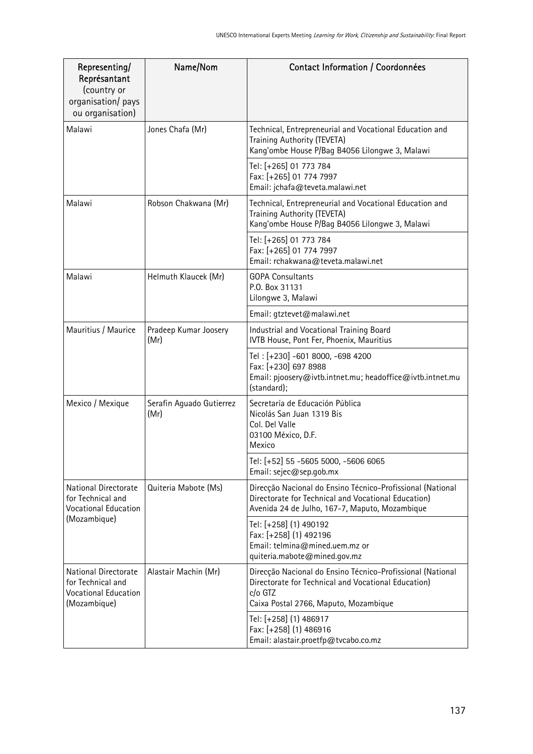| Representing/ Représantant (country or organisation/ pays ou organisation) | Name/Nom | Contact Information / Coordonnées |
|---|---|---|
| Malawi | Jones Chafa (Mr) | Technical, Entrepreneurial and Vocational Education and Training Authority (TEVETA)<br>Kang'ombe House P/Bag B4056 Lilongwe 3, Malawi |
| | | Tel: [+265] 01 773 784<br>Fax: [+265] 01 774 7997<br>Email: jchafa@teveta.malawi.net |
| Malawi | Robson Chakwana (Mr) | Technical, Entrepreneurial and Vocational Education and Training Authority (TEVETA)<br>Kang'ombe House P/Bag B4056 Lilongwe 3, Malawi |
| | | Tel: [+265] 01 773 784<br>Fax: [+265] 01 774 7997<br>Email: rchakwana@teveta.malawi.net |
| Malawi | Helmuth Klaucek (Mr) | GOPA Consultants<br>P.O. Box 31131<br>Lilongwe 3, Malawi |
| | | Email: gtztevet@malawi.net |
| Mauritius / Maurice | Pradeep Kumar Joosery (Mr) | Industrial and Vocational Training Board<br>IVTB House, Pont Fer, Phoenix, Mauritius |
| | | Tel : [+230] -601 8000, -698 4200<br>Fax: [+230] 697 8988<br>Email: pjoosery@ivtb.intnet.mu; headoffice@ivtb.intnet.mu (standard); |
| Mexico / Mexique | Serafin Aguado Gutierrez (Mr) | Secretaría de Educación Pública<br>Nicolás San Juan 1319 Bis<br>Col. Del Valle<br>03100 México, D.F.<br>Mexico |
| | | Tel: [+52] 55 -5605 5000, -5606 6065<br>Email: sejec@sep.gob.mx |
| National Directorate for Technical and Vocational Education (Mozambique) | Quiteria Mabote (Ms) | Direcção Nacional do Ensino Técnico-Profissional (National Directorate for Technical and Vocational Education)<br>Avenida 24 de Julho, 167-7, Maputo, Mozambique |
| | | Tel: [+258] (1) 490192<br>Fax: [+258] (1) 492196<br>Email: telmina@mined.uem.mz or quiteria.mabote@mined.gov.mz |
| National Directorate for Technical and Vocational Education (Mozambique) | Alastair Machin (Mr) | Direcção Nacional do Ensino Técnico-Profissional (National Directorate for Technical and Vocational Education)<br>c/o GTZ<br>Caixa Postal 2766, Maputo, Mozambique |
| | | Tel: [+258] (1) 486917<br>Fax: [+258] (1) 486916<br>Email: alastair.proetfp@tvcabo.co.mz |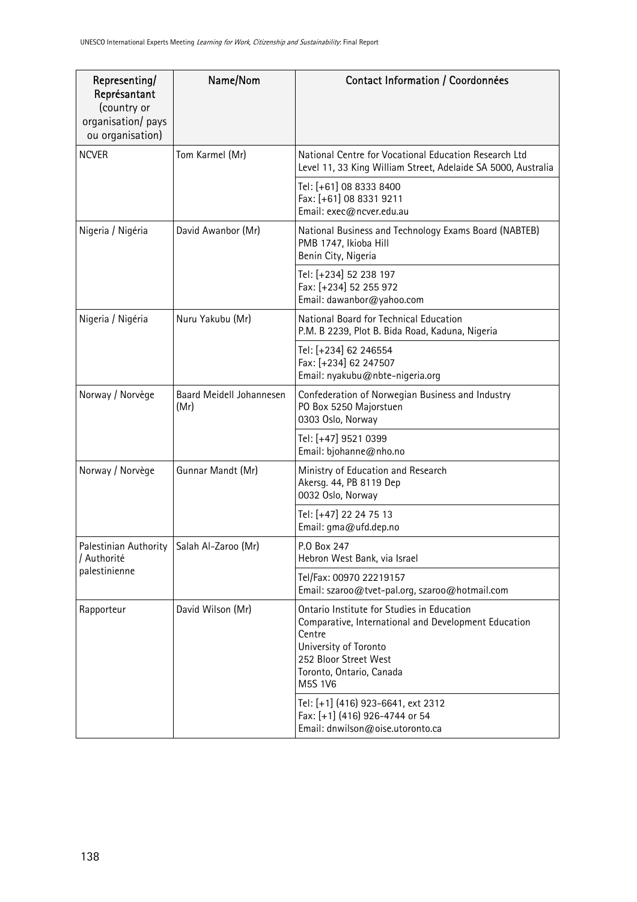| Representing/ Représantant (country or organisation/ pays ou organisation) | Name/Nom | Contact Information / Coordonnées |
|---|---|---|
| NCVER | Tom Karmel (Mr) | National Centre for Vocational Education Research Ltd<br>Level 11, 33 King William Street, Adelaide SA 5000, Australia |
| | | Tel: [+61] 08 8333 8400<br>Fax: [+61] 08 8331 9211<br>Email: exec@ncver.edu.au |
| Nigeria / Nigéria | David Awanbor (Mr) | National Business and Technology Exams Board (NABTEB)<br>PMB 1747, Ikioba Hill<br>Benin City, Nigeria |
| | | Tel: [+234] 52 238 197<br>Fax: [+234] 52 255 972<br>Email: dawanbor@yahoo.com |
| Nigeria / Nigéria | Nuru Yakubu (Mr) | National Board for Technical Education<br>P.M. B 2239, Plot B. Bida Road, Kaduna, Nigeria |
| | | Tel: [+234] 62 246554<br>Fax: [+234] 62 247507<br>Email: nyakubu@nbte-nigeria.org |
| Norway / Norvège | Baard Meidell Johannesen (Mr) | Confederation of Norwegian Business and Industry<br>PO Box 5250 Majorstuen<br>0303 Oslo, Norway |
| | | Tel: [+47] 9521 0399<br>Email: bjohanne@nho.no |
| Norway / Norvège | Gunnar Mandt (Mr) | Ministry of Education and Research<br>Akersg. 44, PB 8119 Dep<br>0032 Oslo, Norway |
| | | Tel: [+47] 22 24 75 13<br>Email: gma@ufd.dep.no |
| Palestinian Authority / Authorité palestinienne | Salah Al-Zaroo (Mr) | P.O Box 247<br>Hebron West Bank, via Israel |
| | | Tel/Fax: 00970 22219157<br>Email: szaroo@tvet-pal.org, szaroo@hotmail.com |
| Rapporteur | David Wilson (Mr) | Ontario Institute for Studies in Education<br>Comparative, International and Development Education Centre<br>University of Toronto<br>252 Bloor Street West<br>Toronto, Ontario, Canada<br>M5S 1V6 |
| | | Tel: [+1] (416) 923-6641, ext 2312<br>Fax: [+1] (416) 926-4744 or 54<br>Email: dnwilson@oise.utoronto.ca |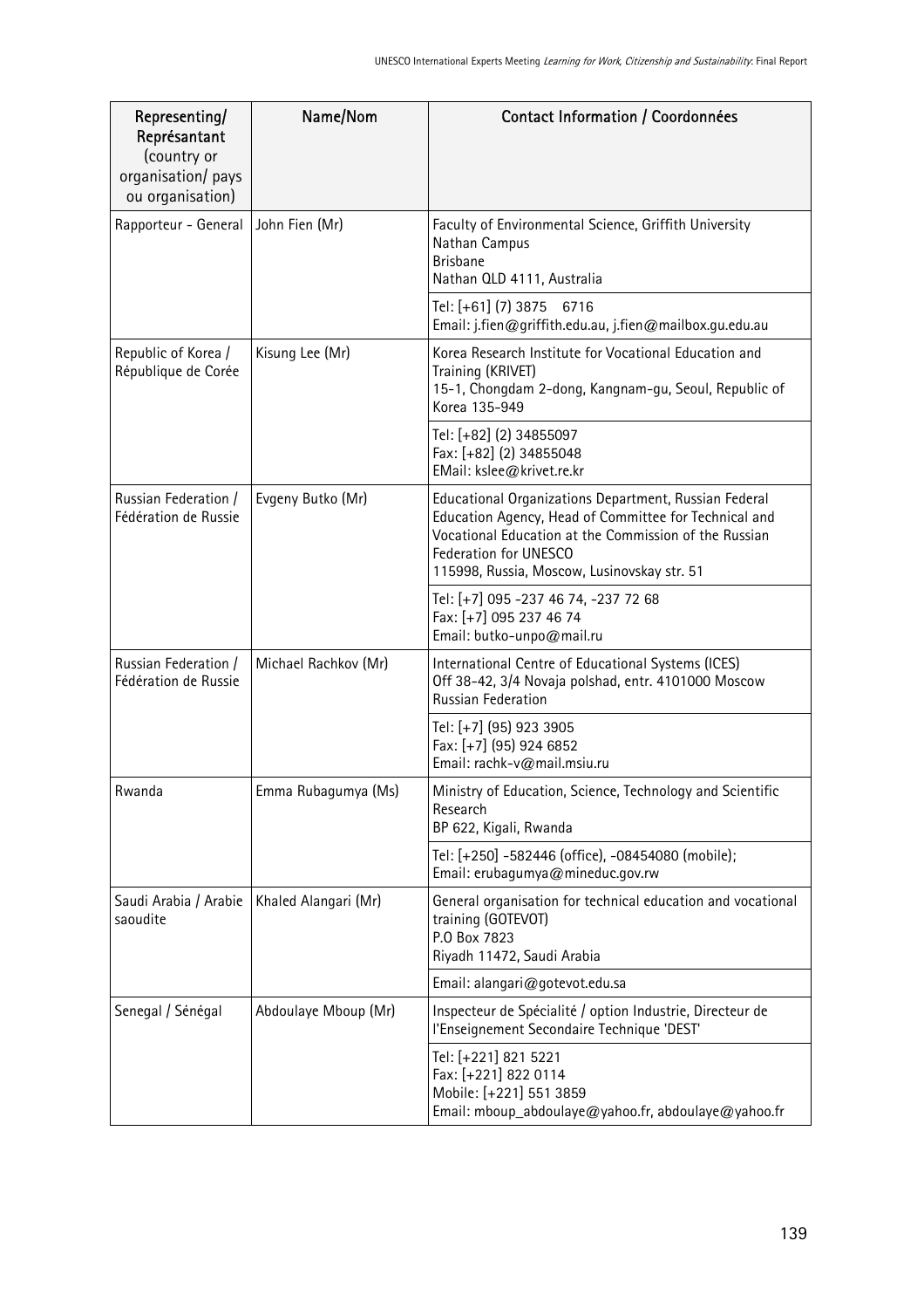| Representing/ Représantant (country or organisation/ pays ou organisation) | Name/Nom | Contact Information / Coordonnées |
|---|---|---|
| Rapporteur - General | John Fien (Mr) | Faculty of Environmental Science, Griffith University<br>Nathan Campus<br>Brisbane<br>Nathan QLD 4111, Australia |
| | | Tel: [+61] (7) 3875 6716<br>Email: j.fien@griffith.edu.au, j.fien@mailbox.gu.edu.au |
| Republic of Korea / République de Corée | Kisung Lee (Mr) | Korea Research Institute for Vocational Education and Training (KRIVET)<br>15-1, Chongdam 2-dong, Kangnam-gu, Seoul, Republic of Korea 135-949 |
| | | Tel: [+82] (2) 34855097<br>Fax: [+82] (2) 34855048<br>EMail: kslee@krivet.re.kr |
| Russian Federation / Fédération de Russie | Evgeny Butko (Mr) | Educational Organizations Department, Russian Federal Education Agency, Head of Committee for Technical and Vocational Education at the Commission of the Russian Federation for UNESCO<br>115998, Russia, Moscow, Lusinovskay str. 51 |
| | | Tel: [+7] 095 -237 46 74, -237 72 68<br>Fax: [+7] 095 237 46 74<br>Email: butko-unpo@mail.ru |
| Russian Federation / Fédération de Russie | Michael Rachkov (Mr) | International Centre of Educational Systems (ICES)<br>Off 38-42, 3/4 Novaja polshad, entr. 4101000 Moscow<br>Russian Federation |
| | | Tel: [+7] (95) 923 3905<br>Fax: [+7] (95) 924 6852<br>Email: rachk-v@mail.msiu.ru |
| Rwanda | Emma Rubagumya (Ms) | Ministry of Education, Science, Technology and Scientific Research<br>BP 622, Kigali, Rwanda |
| | | Tel: [+250] -582446 (office), -08454080 (mobile);<br>Email: erubagumya@mineduc.gov.rw |
| Saudi Arabia / Arabie saoudite | Khaled Alangari (Mr) | General organisation for technical education and vocational training (GOTEVOT)<br>P.O Box 7823<br>Riyadh 11472, Saudi Arabia |
| | | Email: alangari@gotevot.edu.sa |
| Senegal / Sénégal | Abdoulaye Mboup (Mr) | Inspecteur de Spécialité / option Industrie, Directeur de l'Enseignement Secondaire Technique 'DEST' |
| | | Tel: [+221] 821 5221<br>Fax: [+221] 822 0114<br>Mobile: [+221] 551 3859<br>Email: mboup_abdoulaye@yahoo.fr, abdoulaye@yahoo.fr |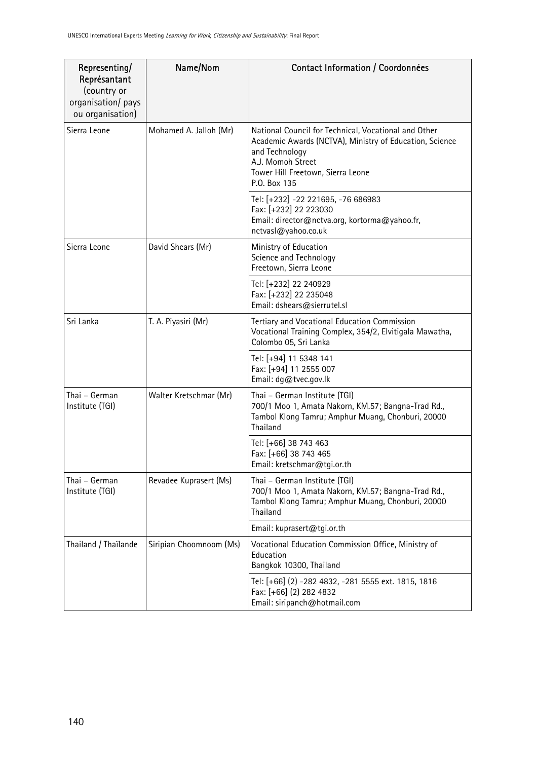| Representing/ Représantant (country or organisation/ pays ou organisation) | Name/Nom | Contact Information / Coordonnées |
|---|---|---|
| Sierra Leone | Mohamed A. Jalloh (Mr) | National Council for Technical, Vocational and Other Academic Awards (NCTVA), Ministry of Education, Science and Technology<br>A.J. Momoh Street<br>Tower Hill Freetown, Sierra Leone<br>P.O. Box 135 |
| | | Tel: [+232] -22 221695, -76 686983<br>Fax: [+232] 22 223030<br>Email: director@nctva.org, kortorma@yahoo.fr, nctvasl@yahoo.co.uk |
| Sierra Leone | David Shears (Mr) | Ministry of Education<br>Science and Technology<br>Freetown, Sierra Leone |
| | | Tel: [+232] 22 240929<br>Fax: [+232] 22 235048<br>Email: dshears@sierrutel.sl |
| Sri Lanka | T. A. Piyasiri (Mr) | Tertiary and Vocational Education Commission<br>Vocational Training Complex, 354/2, Elvitigala Mawatha, Colombo 05, Sri Lanka |
| | | Tel: [+94] 11 5348 141<br>Fax: [+94] 11 2555 007<br>Email: dg@tvec.gov.lk |
| Thai – German Institute (TGI) | Walter Kretschmar (Mr) | Thai – German Institute (TGI)<br>700/1 Moo 1, Amata Nakorn, KM.57; Bangna-Trad Rd., Tambol Klong Tamru; Amphur Muang, Chonburi, 20000 Thailand |
| | | Tel: [+66] 38 743 463<br>Fax: [+66] 38 743 465<br>Email: kretschmar@tgi.or.th |
| Thai – German Institute (TGI) | Revadee Kuprasert (Ms) | Thai – German Institute (TGI)<br>700/1 Moo 1, Amata Nakorn, KM.57; Bangna-Trad Rd., Tambol Klong Tamru; Amphur Muang, Chonburi, 20000 Thailand |
| | | Email: kuprasert@tgi.or.th |
| Thailand / Thaïlande | Siripian Choomnoom (Ms) | Vocational Education Commission Office, Ministry of Education<br>Bangkok 10300, Thailand |
| | | Tel: [+66] (2) -282 4832, -281 5555 ext. 1815, 1816<br>Fax: [+66] (2) 282 4832<br>Email: siripanch@hotmail.com |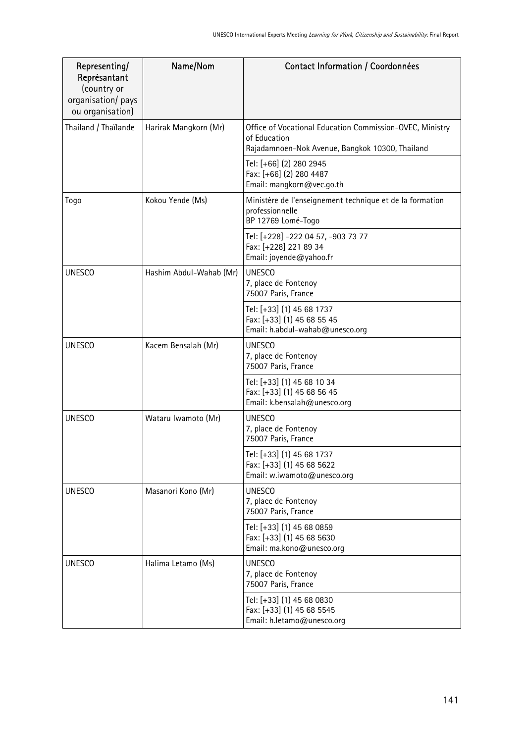| Representing/ Représantant (country or organisation/ pays ou organisation) | Name/Nom | Contact Information / Coordonnées |
|---|---|---|
| Thailand / Thaïlande | Harirak Mangkorn (Mr) | Office of Vocational Education Commission-OVEC, Ministry of Education<br>Rajadamnoen-Nok Avenue, Bangkok 10300, Thailand |
| | | Tel: [+66] (2) 280 2945<br>Fax: [+66] (2) 280 4487<br>Email: mangkorn@vec.go.th |
| Togo | Kokou Yende (Ms) | Ministère de l'enseignement technique et de la formation professionnelle<br>BP 12769 Lomé-Togo |
| | | Tel: [+228] -222 04 57, -903 73 77<br>Fax: [+228] 221 89 34<br>Email: joyende@yahoo.fr |
| UNESCO | Hashim Abdul-Wahab (Mr) | UNESCO<br>7, place de Fontenoy<br>75007 Paris, France |
| | | Tel: [+33] (1) 45 68 1737<br>Fax: [+33] (1) 45 68 55 45<br>Email: h.abdul-wahab@unesco.org |
| UNESCO | Kacem Bensalah (Mr) | UNESCO<br>7, place de Fontenoy<br>75007 Paris, France |
| | | Tel: [+33] (1) 45 68 10 34<br>Fax: [+33] (1) 45 68 56 45<br>Email: k.bensalah@unesco.org |
| UNESCO | Wataru Iwamoto (Mr) | UNESCO<br>7, place de Fontenoy<br>75007 Paris, France |
| | | Tel: [+33] (1) 45 68 1737<br>Fax: [+33] (1) 45 68 5622<br>Email: w.iwamoto@unesco.org |
| UNESCO | Masanori Kono (Mr) | UNESCO<br>7, place de Fontenoy<br>75007 Paris, France |
| | | Tel: [+33] (1) 45 68 0859<br>Fax: [+33] (1) 45 68 5630<br>Email: ma.kono@unesco.org |
| UNESCO | Halima Letamo (Ms) | UNESCO<br>7, place de Fontenoy<br>75007 Paris, France |
| | | Tel: [+33] (1) 45 68 0830<br>Fax: [+33] (1) 45 68 5545<br>Email: h.letamo@unesco.org |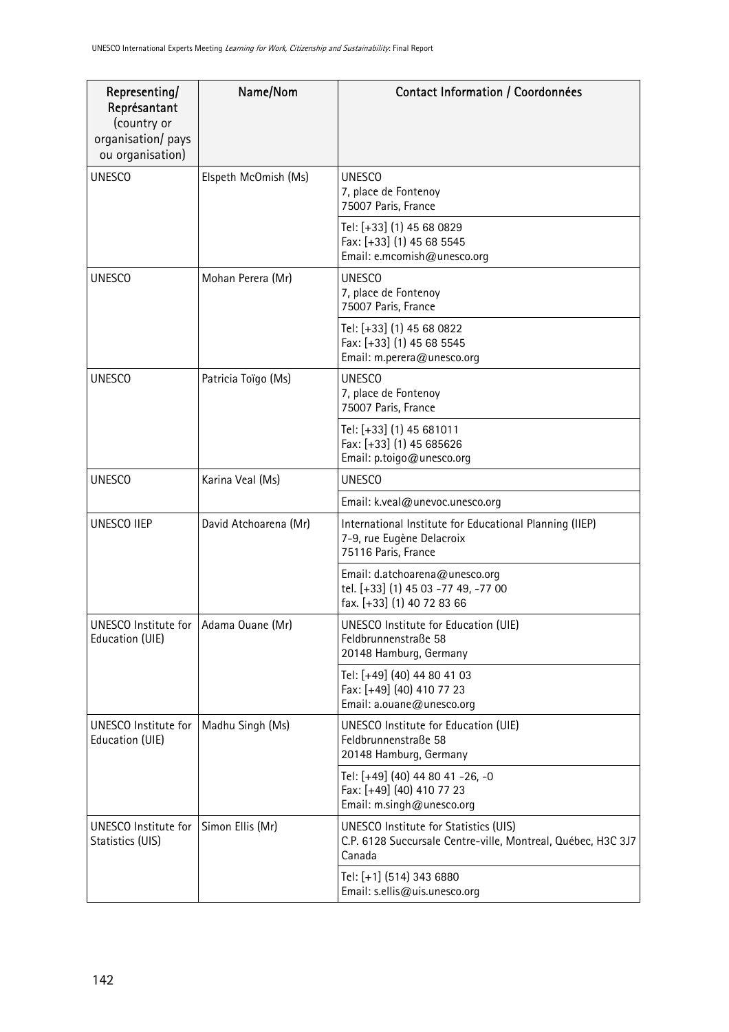| Representing/ Représantant (country or organisation/ pays ou organisation) | Name/Nom | Contact Information / Coordonnées |
|---|---|---|
| UNESCO | Elspeth McOmish (Ms) | UNESCO<br>7, place de Fontenoy<br>75007 Paris, France |
| | | Tel: [+33] (1) 45 68 0829<br>Fax: [+33] (1) 45 68 5545<br>Email: e.mcomish@unesco.org |
| UNESCO | Mohan Perera (Mr) | UNESCO<br>7, place de Fontenoy<br>75007 Paris, France |
| | | Tel: [+33] (1) 45 68 0822<br>Fax: [+33] (1) 45 68 5545<br>Email: m.perera@unesco.org |
| UNESCO | Patricia Toïgo (Ms) | UNESCO<br>7, place de Fontenoy<br>75007 Paris, France |
| | | Tel: [+33] (1) 45 681011<br>Fax: [+33] (1) 45 685626<br>Email: p.toigo@unesco.org |
| UNESCO | Karina Veal (Ms) | UNESCO |
| | | Email: k.veal@unevoc.unesco.org |
| UNESCO IIEP | David Atchoarena (Mr) | International Institute for Educational Planning (IIEP)<br>7-9, rue Eugène Delacroix<br>75116 Paris, France |
| | | Email: d.atchoarena@unesco.org<br>tel. [+33] (1) 45 03 -77 49, -77 00<br>fax. [+33] (1) 40 72 83 66 |
| UNESCO Institute for Education (UIE) | Adama Ouane (Mr) | UNESCO Institute for Education (UIE)<br>Feldbrunnenstraße 58<br>20148 Hamburg, Germany |
| | | Tel: [+49] (40) 44 80 41 03<br>Fax: [+49] (40) 410 77 23<br>Email: a.ouane@unesco.org |
| UNESCO Institute for Education (UIE) | Madhu Singh (Ms) | UNESCO Institute for Education (UIE)<br>Feldbrunnenstraße 58<br>20148 Hamburg, Germany |
| | | Tel: [+49] (40) 44 80 41 -26, -0<br>Fax: [+49] (40) 410 77 23<br>Email: m.singh@unesco.org |
| UNESCO Institute for Statistics (UIS) | Simon Ellis (Mr) | UNESCO Institute for Statistics (UIS)<br>C.P. 6128 Succursale Centre-ville, Montreal, Québec, H3C 3J7 Canada |
| | | Tel: [+1] (514) 343 6880<br>Email: s.ellis@uis.unesco.org |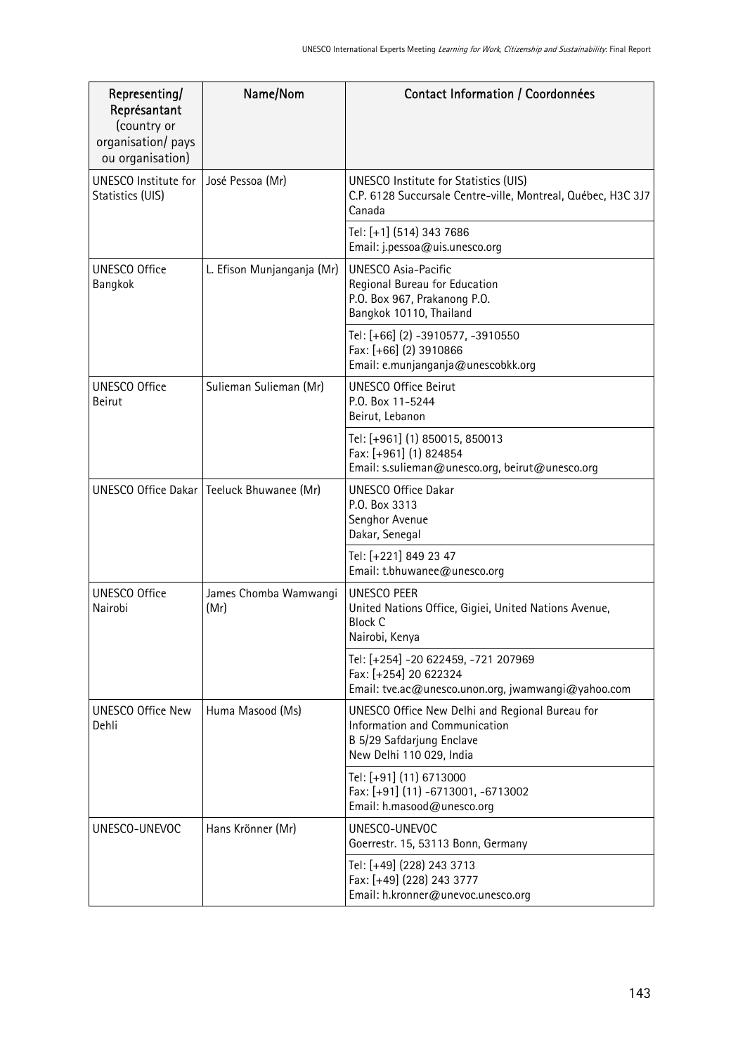| Representing/ Représantant (country or organisation/ pays ou organisation) | Name/Nom | Contact Information / Coordonnées |
|---|---|---|
| UNESCO Institute for Statistics (UIS) | José Pessoa (Mr) | UNESCO Institute for Statistics (UIS)<br>C.P. 6128 Succursale Centre-ville, Montreal, Québec, H3C 3J7 Canada |
| | | Tel: [+1] (514) 343 7686<br>Email: j.pessoa@uis.unesco.org |
| UNESCO Office Bangkok | L. Efison Munjanganja (Mr) | UNESCO Asia-Pacific<br>Regional Bureau for Education<br>P.O. Box 967, Prakanong P.O.<br>Bangkok 10110, Thailand |
| | | Tel: [+66] (2) -3910577, -3910550<br>Fax: [+66] (2) 3910866<br>Email: e.munjanganja@unescobkk.org |
| UNESCO Office Beirut | Sulieman Sulieman (Mr) | UNESCO Office Beirut<br>P.O. Box 11-5244<br>Beirut, Lebanon |
| | | Tel: [+961] (1) 850015, 850013<br>Fax: [+961] (1) 824854<br>Email: s.sulieman@unesco.org, beirut@unesco.org |
| UNESCO Office Dakar | Teeluck Bhuwanee (Mr) | UNESCO Office Dakar<br>P.O. Box 3313<br>Senghor Avenue<br>Dakar, Senegal |
| | | Tel: [+221] 849 23 47<br>Email: t.bhuwanee@unesco.org |
| UNESCO Office Nairobi | James Chomba Wamwangi (Mr) | UNESCO PEER<br>United Nations Office, Gigiei, United Nations Avenue, Block C<br>Nairobi, Kenya |
| | | Tel: [+254] -20 622459, -721 207969<br>Fax: [+254] 20 622324<br>Email: tve.ac@unesco.unon.org, jwamwangi@yahoo.com |
| UNESCO Office New Dehli | Huma Masood (Ms) | UNESCO Office New Delhi and Regional Bureau for Information and Communication<br>B 5/29 Safdarjung Enclave<br>New Delhi 110 029, India |
| | | Tel: [+91] (11) 6713000<br>Fax: [+91] (11) -6713001, -6713002<br>Email: h.masood@unesco.org |
| UNESCO-UNEVOC | Hans Krönner (Mr) | UNESCO-UNEVOC<br>Goerrestr. 15, 53113 Bonn, Germany |
| | | Tel: [+49] (228) 243 3713<br>Fax: [+49] (228) 243 3777<br>Email: h.kronner@unevoc.unesco.org |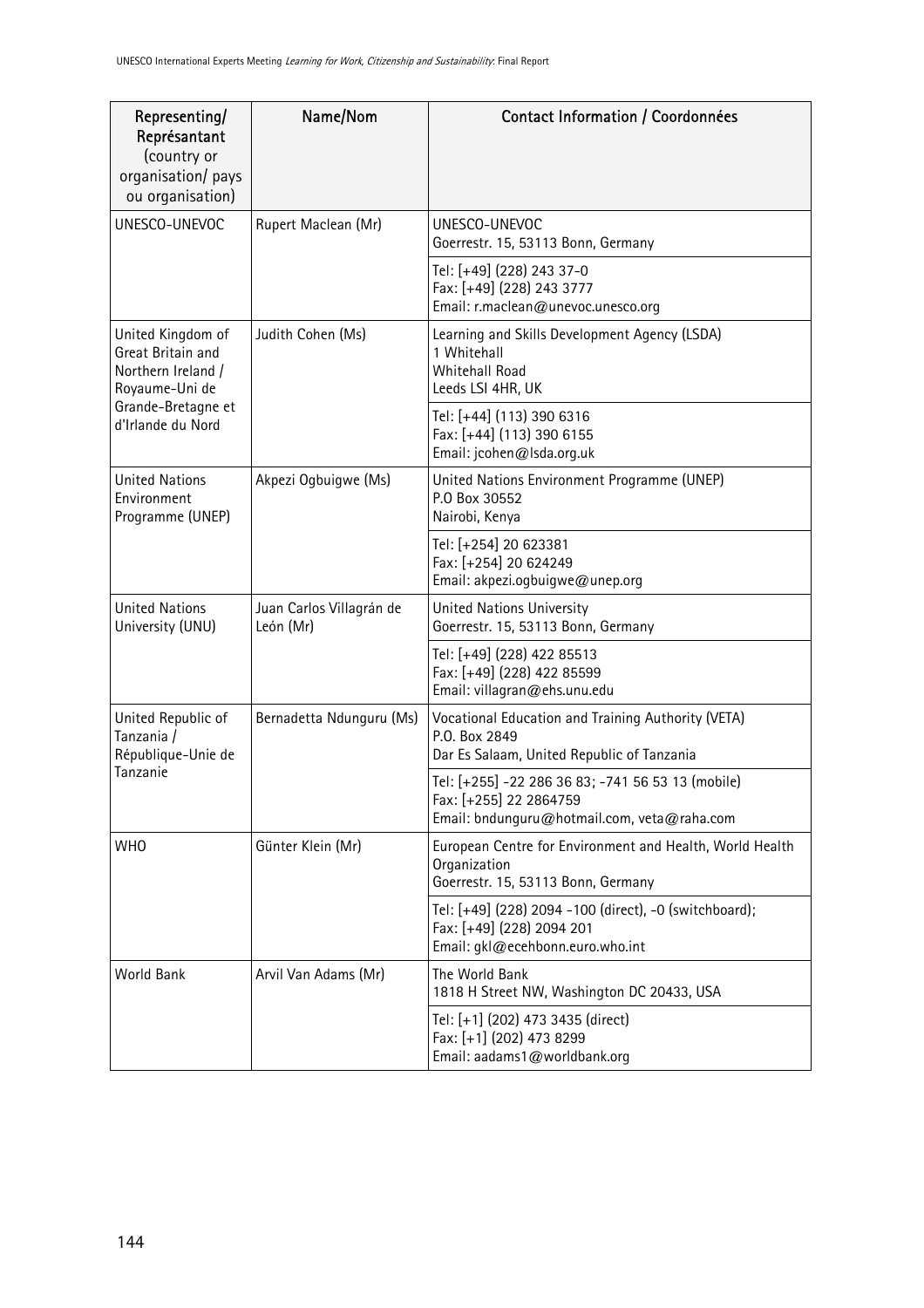| Representing/ Représantant (country or organisation/ pays ou organisation) | Name/Nom | Contact Information / Coordonnées |
|---|---|---|
| UNESCO-UNEVOC | Rupert Maclean (Mr) | UNESCO-UNEVOC<br>Goerrestr. 15, 53113 Bonn, Germany |
| | | Tel: [+49] (228) 243 37-0<br>Fax: [+49] (228) 243 3777<br>Email: r.maclean@unevoc.unesco.org |
| United Kingdom of Great Britain and Northern Ireland / Royaume-Uni de Grande-Bretagne et d'Irlande du Nord | Judith Cohen (Ms) | Learning and Skills Development Agency (LSDA)<br>1 Whitehall<br>Whitehall Road<br>Leeds LSI 4HR, UK |
| | | Tel: [+44] (113) 390 6316<br>Fax: [+44] (113) 390 6155<br>Email: jcohen@lsda.org.uk |
| United Nations Environment Programme (UNEP) | Akpezi Ogbuigwe (Ms) | United Nations Environment Programme (UNEP)<br>P.O Box 30552<br>Nairobi, Kenya |
| | | Tel: [+254] 20 623381<br>Fax: [+254] 20 624249<br>Email: akpezi.ogbuigwe@unep.org |
| United Nations University (UNU) | Juan Carlos Villagrán de León (Mr) | United Nations University<br>Goerrestr. 15, 53113 Bonn, Germany |
| | | Tel: [+49] (228) 422 85513<br>Fax: [+49] (228) 422 85599<br>Email: villagran@ehs.unu.edu |
| United Republic of Tanzania / République-Unie de Tanzanie | Bernadetta Ndunguru (Ms) | Vocational Education and Training Authority (VETA)<br>P.O. Box 2849<br>Dar Es Salaam, United Republic of Tanzania |
| | | Tel: [+255] -22 286 36 83; -741 56 53 13 (mobile)<br>Fax: [+255] 22 2864759<br>Email: bndunguru@hotmail.com, veta@raha.com |
| WHO | Günter Klein (Mr) | European Centre for Environment and Health, World Health Organization<br>Goerrestr. 15, 53113 Bonn, Germany |
| | | Tel: [+49] (228) 2094 -100 (direct), -0 (switchboard);<br>Fax: [+49] (228) 2094 201<br>Email: gkl@ecehbonn.euro.who.int |
| World Bank | Arvil Van Adams (Mr) | The World Bank<br>1818 H Street NW, Washington DC 20433, USA |
| | | Tel: [+1] (202) 473 3435 (direct)<br>Fax: [+1] (202) 473 8299<br>Email: aadams1@worldbank.org |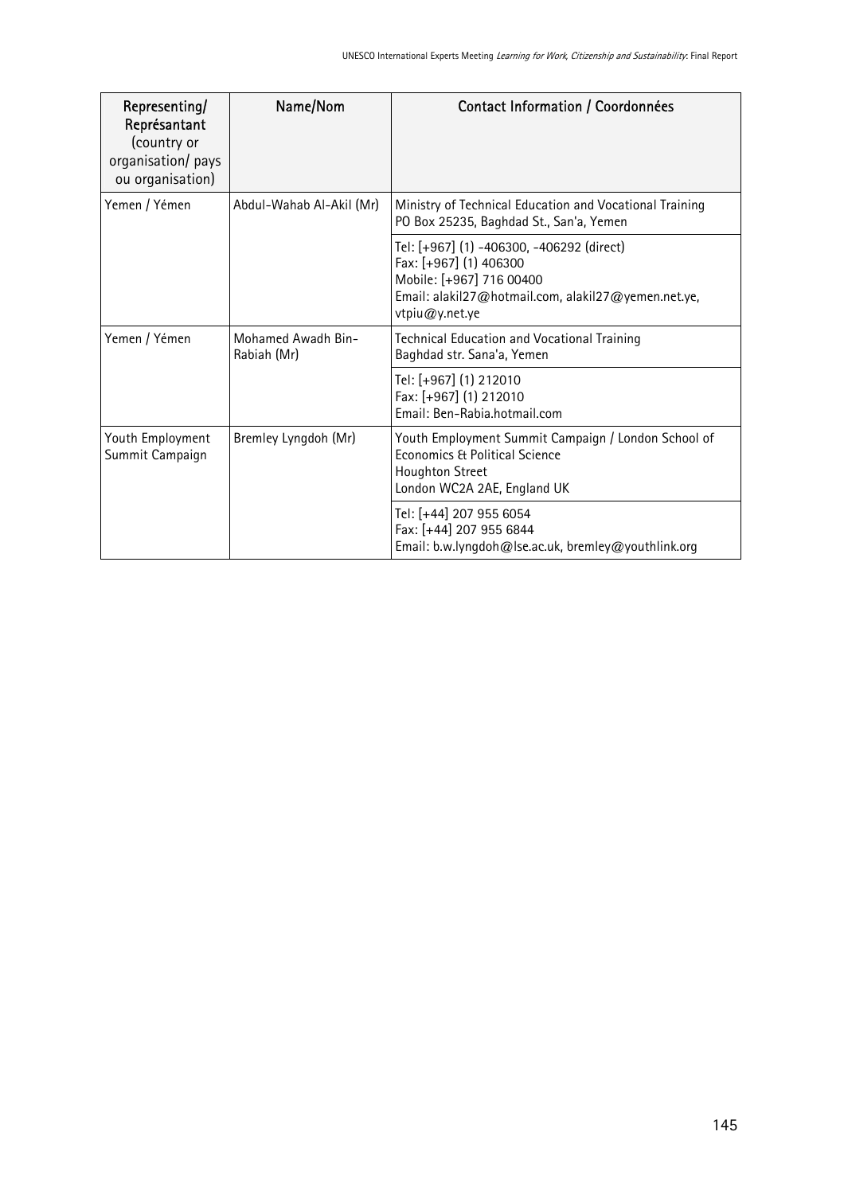| Representing/ Représantant (country or organisation/ pays ou organisation) | Name/Nom | Contact Information / Coordonnées |
|---|---|---|
| Yemen / Yémen | Abdul-Wahab Al-Akil (Mr) | Ministry of Technical Education and Vocational Training<br>PO Box 25235, Baghdad St., San'a, Yemen |
| | | Tel: [+967] (1) -406300, -406292 (direct)<br>Fax: [+967] (1) 406300<br>Mobile: [+967] 716 00400<br>Email: alakil27@hotmail.com, alakil27@yemen.net.ye, vtpiu@y.net.ye |
| Yemen / Yémen | Mohamed Awadh Bin-Rabiah (Mr) | Technical Education and Vocational Training<br>Baghdad str. Sana'a, Yemen |
| | | Tel: [+967] (1) 212010<br>Fax: [+967] (1) 212010<br>Email: Ben-Rabia.hotmail.com |
| Youth Employment Summit Campaign | Bremley Lyngdoh (Mr) | Youth Employment Summit Campaign / London School of Economics & Political Science<br>Houghton Street<br>London WC2A 2AE, England UK |
| | | Tel: [+44] 207 955 6054<br>Fax: [+44] 207 955 6844<br>Email: b.w.lyngdoh@lse.ac.uk, bremley@youthlink.org |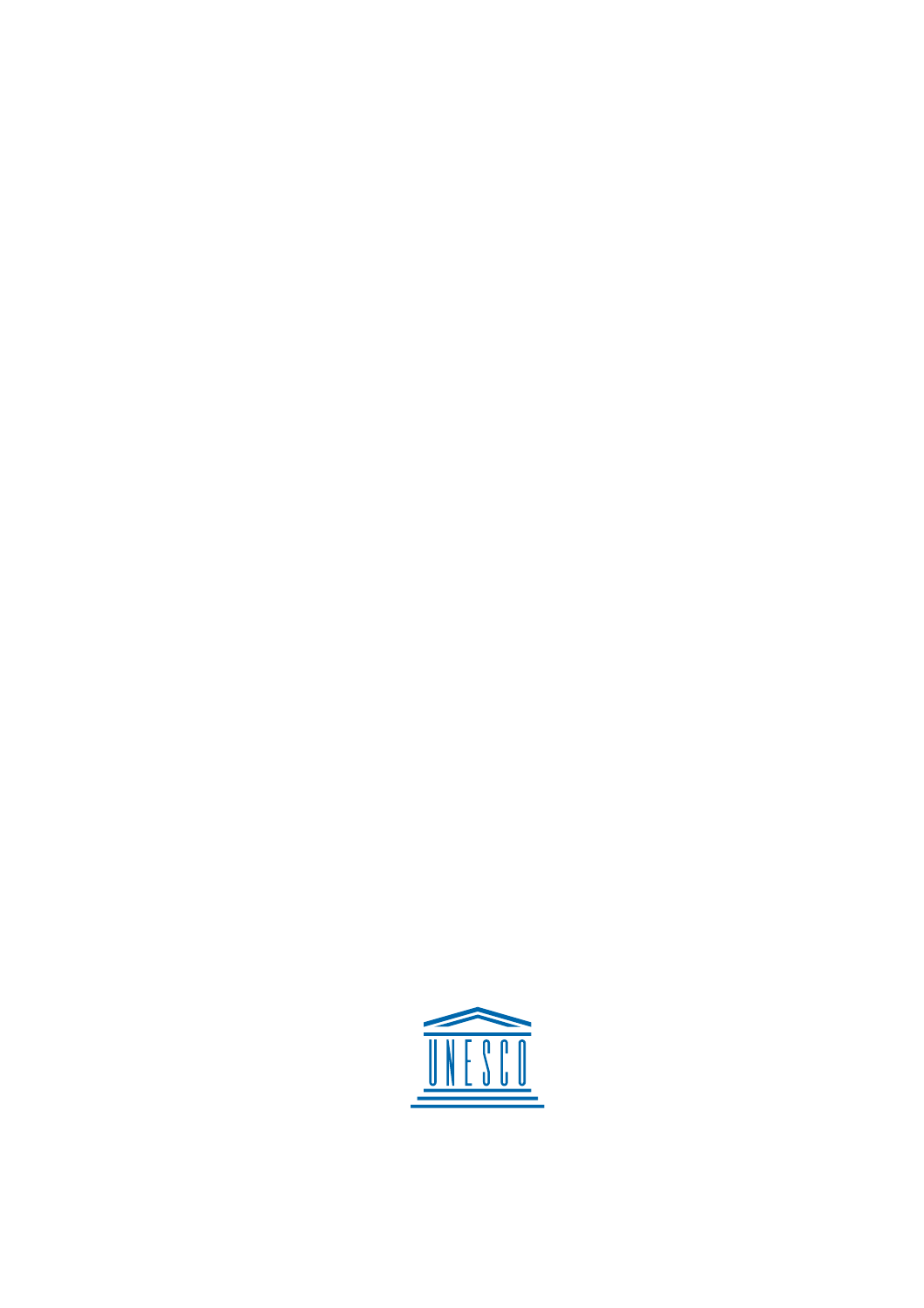UNESCO